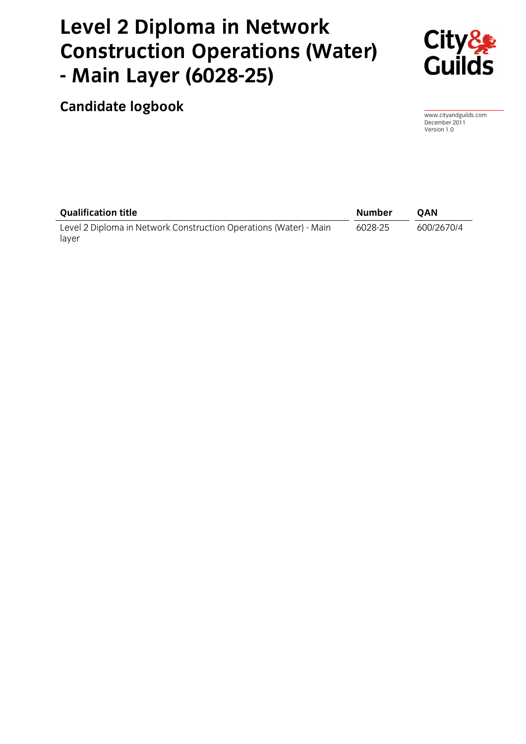# Level 2 Diploma in Network Construction Operations (Water) - Main Layer (6028-25)

## Candidate logbook

www.cityandguilds.com
December 2011
Version 1.0

| Qualification title | Number | QAN |
| --- | --- | --- |
| Level 2 Diploma in Network Construction Operations (Water) - Main layer | 6028-25 | 600/2670/4 |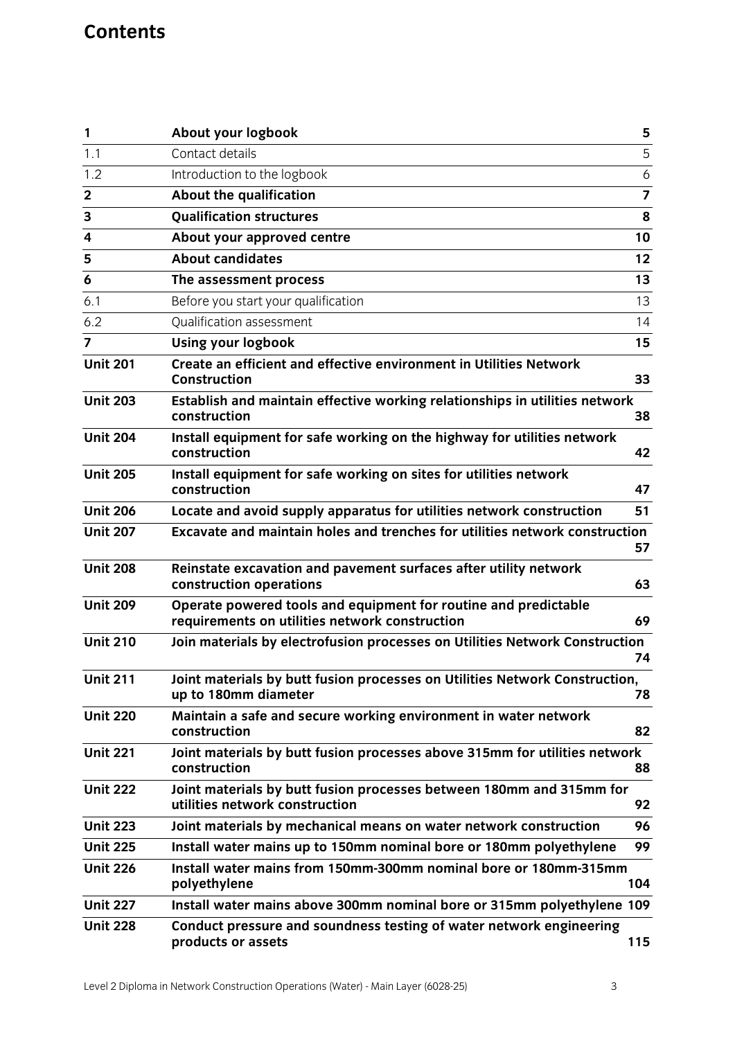# Contents

| | | |
|---|---|---|
| **1** | **About your logbook** | **5** |
| 1.1 | Contact details | 5 |
| 1.2 | Introduction to the logbook | 6 |
| **2** | **About the qualification** | **7** |
| **3** | **Qualification structures** | **8** |
| **4** | **About your approved centre** | **10** |
| **5** | **About candidates** | **12** |
| **6** | **The assessment process** | **13** |
| 6.1 | Before you start your qualification | 13 |
| 6.2 | Qualification assessment | 14 |
| **7** | **Using your logbook** | **15** |
| **Unit 201** | **Create an efficient and effective environment in Utilities Network Construction** | **33** |
| **Unit 203** | **Establish and maintain effective working relationships in utilities network construction** | **38** |
| **Unit 204** | **Install equipment for safe working on the highway for utilities network construction** | **42** |
| **Unit 205** | **Install equipment for safe working on sites for utilities network construction** | **47** |
| **Unit 206** | **Locate and avoid supply apparatus for utilities network construction** | **51** |
| **Unit 207** | **Excavate and maintain holes and trenches for utilities network construction** | **57** |
| **Unit 208** | **Reinstate excavation and pavement surfaces after utility network construction operations** | **63** |
| **Unit 209** | **Operate powered tools and equipment for routine and predictable requirements on utilities network construction** | **69** |
| **Unit 210** | **Join materials by electrofusion processes on Utilities Network Construction** | **74** |
| **Unit 211** | **Joint materials by butt fusion processes on Utilities Network Construction, up to 180mm diameter** | **78** |
| **Unit 220** | **Maintain a safe and secure working environment in water network construction** | **82** |
| **Unit 221** | **Joint materials by butt fusion processes above 315mm for utilities network construction** | **88** |
| **Unit 222** | **Joint materials by butt fusion processes between 180mm and 315mm for utilities network construction** | **92** |
| **Unit 223** | **Joint materials by mechanical means on water network construction** | **96** |
| **Unit 225** | **Install water mains up to 150mm nominal bore or 180mm polyethylene** | **99** |
| **Unit 226** | **Install water mains from 150mm-300mm nominal bore or 180mm-315mm polyethylene** | **104** |
| **Unit 227** | **Install water mains above 300mm nominal bore or 315mm polyethylene** | **109** |
| **Unit 228** | **Conduct pressure and soundness testing of water network engineering products or assets** | **115** |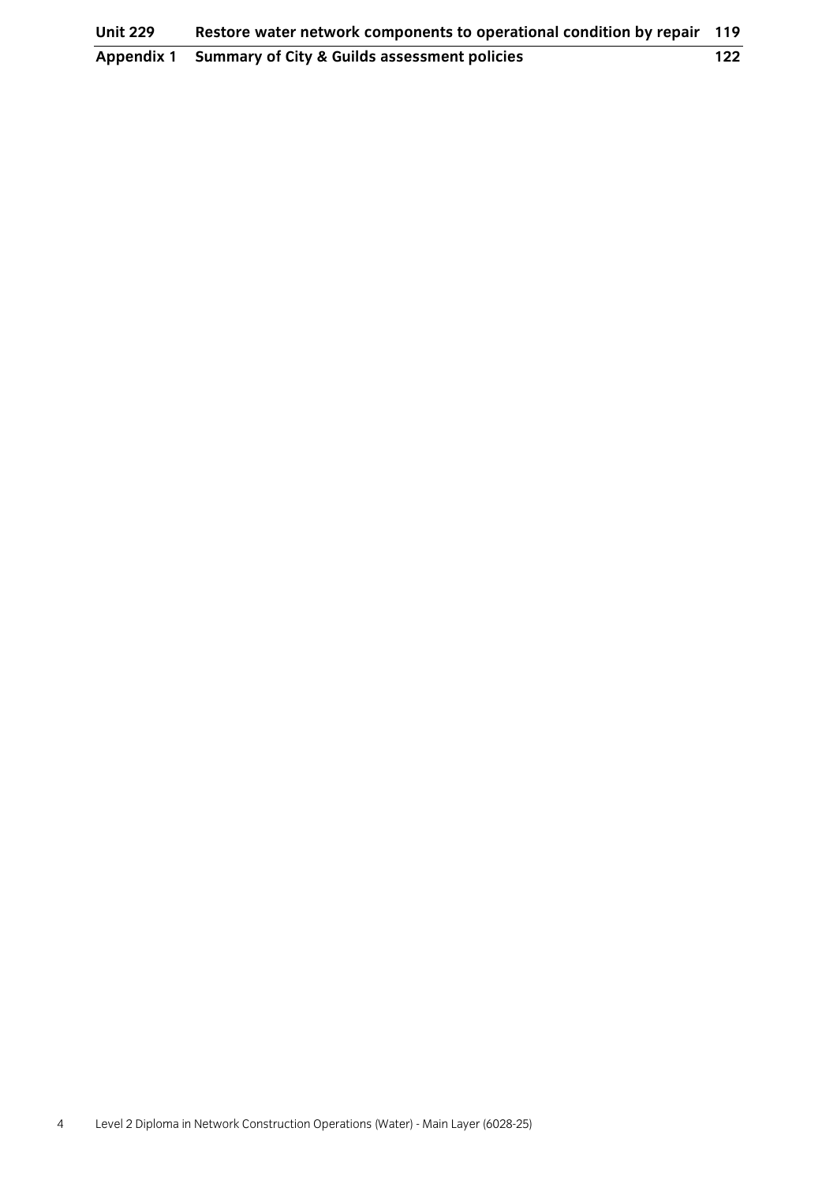| | | |
|---|---|---|
| **Unit 229** | **Restore water network components to operational condition by repair** | **119** |
| **Appendix 1** | **Summary of City & Guilds assessment policies** | **122** |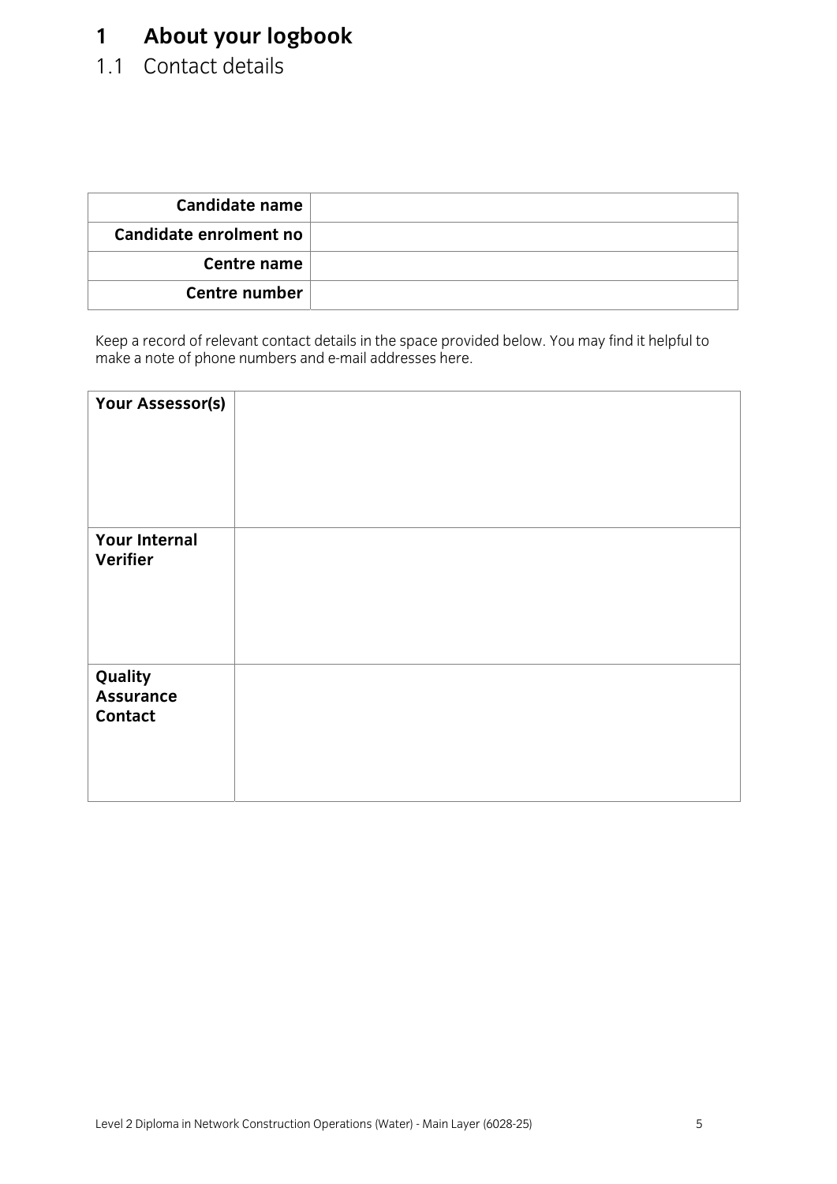# 1 About your logbook

## 1.1 Contact details

| Candidate name | |
|---|---|
| Candidate enrolment no | |
| Centre name | |
| Centre number | |

Keep a record of relevant contact details in the space provided below. You may find it helpful to make a note of phone numbers and e-mail addresses here.

| Your Assessor(s) | |
|---|---|
| Your Internal Verifier | |
| Quality Assurance Contact | |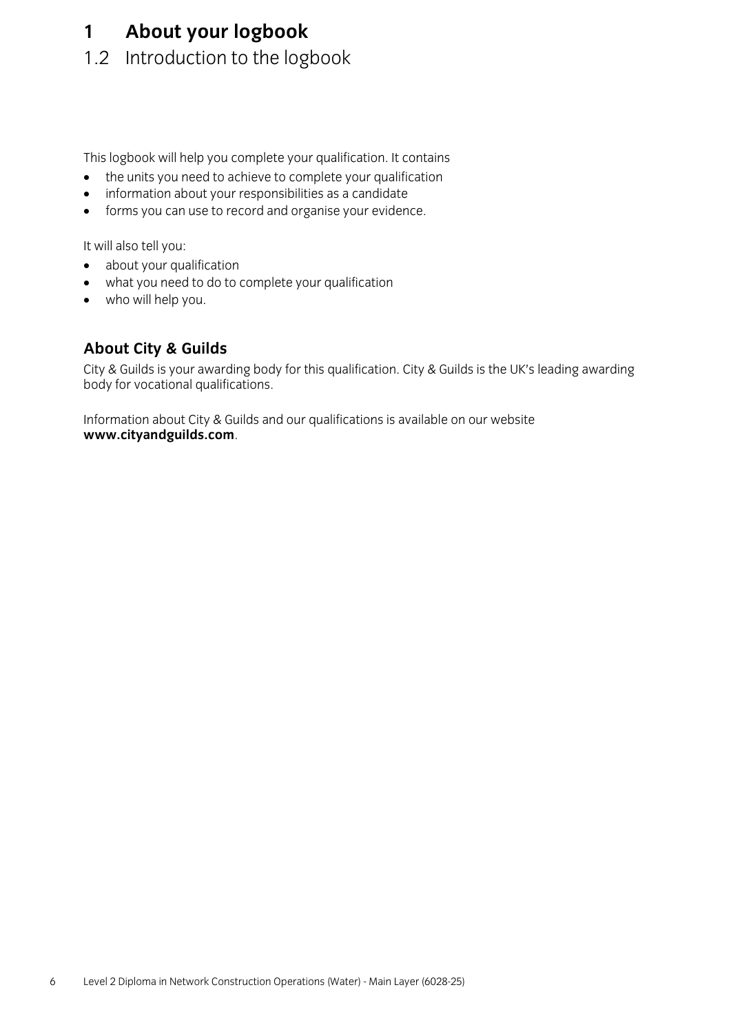# 1 About your logbook

## 1.2 Introduction to the logbook

This logbook will help you complete your qualification. It contains

- the units you need to achieve to complete your qualification
- information about your responsibilities as a candidate
- forms you can use to record and organise your evidence.

It will also tell you:

- about your qualification
- what you need to do to complete your qualification
- who will help you.

### About City & Guilds

City & Guilds is your awarding body for this qualification. City & Guilds is the UK's leading awarding body for vocational qualifications.

Information about City & Guilds and our qualifications is available on our website **www.cityandguilds.com**.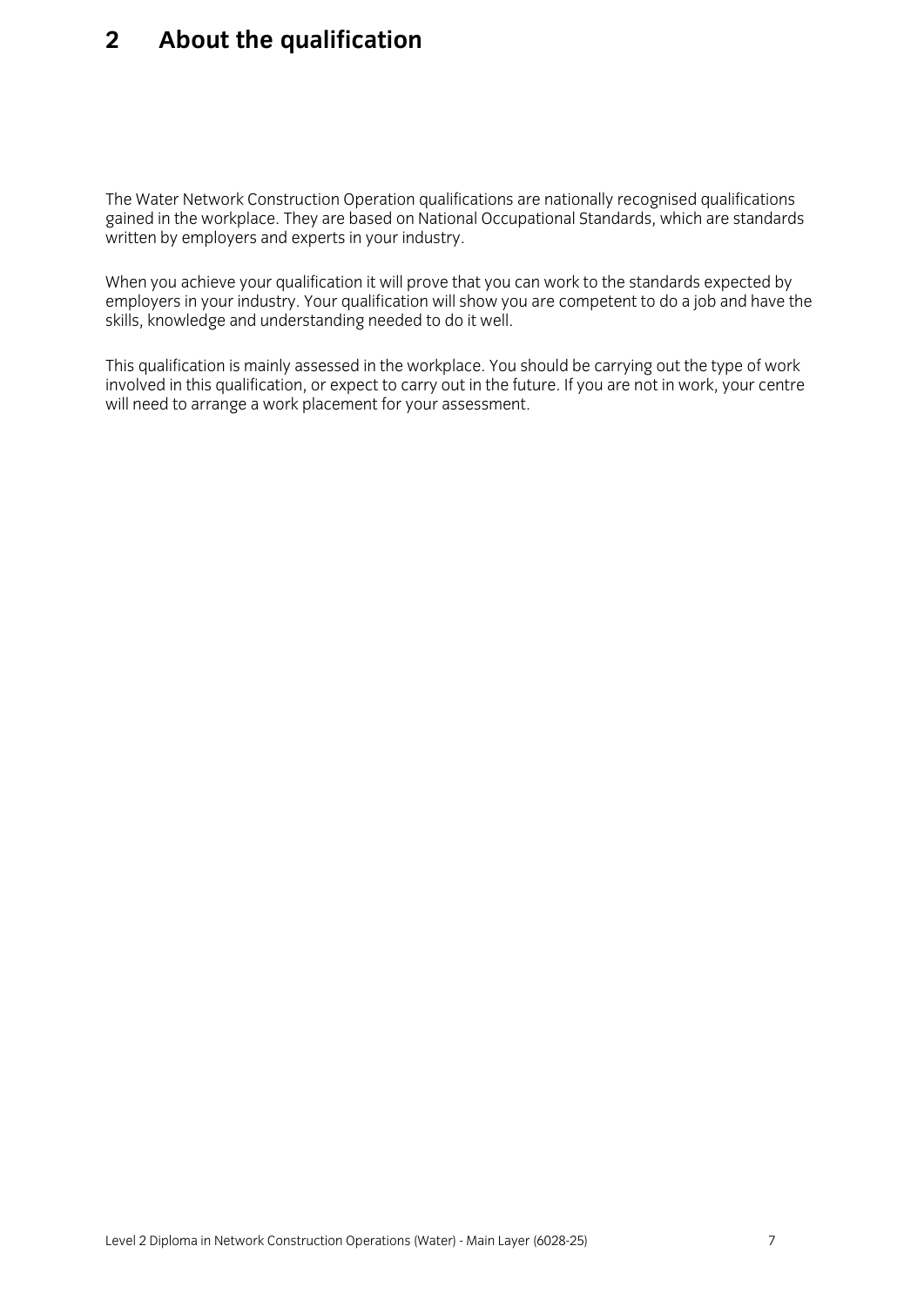# 2 About the qualification

The Water Network Construction Operation qualifications are nationally recognised qualifications gained in the workplace. They are based on National Occupational Standards, which are standards written by employers and experts in your industry.

When you achieve your qualification it will prove that you can work to the standards expected by employers in your industry. Your qualification will show you are competent to do a job and have the skills, knowledge and understanding needed to do it well.

This qualification is mainly assessed in the workplace. You should be carrying out the type of work involved in this qualification, or expect to carry out in the future. If you are not in work, your centre will need to arrange a work placement for your assessment.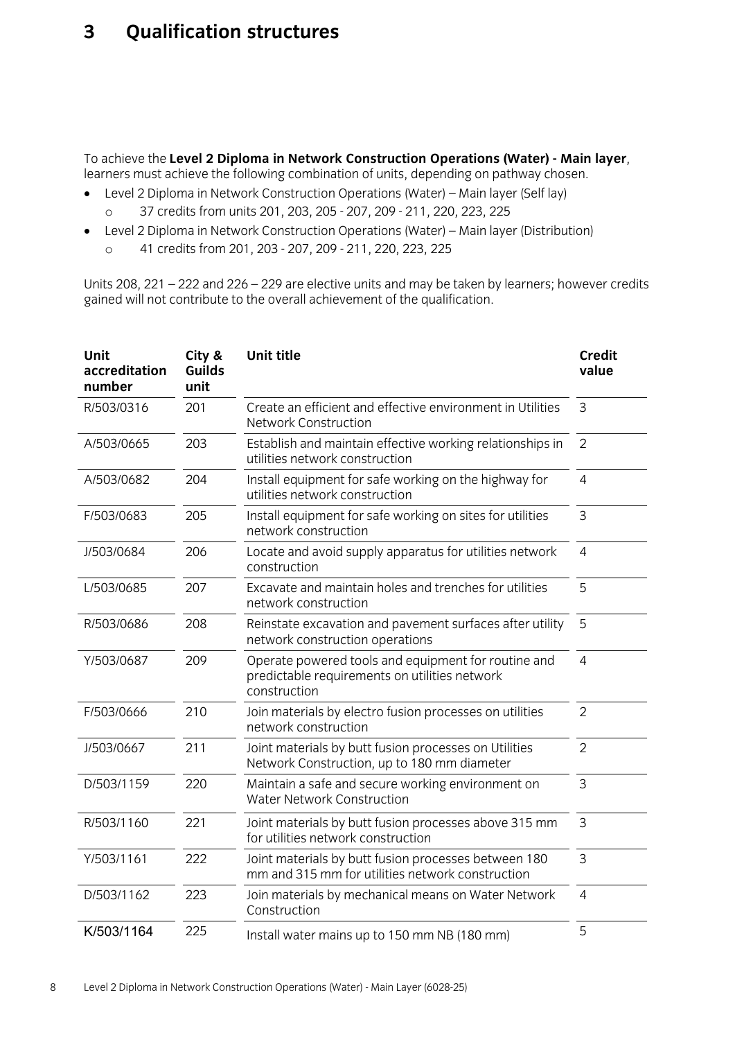# 3 Qualification structures

To achieve the **Level 2 Diploma in Network Construction Operations (Water) - Main layer**, learners must achieve the following combination of units, depending on pathway chosen.

- Level 2 Diploma in Network Construction Operations (Water) – Main layer (Self lay)
  - 37 credits from units 201, 203, 205 - 207, 209 - 211, 220, 223, 225
- Level 2 Diploma in Network Construction Operations (Water) – Main layer (Distribution)
  - 41 credits from 201, 203 - 207, 209 - 211, 220, 223, 225

Units 208, 221 – 222 and 226 – 229 are elective units and may be taken by learners; however credits gained will not contribute to the overall achievement of the qualification.

| Unit accreditation number | City & Guilds unit | Unit title | Credit value |
|---|---|---|---|
| R/503/0316 | 201 | Create an efficient and effective environment in Utilities Network Construction | 3 |
| A/503/0665 | 203 | Establish and maintain effective working relationships in utilities network construction | 2 |
| A/503/0682 | 204 | Install equipment for safe working on the highway for utilities network construction | 4 |
| F/503/0683 | 205 | Install equipment for safe working on sites for utilities network construction | 3 |
| J/503/0684 | 206 | Locate and avoid supply apparatus for utilities network construction | 4 |
| L/503/0685 | 207 | Excavate and maintain holes and trenches for utilities network construction | 5 |
| R/503/0686 | 208 | Reinstate excavation and pavement surfaces after utility network construction operations | 5 |
| Y/503/0687 | 209 | Operate powered tools and equipment for routine and predictable requirements on utilities network construction | 4 |
| F/503/0666 | 210 | Join materials by electro fusion processes on utilities network construction | 2 |
| J/503/0667 | 211 | Joint materials by butt fusion processes on Utilities Network Construction, up to 180 mm diameter | 2 |
| D/503/1159 | 220 | Maintain a safe and secure working environment on Water Network Construction | 3 |
| R/503/1160 | 221 | Joint materials by butt fusion processes above 315 mm for utilities network construction | 3 |
| Y/503/1161 | 222 | Joint materials by butt fusion processes between 180 mm and 315 mm for utilities network construction | 3 |
| D/503/1162 | 223 | Join materials by mechanical means on Water Network Construction | 4 |
| K/503/1164 | 225 | Install water mains up to 150 mm NB (180 mm) | 5 |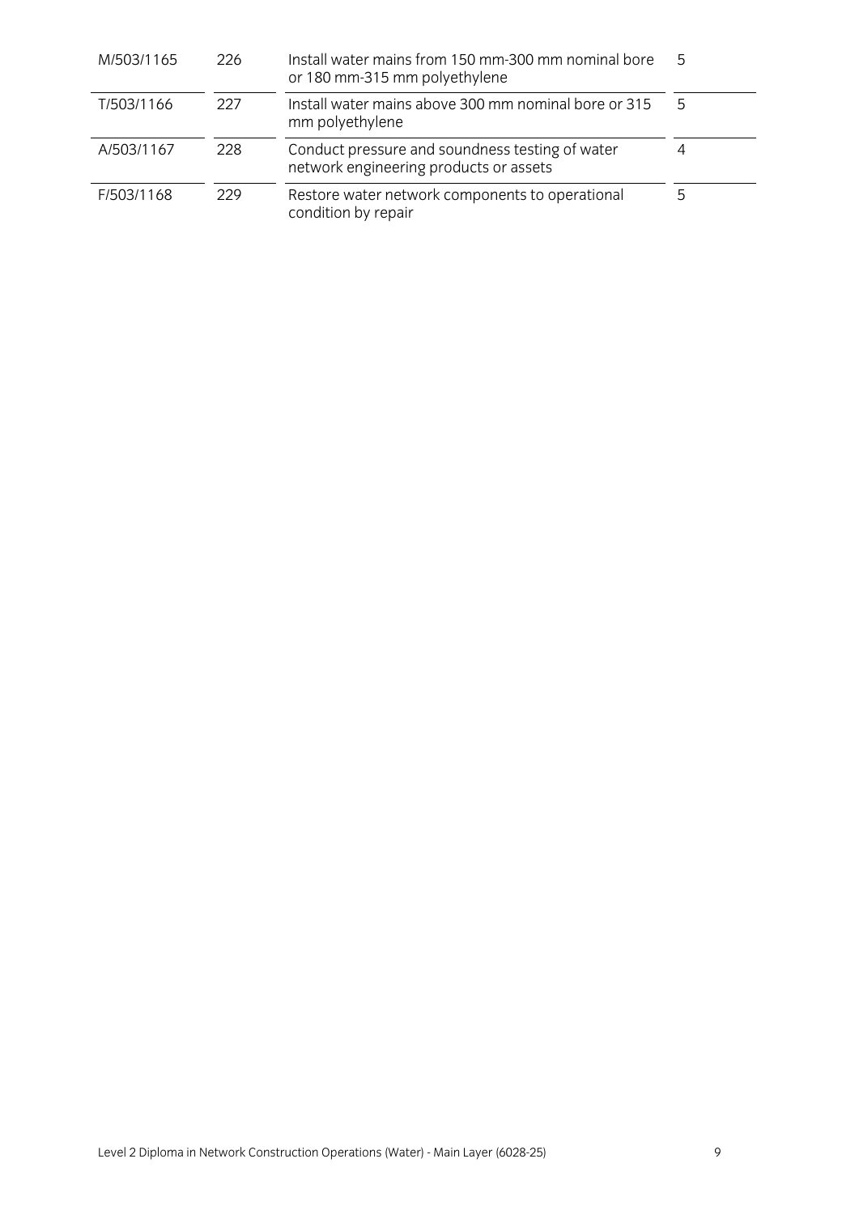| | | | |
|---|---|---|---|
| M/503/1165 | 226 | Install water mains from 150 mm-300 mm nominal bore or 180 mm-315 mm polyethylene | 5 |
| T/503/1166 | 227 | Install water mains above 300 mm nominal bore or 315 mm polyethylene | 5 |
| A/503/1167 | 228 | Conduct pressure and soundness testing of water network engineering products or assets | 4 |
| F/503/1168 | 229 | Restore water network components to operational condition by repair | 5 |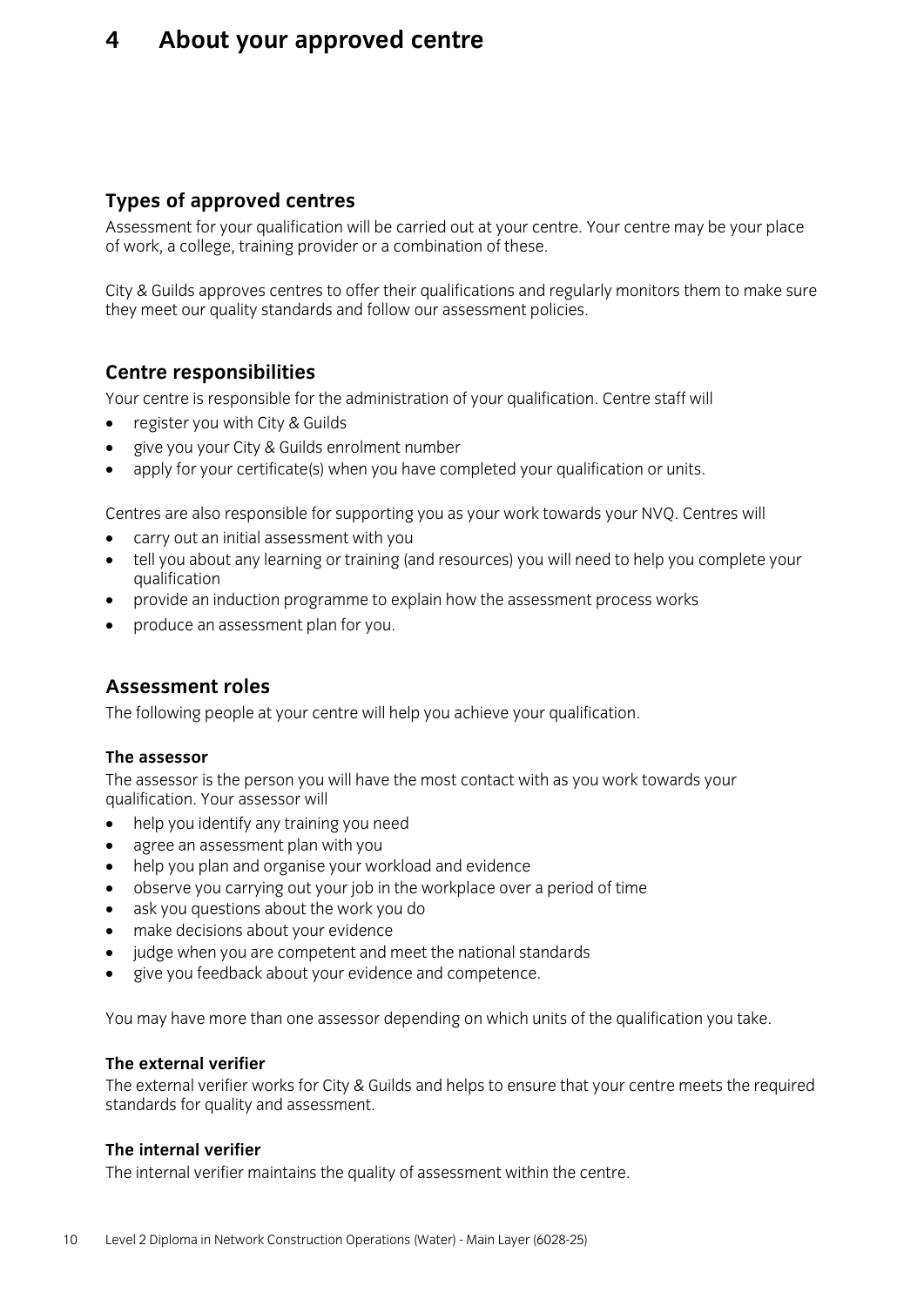# 4 About your approved centre

## Types of approved centres

Assessment for your qualification will be carried out at your centre. Your centre may be your place of work, a college, training provider or a combination of these.

City & Guilds approves centres to offer their qualifications and regularly monitors them to make sure they meet our quality standards and follow our assessment policies.

## Centre responsibilities

Your centre is responsible for the administration of your qualification. Centre staff will

- register you with City & Guilds
- give you your City & Guilds enrolment number
- apply for your certificate(s) when you have completed your qualification or units.

Centres are also responsible for supporting you as your work towards your NVQ. Centres will

- carry out an initial assessment with you
- tell you about any learning or training (and resources) you will need to help you complete your qualification
- provide an induction programme to explain how the assessment process works
- produce an assessment plan for you.

## Assessment roles

The following people at your centre will help you achieve your qualification.

### The assessor

The assessor is the person you will have the most contact with as you work towards your qualification. Your assessor will

- help you identify any training you need
- agree an assessment plan with you
- help you plan and organise your workload and evidence
- observe you carrying out your job in the workplace over a period of time
- ask you questions about the work you do
- make decisions about your evidence
- judge when you are competent and meet the national standards
- give you feedback about your evidence and competence.

You may have more than one assessor depending on which units of the qualification you take.

### The external verifier

The external verifier works for City & Guilds and helps to ensure that your centre meets the required standards for quality and assessment.

### The internal verifier

The internal verifier maintains the quality of assessment within the centre.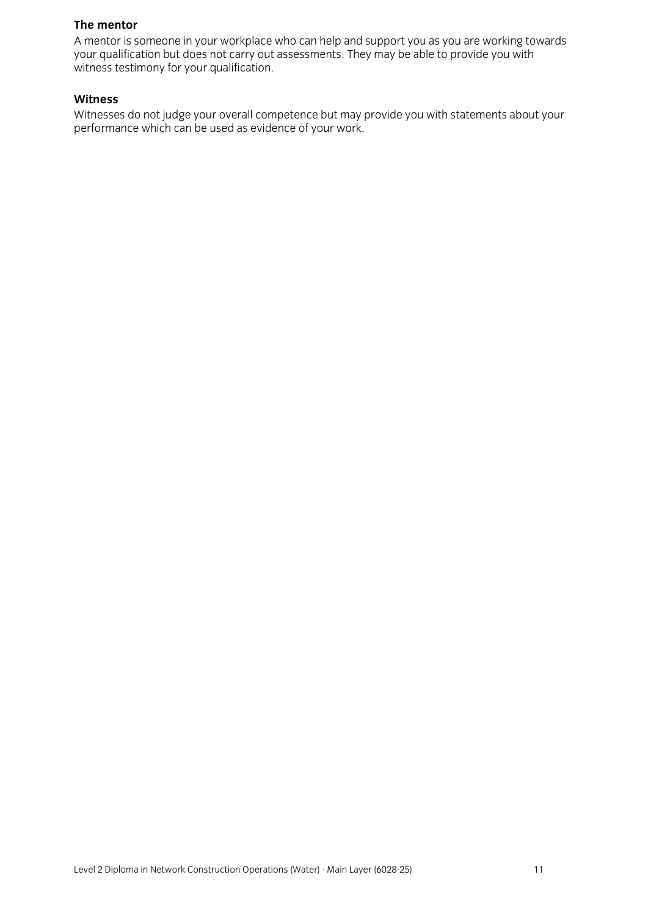### The mentor

A mentor is someone in your workplace who can help and support you as you are working towards your qualification but does not carry out assessments. They may be able to provide you with witness testimony for your qualification.

### Witness

Witnesses do not judge your overall competence but may provide you with statements about your performance which can be used as evidence of your work.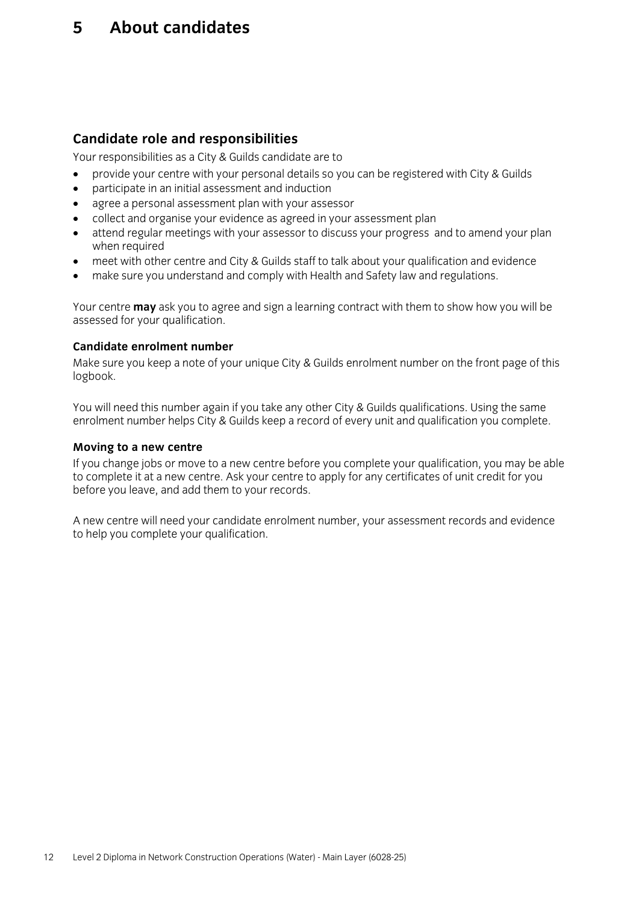# 5 About candidates

## Candidate role and responsibilities

Your responsibilities as a City & Guilds candidate are to

- provide your centre with your personal details so you can be registered with City & Guilds
- participate in an initial assessment and induction
- agree a personal assessment plan with your assessor
- collect and organise your evidence as agreed in your assessment plan
- attend regular meetings with your assessor to discuss your progress and to amend your plan when required
- meet with other centre and City & Guilds staff to talk about your qualification and evidence
- make sure you understand and comply with Health and Safety law and regulations.

Your centre **may** ask you to agree and sign a learning contract with them to show how you will be assessed for your qualification.

### Candidate enrolment number

Make sure you keep a note of your unique City & Guilds enrolment number on the front page of this logbook.

You will need this number again if you take any other City & Guilds qualifications. Using the same enrolment number helps City & Guilds keep a record of every unit and qualification you complete.

### Moving to a new centre

If you change jobs or move to a new centre before you complete your qualification, you may be able to complete it at a new centre. Ask your centre to apply for any certificates of unit credit for you before you leave, and add them to your records.

A new centre will need your candidate enrolment number, your assessment records and evidence to help you complete your qualification.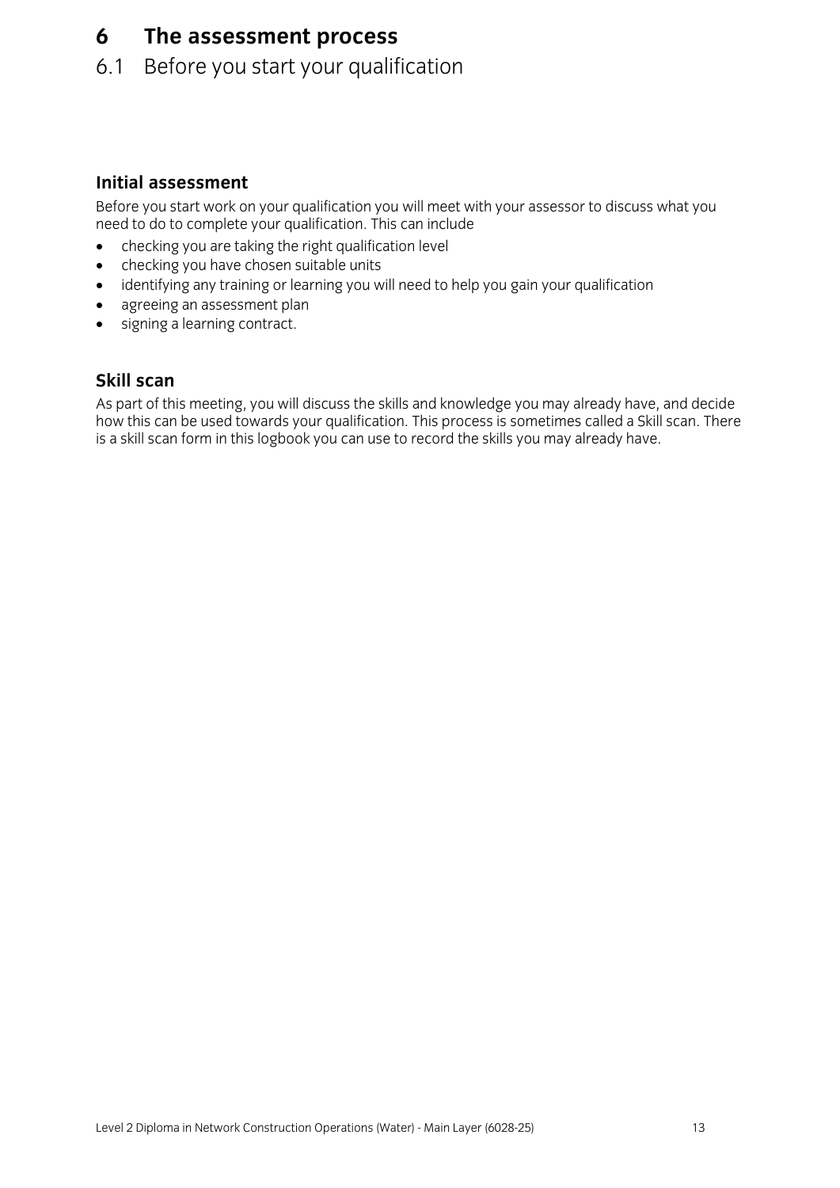# 6 The assessment process

## 6.1 Before you start your qualification

### Initial assessment

Before you start work on your qualification you will meet with your assessor to discuss what you need to do to complete your qualification. This can include

- checking you are taking the right qualification level
- checking you have chosen suitable units
- identifying any training or learning you will need to help you gain your qualification
- agreeing an assessment plan
- signing a learning contract.

### Skill scan

As part of this meeting, you will discuss the skills and knowledge you may already have, and decide how this can be used towards your qualification. This process is sometimes called a Skill scan. There is a skill scan form in this logbook you can use to record the skills you may already have.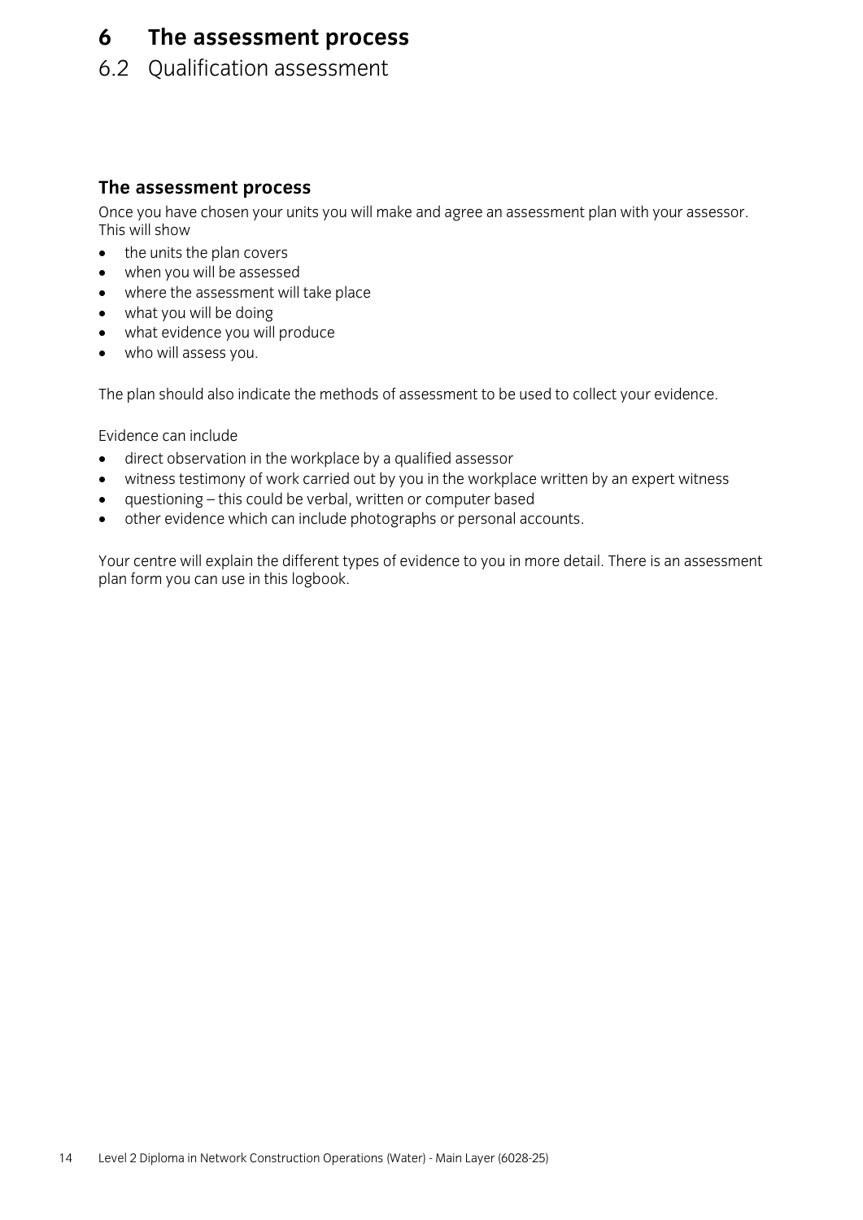# 6 The assessment process

## 6.2 Qualification assessment

### The assessment process

Once you have chosen your units you will make and agree an assessment plan with your assessor. This will show

- the units the plan covers
- when you will be assessed
- where the assessment will take place
- what you will be doing
- what evidence you will produce
- who will assess you.

The plan should also indicate the methods of assessment to be used to collect your evidence.

Evidence can include

- direct observation in the workplace by a qualified assessor
- witness testimony of work carried out by you in the workplace written by an expert witness
- questioning – this could be verbal, written or computer based
- other evidence which can include photographs or personal accounts.

Your centre will explain the different types of evidence to you in more detail. There is an assessment plan form you can use in this logbook.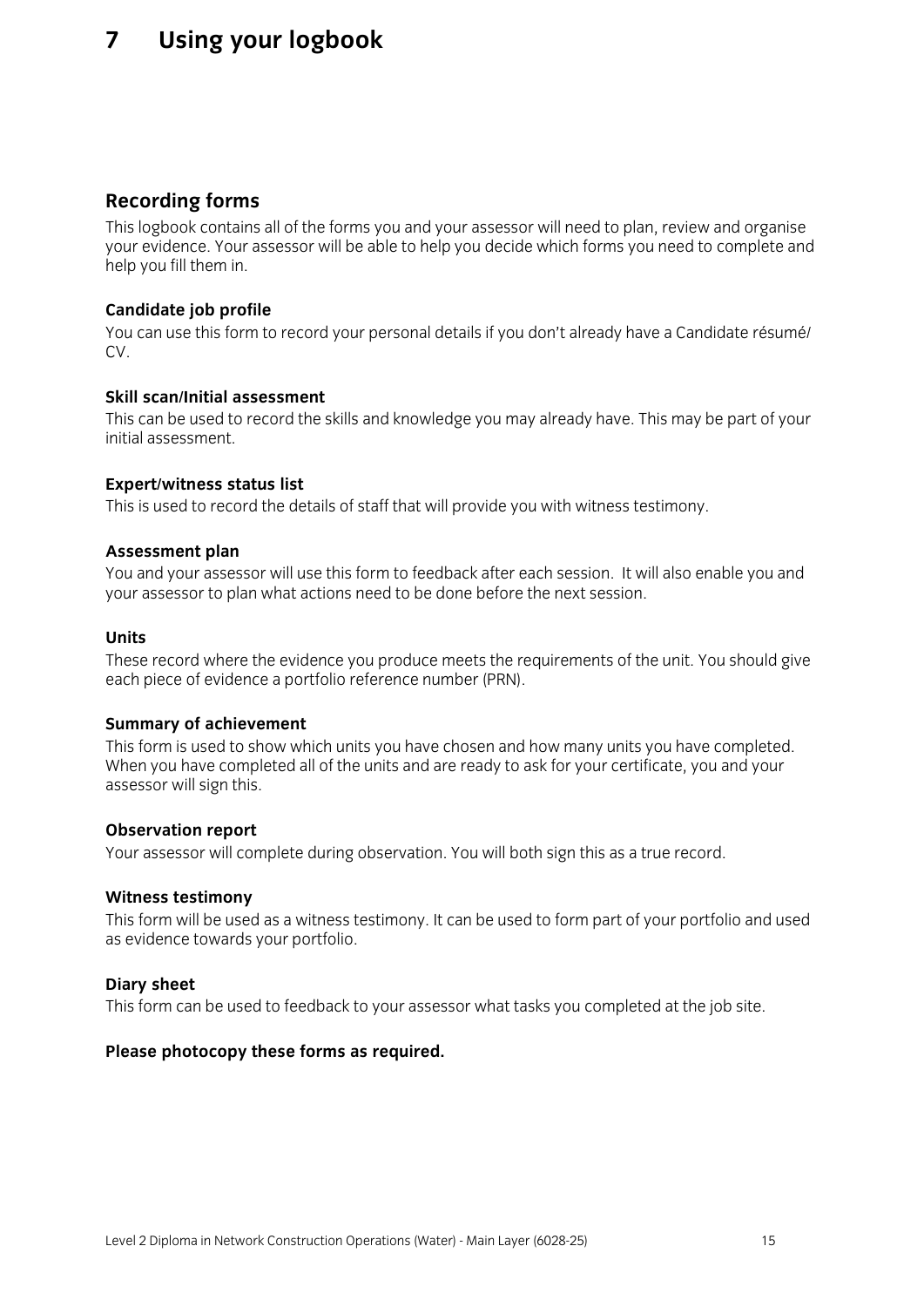# 7 Using your logbook

## Recording forms

This logbook contains all of the forms you and your assessor will need to plan, review and organise your evidence. Your assessor will be able to help you decide which forms you need to complete and help you fill them in.

**Candidate job profile**

You can use this form to record your personal details if you don't already have a Candidate résumé/ CV.

**Skill scan/Initial assessment**

This can be used to record the skills and knowledge you may already have. This may be part of your initial assessment.

**Expert/witness status list**

This is used to record the details of staff that will provide you with witness testimony.

**Assessment plan**

You and your assessor will use this form to feedback after each session. It will also enable you and your assessor to plan what actions need to be done before the next session.

**Units**

These record where the evidence you produce meets the requirements of the unit. You should give each piece of evidence a portfolio reference number (PRN).

**Summary of achievement**

This form is used to show which units you have chosen and how many units you have completed. When you have completed all of the units and are ready to ask for your certificate, you and your assessor will sign this.

**Observation report**

Your assessor will complete during observation. You will both sign this as a true record.

**Witness testimony**

This form will be used as a witness testimony. It can be used to form part of your portfolio and used as evidence towards your portfolio.

**Diary sheet**

This form can be used to feedback to your assessor what tasks you completed at the job site.

**Please photocopy these forms as required.**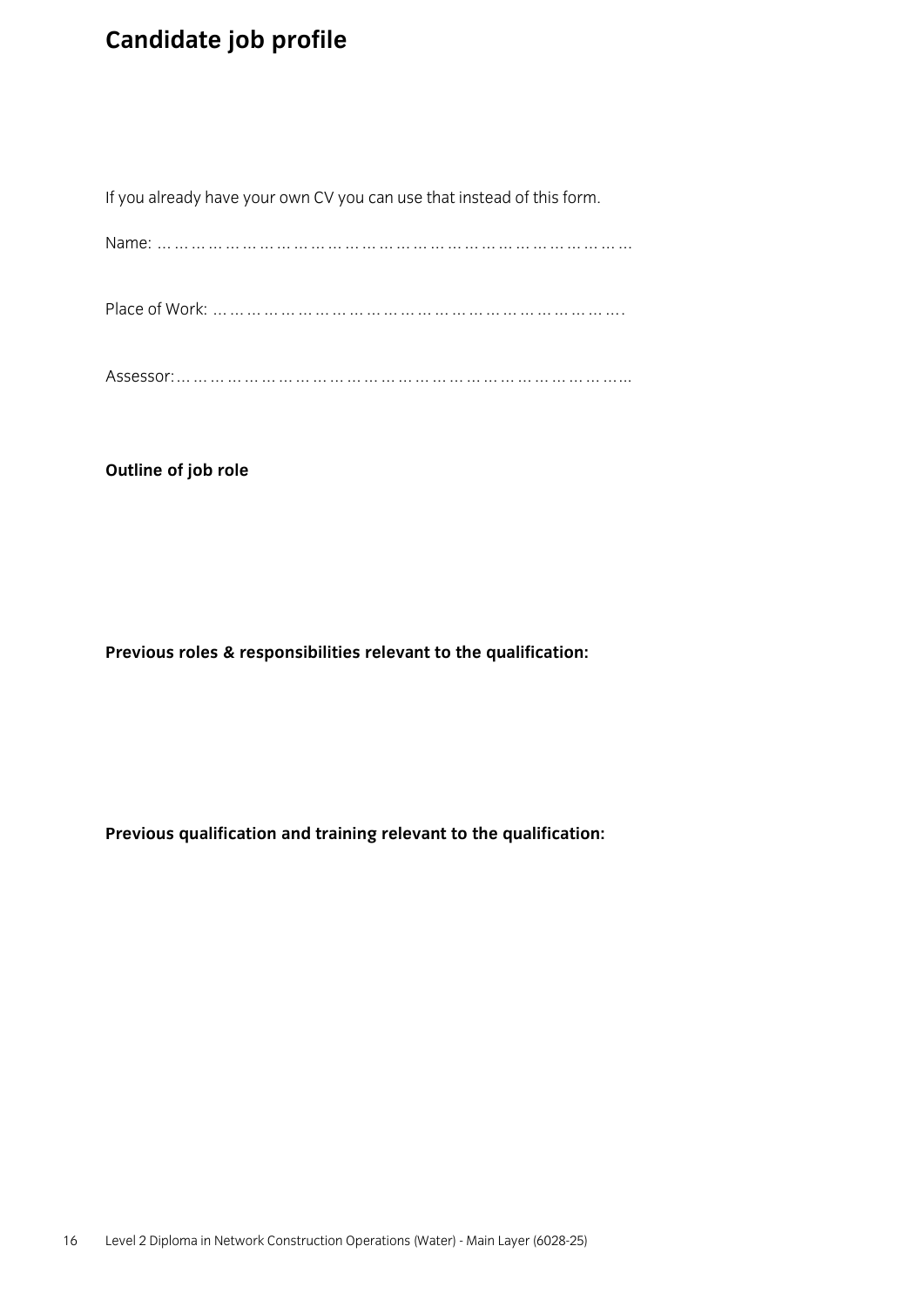# Candidate job profile

If you already have your own CV you can use that instead of this form.

Name: ……………………………………………………………………………

Place of Work: ………………………………………………………………….

Assessor:……………………………………………………………………………

**Outline of job role**

**Previous roles & responsibilities relevant to the qualification:**

**Previous qualification and training relevant to the qualification:**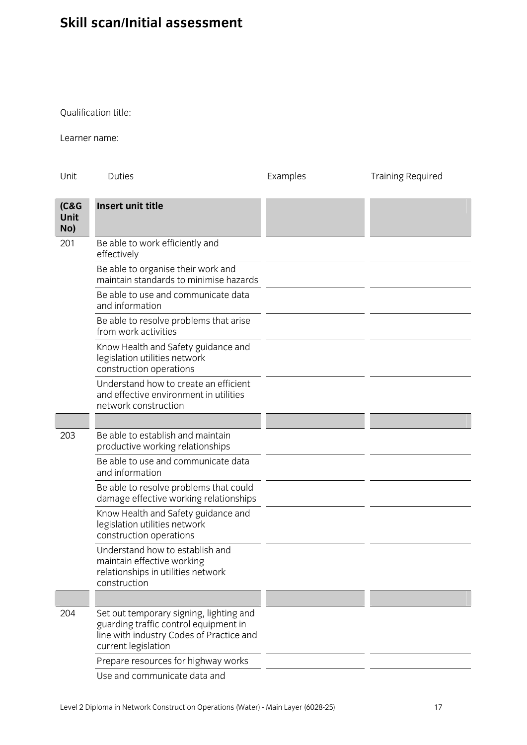# Skill scan/Initial assessment

Qualification title:

Learner name:

| Unit | Duties | Examples | Training Required |
|---|---|---|---|
| **(C&G Unit No)** | **Insert unit title** | | |
| 201 | Be able to work efficiently and effectively | | |
| | Be able to organise their work and maintain standards to minimise hazards | | |
| | Be able to use and communicate data and information | | |
| | Be able to resolve problems that arise from work activities | | |
| | Know Health and Safety guidance and legislation utilities network construction operations | | |
| | Understand how to create an efficient and effective environment in utilities network construction | | |
| | | | |
| 203 | Be able to establish and maintain productive working relationships | | |
| | Be able to use and communicate data and information | | |
| | Be able to resolve problems that could damage effective working relationships | | |
| | Know Health and Safety guidance and legislation utilities network construction operations | | |
| | Understand how to establish and maintain effective working relationships in utilities network construction | | |
| | | | |
| 204 | Set out temporary signing, lighting and guarding traffic control equipment in line with industry Codes of Practice and current legislation | | |
| | Prepare resources for highway works | | |
| | Use and communicate data and | | |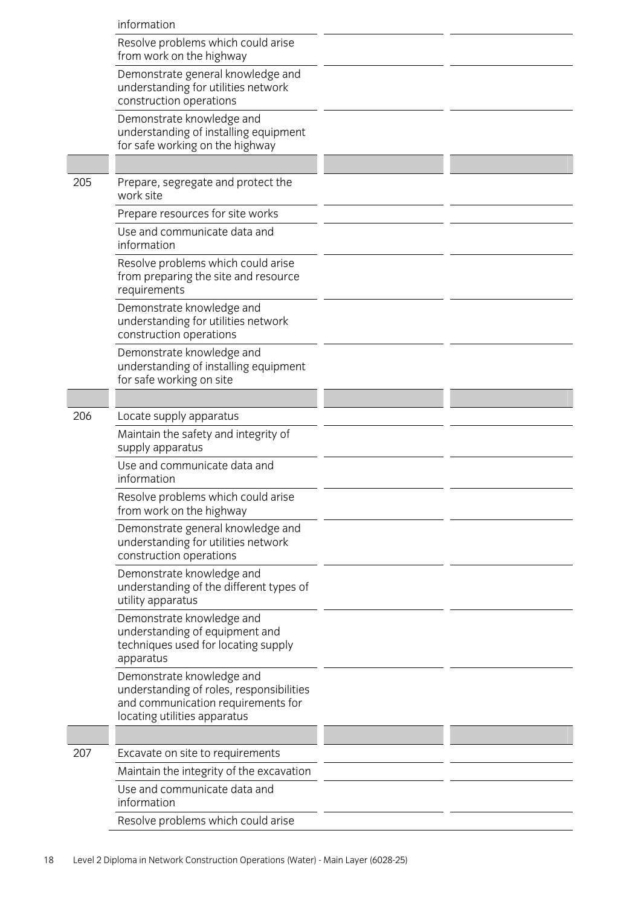| | | | |
|---|---|---|---|
| | information | | |
| | Resolve problems which could arise from work on the highway | | |
| | Demonstrate general knowledge and understanding for utilities network construction operations | | |
| | Demonstrate knowledge and understanding of installing equipment for safe working on the highway | | |
| | | | |
| 205 | Prepare, segregate and protect the work site | | |
| | Prepare resources for site works | | |
| | Use and communicate data and information | | |
| | Resolve problems which could arise from preparing the site and resource requirements | | |
| | Demonstrate knowledge and understanding for utilities network construction operations | | |
| | Demonstrate knowledge and understanding of installing equipment for safe working on site | | |
| | | | |
| 206 | Locate supply apparatus | | |
| | Maintain the safety and integrity of supply apparatus | | |
| | Use and communicate data and information | | |
| | Resolve problems which could arise from work on the highway | | |
| | Demonstrate general knowledge and understanding for utilities network construction operations | | |
| | Demonstrate knowledge and understanding of the different types of utility apparatus | | |
| | Demonstrate knowledge and understanding of equipment and techniques used for locating supply apparatus | | |
| | Demonstrate knowledge and understanding of roles, responsibilities and communication requirements for locating utilities apparatus | | |
| | | | |
| 207 | Excavate on site to requirements | | |
| | Maintain the integrity of the excavation | | |
| | Use and communicate data and information | | |
| | Resolve problems which could arise | | |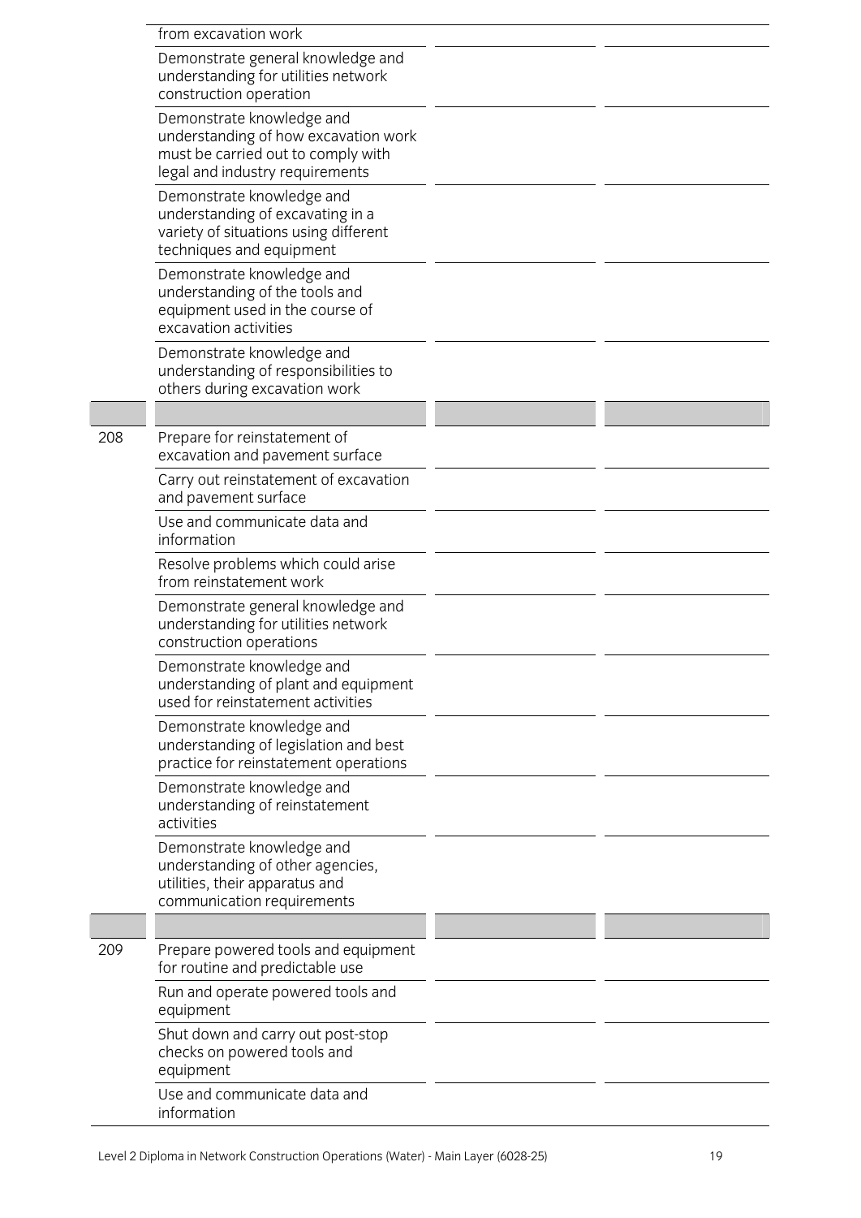| | | | |
|---|---|---|---|
| | from excavation work | | |
| | Demonstrate general knowledge and understanding for utilities network construction operation | | |
| | Demonstrate knowledge and understanding of how excavation work must be carried out to comply with legal and industry requirements | | |
| | Demonstrate knowledge and understanding of excavating in a variety of situations using different techniques and equipment | | |
| | Demonstrate knowledge and understanding of the tools and equipment used in the course of excavation activities | | |
| | Demonstrate knowledge and understanding of responsibilities to others during excavation work | | |
| | | | |
| 208 | Prepare for reinstatement of excavation and pavement surface | | |
| | Carry out reinstatement of excavation and pavement surface | | |
| | Use and communicate data and information | | |
| | Resolve problems which could arise from reinstatement work | | |
| | Demonstrate general knowledge and understanding for utilities network construction operations | | |
| | Demonstrate knowledge and understanding of plant and equipment used for reinstatement activities | | |
| | Demonstrate knowledge and understanding of legislation and best practice for reinstatement operations | | |
| | Demonstrate knowledge and understanding of reinstatement activities | | |
| | Demonstrate knowledge and understanding of other agencies, utilities, their apparatus and communication requirements | | |
| | | | |
| 209 | Prepare powered tools and equipment for routine and predictable use | | |
| | Run and operate powered tools and equipment | | |
| | Shut down and carry out post-stop checks on powered tools and equipment | | |
| | Use and communicate data and information | | |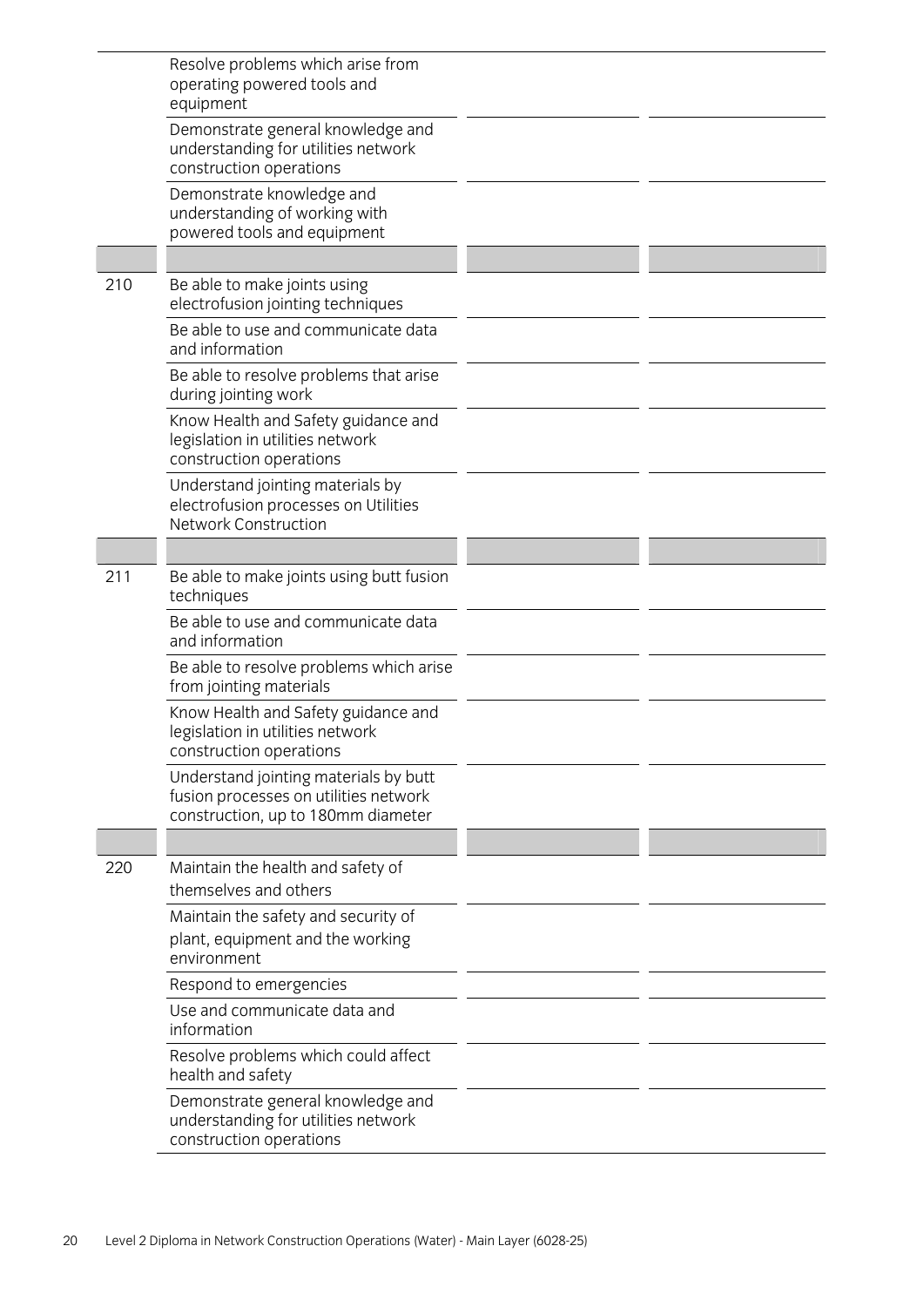| | | | |
|---|---|---|---|
| | Resolve problems which arise from operating powered tools and equipment | | |
| | Demonstrate general knowledge and understanding for utilities network construction operations | | |
| | Demonstrate knowledge and understanding of working with powered tools and equipment | | |
| | | | |
| 210 | Be able to make joints using electrofusion jointing techniques | | |
| | Be able to use and communicate data and information | | |
| | Be able to resolve problems that arise during jointing work | | |
| | Know Health and Safety guidance and legislation in utilities network construction operations | | |
| | Understand jointing materials by electrofusion processes on Utilities Network Construction | | |
| | | | |
| 211 | Be able to make joints using butt fusion techniques | | |
| | Be able to use and communicate data and information | | |
| | Be able to resolve problems which arise from jointing materials | | |
| | Know Health and Safety guidance and legislation in utilities network construction operations | | |
| | Understand jointing materials by butt fusion processes on utilities network construction, up to 180mm diameter | | |
| | | | |
| 220 | Maintain the health and safety of themselves and others | | |
| | Maintain the safety and security of plant, equipment and the working environment | | |
| | Respond to emergencies | | |
| | Use and communicate data and information | | |
| | Resolve problems which could affect health and safety | | |
| | Demonstrate general knowledge and understanding for utilities network construction operations | | |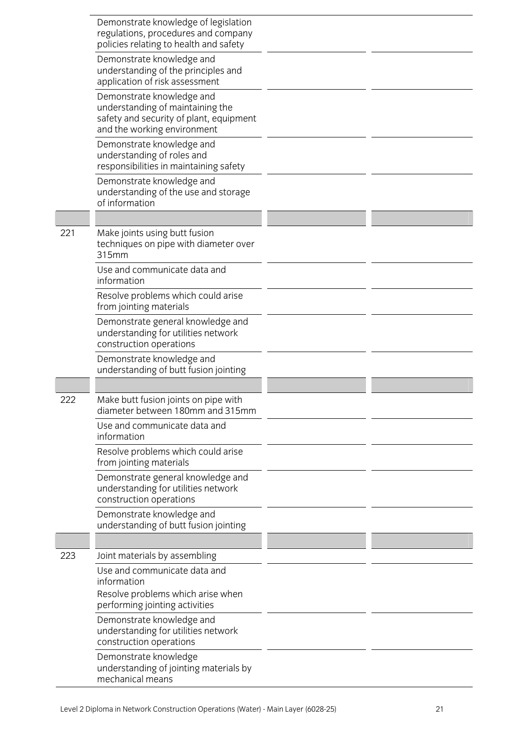| | | | |
|---|---|---|---|
| | Demonstrate knowledge of legislation regulations, procedures and company policies relating to health and safety | | |
| | Demonstrate knowledge and understanding of the principles and application of risk assessment | | |
| | Demonstrate knowledge and understanding of maintaining the safety and security of plant, equipment and the working environment | | |
| | Demonstrate knowledge and understanding of roles and responsibilities in maintaining safety | | |
| | Demonstrate knowledge and understanding of the use and storage of information | | |
| | | | |
| 221 | Make joints using butt fusion techniques on pipe with diameter over 315mm | | |
| | Use and communicate data and information | | |
| | Resolve problems which could arise from jointing materials | | |
| | Demonstrate general knowledge and understanding for utilities network construction operations | | |
| | Demonstrate knowledge and understanding of butt fusion jointing | | |
| | | | |
| 222 | Make butt fusion joints on pipe with diameter between 180mm and 315mm | | |
| | Use and communicate data and information | | |
| | Resolve problems which could arise from jointing materials | | |
| | Demonstrate general knowledge and understanding for utilities network construction operations | | |
| | Demonstrate knowledge and understanding of butt fusion jointing | | |
| | | | |
| 223 | Joint materials by assembling | | |
| | Use and communicate data and information<br>Resolve problems which arise when performing jointing activities | | |
| | Demonstrate knowledge and understanding for utilities network construction operations | | |
| | Demonstrate knowledge understanding of jointing materials by mechanical means | | |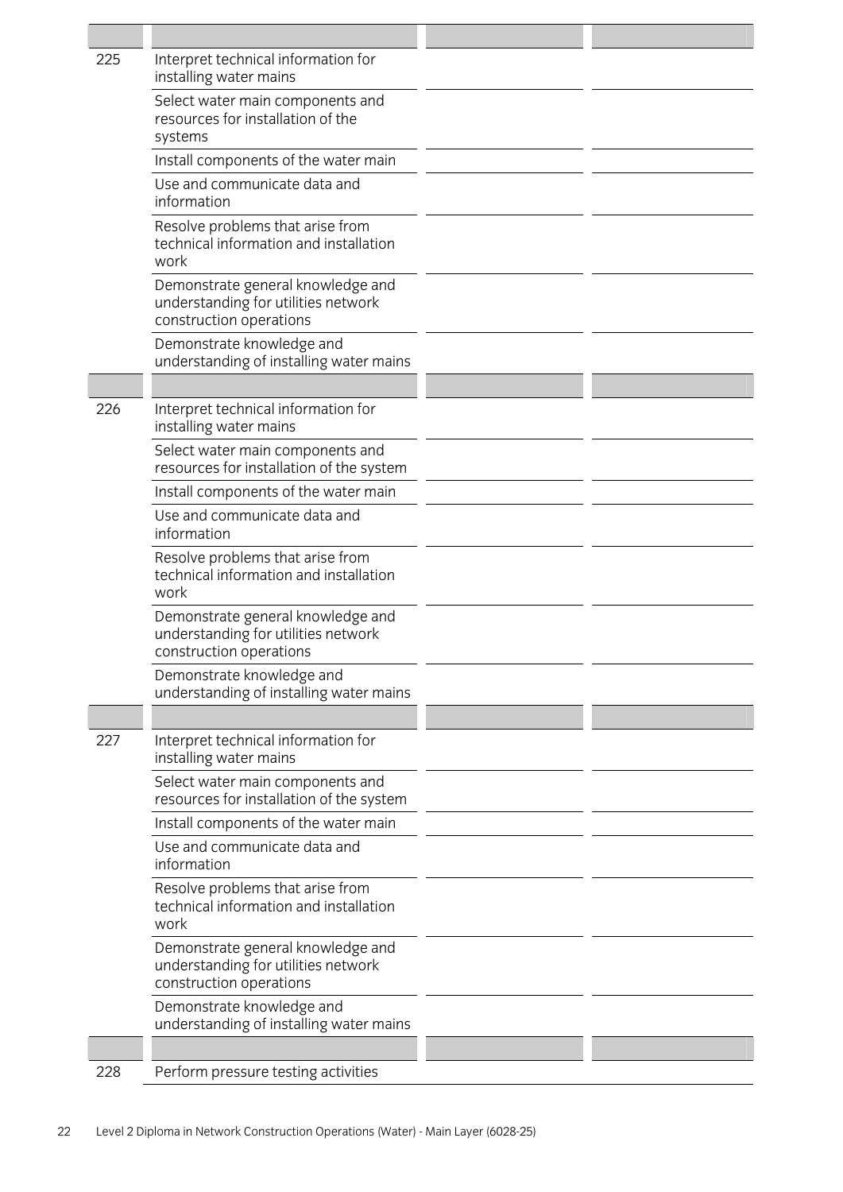| | | | |
|---|---|---|---|
| 225 | Interpret technical information for installing water mains | | |
| | Select water main components and resources for installation of the systems | | |
| | Install components of the water main | | |
| | Use and communicate data and information | | |
| | Resolve problems that arise from technical information and installation work | | |
| | Demonstrate general knowledge and understanding for utilities network construction operations | | |
| | Demonstrate knowledge and understanding of installing water mains | | |
| | | | |
| 226 | Interpret technical information for installing water mains | | |
| | Select water main components and resources for installation of the system | | |
| | Install components of the water main | | |
| | Use and communicate data and information | | |
| | Resolve problems that arise from technical information and installation work | | |
| | Demonstrate general knowledge and understanding for utilities network construction operations | | |
| | Demonstrate knowledge and understanding of installing water mains | | |
| | | | |
| 227 | Interpret technical information for installing water mains | | |
| | Select water main components and resources for installation of the system | | |
| | Install components of the water main | | |
| | Use and communicate data and information | | |
| | Resolve problems that arise from technical information and installation work | | |
| | Demonstrate general knowledge and understanding for utilities network construction operations | | |
| | Demonstrate knowledge and understanding of installing water mains | | |
| | | | |
| 228 | Perform pressure testing activities | | |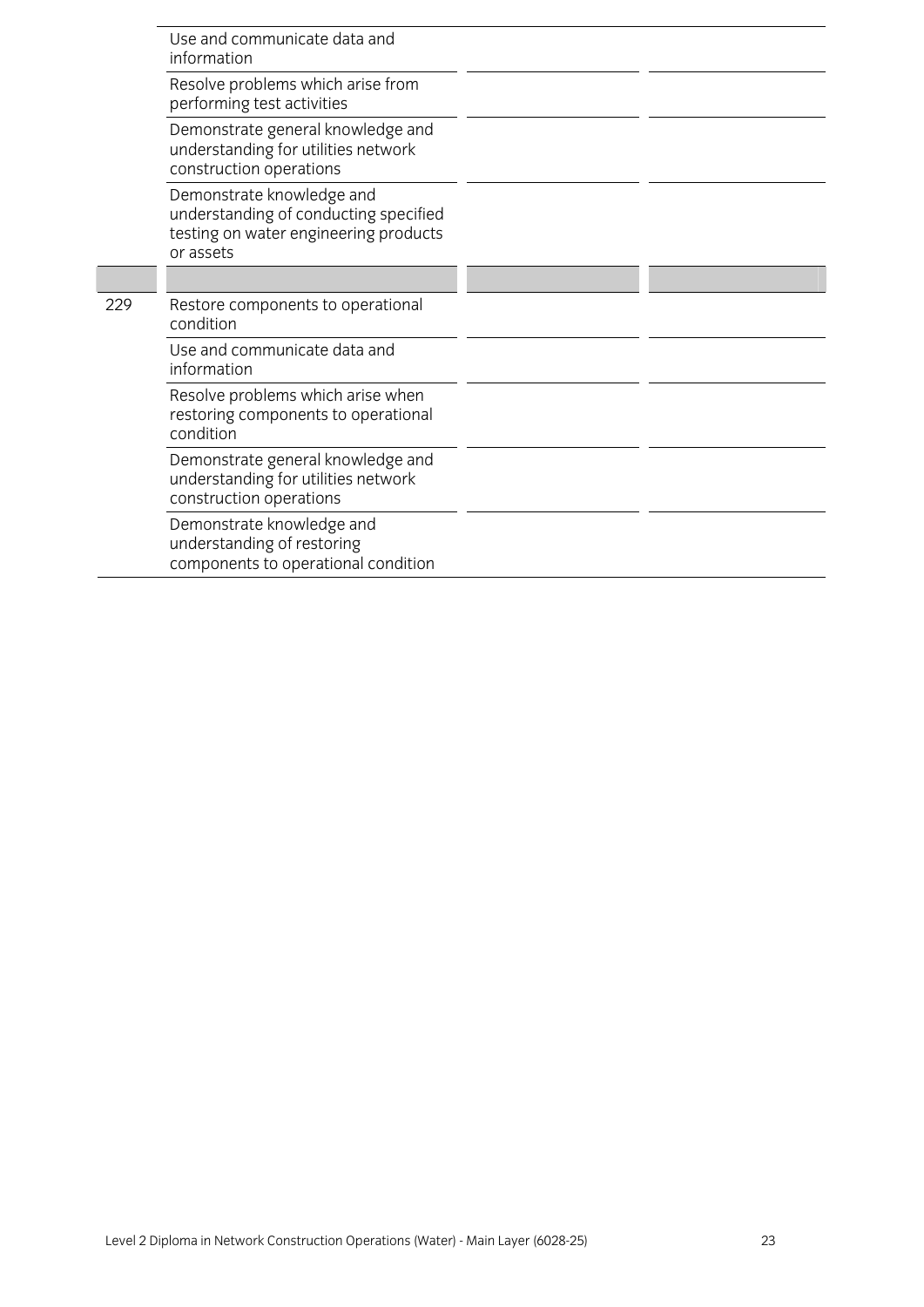|  |  |  |  |
|---|---|---|---|
|  | Use and communicate data and information |  |  |
|  | Resolve problems which arise from performing test activities |  |  |
|  | Demonstrate general knowledge and understanding for utilities network construction operations |  |  |
|  | Demonstrate knowledge and understanding of conducting specified testing on water engineering products or assets |  |  |
|  |  |  |  |
| 229 | Restore components to operational condition |  |  |
|  | Use and communicate data and information |  |  |
|  | Resolve problems which arise when restoring components to operational condition |  |  |
|  | Demonstrate general knowledge and understanding for utilities network construction operations |  |  |
|  | Demonstrate knowledge and understanding of restoring components to operational condition |  |  |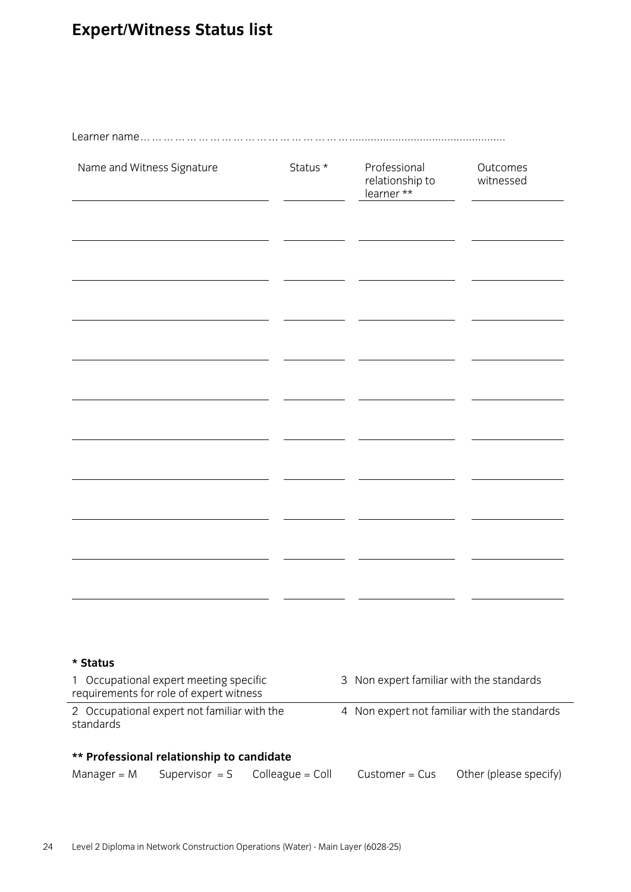# Expert/Witness Status list

Learner name……………………………………………………………………………………………

| Name and Witness Signature | Status * | Professional relationship to learner ** | Outcomes witnessed |
|---|---|---|---|
| | | | |
| | | | |
| | | | |
| | | | |
| | | | |
| | | | |
| | | | |
| | | | |
| | | | |
| | | | |

**\* Status**

| | |
|---|---|
| 1 Occupational expert meeting specific requirements for role of expert witness | 3 Non expert familiar with the standards |
| 2 Occupational expert not familiar with the standards | 4 Non expert not familiar with the standards |

**\*\* Professional relationship to candidate**

Manager = M    Supervisor = S    Colleague = Coll    Customer = Cus    Other (please specify)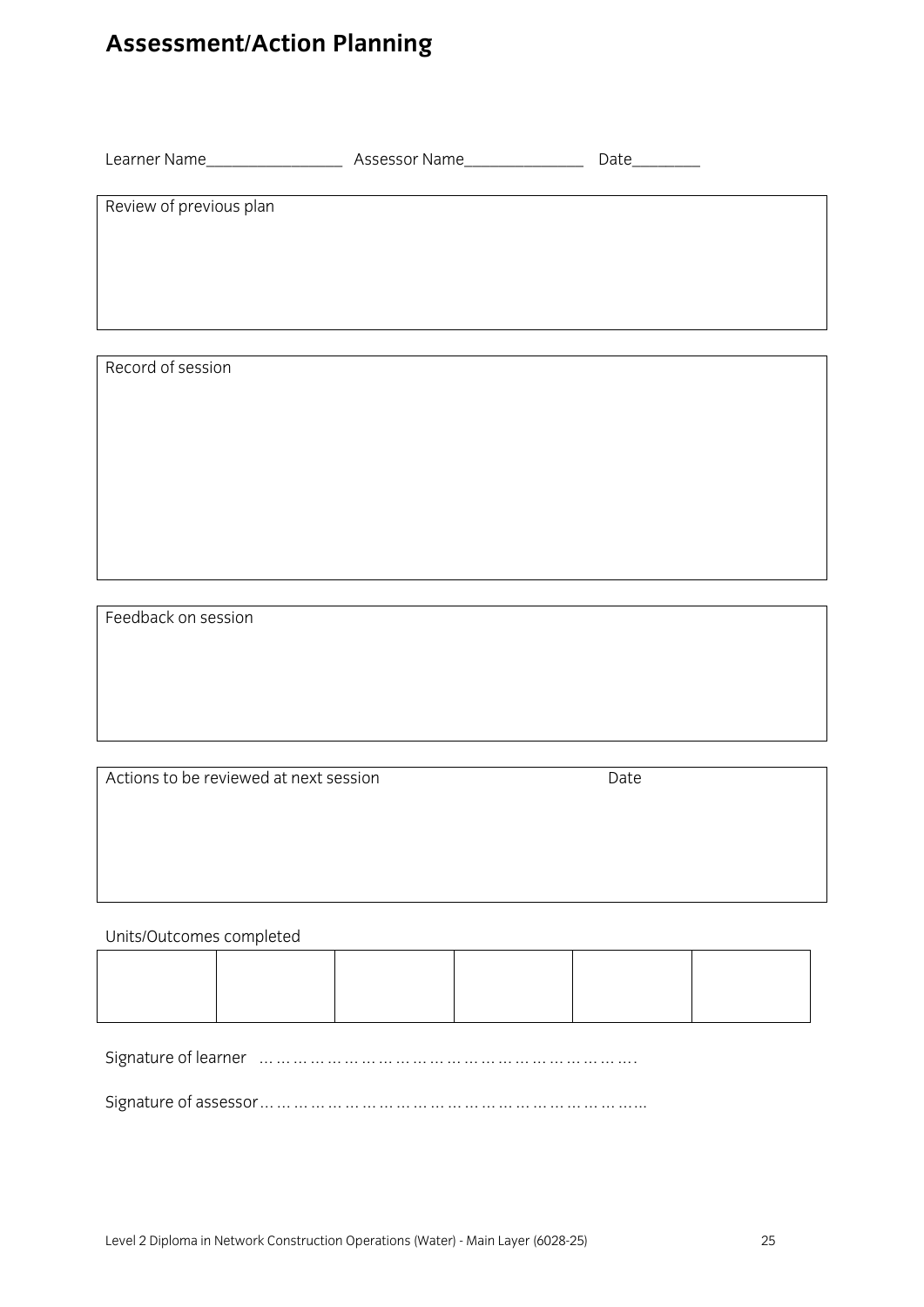# Assessment/Action Planning

Learner Name\_\_\_\_\_\_\_\_\_\_\_\_\_\_\_\_ Assessor Name\_\_\_\_\_\_\_\_\_\_\_\_\_\_ Date\_\_\_\_\_\_\_\_

| Review of previous plan |
|---|
| |

| Record of session |
|---|
| |

| Feedback on session |
|---|
| |

| Actions to be reviewed at next session | Date |
|---|---|
| | |

Units/Outcomes completed

| | | | | | |
|---|---|---|---|---|---|
| | | | | | |

Signature of learner ………………………………………………………….

Signature of assessor……………………………………………………………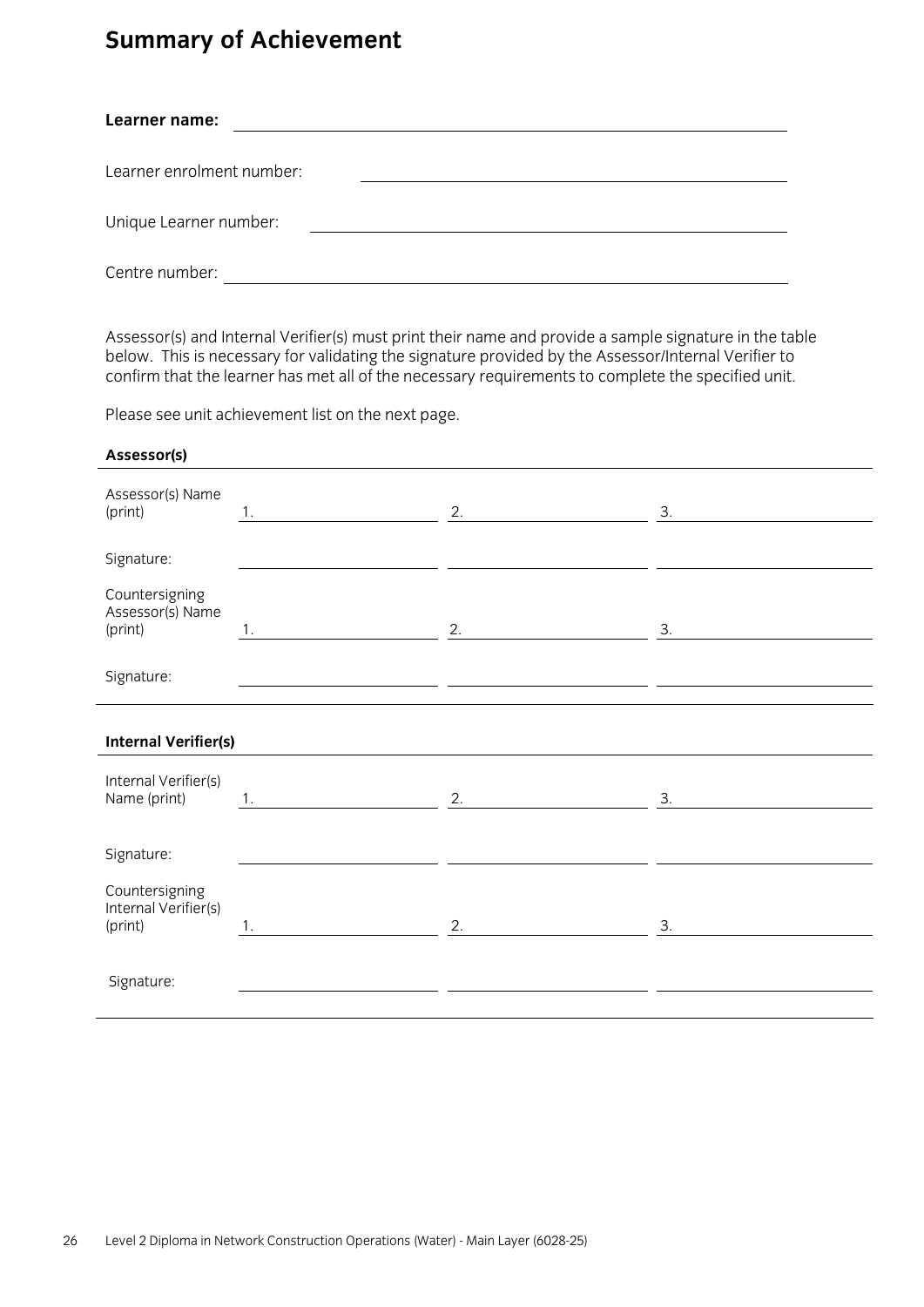# Summary of Achievement

**Learner name:** \_\_\_\_\_\_\_\_\_\_\_\_\_\_\_\_\_\_\_\_\_\_\_\_\_\_\_\_\_\_\_\_\_\_\_\_\_\_\_\_

Learner enrolment number: \_\_\_\_\_\_\_\_\_\_\_\_\_\_\_\_\_\_\_\_\_\_\_\_\_\_\_\_\_\_\_\_

Unique Learner number: \_\_\_\_\_\_\_\_\_\_\_\_\_\_\_\_\_\_\_\_\_\_\_\_\_\_\_\_\_\_\_\_

Centre number: \_\_\_\_\_\_\_\_\_\_\_\_\_\_\_\_\_\_\_\_\_\_\_\_\_\_\_\_\_\_\_\_\_\_\_\_\_\_\_\_

Assessor(s) and Internal Verifier(s) must print their name and provide a sample signature in the table below. This is necessary for validating the signature provided by the Assessor/Internal Verifier to confirm that the learner has met all of the necessary requirements to complete the specified unit.

Please see unit achievement list on the next page.

**Assessor(s)**

| | | | |
|---|---|---|---|
| Assessor(s) Name (print) | 1. | 2. | 3. |
| Signature: | | | |
| Countersigning Assessor(s) Name (print) | 1. | 2. | 3. |
| Signature: | | | |

**Internal Verifier(s)**

| | | | |
|---|---|---|---|
| Internal Verifier(s) Name (print) | 1. | 2. | 3. |
| Signature: | | | |
| Countersigning Internal Verifier(s) (print) | 1. | 2. | 3. |
| Signature: | | | |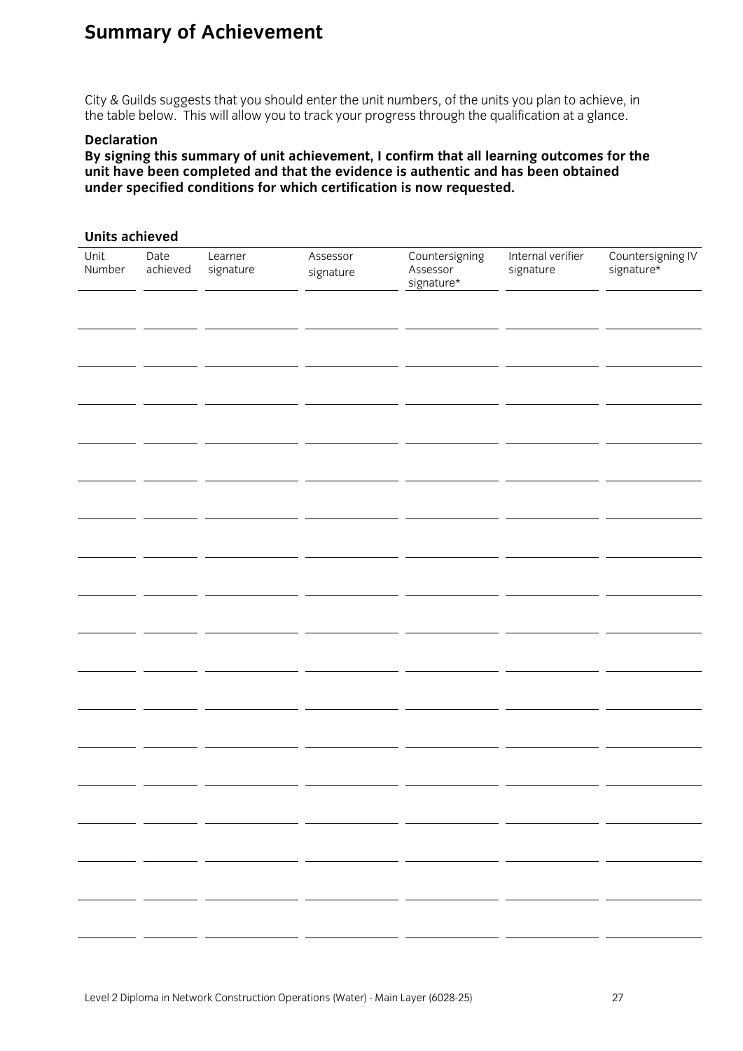# Summary of Achievement

City & Guilds suggests that you should enter the unit numbers, of the units you plan to achieve, in the table below. This will allow you to track your progress through the qualification at a glance.

**Declaration**

**By signing this summary of unit achievement, I confirm that all learning outcomes for the unit have been completed and that the evidence is authentic and has been obtained under specified conditions for which certification is now requested.**

**Units achieved**

| Unit Number | Date achieved | Learner signature | Assessor signature | Countersigning Assessor signature* | Internal verifier signature | Countersigning IV signature* |
|---|---|---|---|---|---|---|
| | | | | | | |
| | | | | | | |
| | | | | | | |
| | | | | | | |
| | | | | | | |
| | | | | | | |
| | | | | | | |
| | | | | | | |
| | | | | | | |
| | | | | | | |
| | | | | | | |
| | | | | | | |
| | | | | | | |
| | | | | | | |
| | | | | | | |
| | | | | | | |
| | | | | | | |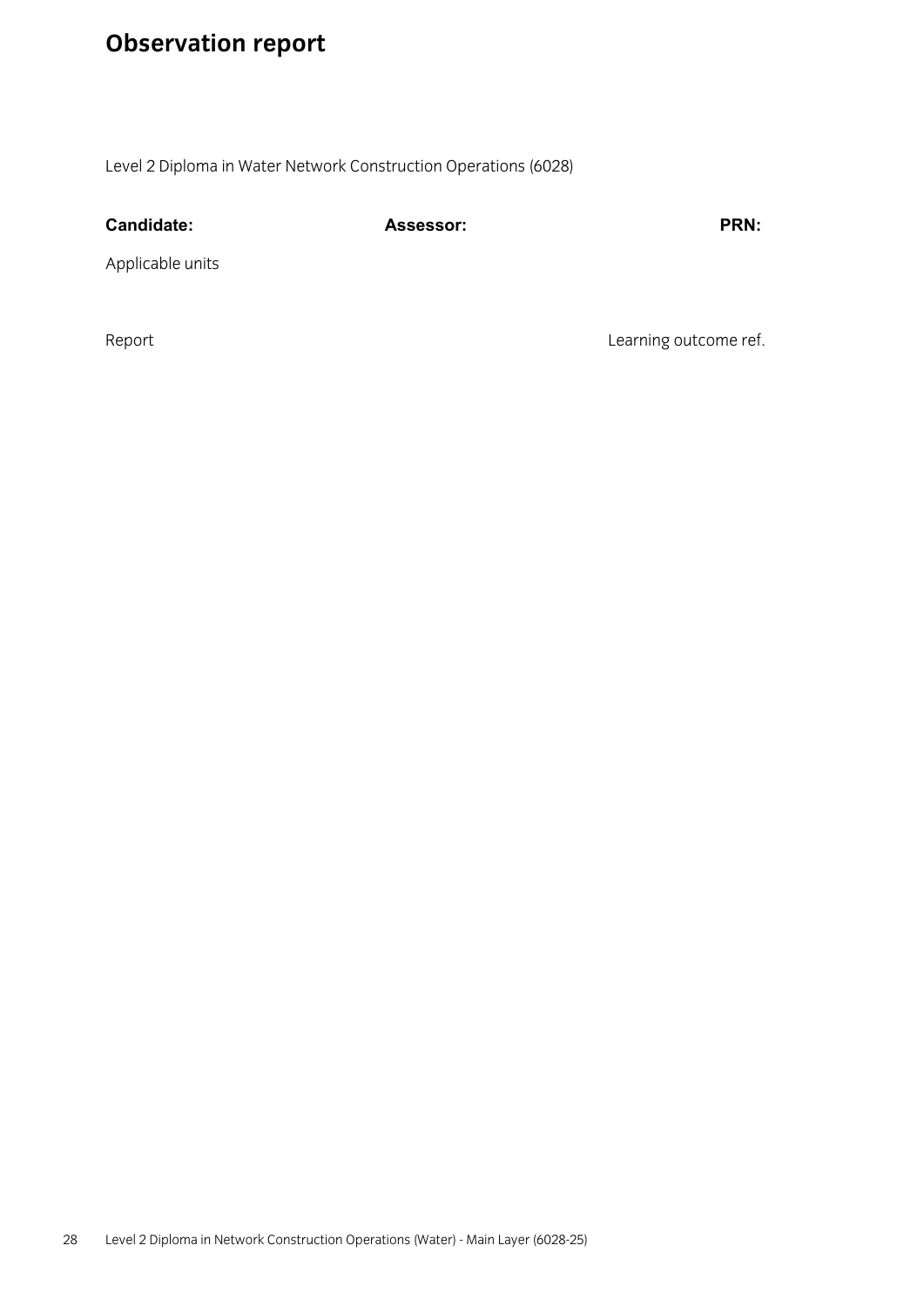# Observation report

Level 2 Diploma in Water Network Construction Operations (6028)

| **Candidate:** | **Assessor:** | **PRN:** |
| --- | --- | --- |

Applicable units

| Report | Learning outcome ref. |
| --- | --- |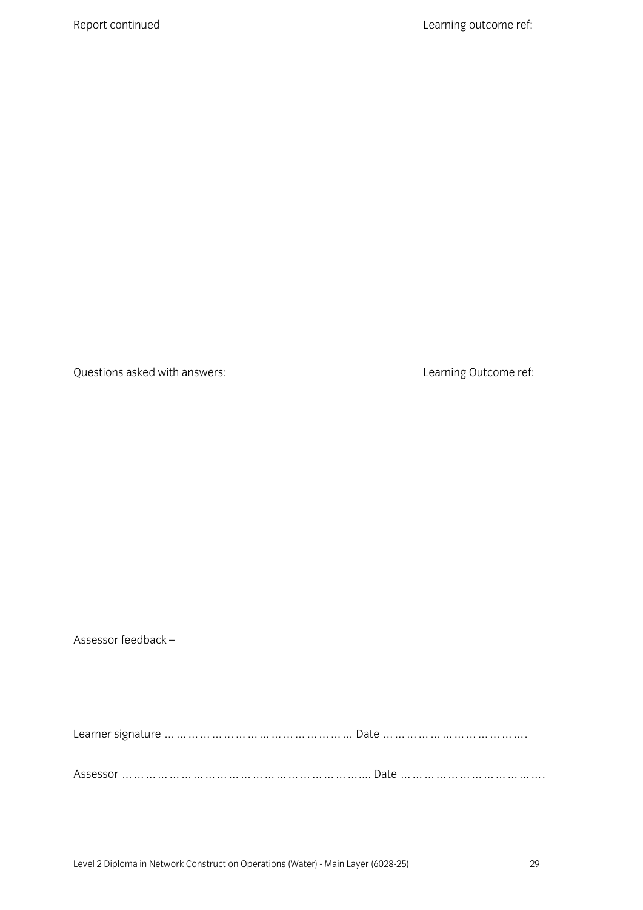Report continued Learning outcome ref:

Questions asked with answers: Learning Outcome ref:

Assessor feedback –

Learner signature …………………………………………… Date ……………………………….

Assessor …………………………………………………….. Date ……………………………….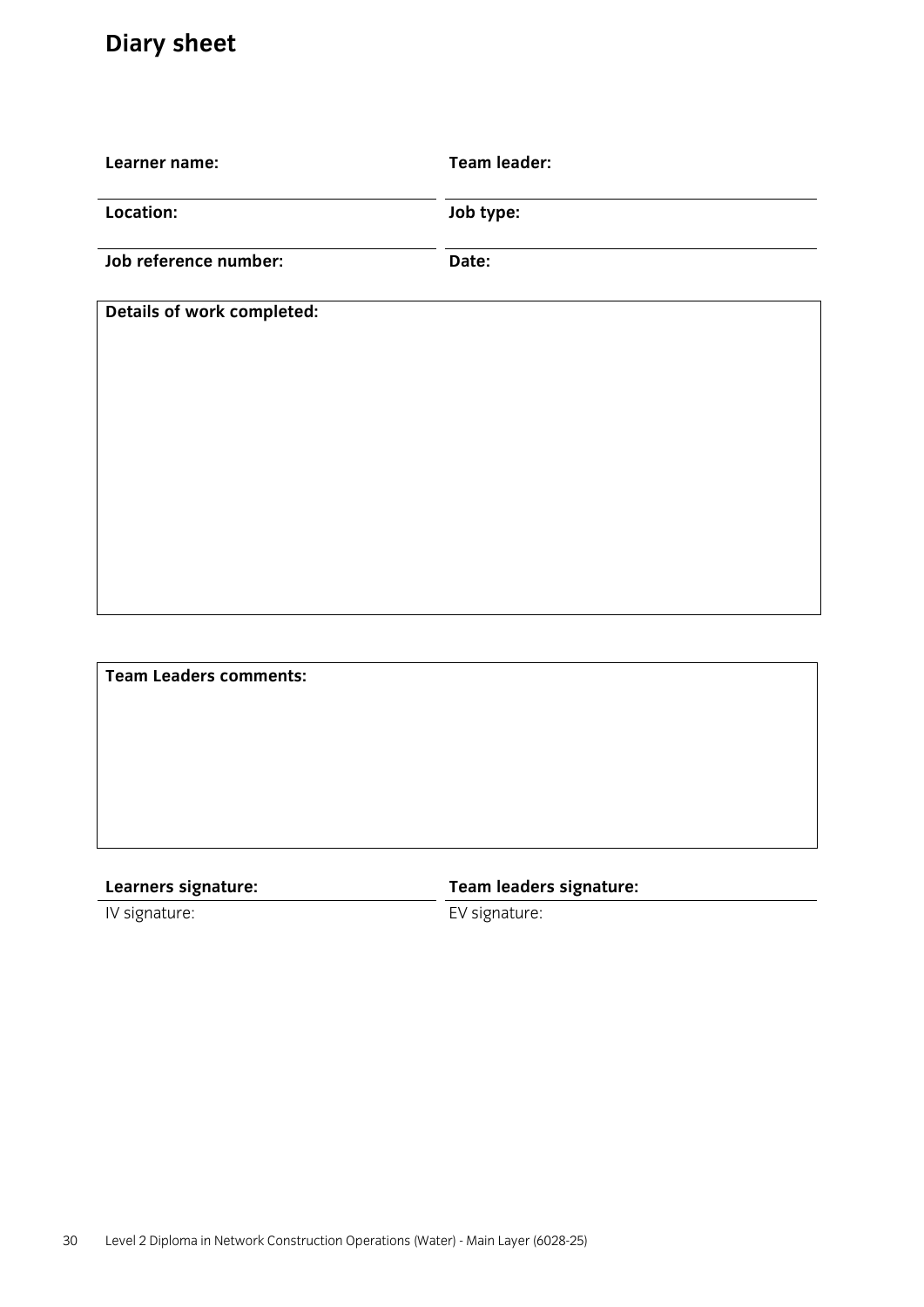# Diary sheet

**Learner name:** 

**Team leader:** 

**Location:** 

**Job type:** 

**Job reference number:** 

**Date:** 

| **Details of work completed:** |
|---|
| |

| **Team Leaders comments:** |
|---|
| |

**Learners signature:** 

**Team leaders signature:** 

IV signature: 

EV signature: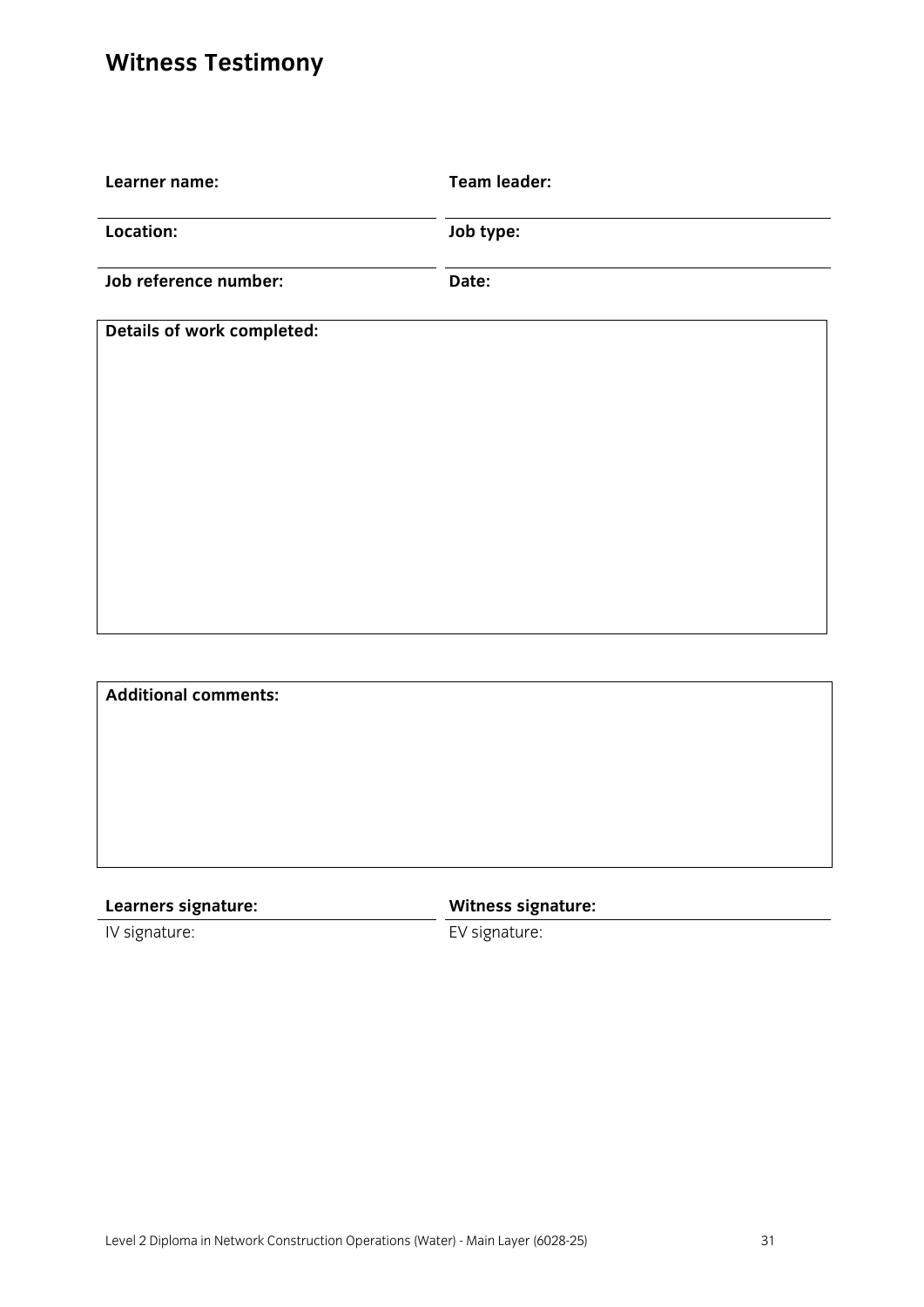# Witness Testimony

**Learner name:**

**Team leader:**

**Location:**

**Job type:**

**Job reference number:**

**Date:**

**Details of work completed:**

**Additional comments:**

**Learners signature:**

**Witness signature:**

IV signature:

EV signature: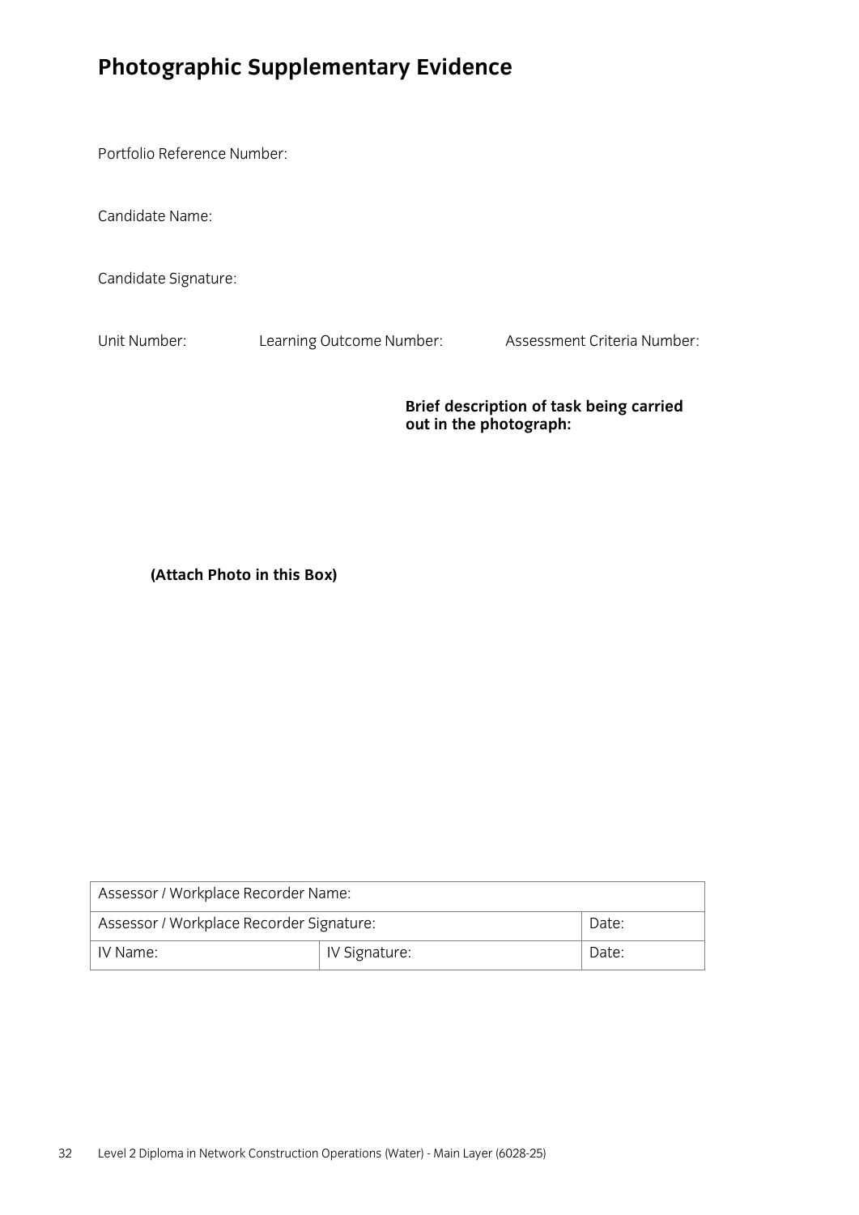## Photographic Supplementary Evidence

Portfolio Reference Number:

Candidate Name:

Candidate Signature:

Unit Number: Learning Outcome Number: Assessment Criteria Number:

**Brief description of task being carried out in the photograph:**

**(Attach Photo in this Box)**

| Assessor / Workplace Recorder Name: | | |
|---|---|---|
| Assessor / Workplace Recorder Signature: | | Date: |
| IV Name: | IV Signature: | Date: |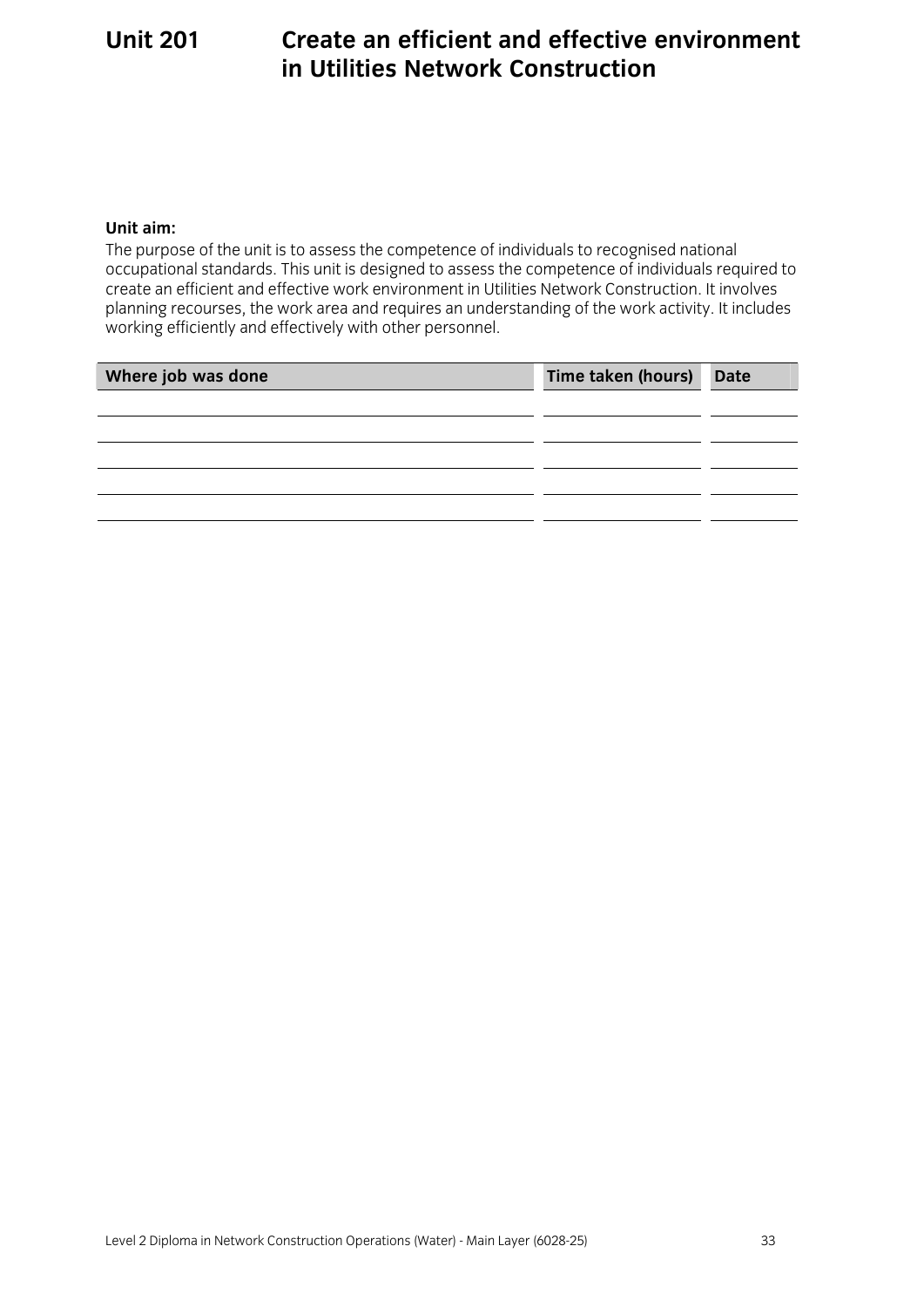# Unit 201 Create an efficient and effective environment in Utilities Network Construction

**Unit aim:**

The purpose of the unit is to assess the competence of individuals to recognised national occupational standards. This unit is designed to assess the competence of individuals required to create an efficient and effective work environment in Utilities Network Construction. It involves planning recourses, the work area and requires an understanding of the work activity. It includes working efficiently and effectively with other personnel.

| Where job was done | Time taken (hours) | Date |
|---|---|---|
| | | |
| | | |
| | | |
| | | |
| | | |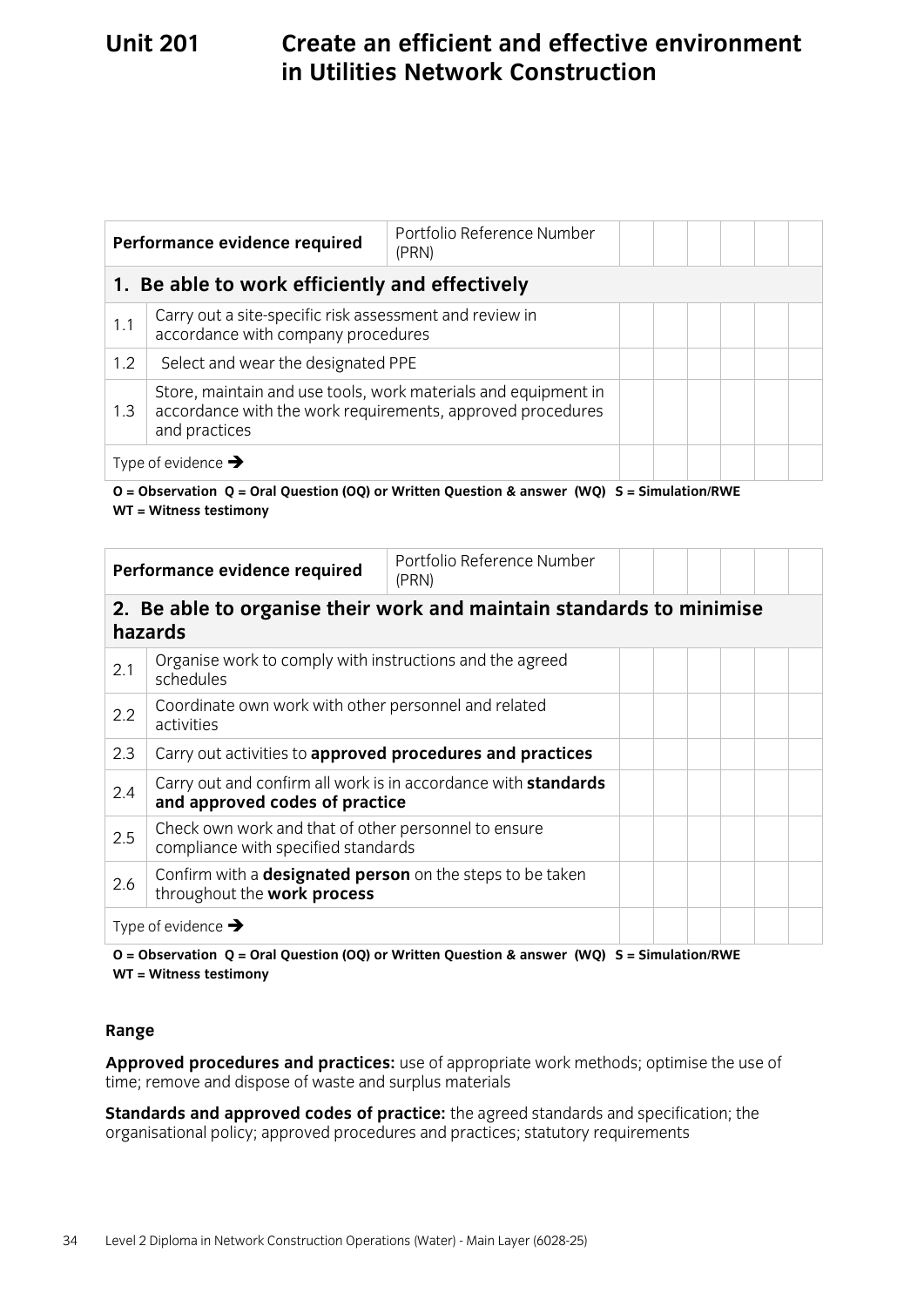# Unit 201 Create an efficient and effective environment in Utilities Network Construction

| Performance evidence required | | Portfolio Reference Number (PRN) | | | | | | |
|---|---|---|---|---|---|---|---|---|
| **1. Be able to work efficiently and effectively** | | | | | | | | |
| 1.1 | Carry out a site-specific risk assessment and review in accordance with company procedures | | | | | | | |
| 1.2 | Select and wear the designated PPE | | | | | | | |
| 1.3 | Store, maintain and use tools, work materials and equipment in accordance with the work requirements, approved procedures and practices | | | | | | | |
| Type of evidence ➔ | | | | | | | | |

**O = Observation Q = Oral Question (OQ) or Written Question & answer (WQ) S = Simulation/RWE WT = Witness testimony**

| Performance evidence required | | Portfolio Reference Number (PRN) | | | | | | |
|---|---|---|---|---|---|---|---|---|
| **2. Be able to organise their work and maintain standards to minimise hazards** | | | | | | | | |
| 2.1 | Organise work to comply with instructions and the agreed schedules | | | | | | | |
| 2.2 | Coordinate own work with other personnel and related activities | | | | | | | |
| 2.3 | Carry out activities to **approved procedures and practices** | | | | | | | |
| 2.4 | Carry out and confirm all work is in accordance with **standards and approved codes of practice** | | | | | | | |
| 2.5 | Check own work and that of other personnel to ensure compliance with specified standards | | | | | | | |
| 2.6 | Confirm with a **designated person** on the steps to be taken throughout the **work process** | | | | | | | |
| Type of evidence ➔ | | | | | | | | |

**O = Observation Q = Oral Question (OQ) or Written Question & answer (WQ) S = Simulation/RWE WT = Witness testimony**

**Range**

**Approved procedures and practices:** use of appropriate work methods; optimise the use of time; remove and dispose of waste and surplus materials

**Standards and approved codes of practice:** the agreed standards and specification; the organisational policy; approved procedures and practices; statutory requirements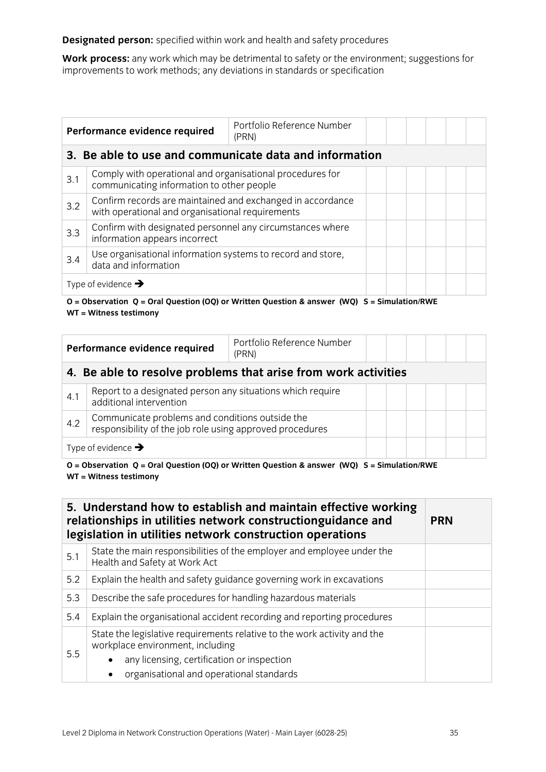**Designated person:** specified within work and health and safety procedures

**Work process:** any work which may be detrimental to safety or the environment; suggestions for improvements to work methods; any deviations in standards or specification

| Performance evidence required | | Portfolio Reference Number (PRN) | | | | | | |
|---|---|---|---|---|---|---|---|---|
| **3. Be able to use and communicate data and information** | | | | | | | | |
| 3.1 | Comply with operational and organisational procedures for communicating information to other people | | | | | | | |
| 3.2 | Confirm records are maintained and exchanged in accordance with operational and organisational requirements | | | | | | | |
| 3.3 | Confirm with designated personnel any circumstances where information appears incorrect | | | | | | | |
| 3.4 | Use organisational information systems to record and store, data and information | | | | | | | |
| Type of evidence ➔ | | | | | | | | |

**O = Observation Q = Oral Question (OQ) or Written Question & answer (WQ) S = Simulation/RWE WT = Witness testimony**

| Performance evidence required | | Portfolio Reference Number (PRN) | | | | | | |
|---|---|---|---|---|---|---|---|---|
| **4. Be able to resolve problems that arise from work activities** | | | | | | | | |
| 4.1 | Report to a designated person any situations which require additional intervention | | | | | | | |
| 4.2 | Communicate problems and conditions outside the responsibility of the job role using approved procedures | | | | | | | |
| Type of evidence ➔ | | | | | | | | |

**O = Observation Q = Oral Question (OQ) or Written Question & answer (WQ) S = Simulation/RWE WT = Witness testimony**

| **5. Understand how to establish and maintain effective working relationships in utilities network constructionguidance and legislation in utilities network construction operations** | | **PRN** |
|---|---|---|
| 5.1 | State the main responsibilities of the employer and employee under the Health and Safety at Work Act | |
| 5.2 | Explain the health and safety guidance governing work in excavations | |
| 5.3 | Describe the safe procedures for handling hazardous materials | |
| 5.4 | Explain the organisational accident recording and reporting procedures | |
| 5.5 | State the legislative requirements relative to the work activity and the workplace environment, including<br>• any licensing, certification or inspection<br>• organisational and operational standards | |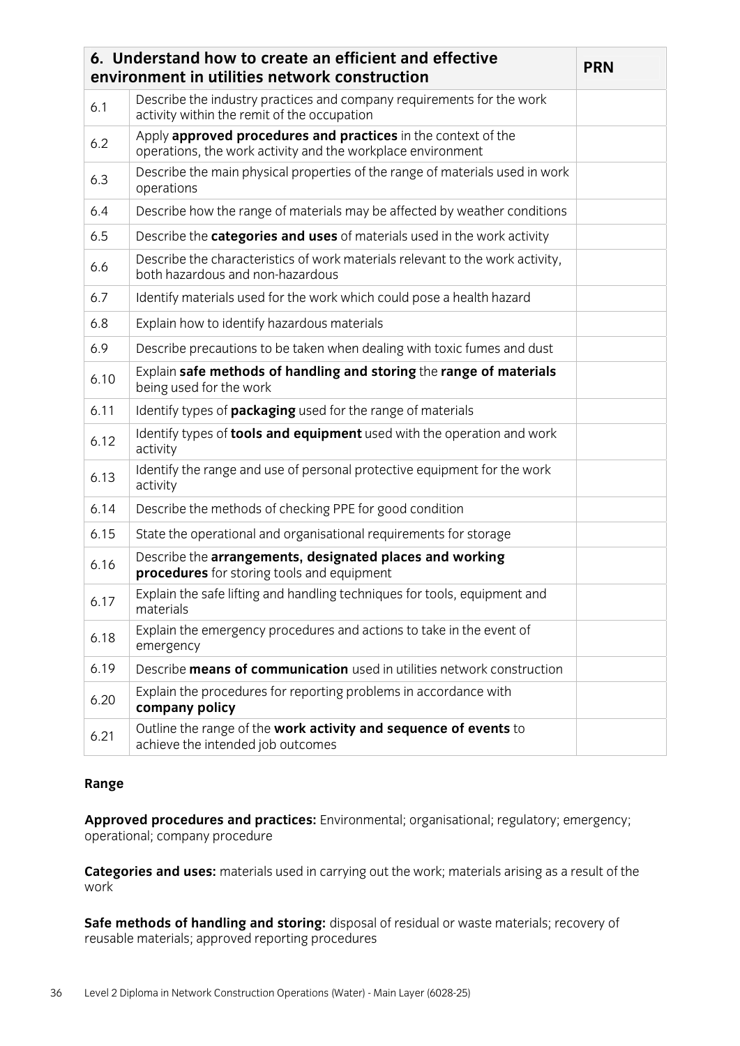| 6. Understand how to create an efficient and effective environment in utilities network construction | | PRN |
|---|---|---|
| 6.1 | Describe the industry practices and company requirements for the work activity within the remit of the occupation | |
| 6.2 | Apply **approved procedures and practices** in the context of the operations, the work activity and the workplace environment | |
| 6.3 | Describe the main physical properties of the range of materials used in work operations | |
| 6.4 | Describe how the range of materials may be affected by weather conditions | |
| 6.5 | Describe the **categories and uses** of materials used in the work activity | |
| 6.6 | Describe the characteristics of work materials relevant to the work activity, both hazardous and non-hazardous | |
| 6.7 | Identify materials used for the work which could pose a health hazard | |
| 6.8 | Explain how to identify hazardous materials | |
| 6.9 | Describe precautions to be taken when dealing with toxic fumes and dust | |
| 6.10 | Explain **safe methods of handling and storing** the **range of materials** being used for the work | |
| 6.11 | Identify types of **packaging** used for the range of materials | |
| 6.12 | Identify types of **tools and equipment** used with the operation and work activity | |
| 6.13 | Identify the range and use of personal protective equipment for the work activity | |
| 6.14 | Describe the methods of checking PPE for good condition | |
| 6.15 | State the operational and organisational requirements for storage | |
| 6.16 | Describe the **arrangements, designated places and working procedures** for storing tools and equipment | |
| 6.17 | Explain the safe lifting and handling techniques for tools, equipment and materials | |
| 6.18 | Explain the emergency procedures and actions to take in the event of emergency | |
| 6.19 | Describe **means of communication** used in utilities network construction | |
| 6.20 | Explain the procedures for reporting problems in accordance with **company policy** | |
| 6.21 | Outline the range of the **work activity and sequence of events** to achieve the intended job outcomes | |

**Range**

**Approved procedures and practices:** Environmental; organisational; regulatory; emergency; operational; company procedure

**Categories and uses:** materials used in carrying out the work; materials arising as a result of the work

**Safe methods of handling and storing:** disposal of residual or waste materials; recovery of reusable materials; approved reporting procedures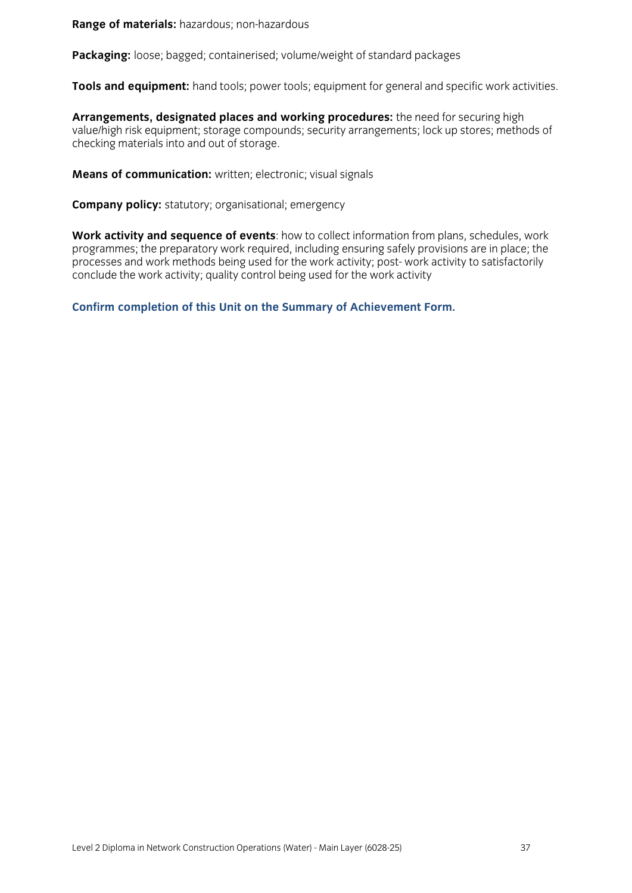**Range of materials:** hazardous; non-hazardous

**Packaging:** loose; bagged; containerised; volume/weight of standard packages

**Tools and equipment:** hand tools; power tools; equipment for general and specific work activities.

**Arrangements, designated places and working procedures:** the need for securing high value/high risk equipment; storage compounds; security arrangements; lock up stores; methods of checking materials into and out of storage.

**Means of communication:** written; electronic; visual signals

**Company policy:** statutory; organisational; emergency

**Work activity and sequence of events**: how to collect information from plans, schedules, work programmes; the preparatory work required, including ensuring safely provisions are in place; the processes and work methods being used for the work activity; post- work activity to satisfactorily conclude the work activity; quality control being used for the work activity

**Confirm completion of this Unit on the Summary of Achievement Form.**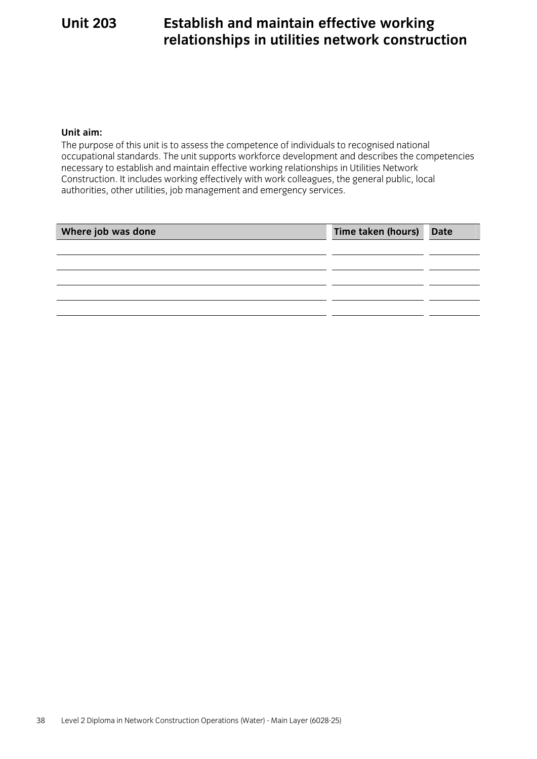# Unit 203 Establish and maintain effective working relationships in utilities network construction

**Unit aim:**

The purpose of this unit is to assess the competence of individuals to recognised national occupational standards. The unit supports workforce development and describes the competencies necessary to establish and maintain effective working relationships in Utilities Network Construction. It includes working effectively with work colleagues, the general public, local authorities, other utilities, job management and emergency services.

| Where job was done | Time taken (hours) | Date |
|---|---|---|
| | | |
| | | |
| | | |
| | | |
| | | |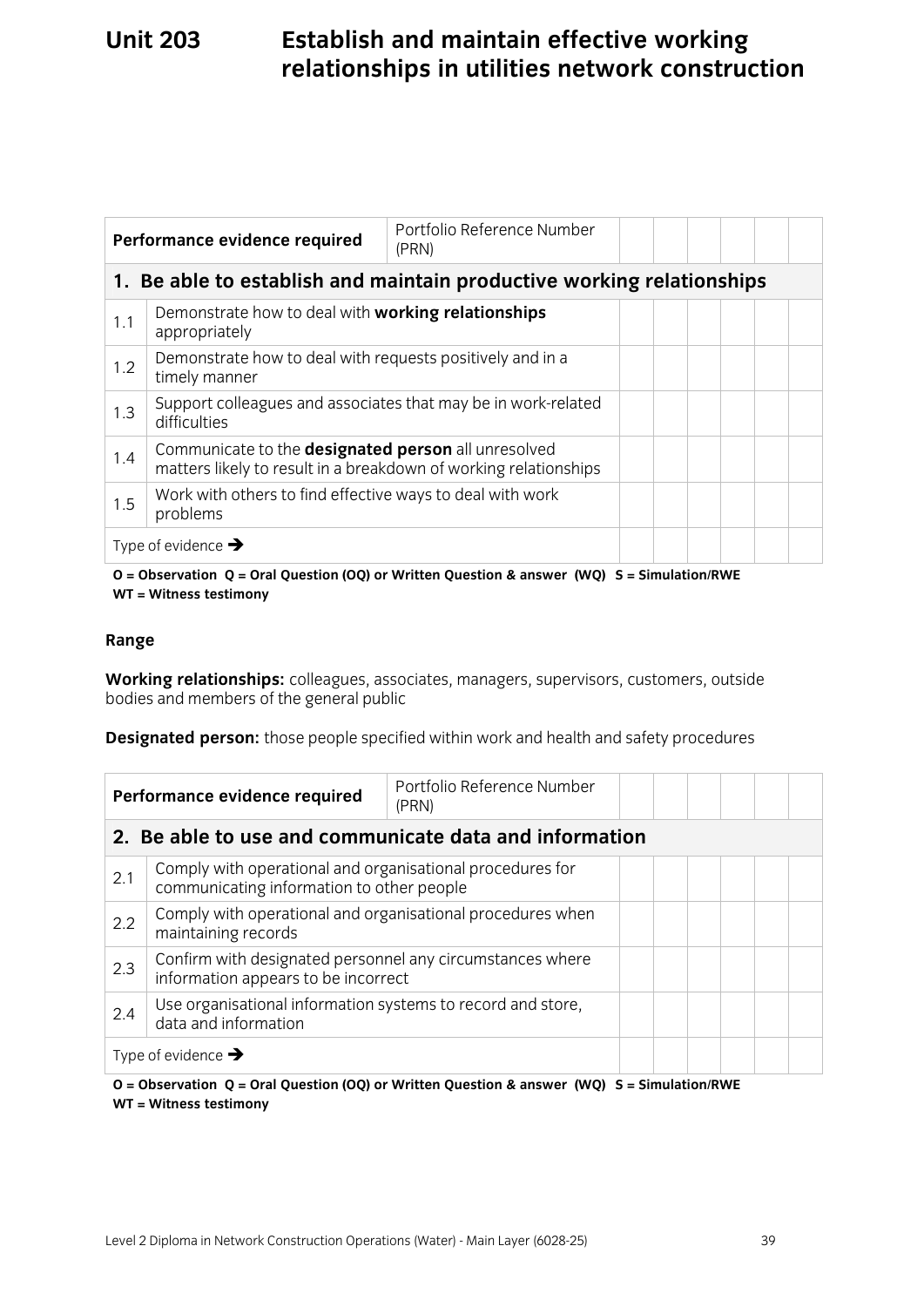# Unit 203 Establish and maintain effective working relationships in utilities network construction

| Performance evidence required | | Portfolio Reference Number (PRN) | | | | | | |
|---|---|---|---|---|---|---|---|---|
| **1. Be able to establish and maintain productive working relationships** | | | | | | | | |
| 1.1 | Demonstrate how to deal with **working relationships** appropriately | | | | | | | |
| 1.2 | Demonstrate how to deal with requests positively and in a timely manner | | | | | | | |
| 1.3 | Support colleagues and associates that may be in work-related difficulties | | | | | | | |
| 1.4 | Communicate to the **designated person** all unresolved matters likely to result in a breakdown of working relationships | | | | | | | |
| 1.5 | Work with others to find effective ways to deal with work problems | | | | | | | |
| Type of evidence ➔ | | | | | | | | |

**O = Observation Q = Oral Question (OQ) or Written Question & answer (WQ) S = Simulation/RWE WT = Witness testimony**

**Range**

**Working relationships:** colleagues, associates, managers, supervisors, customers, outside bodies and members of the general public

**Designated person:** those people specified within work and health and safety procedures

| Performance evidence required | | Portfolio Reference Number (PRN) | | | | | | |
|---|---|---|---|---|---|---|---|---|
| **2. Be able to use and communicate data and information** | | | | | | | | |
| 2.1 | Comply with operational and organisational procedures for communicating information to other people | | | | | | | |
| 2.2 | Comply with operational and organisational procedures when maintaining records | | | | | | | |
| 2.3 | Confirm with designated personnel any circumstances where information appears to be incorrect | | | | | | | |
| 2.4 | Use organisational information systems to record and store, data and information | | | | | | | |
| Type of evidence ➔ | | | | | | | | |

**O = Observation Q = Oral Question (OQ) or Written Question & answer (WQ) S = Simulation/RWE WT = Witness testimony**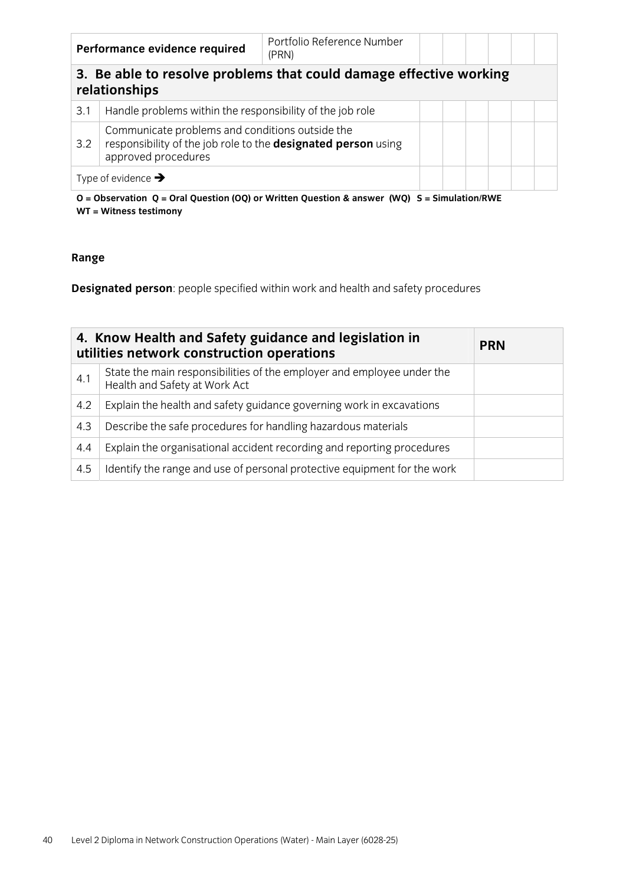| Performance evidence required | | Portfolio Reference Number (PRN) | | | | | | |
|---|---|---|---|---|---|---|---|---|
| **3. Be able to resolve problems that could damage effective working relationships** | | | | | | | | |
| 3.1 | Handle problems within the responsibility of the job role | | | | | | | |
| 3.2 | Communicate problems and conditions outside the responsibility of the job role to the **designated person** using approved procedures | | | | | | | |
| Type of evidence → | | | | | | | | |

**O = Observation Q = Oral Question (OQ) or Written Question & answer (WQ) S = Simulation/RWE WT = Witness testimony**

**Range**

**Designated person**: people specified within work and health and safety procedures

| 4. Know Health and Safety guidance and legislation in utilities network construction operations | | PRN |
|---|---|---|
| 4.1 | State the main responsibilities of the employer and employee under the Health and Safety at Work Act | |
| 4.2 | Explain the health and safety guidance governing work in excavations | |
| 4.3 | Describe the safe procedures for handling hazardous materials | |
| 4.4 | Explain the organisational accident recording and reporting procedures | |
| 4.5 | Identify the range and use of personal protective equipment for the work | |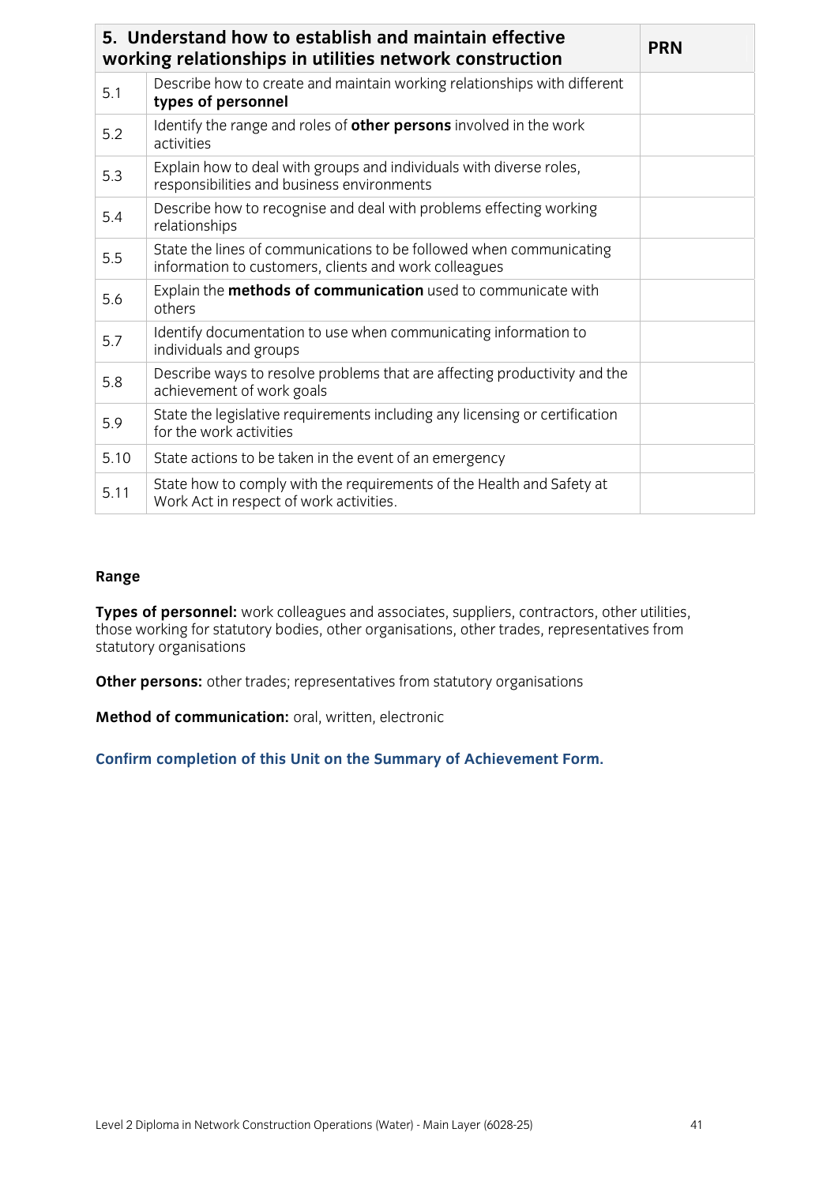| 5. Understand how to establish and maintain effective working relationships in utilities network construction | | PRN |
|---|---|---|
| 5.1 | Describe how to create and maintain working relationships with different **types of personnel** | |
| 5.2 | Identify the range and roles of **other persons** involved in the work activities | |
| 5.3 | Explain how to deal with groups and individuals with diverse roles, responsibilities and business environments | |
| 5.4 | Describe how to recognise and deal with problems effecting working relationships | |
| 5.5 | State the lines of communications to be followed when communicating information to customers, clients and work colleagues | |
| 5.6 | Explain the **methods of communication** used to communicate with others | |
| 5.7 | Identify documentation to use when communicating information to individuals and groups | |
| 5.8 | Describe ways to resolve problems that are affecting productivity and the achievement of work goals | |
| 5.9 | State the legislative requirements including any licensing or certification for the work activities | |
| 5.10 | State actions to be taken in the event of an emergency | |
| 5.11 | State how to comply with the requirements of the Health and Safety at Work Act in respect of work activities. | |

**Range**

**Types of personnel:** work colleagues and associates, suppliers, contractors, other utilities, those working for statutory bodies, other organisations, other trades, representatives from statutory organisations

**Other persons:** other trades; representatives from statutory organisations

**Method of communication:** oral, written, electronic

**Confirm completion of this Unit on the Summary of Achievement Form.**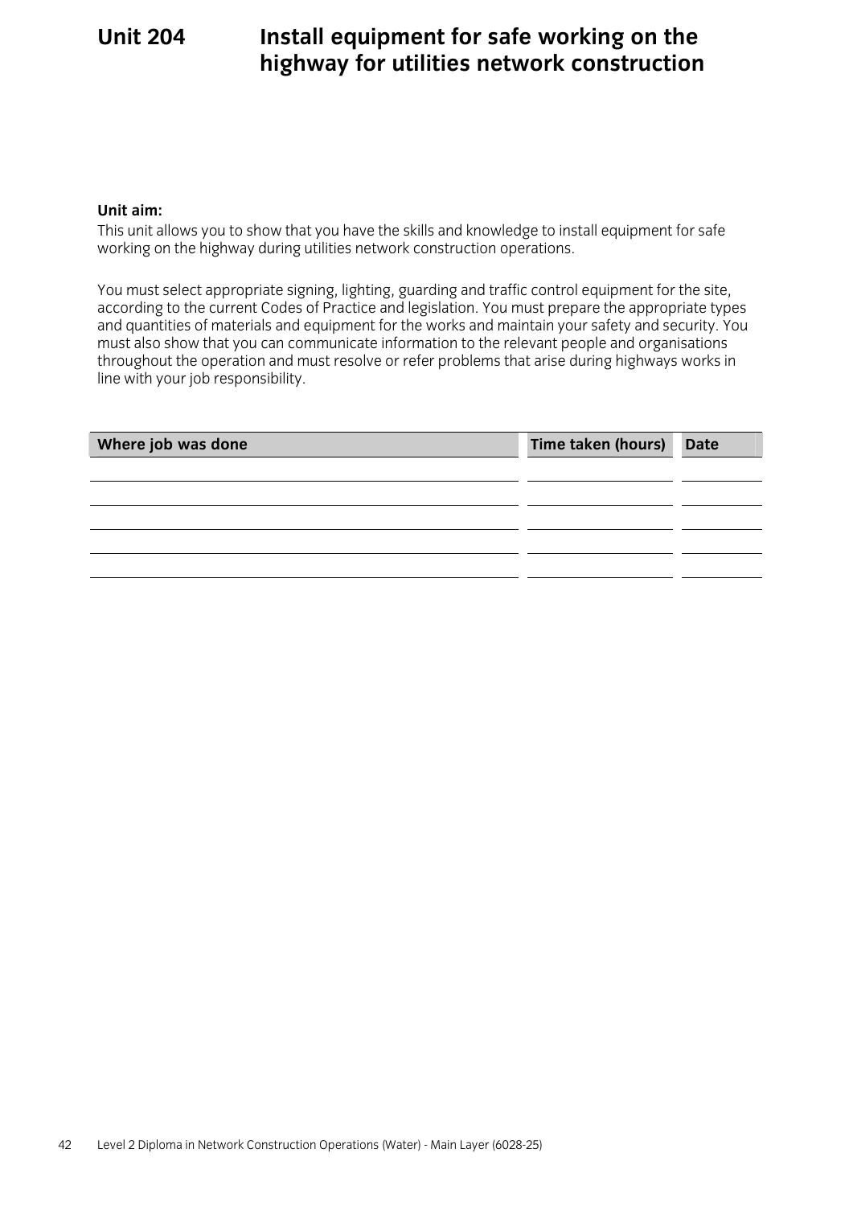# Unit 204 Install equipment for safe working on the highway for utilities network construction

**Unit aim:**

This unit allows you to show that you have the skills and knowledge to install equipment for safe working on the highway during utilities network construction operations.

You must select appropriate signing, lighting, guarding and traffic control equipment for the site, according to the current Codes of Practice and legislation. You must prepare the appropriate types and quantities of materials and equipment for the works and maintain your safety and security. You must also show that you can communicate information to the relevant people and organisations throughout the operation and must resolve or refer problems that arise during highways works in line with your job responsibility.

| Where job was done | Time taken (hours) | Date |
|---|---|---|
| | | |
| | | |
| | | |
| | | |
| | | |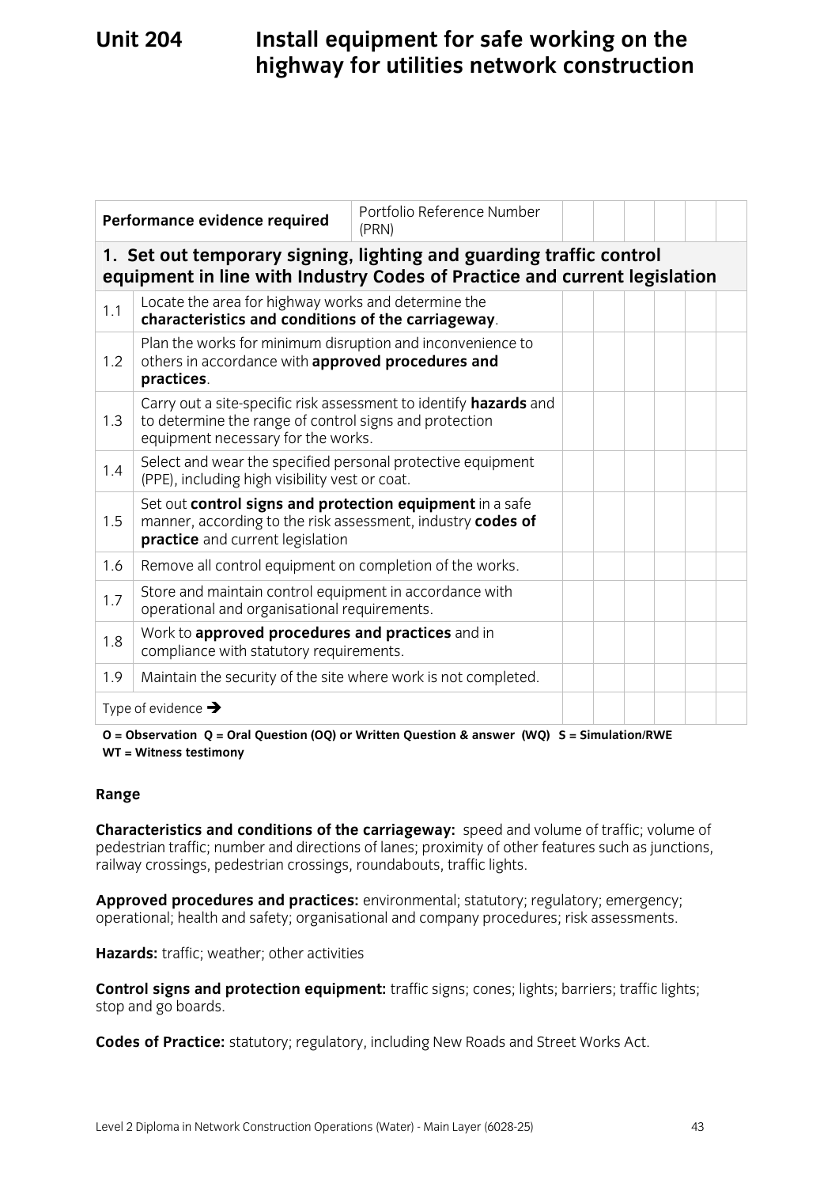# Unit 204 Install equipment for safe working on the highway for utilities network construction

| Performance evidence required | | Portfolio Reference Number (PRN) | | | | | | |
|---|---|---|---|---|---|---|---|---|
| **1. Set out temporary signing, lighting and guarding traffic control equipment in line with Industry Codes of Practice and current legislation** | | | | | | | | |
| 1.1 | Locate the area for highway works and determine the **characteristics and conditions of the carriageway**. | | | | | | | |
| 1.2 | Plan the works for minimum disruption and inconvenience to others in accordance with **approved procedures and practices**. | | | | | | | |
| 1.3 | Carry out a site-specific risk assessment to identify **hazards** and to determine the range of control signs and protection equipment necessary for the works. | | | | | | | |
| 1.4 | Select and wear the specified personal protective equipment (PPE), including high visibility vest or coat. | | | | | | | |
| 1.5 | Set out **control signs and protection equipment** in a safe manner, according to the risk assessment, industry **codes of practice** and current legislation | | | | | | | |
| 1.6 | Remove all control equipment on completion of the works. | | | | | | | |
| 1.7 | Store and maintain control equipment in accordance with operational and organisational requirements. | | | | | | | |
| 1.8 | Work to **approved procedures and practices** and in compliance with statutory requirements. | | | | | | | |
| 1.9 | Maintain the security of the site where work is not completed. | | | | | | | |
| Type of evidence ➔ | | | | | | | | |

**O = Observation Q = Oral Question (OQ) or Written Question & answer (WQ) S = Simulation/RWE WT = Witness testimony**

**Range**

**Characteristics and conditions of the carriageway:** speed and volume of traffic; volume of pedestrian traffic; number and directions of lanes; proximity of other features such as junctions, railway crossings, pedestrian crossings, roundabouts, traffic lights.

**Approved procedures and practices:** environmental; statutory; regulatory; emergency; operational; health and safety; organisational and company procedures; risk assessments.

**Hazards:** traffic; weather; other activities

**Control signs and protection equipment:** traffic signs; cones; lights; barriers; traffic lights; stop and go boards.

**Codes of Practice:** statutory; regulatory, including New Roads and Street Works Act.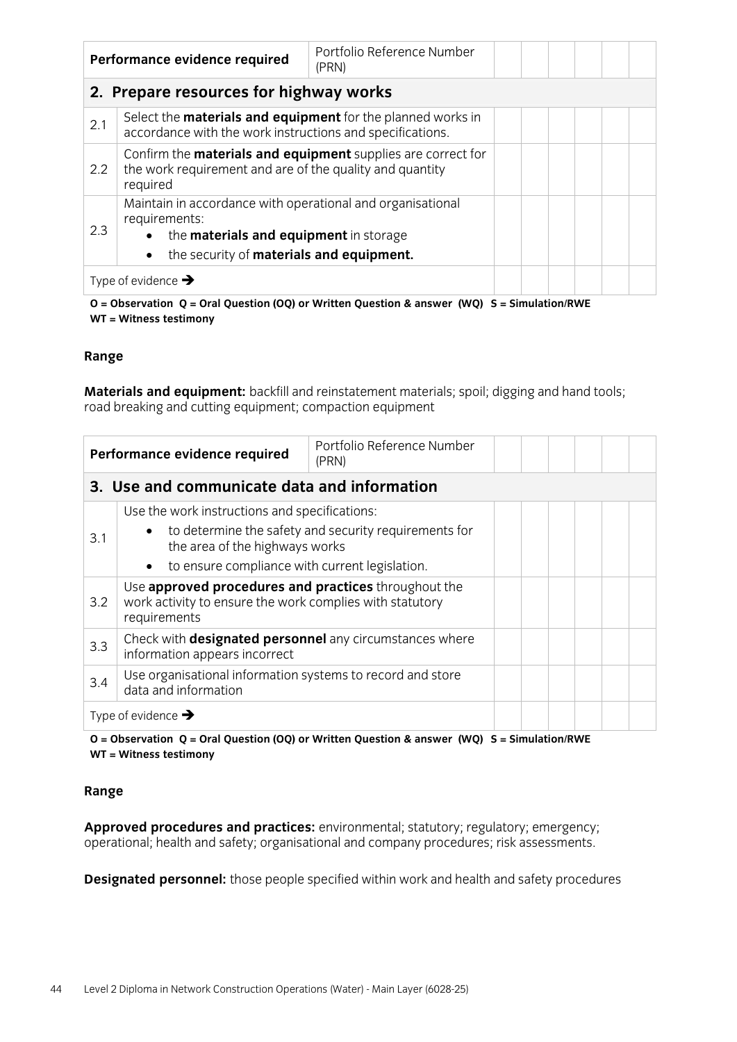| Performance evidence required | | Portfolio Reference Number (PRN) | | | | | | |
|---|---|---|---|---|---|---|---|---|
| **2. Prepare resources for highway works** | | | | | | | | |
| 2.1 | Select the **materials and equipment** for the planned works in accordance with the work instructions and specifications. | | | | | | | |
| 2.2 | Confirm the **materials and equipment** supplies are correct for the work requirement and are of the quality and quantity required | | | | | | | |
| 2.3 | Maintain in accordance with operational and organisational requirements:<br>• the **materials and equipment** in storage<br>• the security of **materials and equipment.** | | | | | | | |
| Type of evidence ➔ | | | | | | | | |

**O = Observation Q = Oral Question (OQ) or Written Question & answer (WQ) S = Simulation/RWE WT = Witness testimony**

**Range**

**Materials and equipment:** backfill and reinstatement materials; spoil; digging and hand tools; road breaking and cutting equipment; compaction equipment

| Performance evidence required | | Portfolio Reference Number (PRN) | | | | | | |
|---|---|---|---|---|---|---|---|---|
| **3. Use and communicate data and information** | | | | | | | | |
| 3.1 | Use the work instructions and specifications:<br>• to determine the safety and security requirements for the area of the highways works<br>• to ensure compliance with current legislation. | | | | | | | |
| 3.2 | Use **approved procedures and practices** throughout the work activity to ensure the work complies with statutory requirements | | | | | | | |
| 3.3 | Check with **designated personnel** any circumstances where information appears incorrect | | | | | | | |
| 3.4 | Use organisational information systems to record and store data and information | | | | | | | |
| Type of evidence ➔ | | | | | | | | |

**O = Observation Q = Oral Question (OQ) or Written Question & answer (WQ) S = Simulation/RWE WT = Witness testimony**

**Range**

**Approved procedures and practices:** environmental; statutory; regulatory; emergency; operational; health and safety; organisational and company procedures; risk assessments.

**Designated personnel:** those people specified within work and health and safety procedures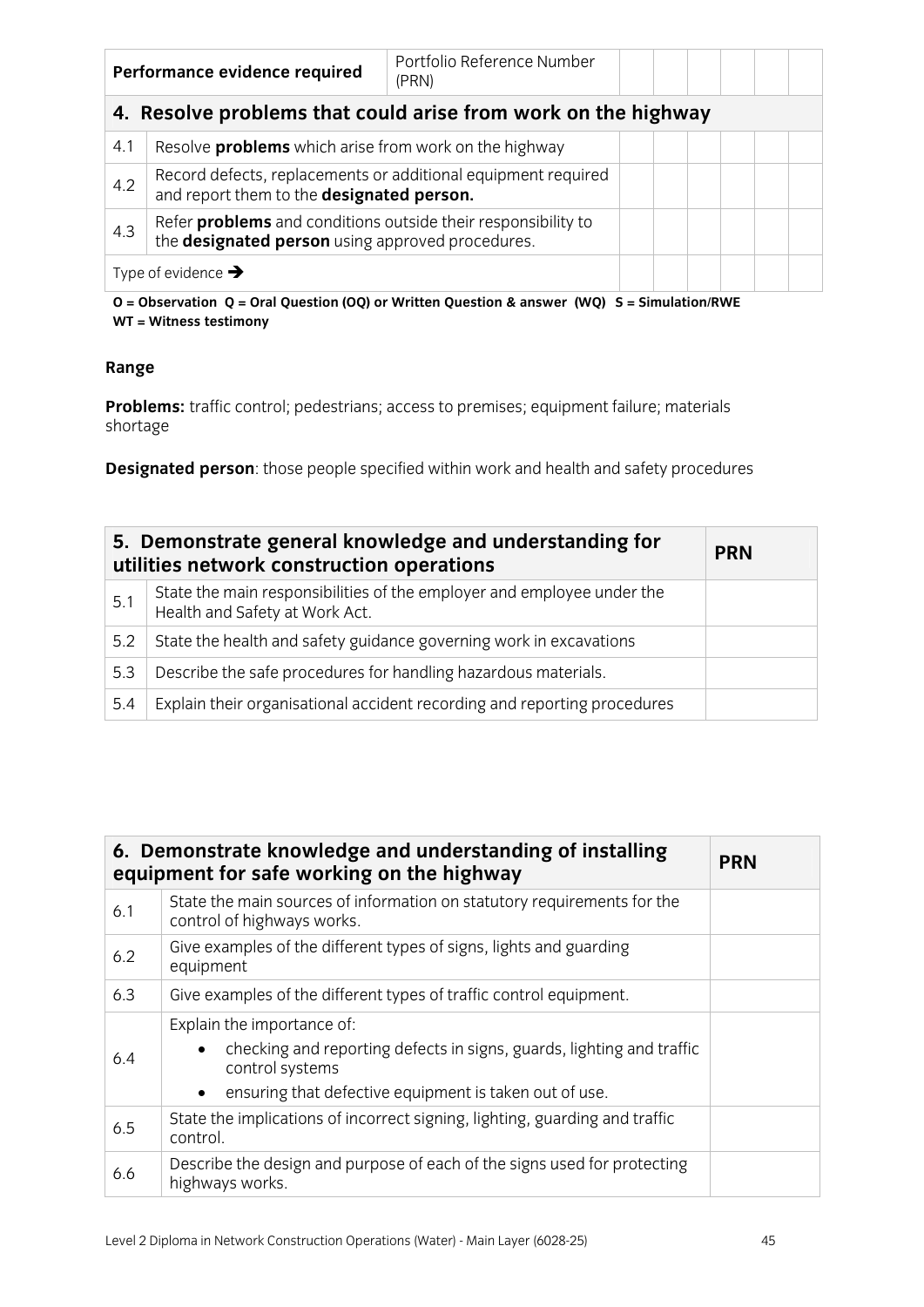| Performance evidence required | | Portfolio Reference Number (PRN) | | | | | | |
|---|---|---|---|---|---|---|---|---|
| **4. Resolve problems that could arise from work on the highway** | | | | | | | | |
| 4.1 | Resolve **problems** which arise from work on the highway | | | | | | | |
| 4.2 | Record defects, replacements or additional equipment required and report them to the **designated person.** | | | | | | | |
| 4.3 | Refer **problems** and conditions outside their responsibility to the **designated person** using approved procedures. | | | | | | | |
| Type of evidence ➔ | | | | | | | | |

**O = Observation Q = Oral Question (OQ) or Written Question & answer (WQ) S = Simulation/RWE WT = Witness testimony**

**Range**

**Problems:** traffic control; pedestrians; access to premises; equipment failure; materials shortage

**Designated person**: those people specified within work and health and safety procedures

| 5. Demonstrate general knowledge and understanding for utilities network construction operations | | PRN |
|---|---|---|
| 5.1 | State the main responsibilities of the employer and employee under the Health and Safety at Work Act. | |
| 5.2 | State the health and safety guidance governing work in excavations | |
| 5.3 | Describe the safe procedures for handling hazardous materials. | |
| 5.4 | Explain their organisational accident recording and reporting procedures | |

| 6. Demonstrate knowledge and understanding of installing equipment for safe working on the highway | | PRN |
|---|---|---|
| 6.1 | State the main sources of information on statutory requirements for the control of highways works. | |
| 6.2 | Give examples of the different types of signs, lights and guarding equipment | |
| 6.3 | Give examples of the different types of traffic control equipment. | |
| 6.4 | Explain the importance of:<br>• checking and reporting defects in signs, guards, lighting and traffic control systems<br>• ensuring that defective equipment is taken out of use. | |
| 6.5 | State the implications of incorrect signing, lighting, guarding and traffic control. | |
| 6.6 | Describe the design and purpose of each of the signs used for protecting highways works. | |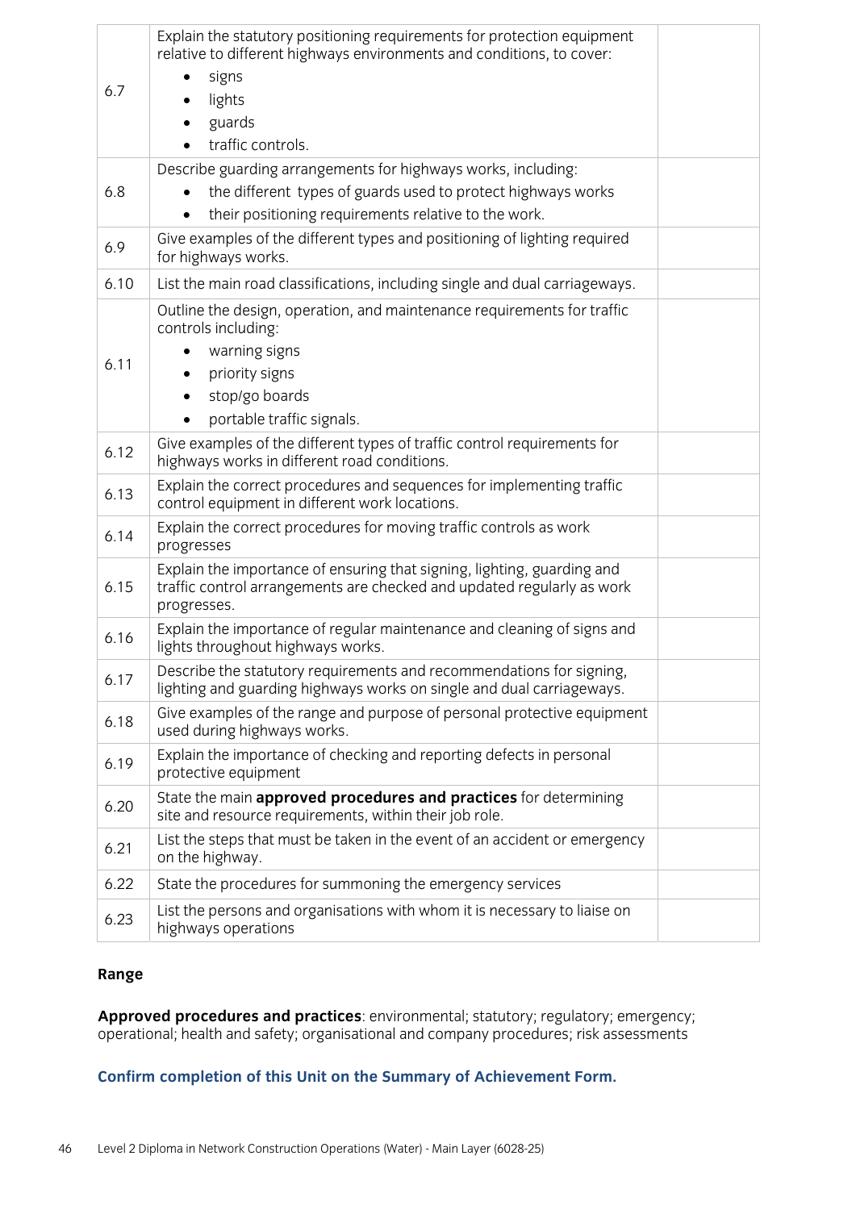| | | |
|---|---|---|
| 6.7 | Explain the statutory positioning requirements for protection equipment relative to different highways environments and conditions, to cover: <br>• signs <br>• lights <br>• guards <br>• traffic controls. | |
| 6.8 | Describe guarding arrangements for highways works, including: <br>• the different types of guards used to protect highways works <br>• their positioning requirements relative to the work. | |
| 6.9 | Give examples of the different types and positioning of lighting required for highways works. | |
| 6.10 | List the main road classifications, including single and dual carriageways. | |
| 6.11 | Outline the design, operation, and maintenance requirements for traffic controls including: <br>• warning signs <br>• priority signs <br>• stop/go boards <br>• portable traffic signals. | |
| 6.12 | Give examples of the different types of traffic control requirements for highways works in different road conditions. | |
| 6.13 | Explain the correct procedures and sequences for implementing traffic control equipment in different work locations. | |
| 6.14 | Explain the correct procedures for moving traffic controls as work progresses | |
| 6.15 | Explain the importance of ensuring that signing, lighting, guarding and traffic control arrangements are checked and updated regularly as work progresses. | |
| 6.16 | Explain the importance of regular maintenance and cleaning of signs and lights throughout highways works. | |
| 6.17 | Describe the statutory requirements and recommendations for signing, lighting and guarding highways works on single and dual carriageways. | |
| 6.18 | Give examples of the range and purpose of personal protective equipment used during highways works. | |
| 6.19 | Explain the importance of checking and reporting defects in personal protective equipment | |
| 6.20 | State the main **approved procedures and practices** for determining site and resource requirements, within their job role. | |
| 6.21 | List the steps that must be taken in the event of an accident or emergency on the highway. | |
| 6.22 | State the procedures for summoning the emergency services | |
| 6.23 | List the persons and organisations with whom it is necessary to liaise on highways operations | |

**Range**

**Approved procedures and practices**: environmental; statutory; regulatory; emergency; operational; health and safety; organisational and company procedures; risk assessments

**Confirm completion of this Unit on the Summary of Achievement Form.**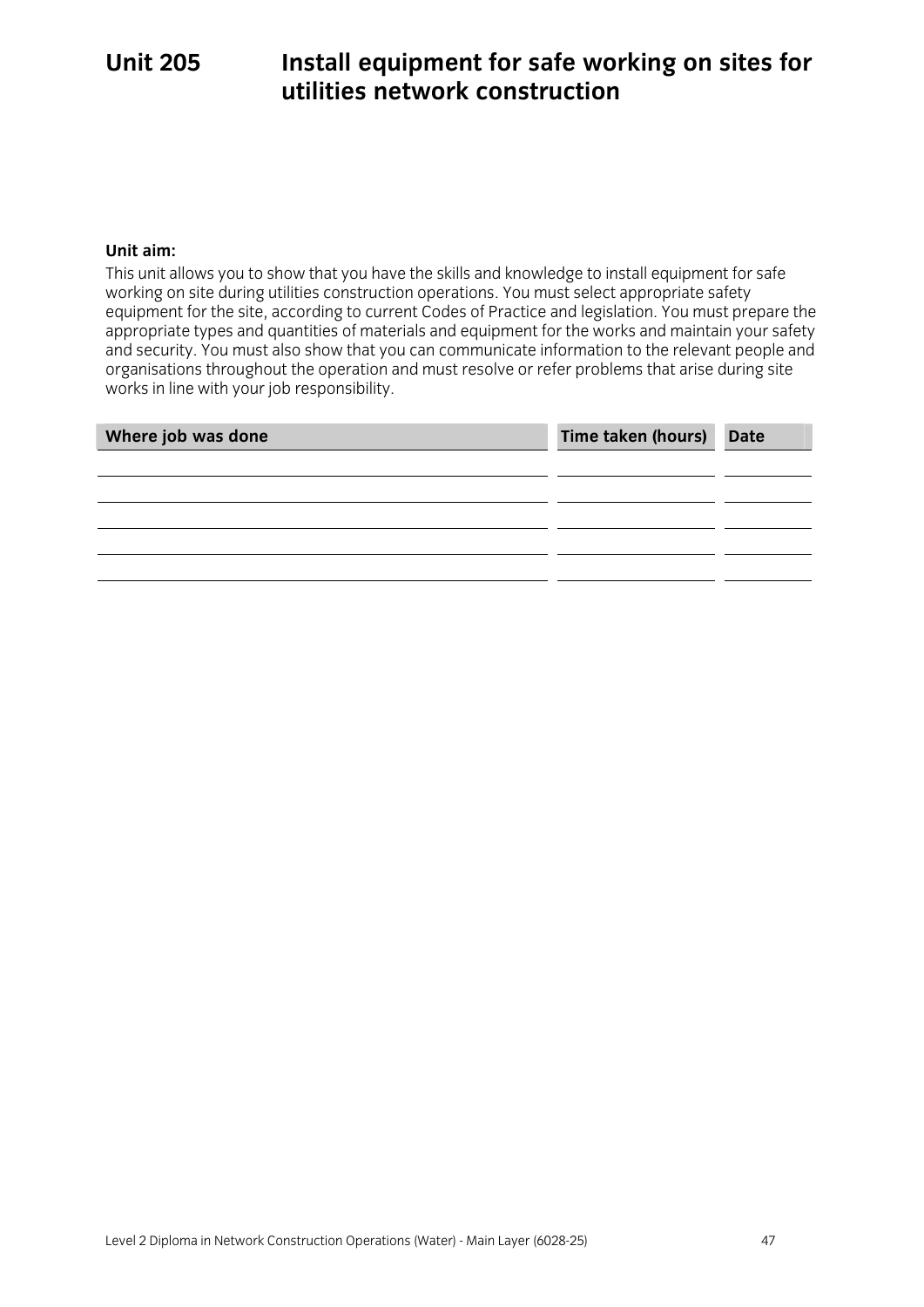# Unit 205 Install equipment for safe working on sites for utilities network construction

**Unit aim:**

This unit allows you to show that you have the skills and knowledge to install equipment for safe working on site during utilities construction operations. You must select appropriate safety equipment for the site, according to current Codes of Practice and legislation. You must prepare the appropriate types and quantities of materials and equipment for the works and maintain your safety and security. You must also show that you can communicate information to the relevant people and organisations throughout the operation and must resolve or refer problems that arise during site works in line with your job responsibility.

| Where job was done | Time taken (hours) | Date |
|---|---|---|
| | | |
| | | |
| | | |
| | | |
| | | |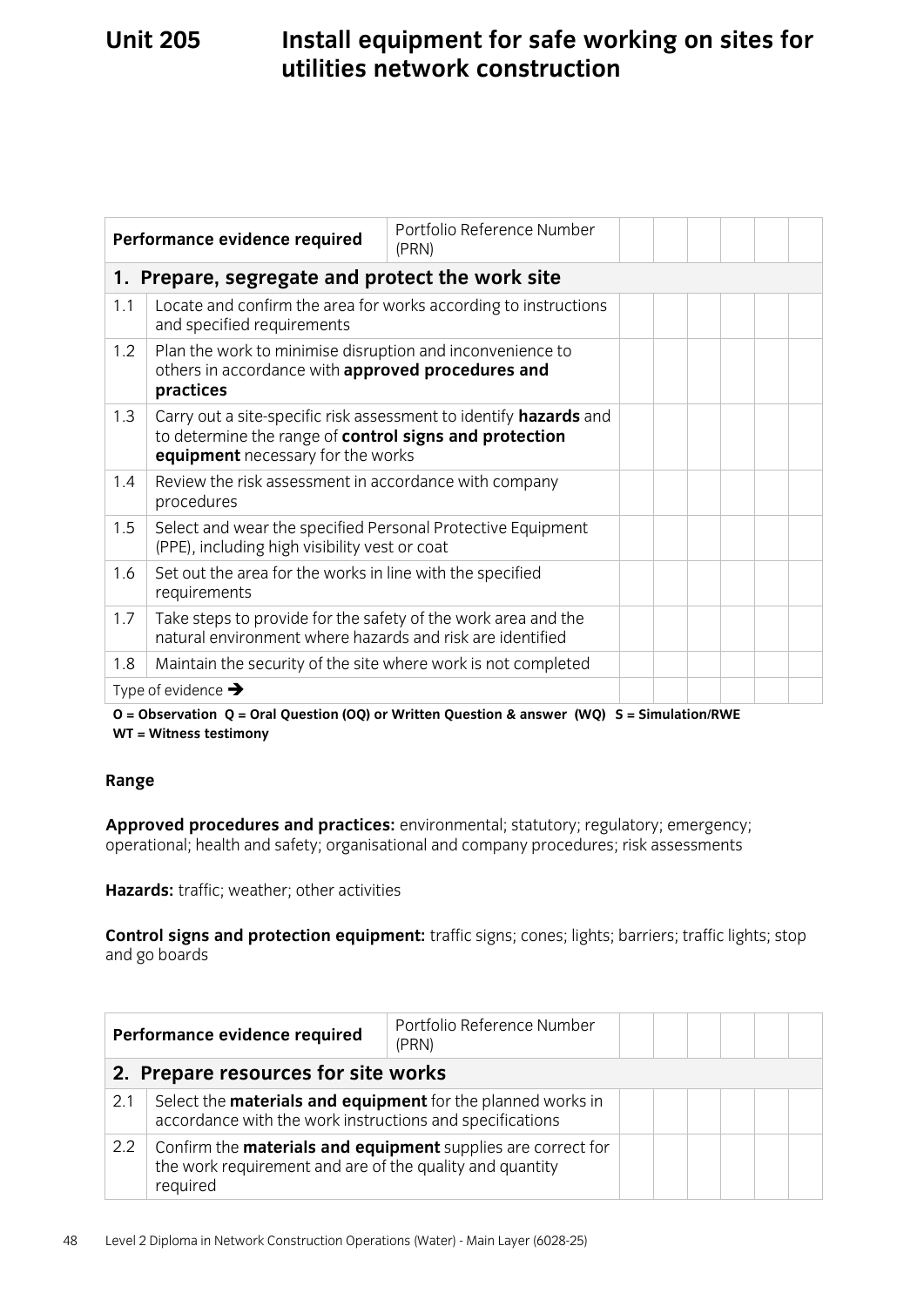# Unit 205 Install equipment for safe working on sites for utilities network construction

| **Performance evidence required** | | Portfolio Reference Number (PRN) | | | | | | |
|---|---|---|---|---|---|---|---|---|
| **1. Prepare, segregate and protect the work site** | | | | | | | | |
| 1.1 | Locate and confirm the area for works according to instructions and specified requirements | | | | | | | |
| 1.2 | Plan the work to minimise disruption and inconvenience to others in accordance with **approved procedures and practices** | | | | | | | |
| 1.3 | Carry out a site-specific risk assessment to identify **hazards** and to determine the range of **control signs and protection equipment** necessary for the works | | | | | | | |
| 1.4 | Review the risk assessment in accordance with company procedures | | | | | | | |
| 1.5 | Select and wear the specified Personal Protective Equipment (PPE), including high visibility vest or coat | | | | | | | |
| 1.6 | Set out the area for the works in line with the specified requirements | | | | | | | |
| 1.7 | Take steps to provide for the safety of the work area and the natural environment where hazards and risk are identified | | | | | | | |
| 1.8 | Maintain the security of the site where work is not completed | | | | | | | |
| Type of evidence ➔ | | | | | | | | |

**O = Observation Q = Oral Question (OQ) or Written Question & answer (WQ) S = Simulation/RWE WT = Witness testimony**

**Range**

**Approved procedures and practices:** environmental; statutory; regulatory; emergency; operational; health and safety; organisational and company procedures; risk assessments

**Hazards:** traffic; weather; other activities

**Control signs and protection equipment:** traffic signs; cones; lights; barriers; traffic lights; stop and go boards

| **Performance evidence required** | | Portfolio Reference Number (PRN) | | | | | | |
|---|---|---|---|---|---|---|---|---|
| **2. Prepare resources for site works** | | | | | | | | |
| 2.1 | Select the **materials and equipment** for the planned works in accordance with the work instructions and specifications | | | | | | | |
| 2.2 | Confirm the **materials and equipment** supplies are correct for the work requirement and are of the quality and quantity required | | | | | | | |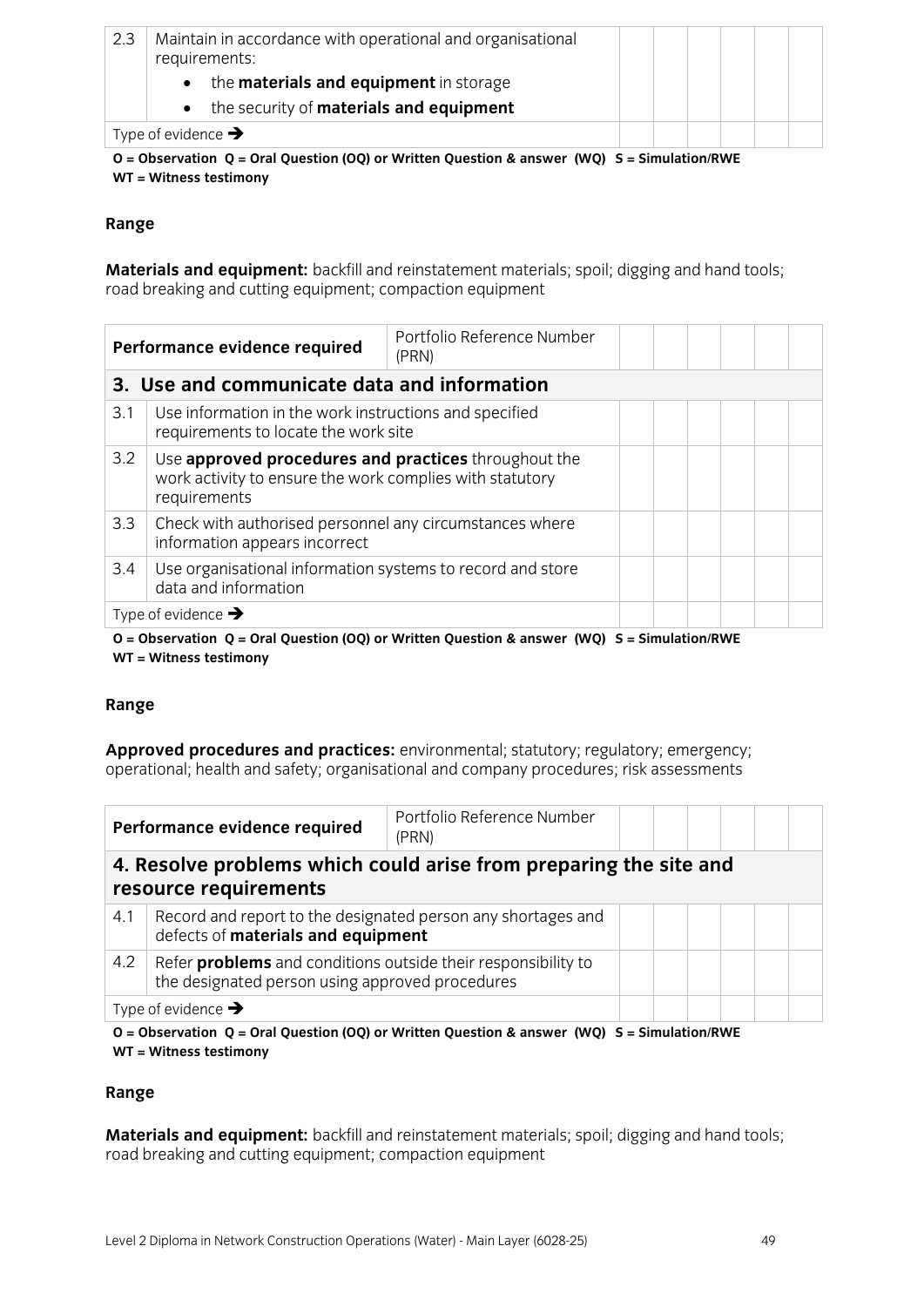| 2.3 | Maintain in accordance with operational and organisational requirements:<br>• the **materials and equipment** in storage<br>• the security of **materials and equipment** | | | | | | |
|---|---|---|---|---|---|---|---|
| Type of evidence ➔ | | | | | | | |

**O = Observation Q = Oral Question (OQ) or Written Question & answer (WQ) S = Simulation/RWE WT = Witness testimony**

**Range**

**Materials and equipment:** backfill and reinstatement materials; spoil; digging and hand tools; road breaking and cutting equipment; compaction equipment

| Performance evidence required | | Portfolio Reference Number (PRN) | | | | | |
|---|---|---|---|---|---|---|---|
| **3. Use and communicate data and information** | | | | | | | |
| 3.1 | Use information in the work instructions and specified requirements to locate the work site | | | | | | |
| 3.2 | Use **approved procedures and practices** throughout the work activity to ensure the work complies with statutory requirements | | | | | | |
| 3.3 | Check with authorised personnel any circumstances where information appears incorrect | | | | | | |
| 3.4 | Use organisational information systems to record and store data and information | | | | | | |
| Type of evidence ➔ | | | | | | | |

**O = Observation Q = Oral Question (OQ) or Written Question & answer (WQ) S = Simulation/RWE WT = Witness testimony**

**Range**

**Approved procedures and practices:** environmental; statutory; regulatory; emergency; operational; health and safety; organisational and company procedures; risk assessments

| Performance evidence required | | Portfolio Reference Number (PRN) | | | | | |
|---|---|---|---|---|---|---|---|
| **4. Resolve problems which could arise from preparing the site and resource requirements** | | | | | | | |
| 4.1 | Record and report to the designated person any shortages and defects of **materials and equipment** | | | | | | |
| 4.2 | Refer **problems** and conditions outside their responsibility to the designated person using approved procedures | | | | | | |
| Type of evidence ➔ | | | | | | | |

**O = Observation Q = Oral Question (OQ) or Written Question & answer (WQ) S = Simulation/RWE WT = Witness testimony**

**Range**

**Materials and equipment:** backfill and reinstatement materials; spoil; digging and hand tools; road breaking and cutting equipment; compaction equipment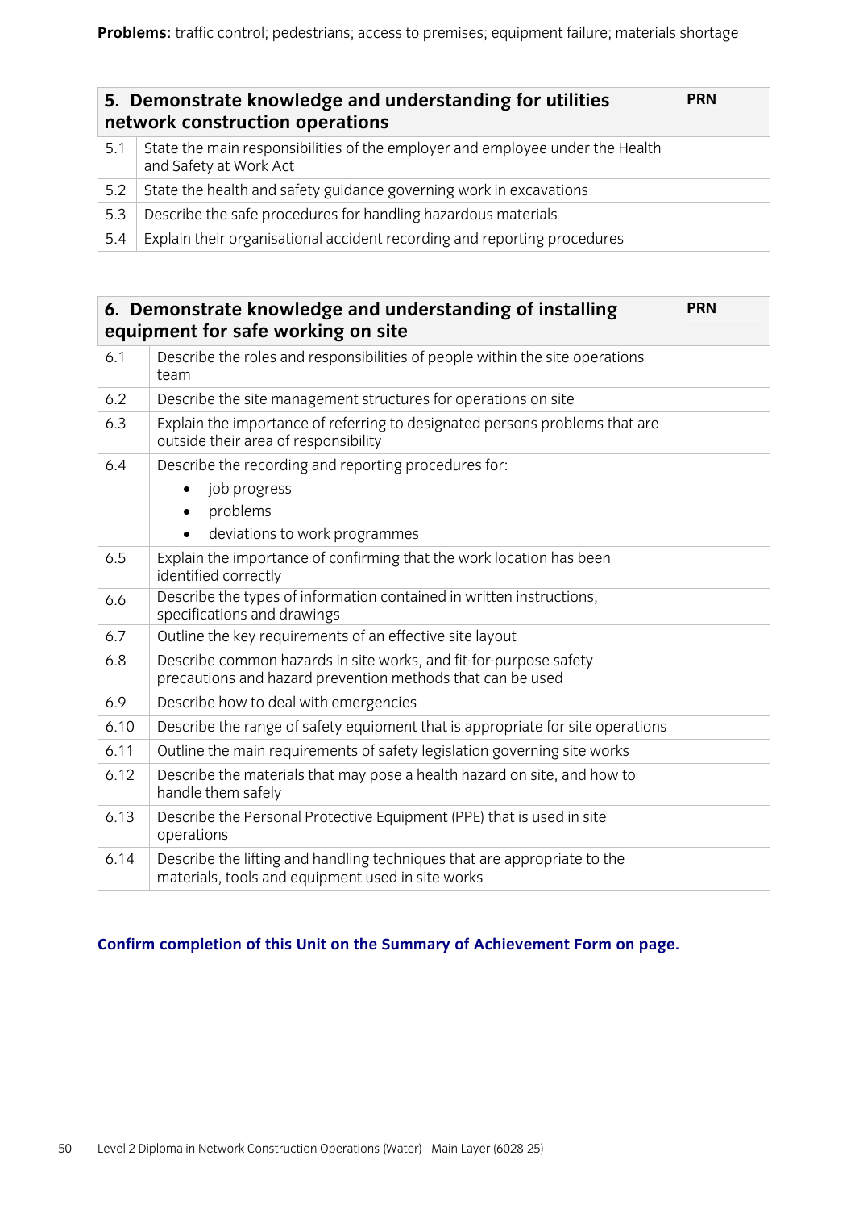**Problems:** traffic control; pedestrians; access to premises; equipment failure; materials shortage

| **5. Demonstrate knowledge and understanding for utilities network construction operations** | | **PRN** |
|---|---|---|
| 5.1 | State the main responsibilities of the employer and employee under the Health and Safety at Work Act | |
| 5.2 | State the health and safety guidance governing work in excavations | |
| 5.3 | Describe the safe procedures for handling hazardous materials | |
| 5.4 | Explain their organisational accident recording and reporting procedures | |

| **6. Demonstrate knowledge and understanding of installing equipment for safe working on site** | | **PRN** |
|---|---|---|
| 6.1 | Describe the roles and responsibilities of people within the site operations team | |
| 6.2 | Describe the site management structures for operations on site | |
| 6.3 | Explain the importance of referring to designated persons problems that are outside their area of responsibility | |
| 6.4 | Describe the recording and reporting procedures for:<br>• job progress<br>• problems<br>• deviations to work programmes | |
| 6.5 | Explain the importance of confirming that the work location has been identified correctly | |
| 6.6 | Describe the types of information contained in written instructions, specifications and drawings | |
| 6.7 | Outline the key requirements of an effective site layout | |
| 6.8 | Describe common hazards in site works, and fit-for-purpose safety precautions and hazard prevention methods that can be used | |
| 6.9 | Describe how to deal with emergencies | |
| 6.10 | Describe the range of safety equipment that is appropriate for site operations | |
| 6.11 | Outline the main requirements of safety legislation governing site works | |
| 6.12 | Describe the materials that may pose a health hazard on site, and how to handle them safely | |
| 6.13 | Describe the Personal Protective Equipment (PPE) that is used in site operations | |
| 6.14 | Describe the lifting and handling techniques that are appropriate to the materials, tools and equipment used in site works | |

**Confirm completion of this Unit on the Summary of Achievement Form on page.**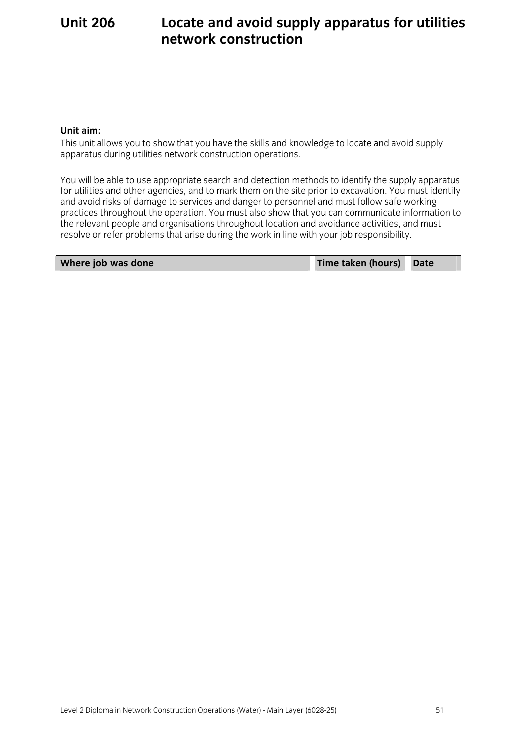# Unit 206 Locate and avoid supply apparatus for utilities network construction

**Unit aim:**

This unit allows you to show that you have the skills and knowledge to locate and avoid supply apparatus during utilities network construction operations.

You will be able to use appropriate search and detection methods to identify the supply apparatus for utilities and other agencies, and to mark them on the site prior to excavation. You must identify and avoid risks of damage to services and danger to personnel and must follow safe working practices throughout the operation. You must also show that you can communicate information to the relevant people and organisations throughout location and avoidance activities, and must resolve or refer problems that arise during the work in line with your job responsibility.

| Where job was done | Time taken (hours) | Date |
|---|---|---|
| | | |
| | | |
| | | |
| | | |
| | | |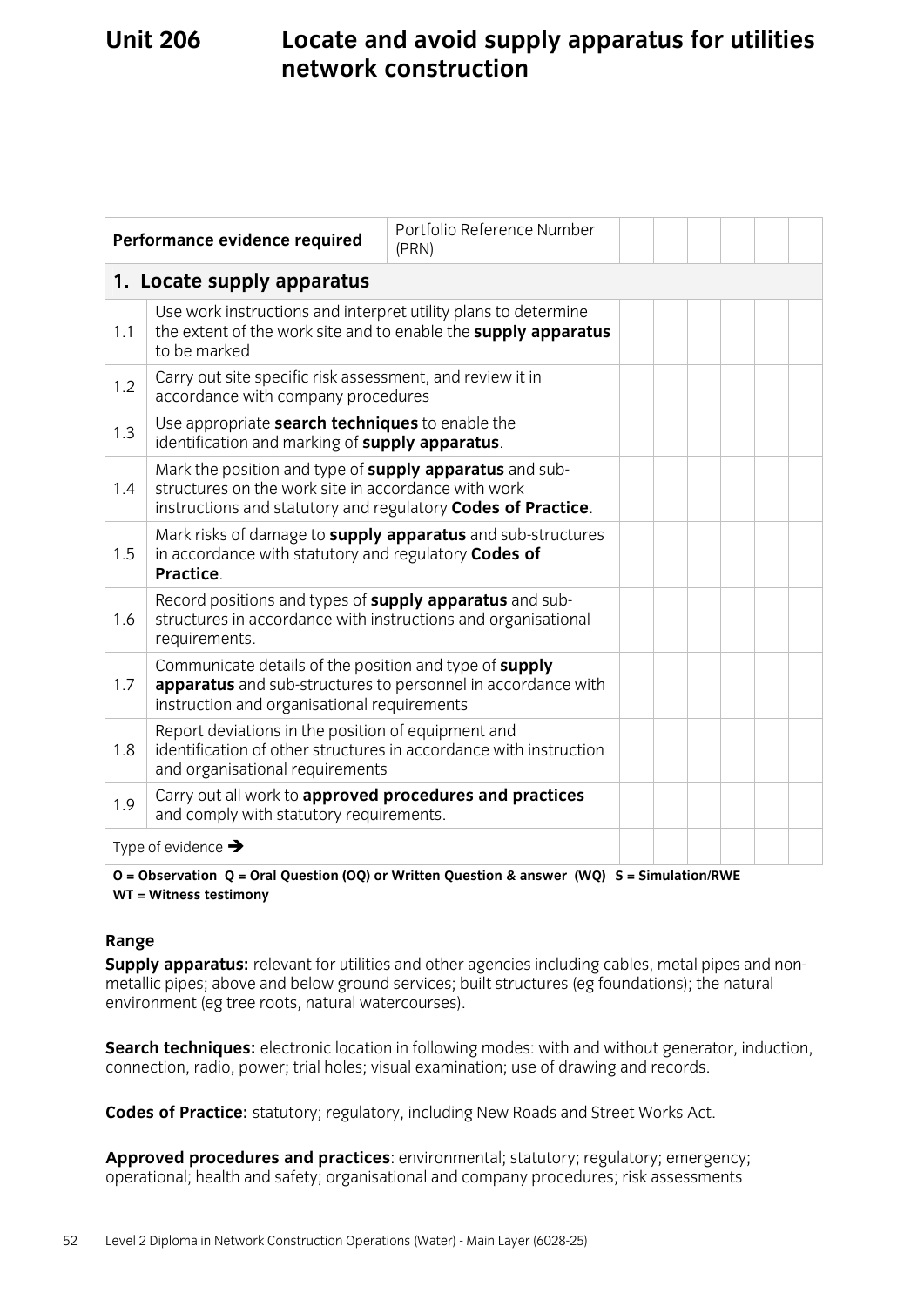# Unit 206 Locate and avoid supply apparatus for utilities network construction

| Performance evidence required | | Portfolio Reference Number (PRN) | | | | | | |
|---|---|---|---|---|---|---|---|---|
| **1. Locate supply apparatus** | | | | | | | | |
| 1.1 | Use work instructions and interpret utility plans to determine the extent of the work site and to enable the **supply apparatus** to be marked | | | | | | | |
| 1.2 | Carry out site specific risk assessment, and review it in accordance with company procedures | | | | | | | |
| 1.3 | Use appropriate **search techniques** to enable the identification and marking of **supply apparatus**. | | | | | | | |
| 1.4 | Mark the position and type of **supply apparatus** and sub-structures on the work site in accordance with work instructions and statutory and regulatory **Codes of Practice**. | | | | | | | |
| 1.5 | Mark risks of damage to **supply apparatus** and sub-structures in accordance with statutory and regulatory **Codes of Practice**. | | | | | | | |
| 1.6 | Record positions and types of **supply apparatus** and sub-structures in accordance with instructions and organisational requirements. | | | | | | | |
| 1.7 | Communicate details of the position and type of **supply apparatus** and sub-structures to personnel in accordance with instruction and organisational requirements | | | | | | | |
| 1.8 | Report deviations in the position of equipment and identification of other structures in accordance with instruction and organisational requirements | | | | | | | |
| 1.9 | Carry out all work to **approved procedures and practices** and comply with statutory requirements. | | | | | | | |
| Type of evidence ➔ | | | | | | | | |

**O = Observation Q = Oral Question (OQ) or Written Question & answer (WQ) S = Simulation/RWE WT = Witness testimony**

## Range

**Supply apparatus:** relevant for utilities and other agencies including cables, metal pipes and non-metallic pipes; above and below ground services; built structures (eg foundations); the natural environment (eg tree roots, natural watercourses).

**Search techniques:** electronic location in following modes: with and without generator, induction, connection, radio, power; trial holes; visual examination; use of drawing and records.

**Codes of Practice:** statutory; regulatory, including New Roads and Street Works Act.

**Approved procedures and practices**: environmental; statutory; regulatory; emergency; operational; health and safety; organisational and company procedures; risk assessments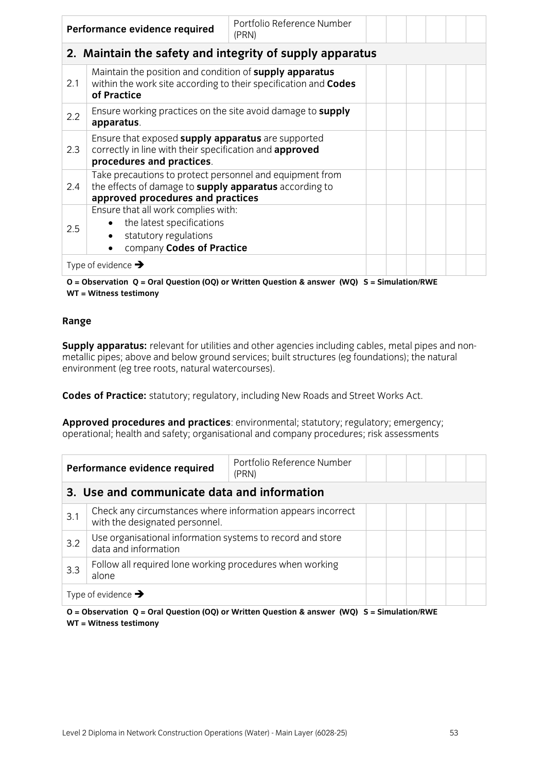| Performance evidence required | | Portfolio Reference Number (PRN) | | | | | | |
|---|---|---|---|---|---|---|---|---|
| **2. Maintain the safety and integrity of supply apparatus** | | | | | | | | |
| 2.1 | Maintain the position and condition of **supply apparatus** within the work site according to their specification and **Codes of Practice** | | | | | | | |
| 2.2 | Ensure working practices on the site avoid damage to **supply apparatus**. | | | | | | | |
| 2.3 | Ensure that exposed **supply apparatus** are supported correctly in line with their specification and **approved procedures and practices**. | | | | | | | |
| 2.4 | Take precautions to protect personnel and equipment from the effects of damage to **supply apparatus** according to **approved procedures and practices** | | | | | | | |
| 2.5 | Ensure that all work complies with:<br>• the latest specifications<br>• statutory regulations<br>• company **Codes of Practice** | | | | | | | |
| Type of evidence → | | | | | | | | |

**O = Observation Q = Oral Question (OQ) or Written Question & answer (WQ) S = Simulation/RWE WT = Witness testimony**

**Range**

**Supply apparatus:** relevant for utilities and other agencies including cables, metal pipes and non-metallic pipes; above and below ground services; built structures (eg foundations); the natural environment (eg tree roots, natural watercourses).

**Codes of Practice:** statutory; regulatory, including New Roads and Street Works Act.

**Approved procedures and practices**: environmental; statutory; regulatory; emergency; operational; health and safety; organisational and company procedures; risk assessments

| Performance evidence required | | Portfolio Reference Number (PRN) | | | | | | |
|---|---|---|---|---|---|---|---|---|
| **3. Use and communicate data and information** | | | | | | | | |
| 3.1 | Check any circumstances where information appears incorrect with the designated personnel. | | | | | | | |
| 3.2 | Use organisational information systems to record and store data and information | | | | | | | |
| 3.3 | Follow all required lone working procedures when working alone | | | | | | | |
| Type of evidence → | | | | | | | | |

**O = Observation Q = Oral Question (OQ) or Written Question & answer (WQ) S = Simulation/RWE WT = Witness testimony**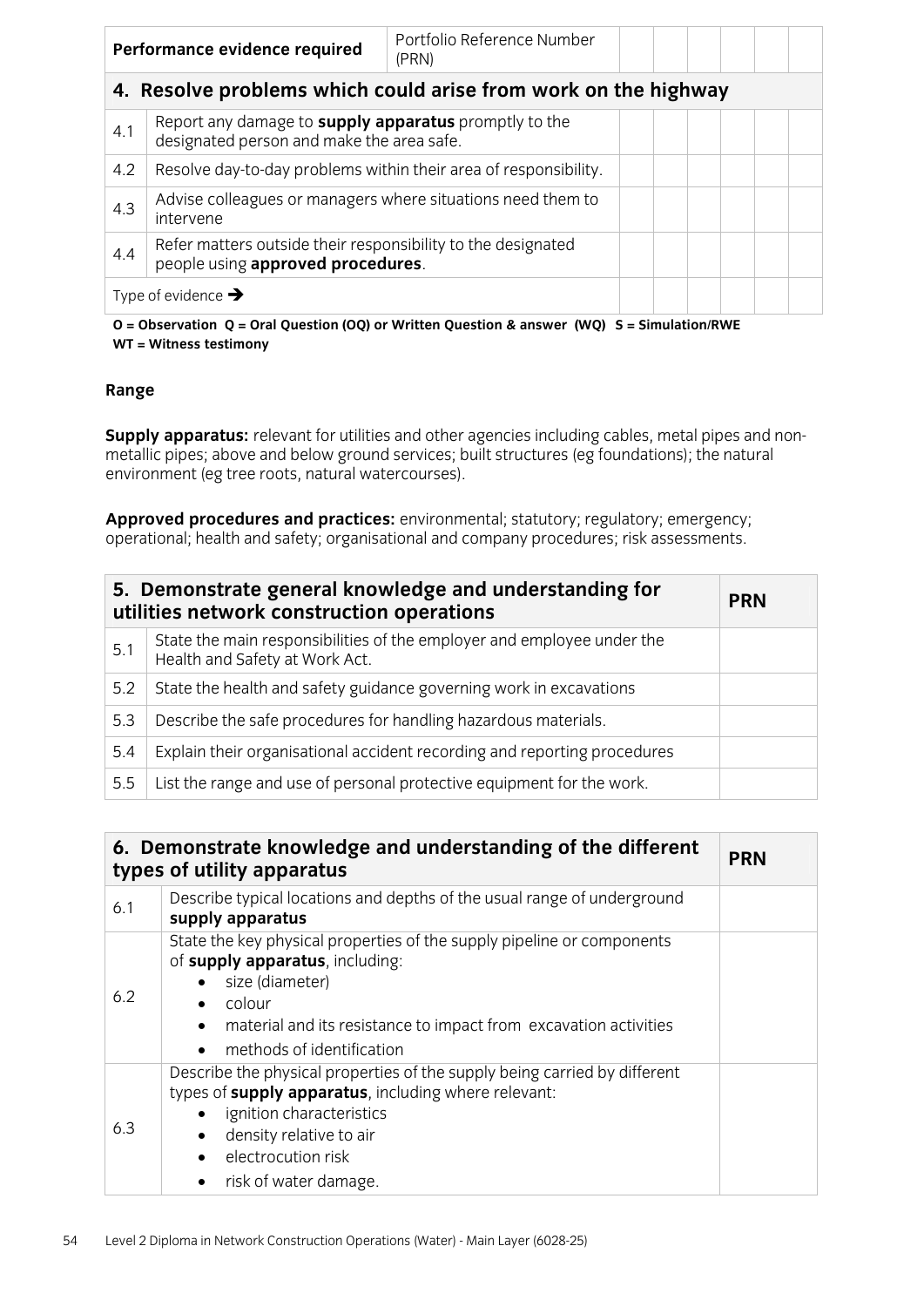| Performance evidence required | | Portfolio Reference Number (PRN) | | | | | | |
|---|---|---|---|---|---|---|---|---|
| **4. Resolve problems which could arise from work on the highway** | | | | | | | | |
| 4.1 | Report any damage to **supply apparatus** promptly to the designated person and make the area safe. | | | | | | | |
| 4.2 | Resolve day-to-day problems within their area of responsibility. | | | | | | | |
| 4.3 | Advise colleagues or managers where situations need them to intervene | | | | | | | |
| 4.4 | Refer matters outside their responsibility to the designated people using **approved procedures**. | | | | | | | |
| Type of evidence ➔ | | | | | | | | |

**O = Observation Q = Oral Question (OQ) or Written Question & answer (WQ) S = Simulation/RWE WT = Witness testimony**

**Range**

**Supply apparatus:** relevant for utilities and other agencies including cables, metal pipes and non-metallic pipes; above and below ground services; built structures (eg foundations); the natural environment (eg tree roots, natural watercourses).

**Approved procedures and practices:** environmental; statutory; regulatory; emergency; operational; health and safety; organisational and company procedures; risk assessments.

| **5. Demonstrate general knowledge and understanding for utilities network construction operations** | | **PRN** |
|---|---|---|
| 5.1 | State the main responsibilities of the employer and employee under the Health and Safety at Work Act. | |
| 5.2 | State the health and safety guidance governing work in excavations | |
| 5.3 | Describe the safe procedures for handling hazardous materials. | |
| 5.4 | Explain their organisational accident recording and reporting procedures | |
| 5.5 | List the range and use of personal protective equipment for the work. | |

| **6. Demonstrate knowledge and understanding of the different types of utility apparatus** | | **PRN** |
|---|---|---|
| 6.1 | Describe typical locations and depths of the usual range of underground **supply apparatus** | |
| 6.2 | State the key physical properties of the supply pipeline or components of **supply apparatus**, including:<br>• size (diameter)<br>• colour<br>• material and its resistance to impact from excavation activities<br>• methods of identification | |
| 6.3 | Describe the physical properties of the supply being carried by different types of **supply apparatus**, including where relevant:<br>• ignition characteristics<br>• density relative to air<br>• electrocution risk<br>• risk of water damage. | |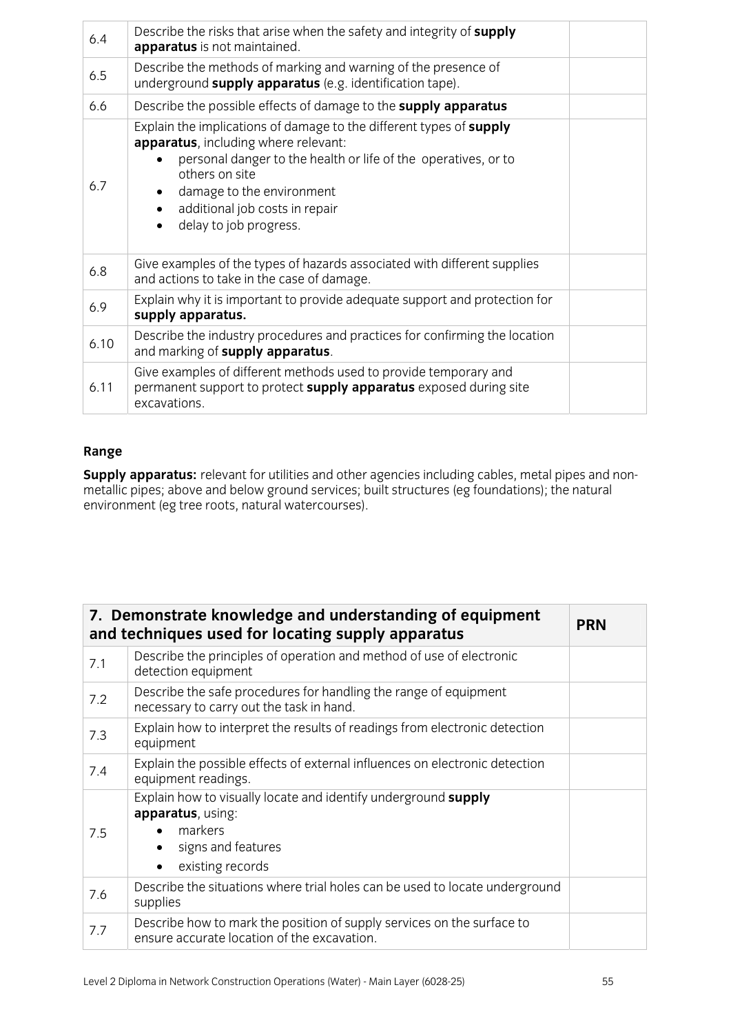| | | |
|---|---|---|
| 6.4 | Describe the risks that arise when the safety and integrity of **supply apparatus** is not maintained. | |
| 6.5 | Describe the methods of marking and warning of the presence of underground **supply apparatus** (e.g. identification tape). | |
| 6.6 | Describe the possible effects of damage to the **supply apparatus** | |
| 6.7 | Explain the implications of damage to the different types of **supply apparatus**, including where relevant:<br>• personal danger to the health or life of the operatives, or to others on site<br>• damage to the environment<br>• additional job costs in repair<br>• delay to job progress. | |
| 6.8 | Give examples of the types of hazards associated with different supplies and actions to take in the case of damage. | |
| 6.9 | Explain why it is important to provide adequate support and protection for **supply apparatus.** | |
| 6.10 | Describe the industry procedures and practices for confirming the location and marking of **supply apparatus**. | |
| 6.11 | Give examples of different methods used to provide temporary and permanent support to protect **supply apparatus** exposed during site excavations. | |

**Range**

**Supply apparatus:** relevant for utilities and other agencies including cables, metal pipes and non-metallic pipes; above and below ground services; built structures (eg foundations); the natural environment (eg tree roots, natural watercourses).

| **7. Demonstrate knowledge and understanding of equipment and techniques used for locating supply apparatus** | | **PRN** |
|---|---|---|
| 7.1 | Describe the principles of operation and method of use of electronic detection equipment | |
| 7.2 | Describe the safe procedures for handling the range of equipment necessary to carry out the task in hand. | |
| 7.3 | Explain how to interpret the results of readings from electronic detection equipment | |
| 7.4 | Explain the possible effects of external influences on electronic detection equipment readings. | |
| 7.5 | Explain how to visually locate and identify underground **supply apparatus**, using:<br>• markers<br>• signs and features<br>• existing records | |
| 7.6 | Describe the situations where trial holes can be used to locate underground supplies | |
| 7.7 | Describe how to mark the position of supply services on the surface to ensure accurate location of the excavation. | |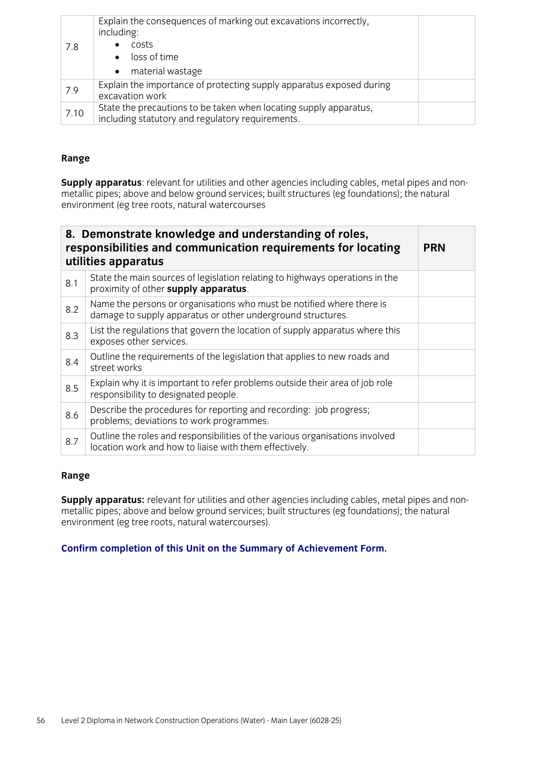| | | |
|---|---|---|
| 7.8 | Explain the consequences of marking out excavations incorrectly, including:<br>• costs<br>• loss of time<br>• material wastage | |
| 7.9 | Explain the importance of protecting supply apparatus exposed during excavation work | |
| 7.10 | State the precautions to be taken when locating supply apparatus, including statutory and regulatory requirements. | |

**Range**

**Supply apparatus**: relevant for utilities and other agencies including cables, metal pipes and non-metallic pipes; above and below ground services; built structures (eg foundations); the natural environment (eg tree roots, natural watercourses

| 8. Demonstrate knowledge and understanding of roles, responsibilities and communication requirements for locating utilities apparatus | | PRN |
|---|---|---|
| 8.1 | State the main sources of legislation relating to highways operations in the proximity of other **supply apparatus**. | |
| 8.2 | Name the persons or organisations who must be notified where there is damage to supply apparatus or other underground structures. | |
| 8.3 | List the regulations that govern the location of supply apparatus where this exposes other services. | |
| 8.4 | Outline the requirements of the legislation that applies to new roads and street works | |
| 8.5 | Explain why it is important to refer problems outside their area of job role responsibility to designated people. | |
| 8.6 | Describe the procedures for reporting and recording: job progress; problems; deviations to work programmes. | |
| 8.7 | Outline the roles and responsibilities of the various organisations involved location work and how to liaise with them effectively. | |

**Range**

**Supply apparatus:** relevant for utilities and other agencies including cables, metal pipes and non-metallic pipes; above and below ground services; built structures (eg foundations); the natural environment (eg tree roots, natural watercourses).

**Confirm completion of this Unit on the Summary of Achievement Form.**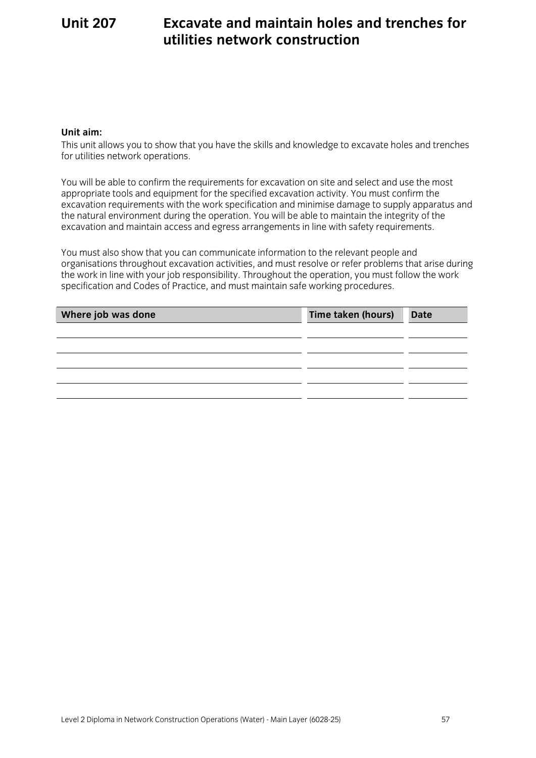# Unit 207 Excavate and maintain holes and trenches for utilities network construction

**Unit aim:**

This unit allows you to show that you have the skills and knowledge to excavate holes and trenches for utilities network operations.

You will be able to confirm the requirements for excavation on site and select and use the most appropriate tools and equipment for the specified excavation activity. You must confirm the excavation requirements with the work specification and minimise damage to supply apparatus and the natural environment during the operation. You will be able to maintain the integrity of the excavation and maintain access and egress arrangements in line with safety requirements.

You must also show that you can communicate information to the relevant people and organisations throughout excavation activities, and must resolve or refer problems that arise during the work in line with your job responsibility. Throughout the operation, you must follow the work specification and Codes of Practice, and must maintain safe working procedures.

| Where job was done | Time taken (hours) | Date |
|---|---|---|
| | | |
| | | |
| | | |
| | | |
| | | |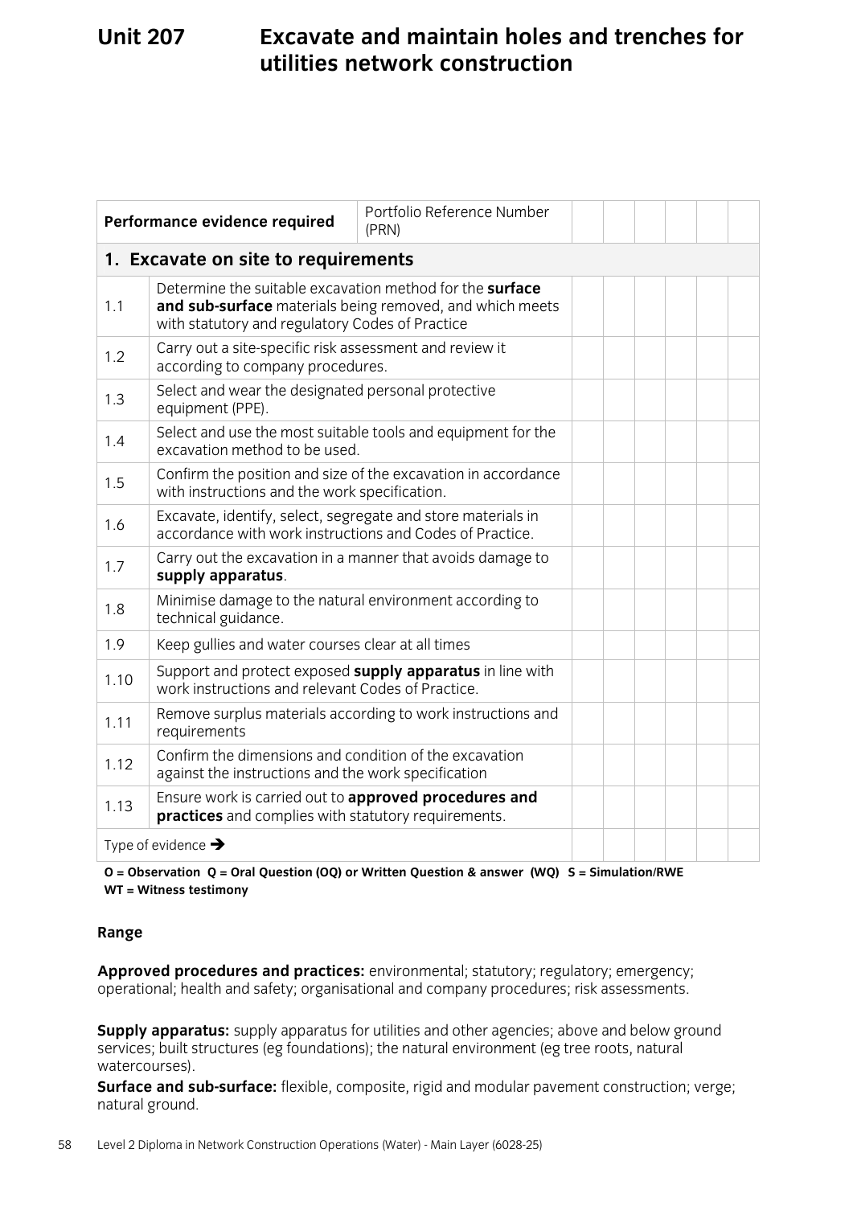# Unit 207 Excavate and maintain holes and trenches for utilities network construction

| Performance evidence required | | Portfolio Reference Number (PRN) | | | | | | |
|---|---|---|---|---|---|---|---|---|
| **1. Excavate on site to requirements** | | | | | | | | |
| 1.1 | Determine the suitable excavation method for the **surface and sub-surface** materials being removed, and which meets with statutory and regulatory Codes of Practice | | | | | | | |
| 1.2 | Carry out a site-specific risk assessment and review it according to company procedures. | | | | | | | |
| 1.3 | Select and wear the designated personal protective equipment (PPE). | | | | | | | |
| 1.4 | Select and use the most suitable tools and equipment for the excavation method to be used. | | | | | | | |
| 1.5 | Confirm the position and size of the excavation in accordance with instructions and the work specification. | | | | | | | |
| 1.6 | Excavate, identify, select, segregate and store materials in accordance with work instructions and Codes of Practice. | | | | | | | |
| 1.7 | Carry out the excavation in a manner that avoids damage to **supply apparatus**. | | | | | | | |
| 1.8 | Minimise damage to the natural environment according to technical guidance. | | | | | | | |
| 1.9 | Keep gullies and water courses clear at all times | | | | | | | |
| 1.10 | Support and protect exposed **supply apparatus** in line with work instructions and relevant Codes of Practice. | | | | | | | |
| 1.11 | Remove surplus materials according to work instructions and requirements | | | | | | | |
| 1.12 | Confirm the dimensions and condition of the excavation against the instructions and the work specification | | | | | | | |
| 1.13 | Ensure work is carried out to **approved procedures and practices** and complies with statutory requirements. | | | | | | | |
| Type of evidence ➔ | | | | | | | | |

**O = Observation Q = Oral Question (OQ) or Written Question & answer (WQ) S = Simulation/RWE WT = Witness testimony**

## Range

**Approved procedures and practices:** environmental; statutory; regulatory; emergency; operational; health and safety; organisational and company procedures; risk assessments.

**Supply apparatus:** supply apparatus for utilities and other agencies; above and below ground services; built structures (eg foundations); the natural environment (eg tree roots, natural watercourses).

**Surface and sub-surface:** flexible, composite, rigid and modular pavement construction; verge; natural ground.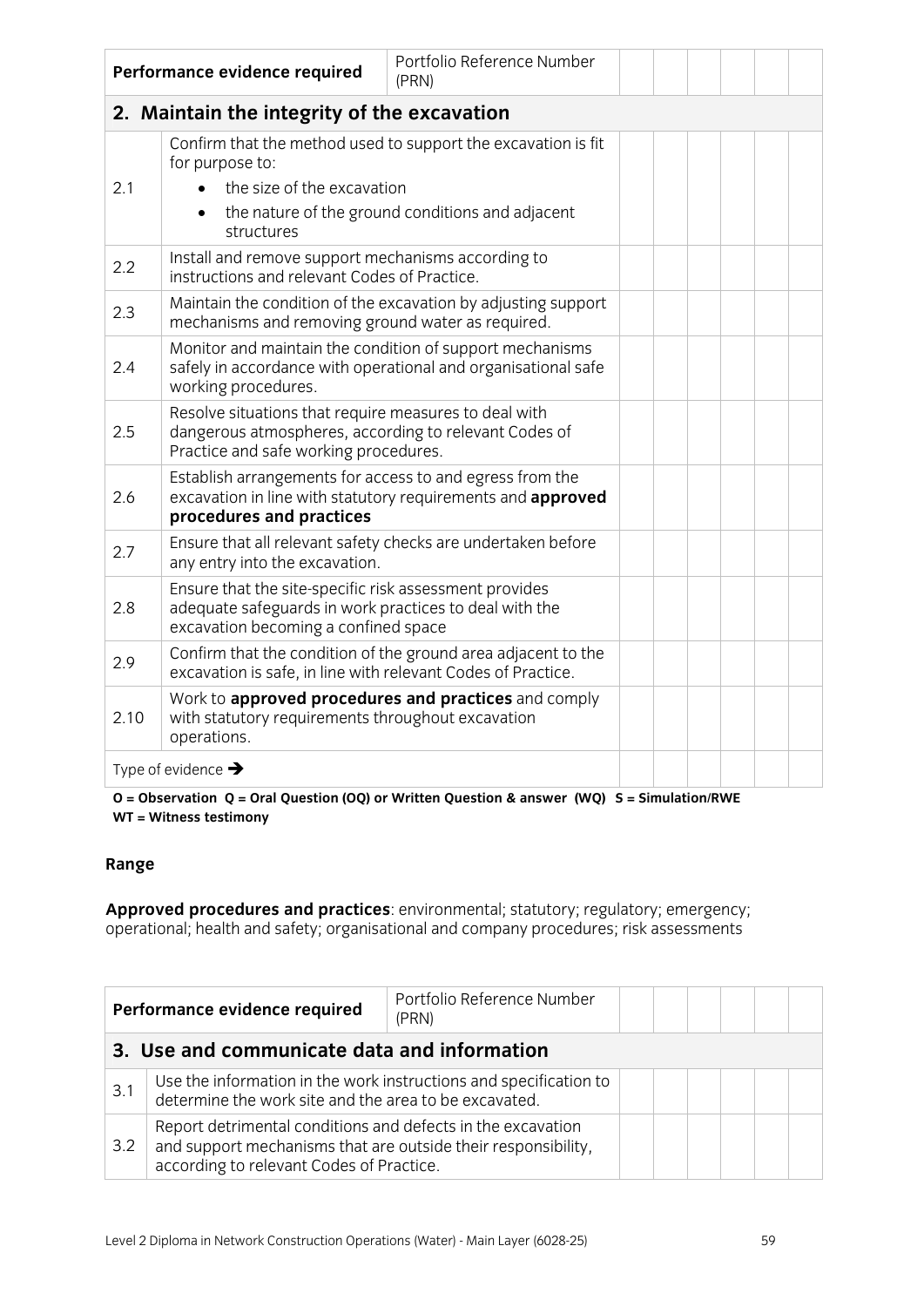| Performance evidence required | | Portfolio Reference Number (PRN) | | | | | | |
|---|---|---|---|---|---|---|---|---|
| **2. Maintain the integrity of the excavation** | | | | | | | | |
| 2.1 | Confirm that the method used to support the excavation is fit for purpose to:<br>• the size of the excavation<br>• the nature of the ground conditions and adjacent structures | | | | | | | |
| 2.2 | Install and remove support mechanisms according to instructions and relevant Codes of Practice. | | | | | | | |
| 2.3 | Maintain the condition of the excavation by adjusting support mechanisms and removing ground water as required. | | | | | | | |
| 2.4 | Monitor and maintain the condition of support mechanisms safely in accordance with operational and organisational safe working procedures. | | | | | | | |
| 2.5 | Resolve situations that require measures to deal with dangerous atmospheres, according to relevant Codes of Practice and safe working procedures. | | | | | | | |
| 2.6 | Establish arrangements for access to and egress from the excavation in line with statutory requirements and **approved procedures and practices** | | | | | | | |
| 2.7 | Ensure that all relevant safety checks are undertaken before any entry into the excavation. | | | | | | | |
| 2.8 | Ensure that the site-specific risk assessment provides adequate safeguards in work practices to deal with the excavation becoming a confined space | | | | | | | |
| 2.9 | Confirm that the condition of the ground area adjacent to the excavation is safe, in line with relevant Codes of Practice. | | | | | | | |
| 2.10 | Work to **approved procedures and practices** and comply with statutory requirements throughout excavation operations. | | | | | | | |
| Type of evidence → | | | | | | | | |

**O = Observation Q = Oral Question (OQ) or Written Question & answer (WQ) S = Simulation/RWE WT = Witness testimony**

**Range**

**Approved procedures and practices**: environmental; statutory; regulatory; emergency; operational; health and safety; organisational and company procedures; risk assessments

| Performance evidence required | | Portfolio Reference Number (PRN) | | | | | | |
|---|---|---|---|---|---|---|---|---|
| **3. Use and communicate data and information** | | | | | | | | |
| 3.1 | Use the information in the work instructions and specification to determine the work site and the area to be excavated. | | | | | | | |
| 3.2 | Report detrimental conditions and defects in the excavation and support mechanisms that are outside their responsibility, according to relevant Codes of Practice. | | | | | | | |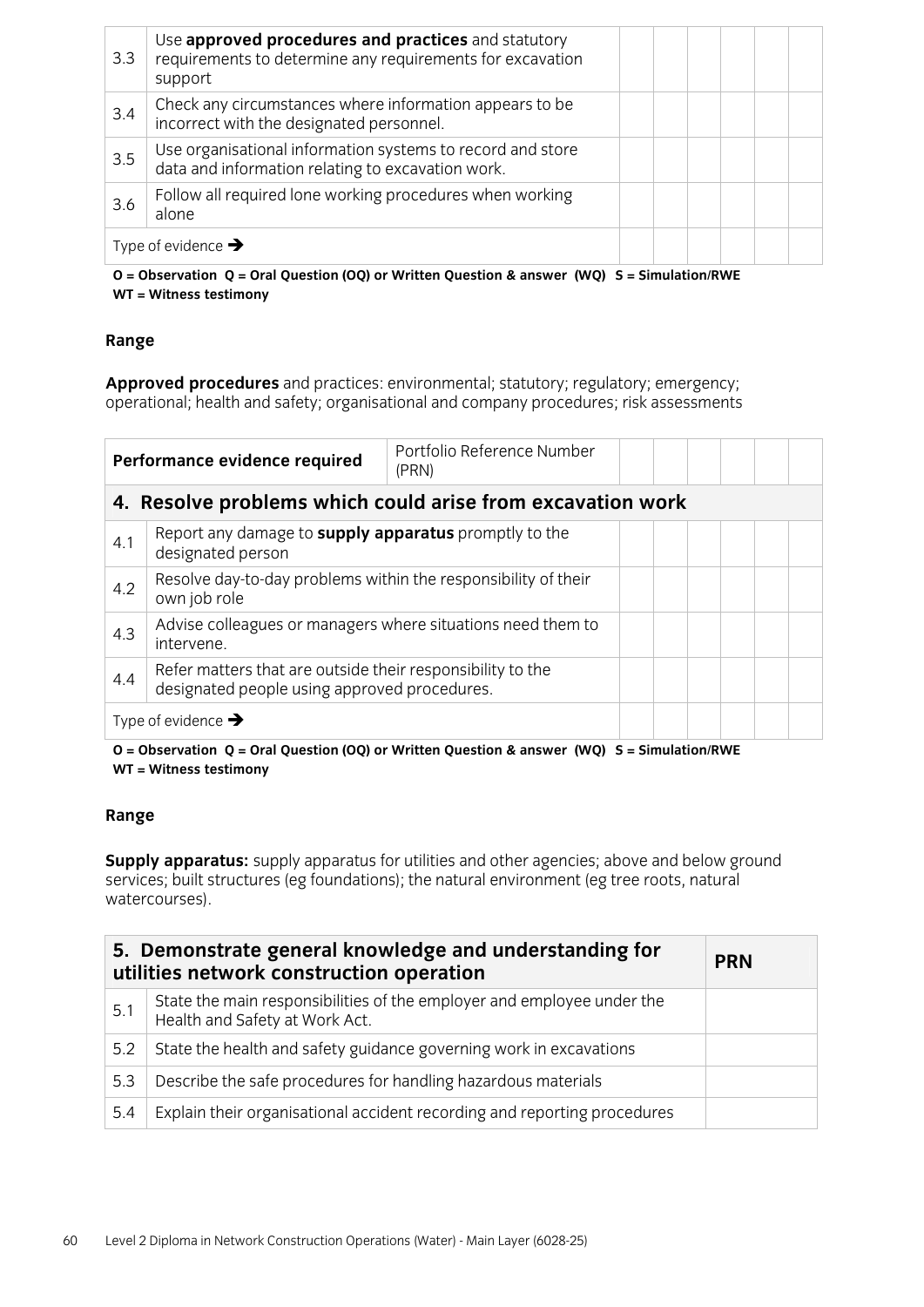| | | | | | | | |
|---|---|---|---|---|---|---|---|
| 3.3 | Use **approved procedures and practices** and statutory requirements to determine any requirements for excavation support | | | | | | |
| 3.4 | Check any circumstances where information appears to be incorrect with the designated personnel. | | | | | | |
| 3.5 | Use organisational information systems to record and store data and information relating to excavation work. | | | | | | |
| 3.6 | Follow all required lone working procedures when working alone | | | | | | |
| Type of evidence ➔ | | | | | | | |

**O = Observation Q = Oral Question (OQ) or Written Question & answer (WQ) S = Simulation/RWE WT = Witness testimony**

**Range**

**Approved procedures** and practices: environmental; statutory; regulatory; emergency; operational; health and safety; organisational and company procedures; risk assessments

| Performance evidence required | | Portfolio Reference Number (PRN) | | | | | | |
|---|---|---|---|---|---|---|---|---|
| **4. Resolve problems which could arise from excavation work** | | | | | | | | |
| 4.1 | Report any damage to **supply apparatus** promptly to the designated person | | | | | | | |
| 4.2 | Resolve day-to-day problems within the responsibility of their own job role | | | | | | | |
| 4.3 | Advise colleagues or managers where situations need them to intervene. | | | | | | | |
| 4.4 | Refer matters that are outside their responsibility to the designated people using approved procedures. | | | | | | | |
| Type of evidence ➔ | | | | | | | | |

**O = Observation Q = Oral Question (OQ) or Written Question & answer (WQ) S = Simulation/RWE WT = Witness testimony**

**Range**

**Supply apparatus:** supply apparatus for utilities and other agencies; above and below ground services; built structures (eg foundations); the natural environment (eg tree roots, natural watercourses).

| **5. Demonstrate general knowledge and understanding for utilities network construction operation** | | **PRN** |
|---|---|---|
| 5.1 | State the main responsibilities of the employer and employee under the Health and Safety at Work Act. | |
| 5.2 | State the health and safety guidance governing work in excavations | |
| 5.3 | Describe the safe procedures for handling hazardous materials | |
| 5.4 | Explain their organisational accident recording and reporting procedures | |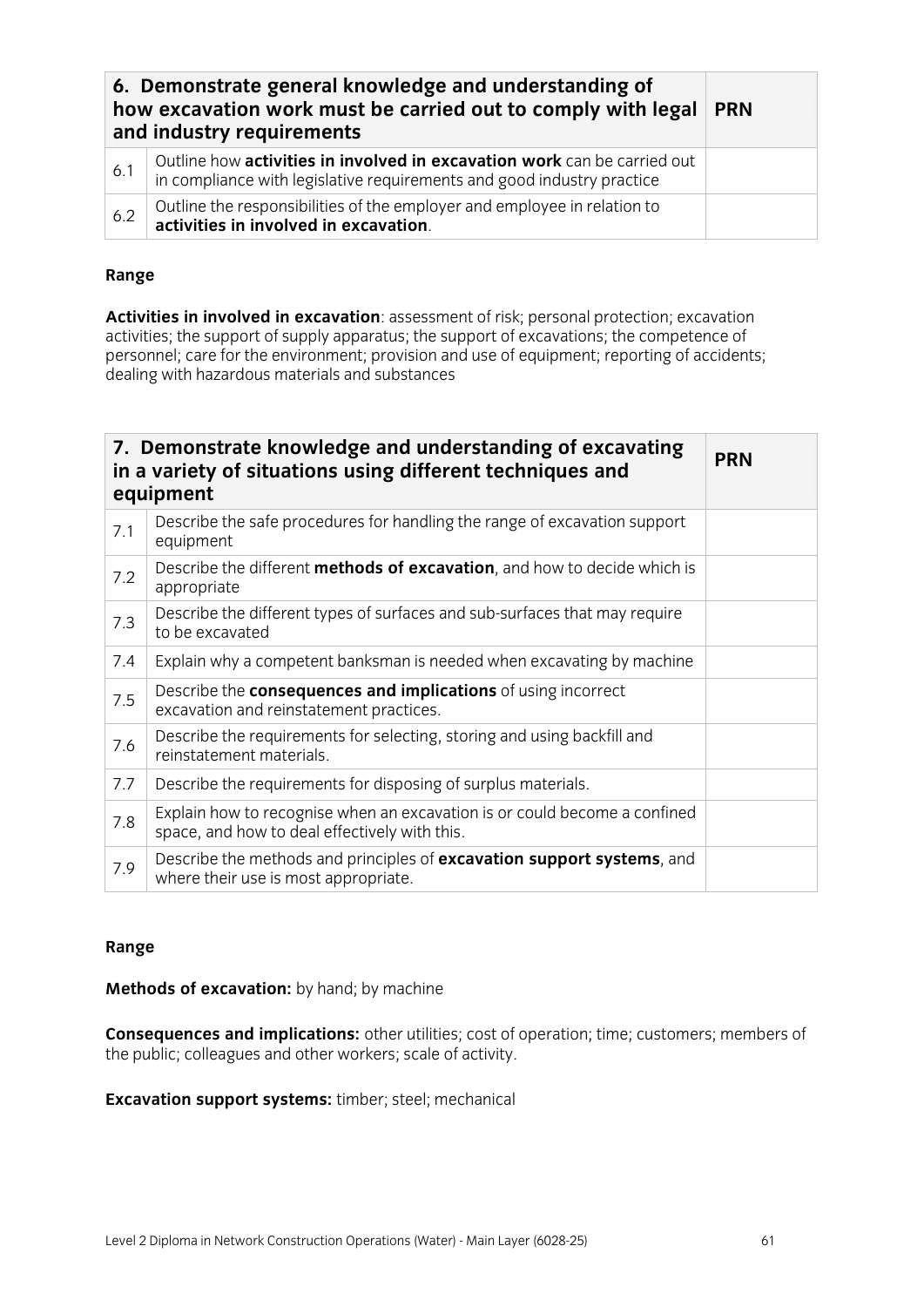| 6. Demonstrate general knowledge and understanding of how excavation work must be carried out to comply with legal and industry requirements | | PRN |
|---|---|---|
| 6.1 | Outline how **activities in involved in excavation work** can be carried out in compliance with legislative requirements and good industry practice | |
| 6.2 | Outline the responsibilities of the employer and employee in relation to **activities in involved in excavation**. | |

**Range**

**Activities in involved in excavation**: assessment of risk; personal protection; excavation activities; the support of supply apparatus; the support of excavations; the competence of personnel; care for the environment; provision and use of equipment; reporting of accidents; dealing with hazardous materials and substances

| 7. Demonstrate knowledge and understanding of excavating in a variety of situations using different techniques and equipment | | PRN |
|---|---|---|
| 7.1 | Describe the safe procedures for handling the range of excavation support equipment | |
| 7.2 | Describe the different **methods of excavation**, and how to decide which is appropriate | |
| 7.3 | Describe the different types of surfaces and sub-surfaces that may require to be excavated | |
| 7.4 | Explain why a competent banksman is needed when excavating by machine | |
| 7.5 | Describe the **consequences and implications** of using incorrect excavation and reinstatement practices. | |
| 7.6 | Describe the requirements for selecting, storing and using backfill and reinstatement materials. | |
| 7.7 | Describe the requirements for disposing of surplus materials. | |
| 7.8 | Explain how to recognise when an excavation is or could become a confined space, and how to deal effectively with this. | |
| 7.9 | Describe the methods and principles of **excavation support systems**, and where their use is most appropriate. | |

**Range**

**Methods of excavation:** by hand; by machine

**Consequences and implications:** other utilities; cost of operation; time; customers; members of the public; colleagues and other workers; scale of activity.

**Excavation support systems:** timber; steel; mechanical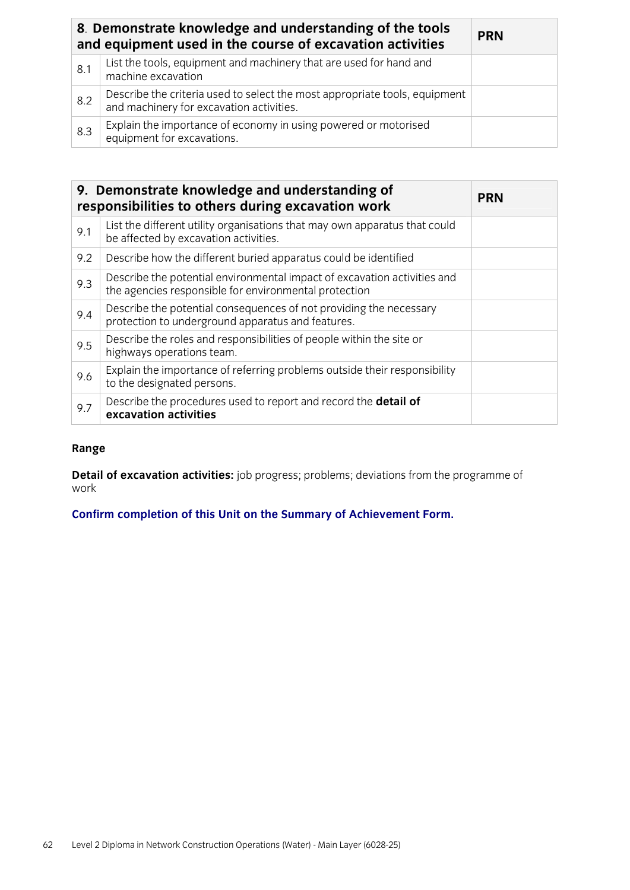| 8. Demonstrate knowledge and understanding of the tools and equipment used in the course of excavation activities | | PRN |
|---|---|---|
| 8.1 | List the tools, equipment and machinery that are used for hand and machine excavation | |
| 8.2 | Describe the criteria used to select the most appropriate tools, equipment and machinery for excavation activities. | |
| 8.3 | Explain the importance of economy in using powered or motorised equipment for excavations. | |

| 9. Demonstrate knowledge and understanding of responsibilities to others during excavation work | | PRN |
|---|---|---|
| 9.1 | List the different utility organisations that may own apparatus that could be affected by excavation activities. | |
| 9.2 | Describe how the different buried apparatus could be identified | |
| 9.3 | Describe the potential environmental impact of excavation activities and the agencies responsible for environmental protection | |
| 9.4 | Describe the potential consequences of not providing the necessary protection to underground apparatus and features. | |
| 9.5 | Describe the roles and responsibilities of people within the site or highways operations team. | |
| 9.6 | Explain the importance of referring problems outside their responsibility to the designated persons. | |
| 9.7 | Describe the procedures used to report and record the **detail of excavation activities** | |

**Range**

**Detail of excavation activities:** job progress; problems; deviations from the programme of work

**Confirm completion of this Unit on the Summary of Achievement Form.**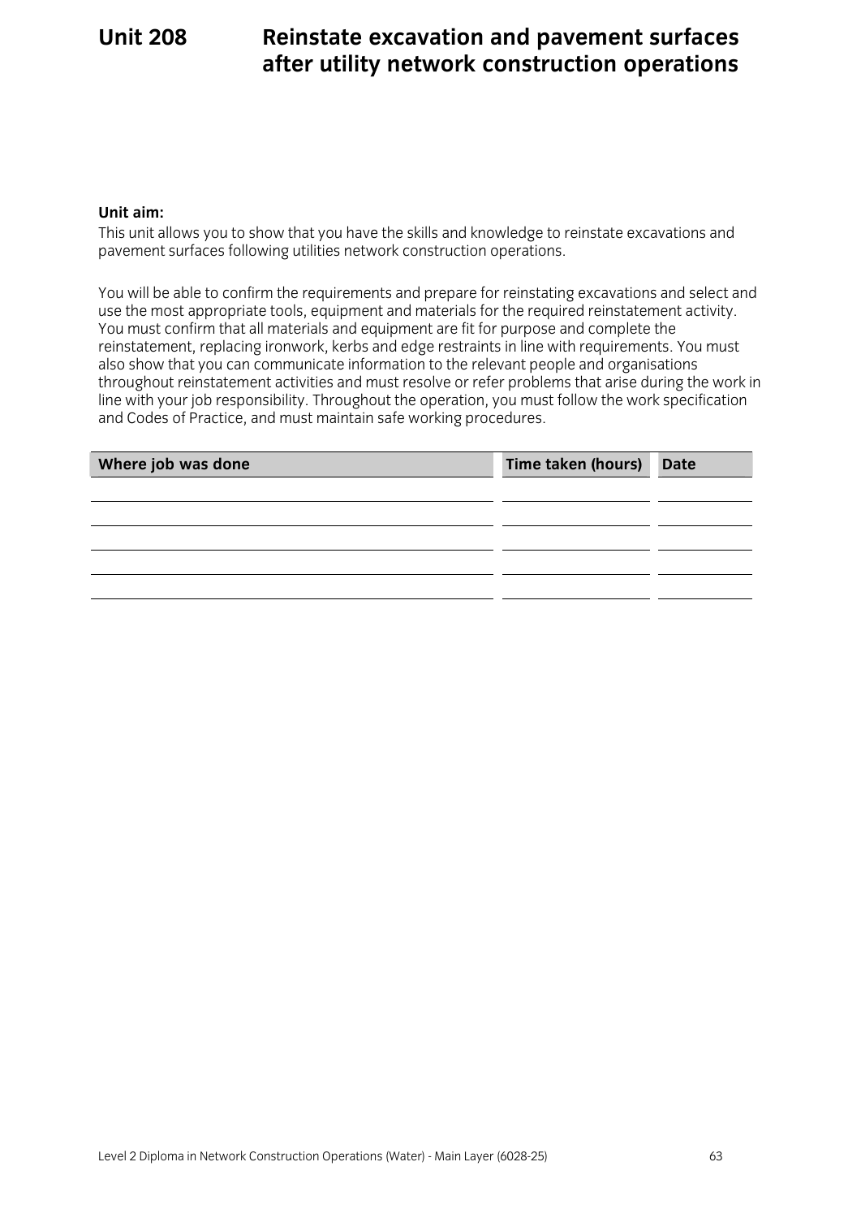# Unit 208 Reinstate excavation and pavement surfaces after utility network construction operations

**Unit aim:**

This unit allows you to show that you have the skills and knowledge to reinstate excavations and pavement surfaces following utilities network construction operations.

You will be able to confirm the requirements and prepare for reinstating excavations and select and use the most appropriate tools, equipment and materials for the required reinstatement activity. You must confirm that all materials and equipment are fit for purpose and complete the reinstatement, replacing ironwork, kerbs and edge restraints in line with requirements. You must also show that you can communicate information to the relevant people and organisations throughout reinstatement activities and must resolve or refer problems that arise during the work in line with your job responsibility. Throughout the operation, you must follow the work specification and Codes of Practice, and must maintain safe working procedures.

| Where job was done | Time taken (hours) | Date |
|---|---|---|
| | | |
| | | |
| | | |
| | | |
| | | |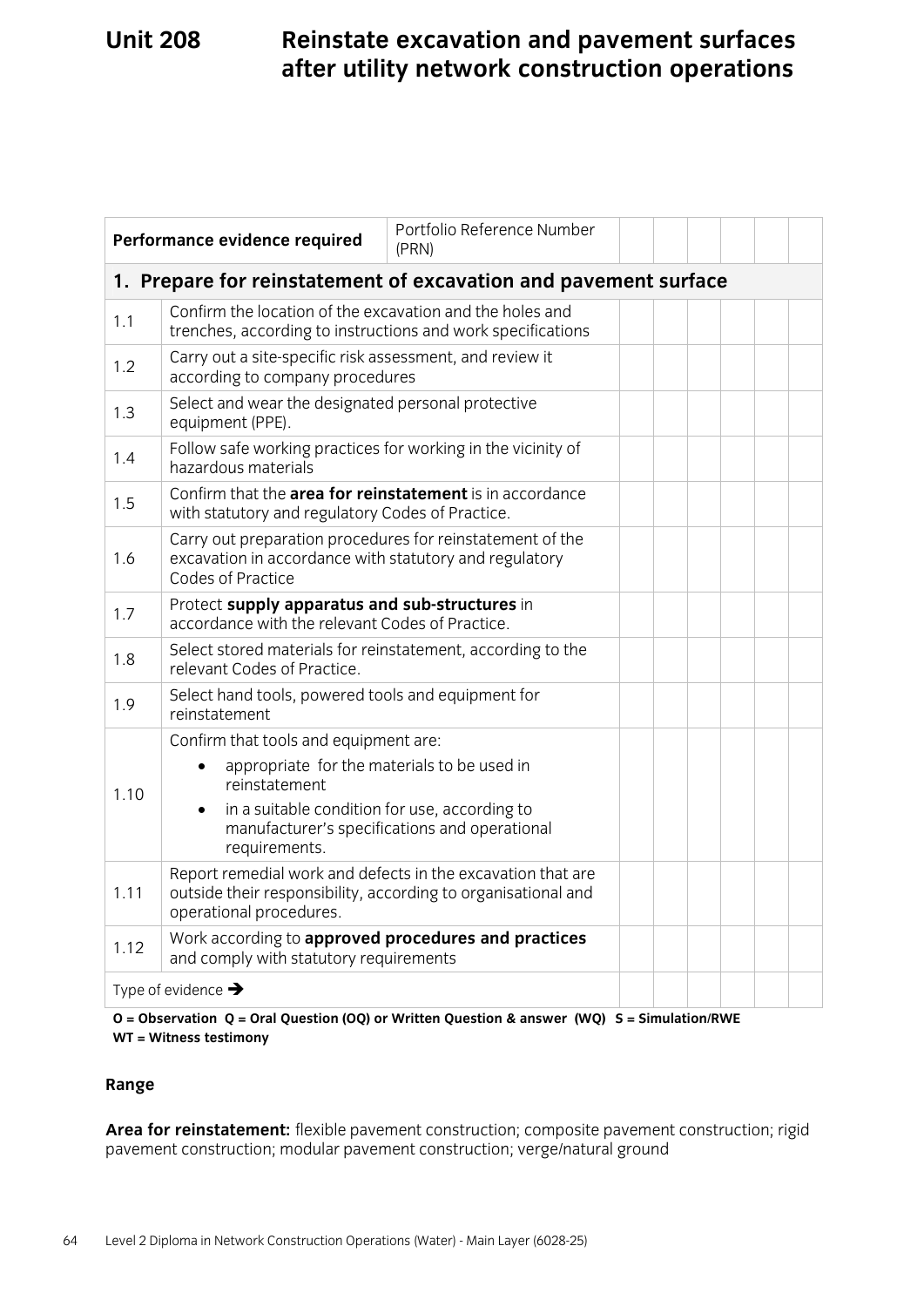# Unit 208 Reinstate excavation and pavement surfaces after utility network construction operations

| Performance evidence required | | Portfolio Reference Number (PRN) | | | | | | |
|---|---|---|---|---|---|---|---|---|
| **1. Prepare for reinstatement of excavation and pavement surface** | | | | | | | | |
| 1.1 | Confirm the location of the excavation and the holes and trenches, according to instructions and work specifications | | | | | | | |
| 1.2 | Carry out a site-specific risk assessment, and review it according to company procedures | | | | | | | |
| 1.3 | Select and wear the designated personal protective equipment (PPE). | | | | | | | |
| 1.4 | Follow safe working practices for working in the vicinity of hazardous materials | | | | | | | |
| 1.5 | Confirm that the **area for reinstatement** is in accordance with statutory and regulatory Codes of Practice. | | | | | | | |
| 1.6 | Carry out preparation procedures for reinstatement of the excavation in accordance with statutory and regulatory Codes of Practice | | | | | | | |
| 1.7 | Protect **supply apparatus and sub-structures** in accordance with the relevant Codes of Practice. | | | | | | | |
| 1.8 | Select stored materials for reinstatement, according to the relevant Codes of Practice. | | | | | | | |
| 1.9 | Select hand tools, powered tools and equipment for reinstatement | | | | | | | |
| 1.10 | Confirm that tools and equipment are:<br>• appropriate for the materials to be used in reinstatement<br>• in a suitable condition for use, according to manufacturer's specifications and operational requirements. | | | | | | | |
| 1.11 | Report remedial work and defects in the excavation that are outside their responsibility, according to organisational and operational procedures. | | | | | | | |
| 1.12 | Work according to **approved procedures and practices** and comply with statutory requirements | | | | | | | |
| Type of evidence → | | | | | | | | |

**O = Observation Q = Oral Question (OQ) or Written Question & answer (WQ) S = Simulation/RWE WT = Witness testimony**

**Range**

**Area for reinstatement:** flexible pavement construction; composite pavement construction; rigid pavement construction; modular pavement construction; verge/natural ground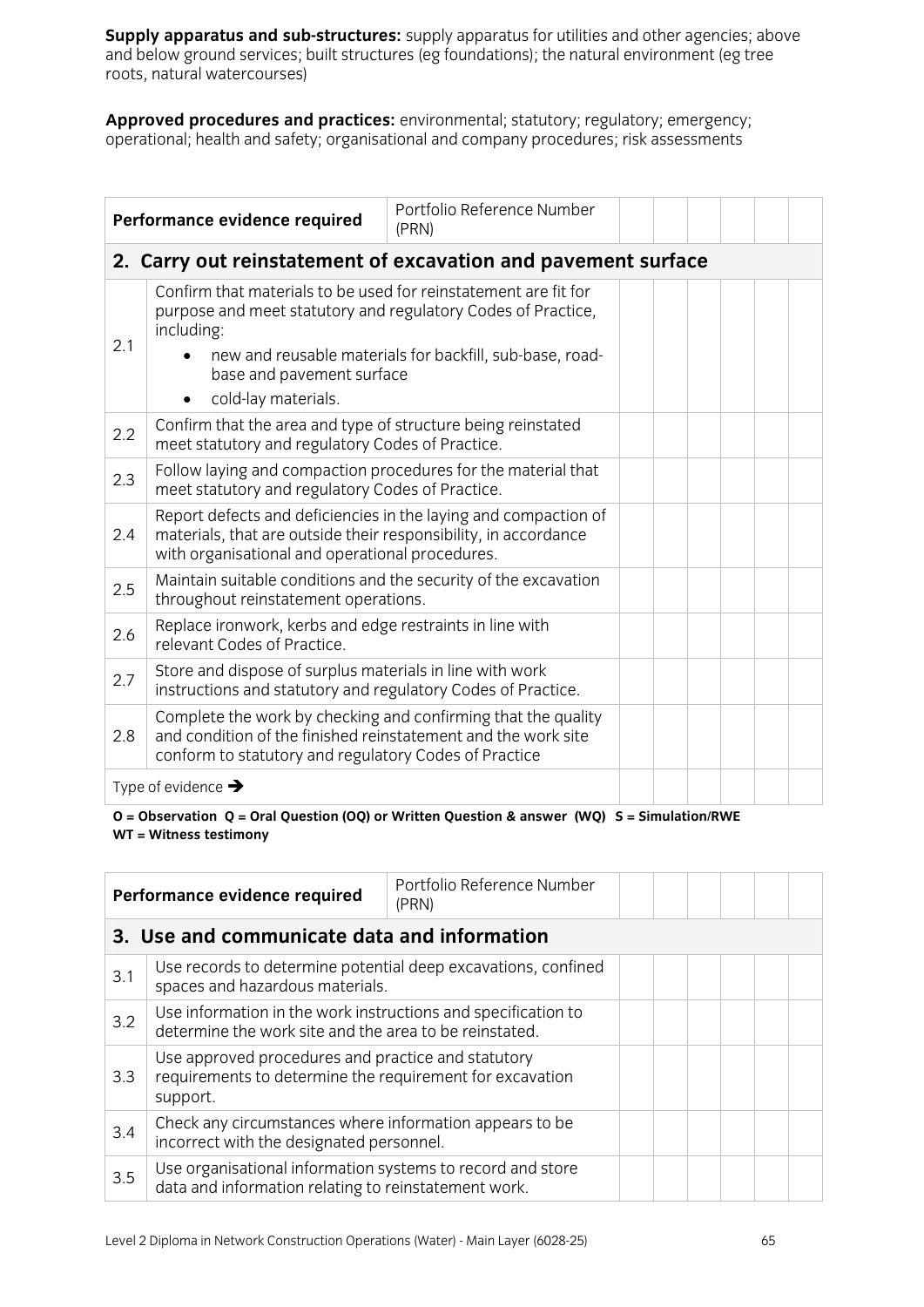**Supply apparatus and sub-structures:** supply apparatus for utilities and other agencies; above and below ground services; built structures (eg foundations); the natural environment (eg tree roots, natural watercourses)

**Approved procedures and practices:** environmental; statutory; regulatory; emergency; operational; health and safety; organisational and company procedures; risk assessments

| **Performance evidence required** | | Portfolio Reference Number (PRN) | | | | | | |
|---|---|---|---|---|---|---|---|---|
| **2. Carry out reinstatement of excavation and pavement surface** | | | | | | | | |
| 2.1 | Confirm that materials to be used for reinstatement are fit for purpose and meet statutory and regulatory Codes of Practice, including:<br>• new and reusable materials for backfill, sub-base, road-base and pavement surface<br>• cold-lay materials. | | | | | | | |
| 2.2 | Confirm that the area and type of structure being reinstated meet statutory and regulatory Codes of Practice. | | | | | | | |
| 2.3 | Follow laying and compaction procedures for the material that meet statutory and regulatory Codes of Practice. | | | | | | | |
| 2.4 | Report defects and deficiencies in the laying and compaction of materials, that are outside their responsibility, in accordance with organisational and operational procedures. | | | | | | | |
| 2.5 | Maintain suitable conditions and the security of the excavation throughout reinstatement operations. | | | | | | | |
| 2.6 | Replace ironwork, kerbs and edge restraints in line with relevant Codes of Practice. | | | | | | | |
| 2.7 | Store and dispose of surplus materials in line with work instructions and statutory and regulatory Codes of Practice. | | | | | | | |
| 2.8 | Complete the work by checking and confirming that the quality and condition of the finished reinstatement and the work site conform to statutory and regulatory Codes of Practice | | | | | | | |
| Type of evidence → | | | | | | | | |

**O = Observation Q = Oral Question (OQ) or Written Question & answer (WQ) S = Simulation/RWE WT = Witness testimony**

| **Performance evidence required** | | Portfolio Reference Number (PRN) | | | | | | |
|---|---|---|---|---|---|---|---|---|
| **3. Use and communicate data and information** | | | | | | | | |
| 3.1 | Use records to determine potential deep excavations, confined spaces and hazardous materials. | | | | | | | |
| 3.2 | Use information in the work instructions and specification to determine the work site and the area to be reinstated. | | | | | | | |
| 3.3 | Use approved procedures and practice and statutory requirements to determine the requirement for excavation support. | | | | | | | |
| 3.4 | Check any circumstances where information appears to be incorrect with the designated personnel. | | | | | | | |
| 3.5 | Use organisational information systems to record and store data and information relating to reinstatement work. | | | | | | | |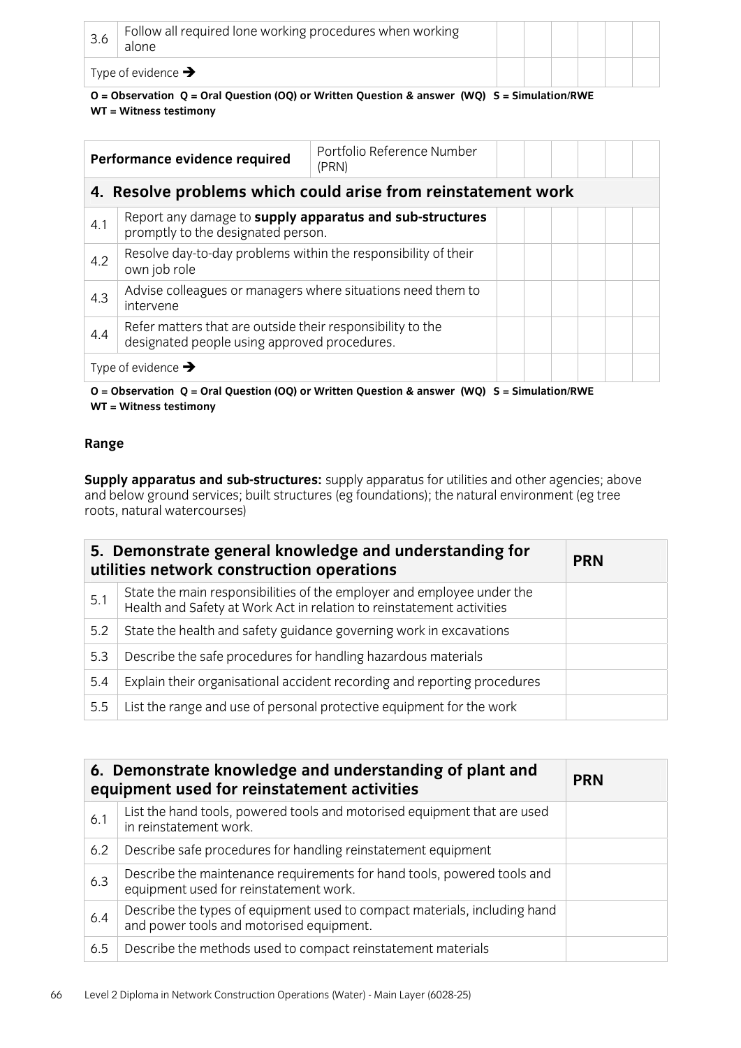| 3.6 | Follow all required lone working procedures when working alone | | | | | | |
|---|---|---|---|---|---|---|---|
| Type of evidence ➔ | | | | | | | |

**O = Observation Q = Oral Question (OQ) or Written Question & answer (WQ) S = Simulation/RWE WT = Witness testimony**

| Performance evidence required | | Portfolio Reference Number (PRN) | | | | | |
|---|---|---|---|---|---|---|---|
| **4. Resolve problems which could arise from reinstatement work** | | | | | | | |
| 4.1 | Report any damage to **supply apparatus and sub-structures** promptly to the designated person. | | | | | | |
| 4.2 | Resolve day-to-day problems within the responsibility of their own job role | | | | | | |
| 4.3 | Advise colleagues or managers where situations need them to intervene | | | | | | |
| 4.4 | Refer matters that are outside their responsibility to the designated people using approved procedures. | | | | | | |
| Type of evidence ➔ | | | | | | | |

**O = Observation Q = Oral Question (OQ) or Written Question & answer (WQ) S = Simulation/RWE WT = Witness testimony**

**Range**

**Supply apparatus and sub-structures:** supply apparatus for utilities and other agencies; above and below ground services; built structures (eg foundations); the natural environment (eg tree roots, natural watercourses)

| 5. Demonstrate general knowledge and understanding for utilities network construction operations | | PRN |
|---|---|---|
| 5.1 | State the main responsibilities of the employer and employee under the Health and Safety at Work Act in relation to reinstatement activities | |
| 5.2 | State the health and safety guidance governing work in excavations | |
| 5.3 | Describe the safe procedures for handling hazardous materials | |
| 5.4 | Explain their organisational accident recording and reporting procedures | |
| 5.5 | List the range and use of personal protective equipment for the work | |

| 6. Demonstrate knowledge and understanding of plant and equipment used for reinstatement activities | | PRN |
|---|---|---|
| 6.1 | List the hand tools, powered tools and motorised equipment that are used in reinstatement work. | |
| 6.2 | Describe safe procedures for handling reinstatement equipment | |
| 6.3 | Describe the maintenance requirements for hand tools, powered tools and equipment used for reinstatement work. | |
| 6.4 | Describe the types of equipment used to compact materials, including hand and power tools and motorised equipment. | |
| 6.5 | Describe the methods used to compact reinstatement materials | |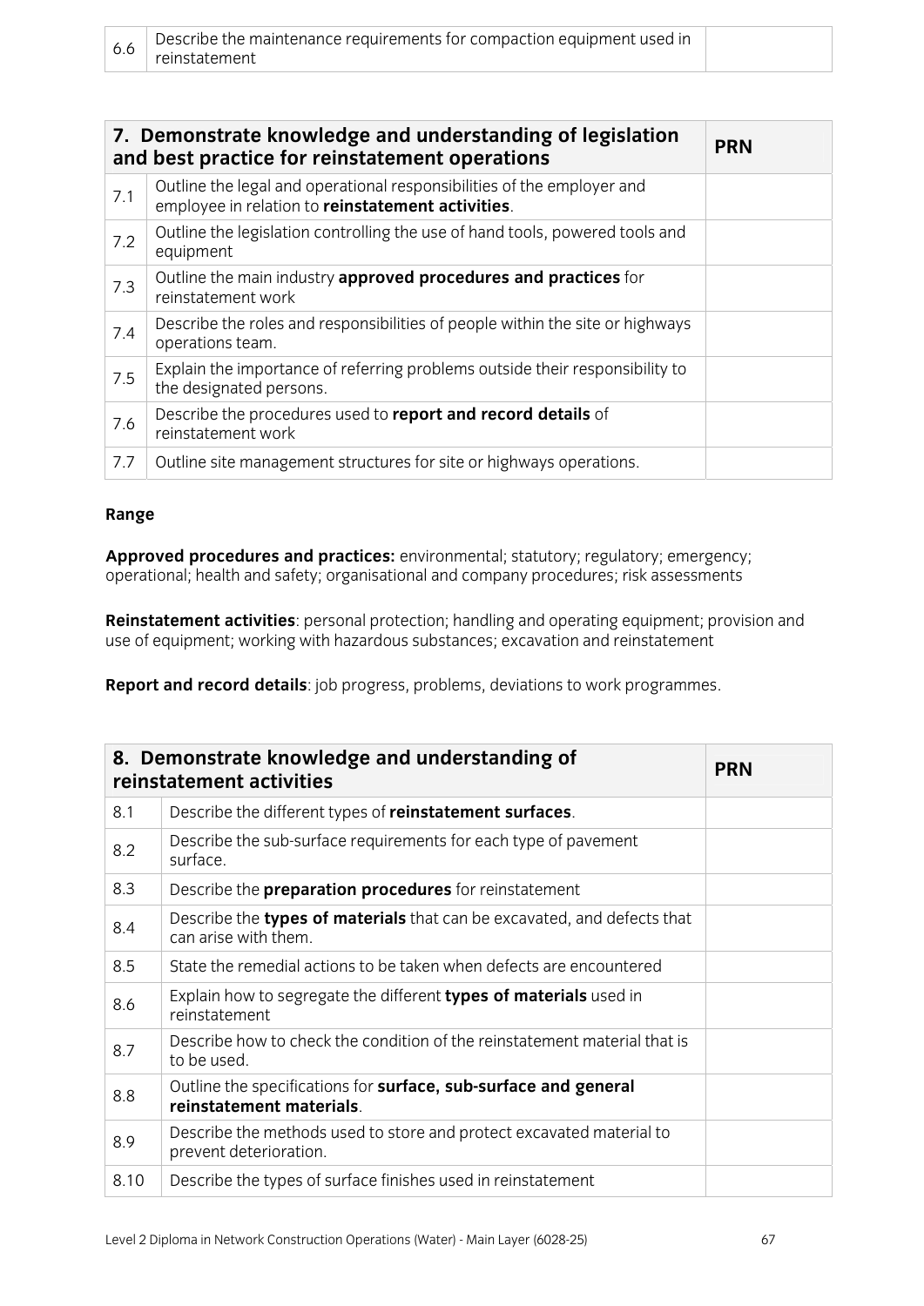| | | |
|---|---|---|
| 6.6 | Describe the maintenance requirements for compaction equipment used in reinstatement | |

| 7. Demonstrate knowledge and understanding of legislation and best practice for reinstatement operations | | PRN |
|---|---|---|
| 7.1 | Outline the legal and operational responsibilities of the employer and employee in relation to **reinstatement activities**. | |
| 7.2 | Outline the legislation controlling the use of hand tools, powered tools and equipment | |
| 7.3 | Outline the main industry **approved procedures and practices** for reinstatement work | |
| 7.4 | Describe the roles and responsibilities of people within the site or highways operations team. | |
| 7.5 | Explain the importance of referring problems outside their responsibility to the designated persons. | |
| 7.6 | Describe the procedures used to **report and record details** of reinstatement work | |
| 7.7 | Outline site management structures for site or highways operations. | |

**Range**

**Approved procedures and practices:** environmental; statutory; regulatory; emergency; operational; health and safety; organisational and company procedures; risk assessments

**Reinstatement activities**: personal protection; handling and operating equipment; provision and use of equipment; working with hazardous substances; excavation and reinstatement

**Report and record details**: job progress, problems, deviations to work programmes.

| 8. Demonstrate knowledge and understanding of reinstatement activities | | PRN |
|---|---|---|
| 8.1 | Describe the different types of **reinstatement surfaces**. | |
| 8.2 | Describe the sub-surface requirements for each type of pavement surface. | |
| 8.3 | Describe the **preparation procedures** for reinstatement | |
| 8.4 | Describe the **types of materials** that can be excavated, and defects that can arise with them. | |
| 8.5 | State the remedial actions to be taken when defects are encountered | |
| 8.6 | Explain how to segregate the different **types of materials** used in reinstatement | |
| 8.7 | Describe how to check the condition of the reinstatement material that is to be used. | |
| 8.8 | Outline the specifications for **surface, sub-surface and general reinstatement materials**. | |
| 8.9 | Describe the methods used to store and protect excavated material to prevent deterioration. | |
| 8.10 | Describe the types of surface finishes used in reinstatement | |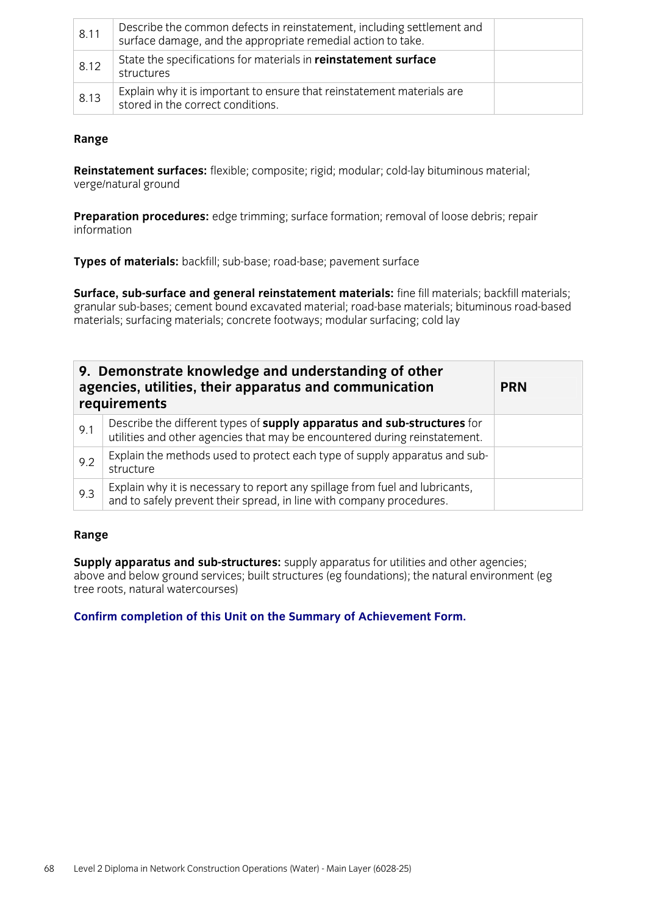| | | |
|---|---|---|
| 8.11 | Describe the common defects in reinstatement, including settlement and surface damage, and the appropriate remedial action to take. | |
| 8.12 | State the specifications for materials in **reinstatement surface** structures | |
| 8.13 | Explain why it is important to ensure that reinstatement materials are stored in the correct conditions. | |

**Range**

**Reinstatement surfaces:** flexible; composite; rigid; modular; cold-lay bituminous material; verge/natural ground

**Preparation procedures:** edge trimming; surface formation; removal of loose debris; repair information

**Types of materials:** backfill; sub-base; road-base; pavement surface

**Surface, sub-surface and general reinstatement materials:** fine fill materials; backfill materials; granular sub-bases; cement bound excavated material; road-base materials; bituminous road-based materials; surfacing materials; concrete footways; modular surfacing; cold lay

| **9. Demonstrate knowledge and understanding of other agencies, utilities, their apparatus and communication requirements** | | **PRN** |
|---|---|---|
| 9.1 | Describe the different types of **supply apparatus and sub-structures** for utilities and other agencies that may be encountered during reinstatement. | |
| 9.2 | Explain the methods used to protect each type of supply apparatus and sub-structure | |
| 9.3 | Explain why it is necessary to report any spillage from fuel and lubricants, and to safely prevent their spread, in line with company procedures. | |

**Range**

**Supply apparatus and sub-structures:** supply apparatus for utilities and other agencies; above and below ground services; built structures (eg foundations); the natural environment (eg tree roots, natural watercourses)

**Confirm completion of this Unit on the Summary of Achievement Form.**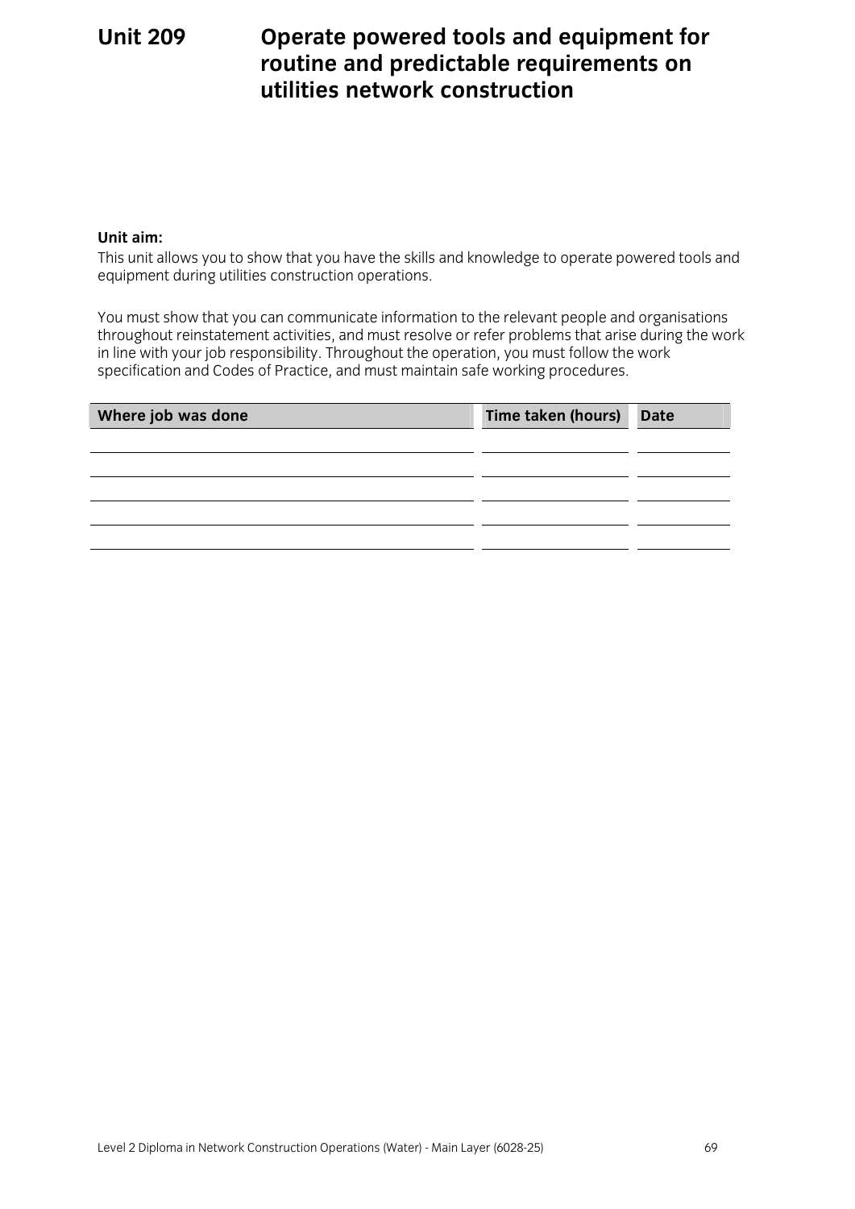# Unit 209 Operate powered tools and equipment for routine and predictable requirements on utilities network construction

**Unit aim:**

This unit allows you to show that you have the skills and knowledge to operate powered tools and equipment during utilities construction operations.

You must show that you can communicate information to the relevant people and organisations throughout reinstatement activities, and must resolve or refer problems that arise during the work in line with your job responsibility. Throughout the operation, you must follow the work specification and Codes of Practice, and must maintain safe working procedures.

| Where job was done | Time taken (hours) | Date |
|---|---|---|
| | | |
| | | |
| | | |
| | | |
| | | |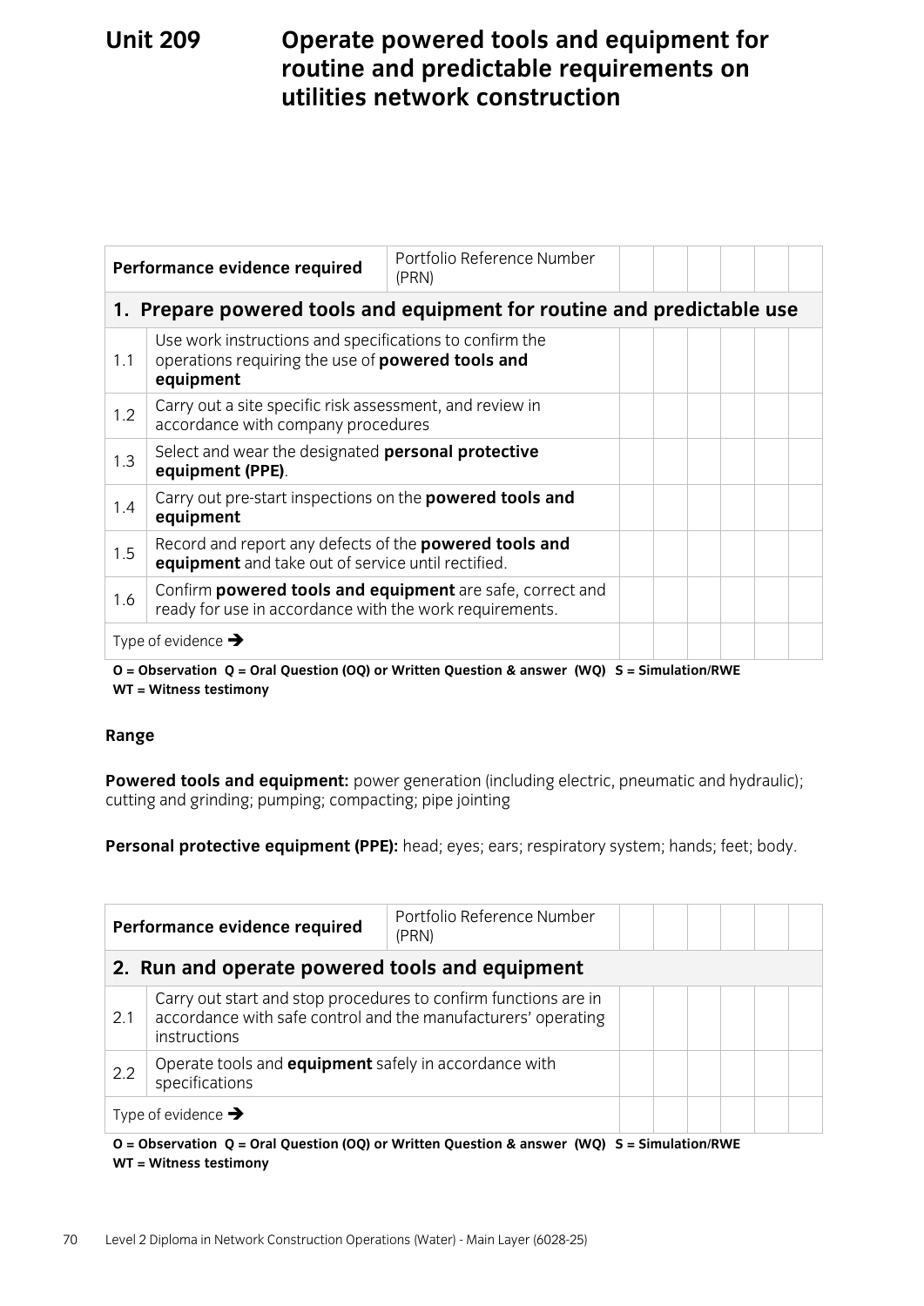# Unit 209 Operate powered tools and equipment for routine and predictable requirements on utilities network construction

| Performance evidence required | | Portfolio Reference Number (PRN) | | | | | | |
|---|---|---|---|---|---|---|---|---|
| **1. Prepare powered tools and equipment for routine and predictable use** | | | | | | | | |
| 1.1 | Use work instructions and specifications to confirm the operations requiring the use of **powered tools and equipment** | | | | | | | |
| 1.2 | Carry out a site specific risk assessment, and review in accordance with company procedures | | | | | | | |
| 1.3 | Select and wear the designated **personal protective equipment (PPE)**. | | | | | | | |
| 1.4 | Carry out pre-start inspections on the **powered tools and equipment** | | | | | | | |
| 1.5 | Record and report any defects of the **powered tools and equipment** and take out of service until rectified. | | | | | | | |
| 1.6 | Confirm **powered tools and equipment** are safe, correct and ready for use in accordance with the work requirements. | | | | | | | |
| Type of evidence → | | | | | | | | |

**O = Observation Q = Oral Question (OQ) or Written Question & answer (WQ) S = Simulation/RWE WT = Witness testimony**

**Range**

**Powered tools and equipment:** power generation (including electric, pneumatic and hydraulic); cutting and grinding; pumping; compacting; pipe jointing

**Personal protective equipment (PPE):** head; eyes; ears; respiratory system; hands; feet; body.

| Performance evidence required | | Portfolio Reference Number (PRN) | | | | | | |
|---|---|---|---|---|---|---|---|---|
| **2. Run and operate powered tools and equipment** | | | | | | | | |
| 2.1 | Carry out start and stop procedures to confirm functions are in accordance with safe control and the manufacturers' operating instructions | | | | | | | |
| 2.2 | Operate tools and **equipment** safely in accordance with specifications | | | | | | | |
| Type of evidence → | | | | | | | | |

**O = Observation Q = Oral Question (OQ) or Written Question & answer (WQ) S = Simulation/RWE WT = Witness testimony**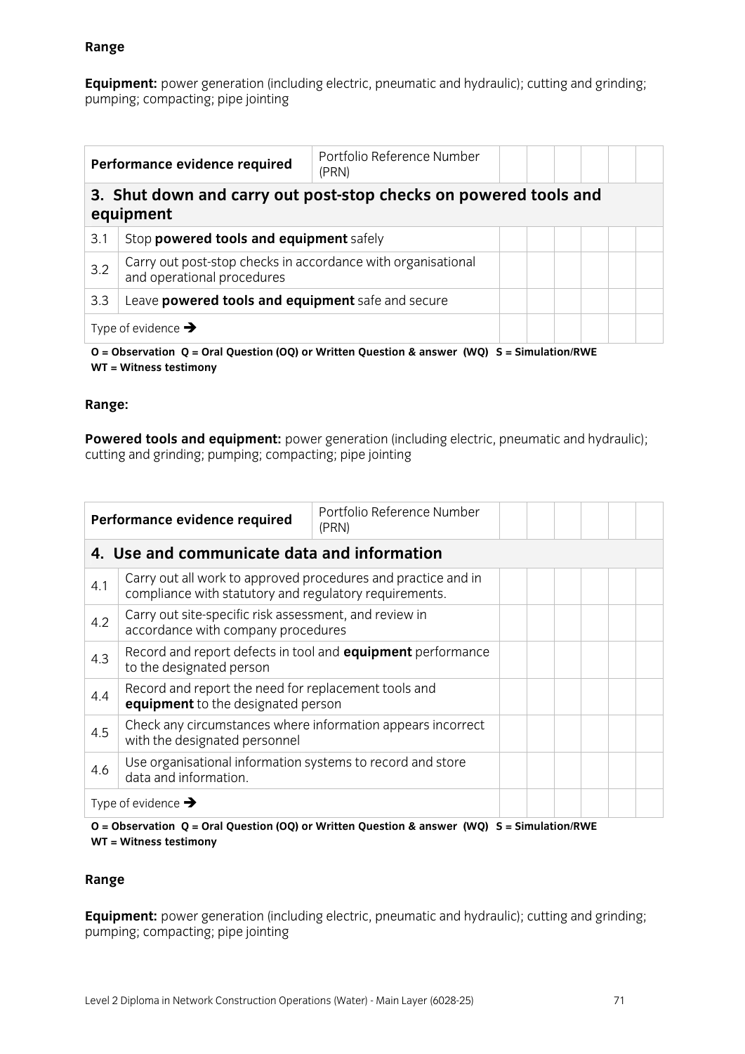**Range**

**Equipment:** power generation (including electric, pneumatic and hydraulic); cutting and grinding; pumping; compacting; pipe jointing

| Performance evidence required | | Portfolio Reference Number (PRN) | | | | | | |
|---|---|---|---|---|---|---|---|---|
| **3. Shut down and carry out post-stop checks on powered tools and equipment** | | | | | | | | |
| 3.1 | Stop **powered tools and equipment** safely | | | | | | | |
| 3.2 | Carry out post-stop checks in accordance with organisational and operational procedures | | | | | | | |
| 3.3 | Leave **powered tools and equipment** safe and secure | | | | | | | |
| Type of evidence → | | | | | | | | |

**O = Observation Q = Oral Question (OQ) or Written Question & answer (WQ) S = Simulation/RWE WT = Witness testimony**

**Range:**

**Powered tools and equipment:** power generation (including electric, pneumatic and hydraulic); cutting and grinding; pumping; compacting; pipe jointing

| Performance evidence required | | Portfolio Reference Number (PRN) | | | | | | |
|---|---|---|---|---|---|---|---|---|
| **4. Use and communicate data and information** | | | | | | | | |
| 4.1 | Carry out all work to approved procedures and practice and in compliance with statutory and regulatory requirements. | | | | | | | |
| 4.2 | Carry out site-specific risk assessment, and review in accordance with company procedures | | | | | | | |
| 4.3 | Record and report defects in tool and **equipment** performance to the designated person | | | | | | | |
| 4.4 | Record and report the need for replacement tools and **equipment** to the designated person | | | | | | | |
| 4.5 | Check any circumstances where information appears incorrect with the designated personnel | | | | | | | |
| 4.6 | Use organisational information systems to record and store data and information. | | | | | | | |
| Type of evidence → | | | | | | | | |

**O = Observation Q = Oral Question (OQ) or Written Question & answer (WQ) S = Simulation/RWE WT = Witness testimony**

**Range**

**Equipment:** power generation (including electric, pneumatic and hydraulic); cutting and grinding; pumping; compacting; pipe jointing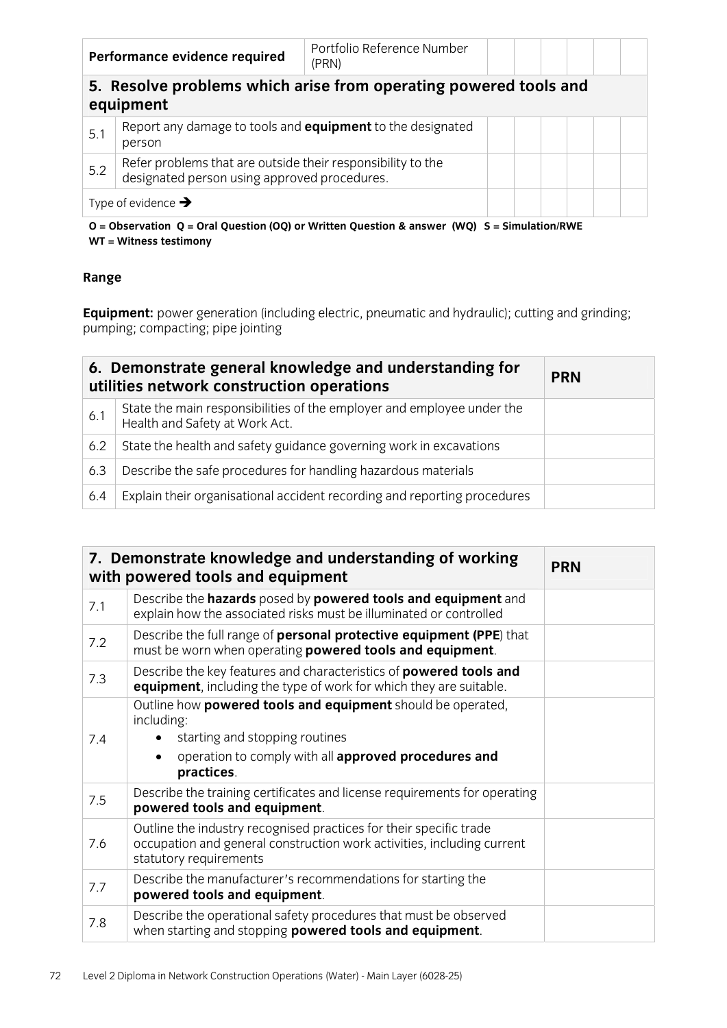| Performance evidence required | | Portfolio Reference Number (PRN) | | | | | | |
|---|---|---|---|---|---|---|---|---|
| **5. Resolve problems which arise from operating powered tools and equipment** | | | | | | | | |
| 5.1 | Report any damage to tools and **equipment** to the designated person | | | | | | | |
| 5.2 | Refer problems that are outside their responsibility to the designated person using approved procedures. | | | | | | | |
| Type of evidence ➔ | | | | | | | | |

**O = Observation Q = Oral Question (OQ) or Written Question & answer (WQ) S = Simulation/RWE WT = Witness testimony**

**Range**

**Equipment:** power generation (including electric, pneumatic and hydraulic); cutting and grinding; pumping; compacting; pipe jointing

| **6. Demonstrate general knowledge and understanding for utilities network construction operations** | | **PRN** |
|---|---|---|
| 6.1 | State the main responsibilities of the employer and employee under the Health and Safety at Work Act. | |
| 6.2 | State the health and safety guidance governing work in excavations | |
| 6.3 | Describe the safe procedures for handling hazardous materials | |
| 6.4 | Explain their organisational accident recording and reporting procedures | |

| **7. Demonstrate knowledge and understanding of working with powered tools and equipment** | | **PRN** |
|---|---|---|
| 7.1 | Describe the **hazards** posed by **powered tools and equipment** and explain how the associated risks must be illuminated or controlled | |
| 7.2 | Describe the full range of **personal protective equipment (PPE**) that must be worn when operating **powered tools and equipment**. | |
| 7.3 | Describe the key features and characteristics of **powered tools and equipment**, including the type of work for which they are suitable. | |
| 7.4 | Outline how **powered tools and equipment** should be operated, including: <br>• starting and stopping routines <br>• operation to comply with all **approved procedures and practices**. | |
| 7.5 | Describe the training certificates and license requirements for operating **powered tools and equipment**. | |
| 7.6 | Outline the industry recognised practices for their specific trade occupation and general construction work activities, including current statutory requirements | |
| 7.7 | Describe the manufacturer's recommendations for starting the **powered tools and equipment**. | |
| 7.8 | Describe the operational safety procedures that must be observed when starting and stopping **powered tools and equipment**. | |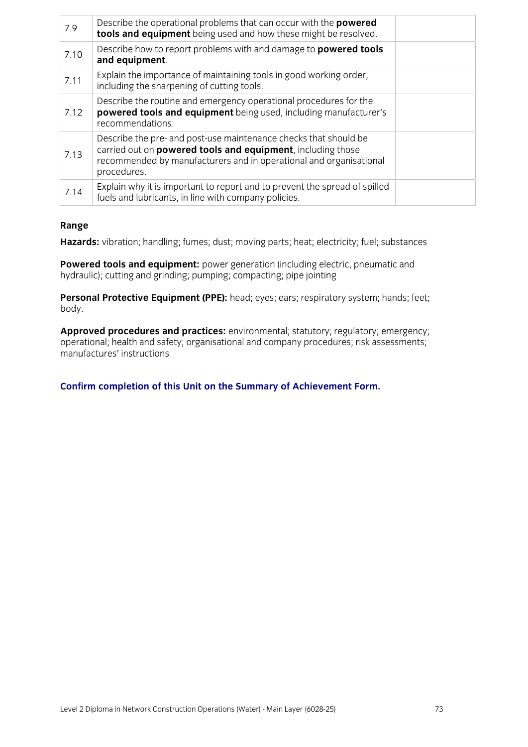| | | |
|---|---|---|
| 7.9 | Describe the operational problems that can occur with the **powered tools and equipment** being used and how these might be resolved. | |
| 7.10 | Describe how to report problems with and damage to **powered tools and equipment**. | |
| 7.11 | Explain the importance of maintaining tools in good working order, including the sharpening of cutting tools. | |
| 7.12 | Describe the routine and emergency operational procedures for the **powered tools and equipment** being used, including manufacturer's recommendations. | |
| 7.13 | Describe the pre- and post-use maintenance checks that should be carried out on **powered tools and equipment**, including those recommended by manufacturers and in operational and organisational procedures. | |
| 7.14 | Explain why it is important to report and to prevent the spread of spilled fuels and lubricants, in line with company policies. | |

**Range**

**Hazards:** vibration; handling; fumes; dust; moving parts; heat; electricity; fuel; substances

**Powered tools and equipment:** power generation (including electric, pneumatic and hydraulic); cutting and grinding; pumping; compacting; pipe jointing

**Personal Protective Equipment (PPE):** head; eyes; ears; respiratory system; hands; feet; body.

**Approved procedures and practices:** environmental; statutory; regulatory; emergency; operational; health and safety; organisational and company procedures; risk assessments; manufactures' instructions

**Confirm completion of this Unit on the Summary of Achievement Form.**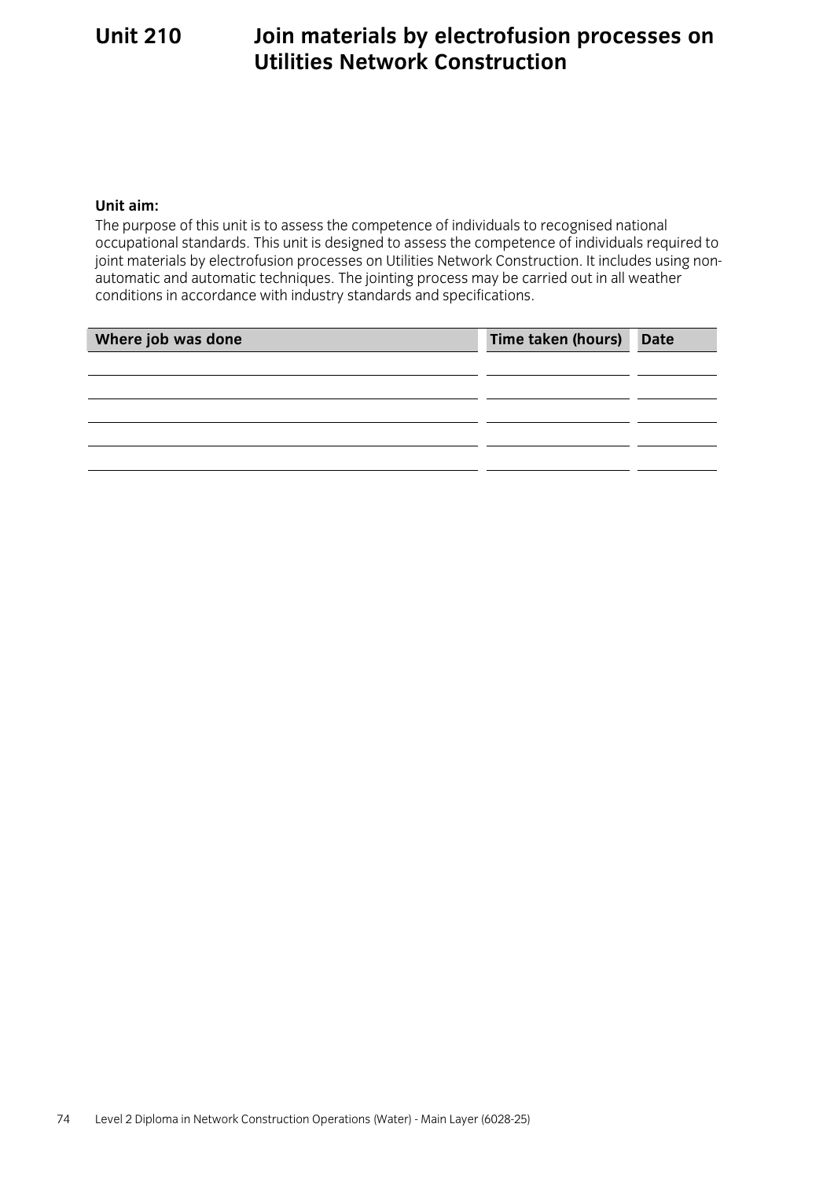# Unit 210 Join materials by electrofusion processes on Utilities Network Construction

**Unit aim:**

The purpose of this unit is to assess the competence of individuals to recognised national occupational standards. This unit is designed to assess the competence of individuals required to joint materials by electrofusion processes on Utilities Network Construction. It includes using non-automatic and automatic techniques. The jointing process may be carried out in all weather conditions in accordance with industry standards and specifications.

| Where job was done | Time taken (hours) | Date |
|---|---|---|
| | | |
| | | |
| | | |
| | | |
| | | |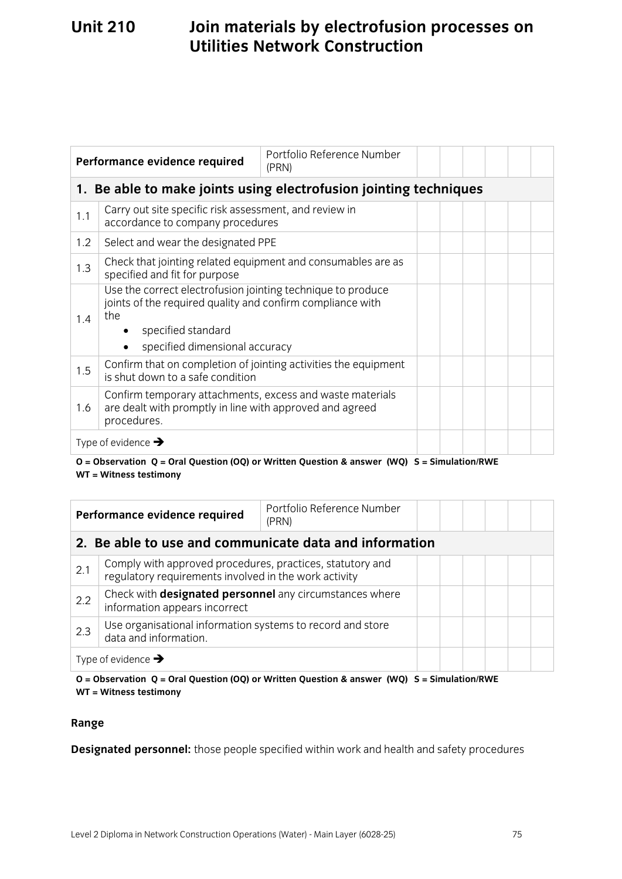# Unit 210 Join materials by electrofusion processes on Utilities Network Construction

| Performance evidence required | | Portfolio Reference Number (PRN) | | | | | | |
|---|---|---|---|---|---|---|---|---|
| **1. Be able to make joints using electrofusion jointing techniques** | | | | | | | | |
| 1.1 | Carry out site specific risk assessment, and review in accordance to company procedures | | | | | | | |
| 1.2 | Select and wear the designated PPE | | | | | | | |
| 1.3 | Check that jointing related equipment and consumables are as specified and fit for purpose | | | | | | | |
| 1.4 | Use the correct electrofusion jointing technique to produce joints of the required quality and confirm compliance with the<br>• specified standard<br>• specified dimensional accuracy | | | | | | | |
| 1.5 | Confirm that on completion of jointing activities the equipment is shut down to a safe condition | | | | | | | |
| 1.6 | Confirm temporary attachments, excess and waste materials are dealt with promptly in line with approved and agreed procedures. | | | | | | | |
| Type of evidence ➔ | | | | | | | | |

**O = Observation Q = Oral Question (OQ) or Written Question & answer (WQ) S = Simulation/RWE WT = Witness testimony**

| Performance evidence required | | Portfolio Reference Number (PRN) | | | | | | |
|---|---|---|---|---|---|---|---|---|
| **2. Be able to use and communicate data and information** | | | | | | | | |
| 2.1 | Comply with approved procedures, practices, statutory and regulatory requirements involved in the work activity | | | | | | | |
| 2.2 | Check with **designated personnel** any circumstances where information appears incorrect | | | | | | | |
| 2.3 | Use organisational information systems to record and store data and information. | | | | | | | |
| Type of evidence ➔ | | | | | | | | |

**O = Observation Q = Oral Question (OQ) or Written Question & answer (WQ) S = Simulation/RWE WT = Witness testimony**

**Range**

**Designated personnel:** those people specified within work and health and safety procedures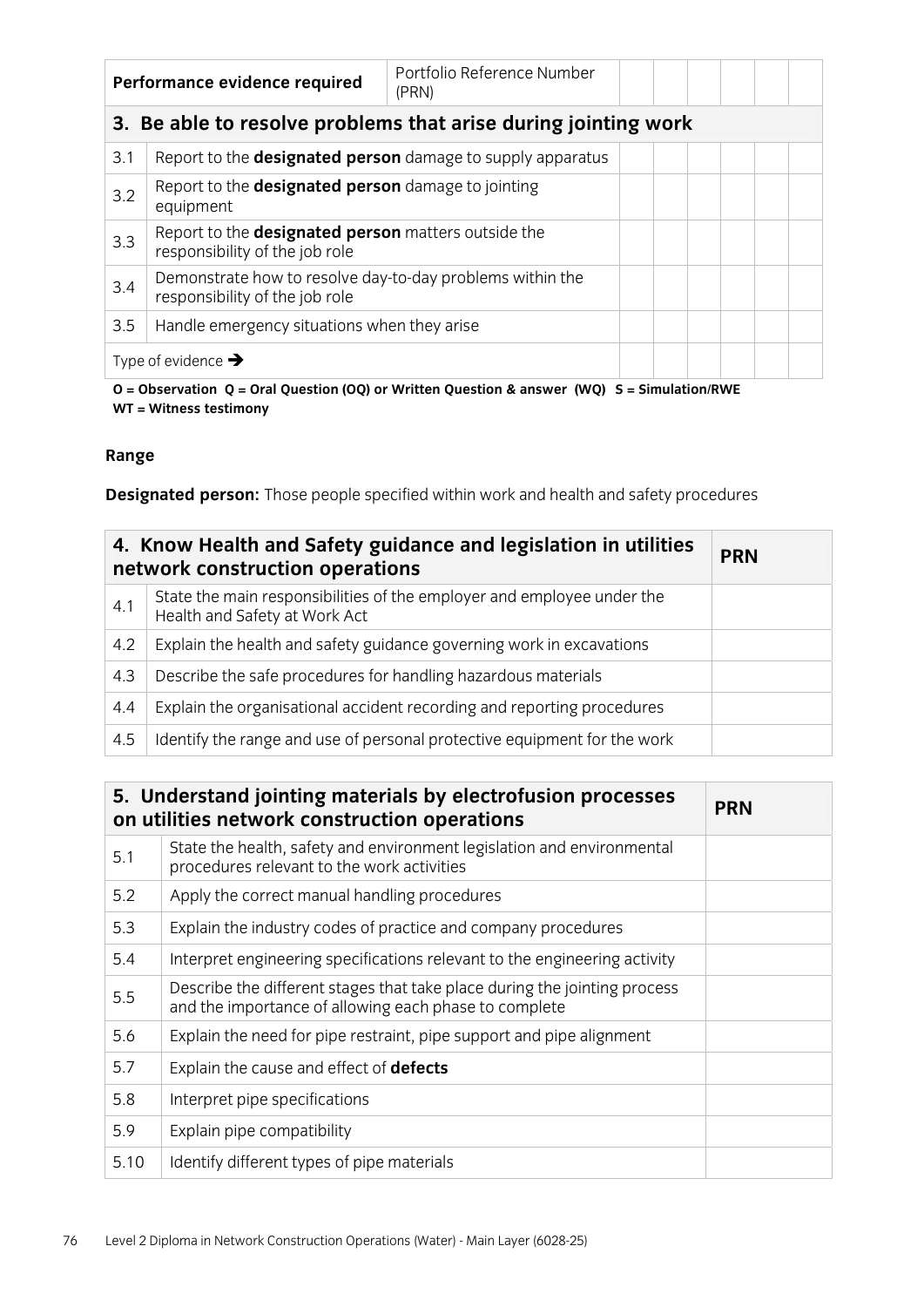| Performance evidence required | Portfolio Reference Number (PRN) | | | | | | |
|---|---|---|---|---|---|---|---|
| **3. Be able to resolve problems that arise during jointing work** | | | | | | | |
| 3.1 | Report to the **designated person** damage to supply apparatus | | | | | | |
| 3.2 | Report to the **designated person** damage to jointing equipment | | | | | | |
| 3.3 | Report to the **designated person** matters outside the responsibility of the job role | | | | | | |
| 3.4 | Demonstrate how to resolve day-to-day problems within the responsibility of the job role | | | | | | |
| 3.5 | Handle emergency situations when they arise | | | | | | |
| Type of evidence → | | | | | | | |

**O = Observation Q = Oral Question (OQ) or Written Question & answer (WQ) S = Simulation/RWE WT = Witness testimony**

**Range**

**Designated person:** Those people specified within work and health and safety procedures

| 4. Know Health and Safety guidance and legislation in utilities network construction operations | | PRN |
|---|---|---|
| 4.1 | State the main responsibilities of the employer and employee under the Health and Safety at Work Act | |
| 4.2 | Explain the health and safety guidance governing work in excavations | |
| 4.3 | Describe the safe procedures for handling hazardous materials | |
| 4.4 | Explain the organisational accident recording and reporting procedures | |
| 4.5 | Identify the range and use of personal protective equipment for the work | |

| 5. Understand jointing materials by electrofusion processes on utilities network construction operations | | PRN |
|---|---|---|
| 5.1 | State the health, safety and environment legislation and environmental procedures relevant to the work activities | |
| 5.2 | Apply the correct manual handling procedures | |
| 5.3 | Explain the industry codes of practice and company procedures | |
| 5.4 | Interpret engineering specifications relevant to the engineering activity | |
| 5.5 | Describe the different stages that take place during the jointing process and the importance of allowing each phase to complete | |
| 5.6 | Explain the need for pipe restraint, pipe support and pipe alignment | |
| 5.7 | Explain the cause and effect of **defects** | |
| 5.8 | Interpret pipe specifications | |
| 5.9 | Explain pipe compatibility | |
| 5.10 | Identify different types of pipe materials | |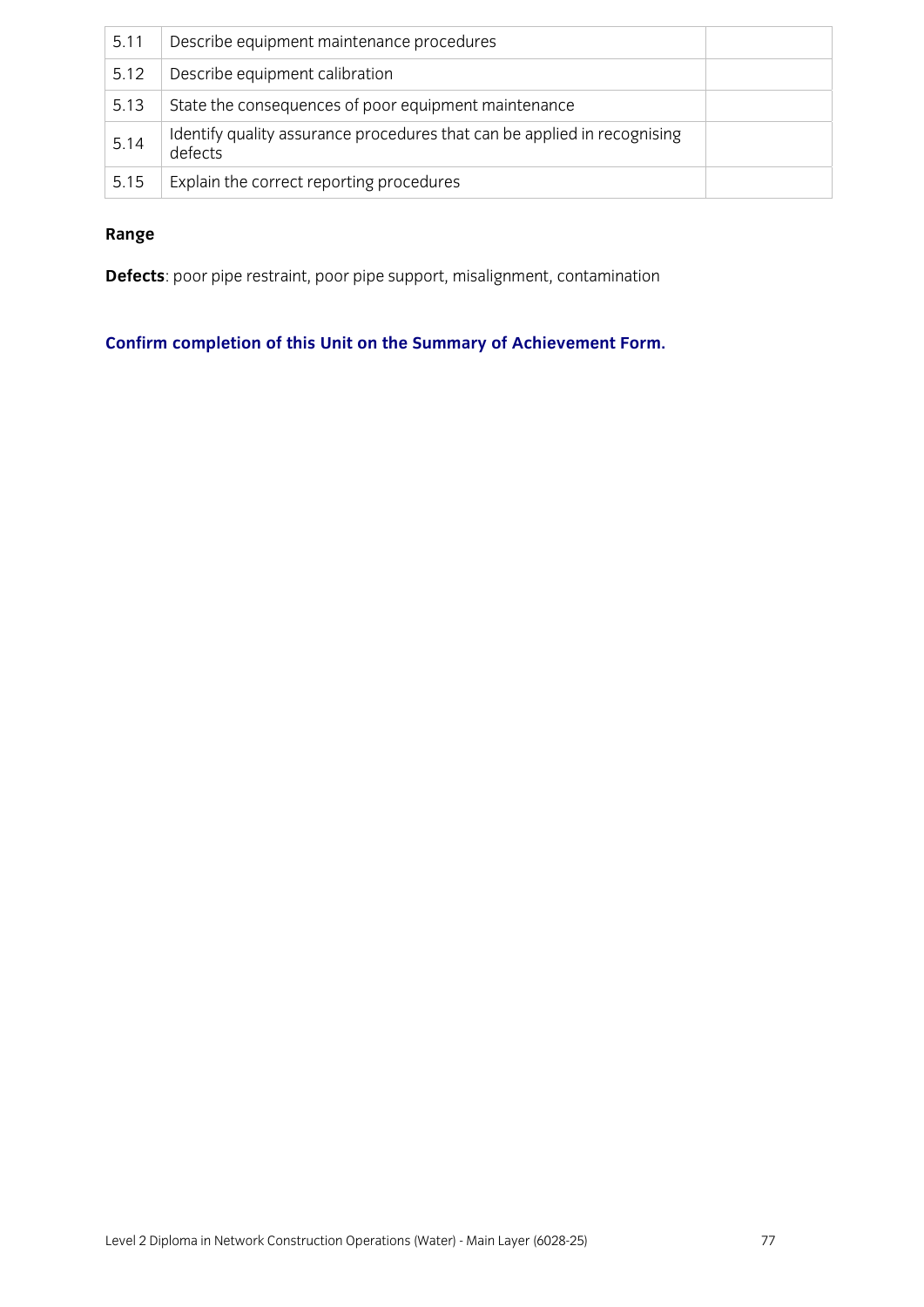| | | |
|---|---|---|
| 5.11 | Describe equipment maintenance procedures | |
| 5.12 | Describe equipment calibration | |
| 5.13 | State the consequences of poor equipment maintenance | |
| 5.14 | Identify quality assurance procedures that can be applied in recognising defects | |
| 5.15 | Explain the correct reporting procedures | |

**Range**

**Defects**: poor pipe restraint, poor pipe support, misalignment, contamination

**Confirm completion of this Unit on the Summary of Achievement Form.**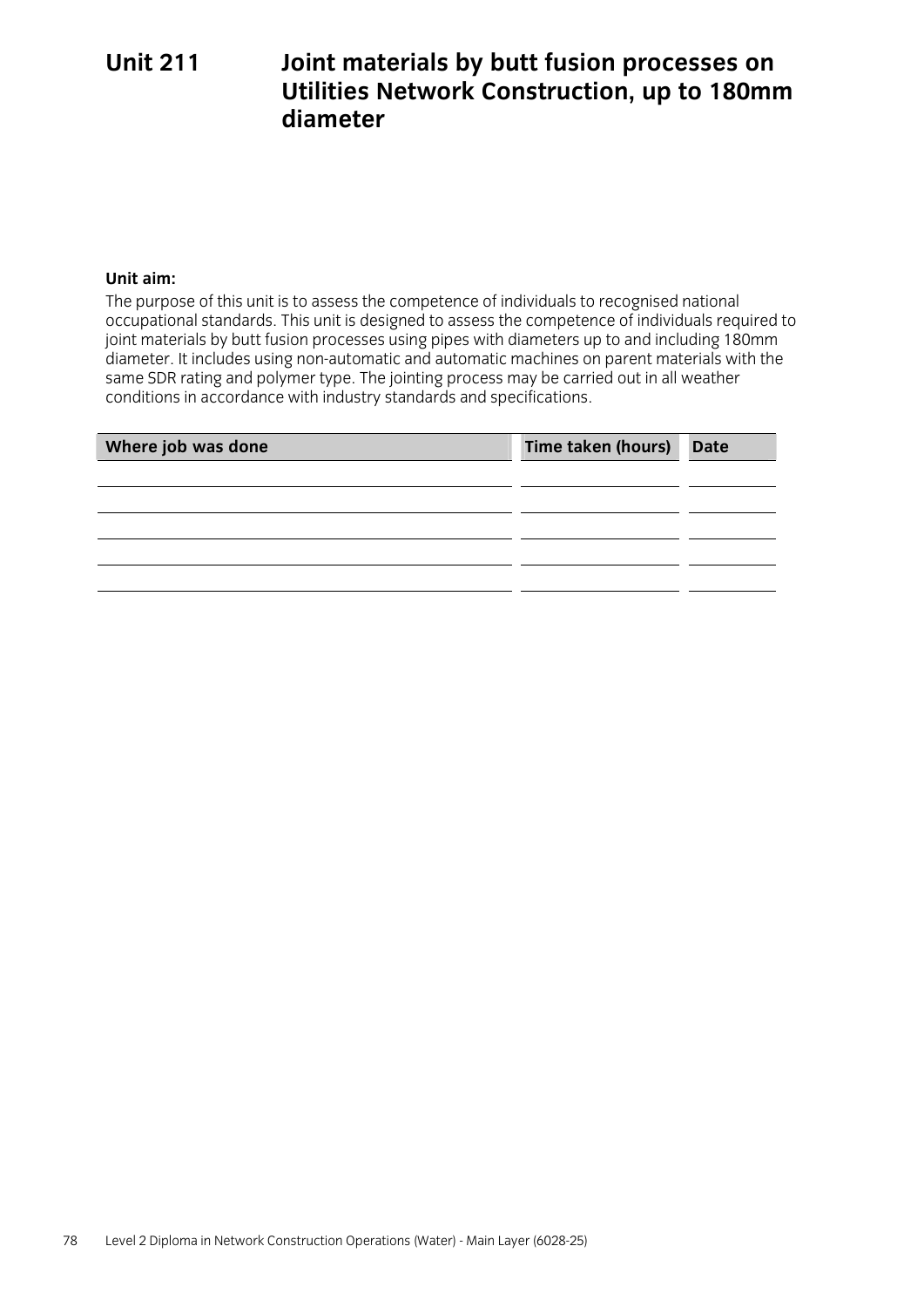# Unit 211 Joint materials by butt fusion processes on Utilities Network Construction, up to 180mm diameter

**Unit aim:**

The purpose of this unit is to assess the competence of individuals to recognised national occupational standards. This unit is designed to assess the competence of individuals required to joint materials by butt fusion processes using pipes with diameters up to and including 180mm diameter. It includes using non-automatic and automatic machines on parent materials with the same SDR rating and polymer type. The jointing process may be carried out in all weather conditions in accordance with industry standards and specifications.

| Where job was done | Time taken (hours) | Date |
|---|---|---|
| | | |
| | | |
| | | |
| | | |
| | | |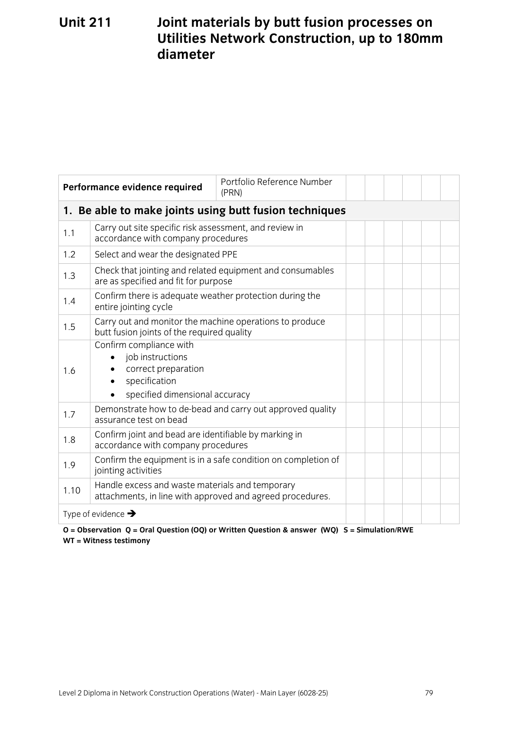# Unit 211 Joint materials by butt fusion processes on Utilities Network Construction, up to 180mm diameter

| Performance evidence required | | Portfolio Reference Number (PRN) | | | | | | |
|---|---|---|---|---|---|---|---|---|
| **1. Be able to make joints using butt fusion techniques** | | | | | | | | |
| 1.1 | Carry out site specific risk assessment, and review in accordance with company procedures | | | | | | | |
| 1.2 | Select and wear the designated PPE | | | | | | | |
| 1.3 | Check that jointing and related equipment and consumables are as specified and fit for purpose | | | | | | | |
| 1.4 | Confirm there is adequate weather protection during the entire jointing cycle | | | | | | | |
| 1.5 | Carry out and monitor the machine operations to produce butt fusion joints of the required quality | | | | | | | |
| 1.6 | Confirm compliance with<br>• job instructions<br>• correct preparation<br>• specification<br>• specified dimensional accuracy | | | | | | | |
| 1.7 | Demonstrate how to de-bead and carry out approved quality assurance test on bead | | | | | | | |
| 1.8 | Confirm joint and bead are identifiable by marking in accordance with company procedures | | | | | | | |
| 1.9 | Confirm the equipment is in a safe condition on completion of jointing activities | | | | | | | |
| 1.10 | Handle excess and waste materials and temporary attachments, in line with approved and agreed procedures. | | | | | | | |
| Type of evidence → | | | | | | | | |

**O = Observation Q = Oral Question (OQ) or Written Question & answer (WQ) S = Simulation/RWE WT = Witness testimony**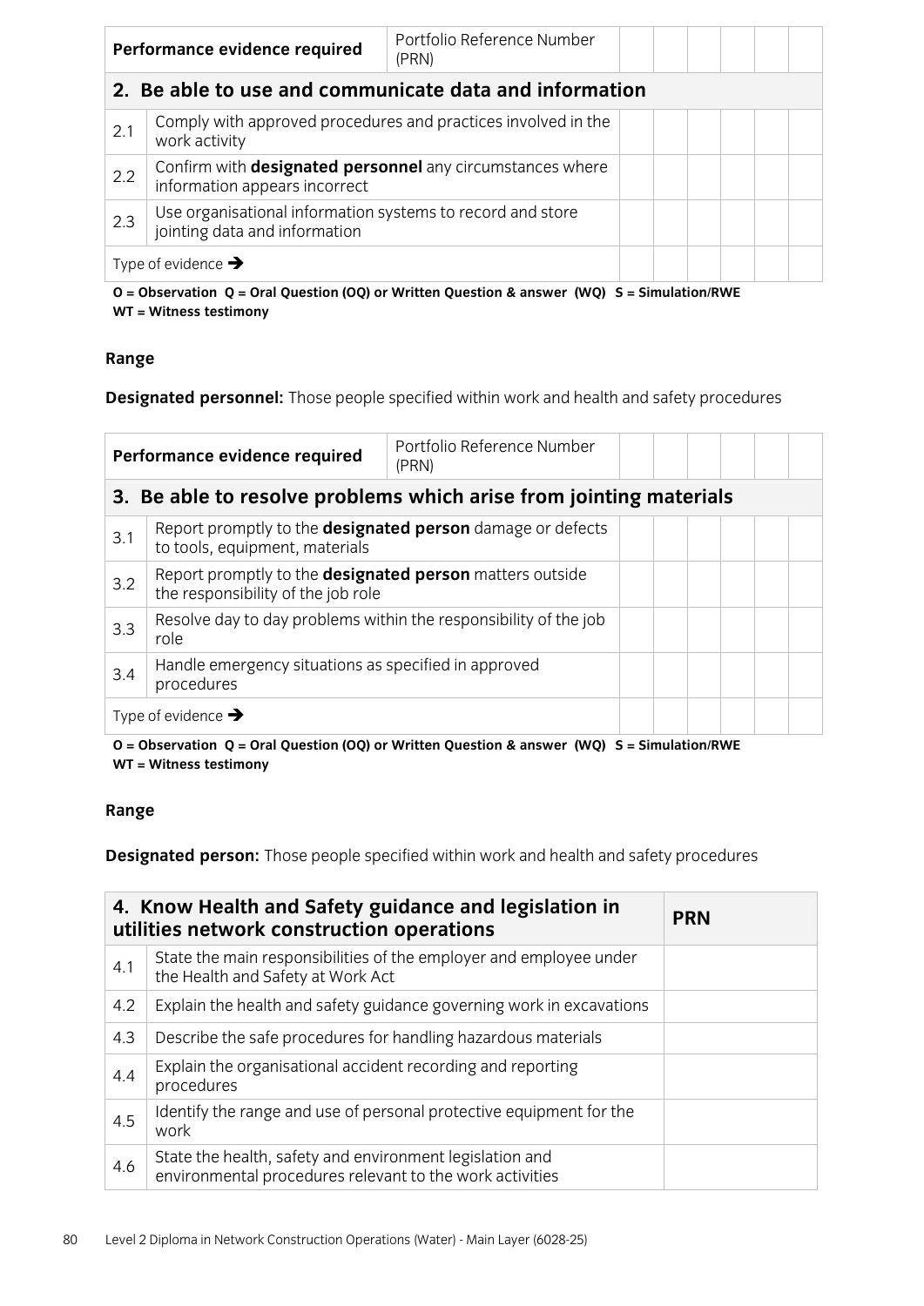| Performance evidence required | | Portfolio Reference Number (PRN) | | | | | | |
|---|---|---|---|---|---|---|---|---|
| **2. Be able to use and communicate data and information** | | | | | | | | |
| 2.1 | Comply with approved procedures and practices involved in the work activity | | | | | | | |
| 2.2 | Confirm with **designated personnel** any circumstances where information appears incorrect | | | | | | | |
| 2.3 | Use organisational information systems to record and store jointing data and information | | | | | | | |
| Type of evidence ➔ | | | | | | | | |

**O = Observation Q = Oral Question (OQ) or Written Question & answer (WQ) S = Simulation/RWE WT = Witness testimony**

**Range**

**Designated personnel:** Those people specified within work and health and safety procedures

| Performance evidence required | | Portfolio Reference Number (PRN) | | | | | | |
|---|---|---|---|---|---|---|---|---|
| **3. Be able to resolve problems which arise from jointing materials** | | | | | | | | |
| 3.1 | Report promptly to the **designated person** damage or defects to tools, equipment, materials | | | | | | | |
| 3.2 | Report promptly to the **designated person** matters outside the responsibility of the job role | | | | | | | |
| 3.3 | Resolve day to day problems within the responsibility of the job role | | | | | | | |
| 3.4 | Handle emergency situations as specified in approved procedures | | | | | | | |
| Type of evidence ➔ | | | | | | | | |

**O = Observation Q = Oral Question (OQ) or Written Question & answer (WQ) S = Simulation/RWE WT = Witness testimony**

**Range**

**Designated person:** Those people specified within work and health and safety procedures

| **4. Know Health and Safety guidance and legislation in utilities network construction operations** | | **PRN** |
|---|---|---|
| 4.1 | State the main responsibilities of the employer and employee under the Health and Safety at Work Act | |
| 4.2 | Explain the health and safety guidance governing work in excavations | |
| 4.3 | Describe the safe procedures for handling hazardous materials | |
| 4.4 | Explain the organisational accident recording and reporting procedures | |
| 4.5 | Identify the range and use of personal protective equipment for the work | |
| 4.6 | State the health, safety and environment legislation and environmental procedures relevant to the work activities | |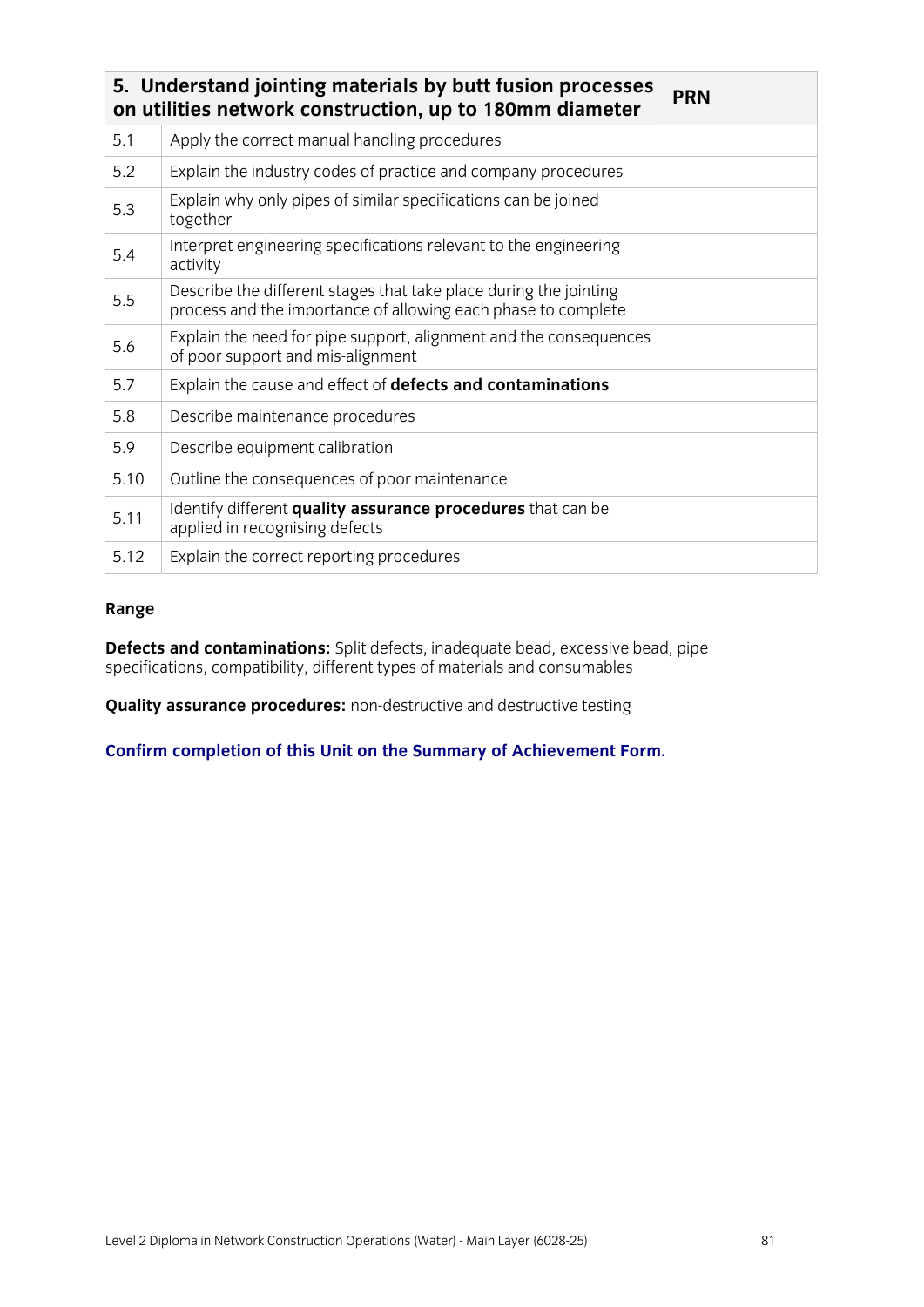| 5. Understand jointing materials by butt fusion processes on utilities network construction, up to 180mm diameter | | PRN |
|---|---|---|
| 5.1 | Apply the correct manual handling procedures | |
| 5.2 | Explain the industry codes of practice and company procedures | |
| 5.3 | Explain why only pipes of similar specifications can be joined together | |
| 5.4 | Interpret engineering specifications relevant to the engineering activity | |
| 5.5 | Describe the different stages that take place during the jointing process and the importance of allowing each phase to complete | |
| 5.6 | Explain the need for pipe support, alignment and the consequences of poor support and mis-alignment | |
| 5.7 | Explain the cause and effect of **defects and contaminations** | |
| 5.8 | Describe maintenance procedures | |
| 5.9 | Describe equipment calibration | |
| 5.10 | Outline the consequences of poor maintenance | |
| 5.11 | Identify different **quality assurance procedures** that can be applied in recognising defects | |
| 5.12 | Explain the correct reporting procedures | |

**Range**

**Defects and contaminations:** Split defects, inadequate bead, excessive bead, pipe specifications, compatibility, different types of materials and consumables

**Quality assurance procedures:** non-destructive and destructive testing

**Confirm completion of this Unit on the Summary of Achievement Form.**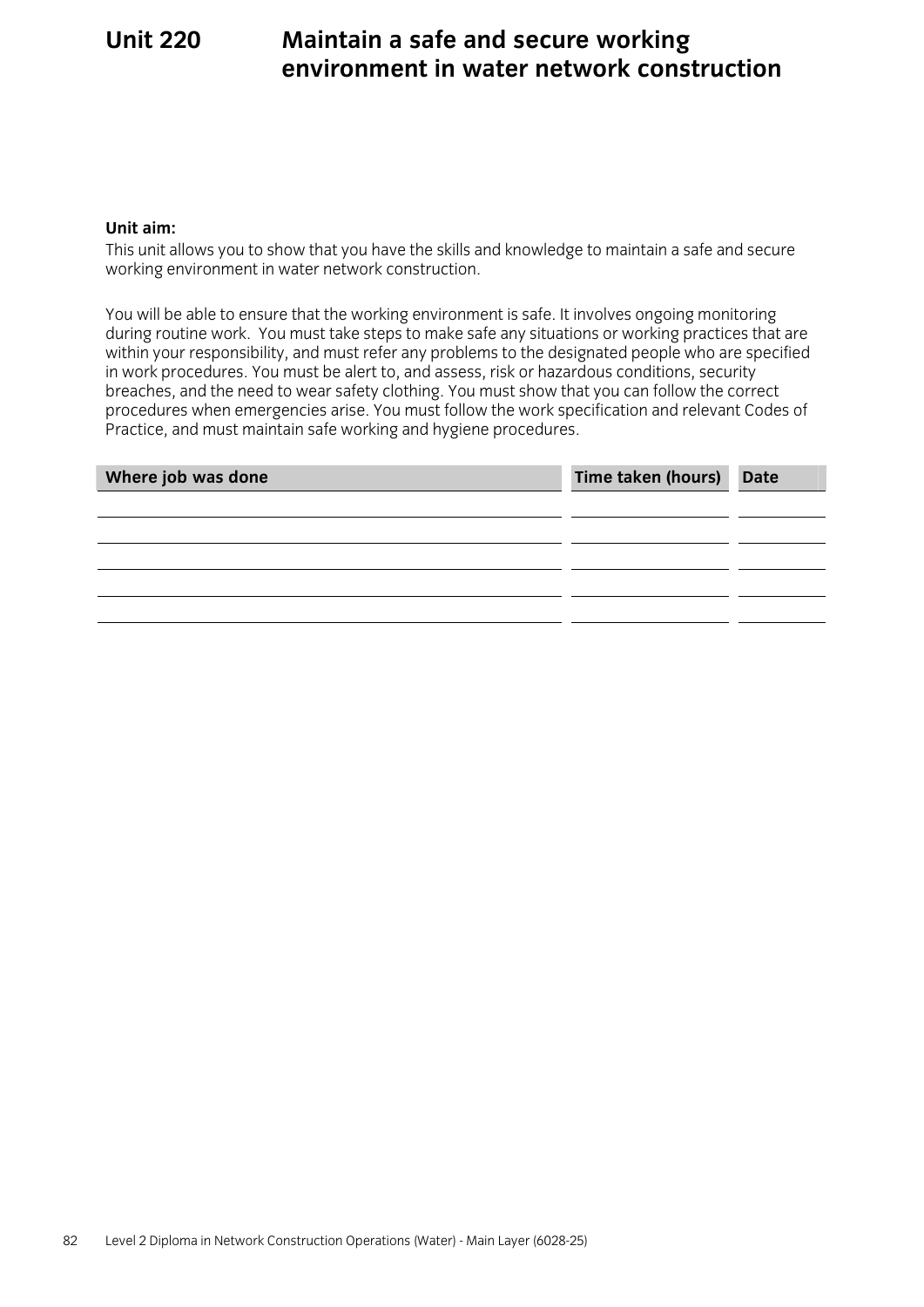# Unit 220 Maintain a safe and secure working environment in water network construction

**Unit aim:**

This unit allows you to show that you have the skills and knowledge to maintain a safe and secure working environment in water network construction.

You will be able to ensure that the working environment is safe. It involves ongoing monitoring during routine work. You must take steps to make safe any situations or working practices that are within your responsibility, and must refer any problems to the designated people who are specified in work procedures. You must be alert to, and assess, risk or hazardous conditions, security breaches, and the need to wear safety clothing. You must show that you can follow the correct procedures when emergencies arise. You must follow the work specification and relevant Codes of Practice, and must maintain safe working and hygiene procedures.

| Where job was done | Time taken (hours) | Date |
|---|---|---|
| | | |
| | | |
| | | |
| | | |
| | | |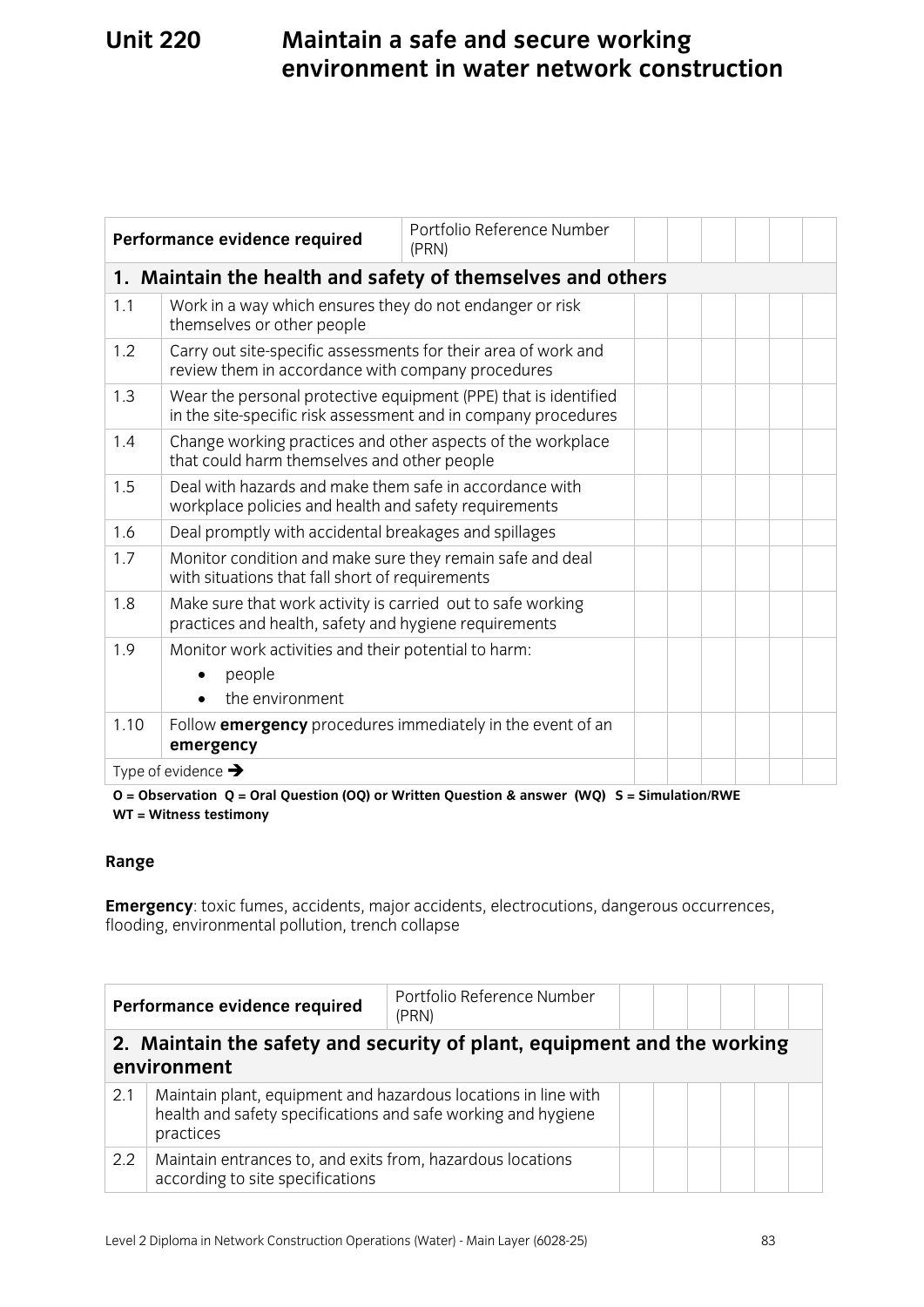# Unit 220 Maintain a safe and secure working environment in water network construction

| Performance evidence required | | Portfolio Reference Number (PRN) | | | | | | |
|---|---|---|---|---|---|---|---|---|
| **1. Maintain the health and safety of themselves and others** | | | | | | | | |
| 1.1 | Work in a way which ensures they do not endanger or risk themselves or other people | | | | | | | |
| 1.2 | Carry out site-specific assessments for their area of work and review them in accordance with company procedures | | | | | | | |
| 1.3 | Wear the personal protective equipment (PPE) that is identified in the site-specific risk assessment and in company procedures | | | | | | | |
| 1.4 | Change working practices and other aspects of the workplace that could harm themselves and other people | | | | | | | |
| 1.5 | Deal with hazards and make them safe in accordance with workplace policies and health and safety requirements | | | | | | | |
| 1.6 | Deal promptly with accidental breakages and spillages | | | | | | | |
| 1.7 | Monitor condition and make sure they remain safe and deal with situations that fall short of requirements | | | | | | | |
| 1.8 | Make sure that work activity is carried out to safe working practices and health, safety and hygiene requirements | | | | | | | |
| 1.9 | Monitor work activities and their potential to harm: <br>• people <br>• the environment | | | | | | | |
| 1.10 | Follow **emergency** procedures immediately in the event of an **emergency** | | | | | | | |
| Type of evidence → | | | | | | | | |

**O = Observation Q = Oral Question (OQ) or Written Question & answer (WQ) S = Simulation/RWE WT = Witness testimony**

**Range**

**Emergency**: toxic fumes, accidents, major accidents, electrocutions, dangerous occurrences, flooding, environmental pollution, trench collapse

| Performance evidence required | | Portfolio Reference Number (PRN) | | | | | | |
|---|---|---|---|---|---|---|---|---|
| **2. Maintain the safety and security of plant, equipment and the working environment** | | | | | | | | |
| 2.1 | Maintain plant, equipment and hazardous locations in line with health and safety specifications and safe working and hygiene practices | | | | | | | |
| 2.2 | Maintain entrances to, and exits from, hazardous locations according to site specifications | | | | | | | |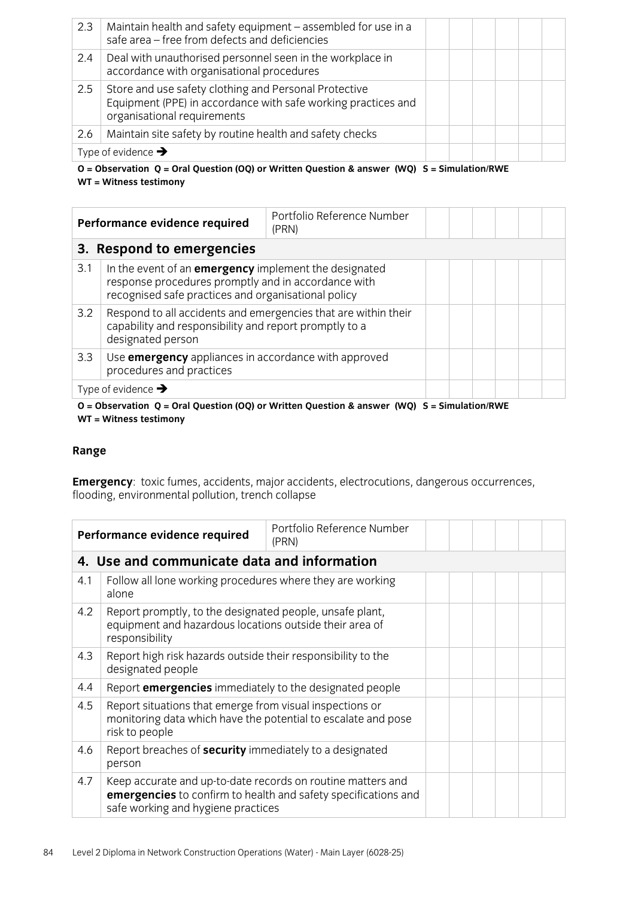| | | | | | | | |
|---|---|---|---|---|---|---|---|
| 2.3 | Maintain health and safety equipment – assembled for use in a safe area – free from defects and deficiencies | | | | | | |
| 2.4 | Deal with unauthorised personnel seen in the workplace in accordance with organisational procedures | | | | | | |
| 2.5 | Store and use safety clothing and Personal Protective Equipment (PPE) in accordance with safe working practices and organisational requirements | | | | | | |
| 2.6 | Maintain site safety by routine health and safety checks | | | | | | |
| Type of evidence → | | | | | | | |

**O = Observation Q = Oral Question (OQ) or Written Question & answer (WQ) S = Simulation/RWE WT = Witness testimony**

| Performance evidence required | | Portfolio Reference Number (PRN) | | | | | | |
|---|---|---|---|---|---|---|---|---|
| **3. Respond to emergencies** | | | | | | | | |
| 3.1 | In the event of an **emergency** implement the designated response procedures promptly and in accordance with recognised safe practices and organisational policy | | | | | | | |
| 3.2 | Respond to all accidents and emergencies that are within their capability and responsibility and report promptly to a designated person | | | | | | | |
| 3.3 | Use **emergency** appliances in accordance with approved procedures and practices | | | | | | | |
| Type of evidence → | | | | | | | | |

**O = Observation Q = Oral Question (OQ) or Written Question & answer (WQ) S = Simulation/RWE WT = Witness testimony**

**Range**

**Emergency**: toxic fumes, accidents, major accidents, electrocutions, dangerous occurrences, flooding, environmental pollution, trench collapse

| Performance evidence required | | Portfolio Reference Number (PRN) | | | | | | |
|---|---|---|---|---|---|---|---|---|
| **4. Use and communicate data and information** | | | | | | | | |
| 4.1 | Follow all lone working procedures where they are working alone | | | | | | | |
| 4.2 | Report promptly, to the designated people, unsafe plant, equipment and hazardous locations outside their area of responsibility | | | | | | | |
| 4.3 | Report high risk hazards outside their responsibility to the designated people | | | | | | | |
| 4.4 | Report **emergencies** immediately to the designated people | | | | | | | |
| 4.5 | Report situations that emerge from visual inspections or monitoring data which have the potential to escalate and pose risk to people | | | | | | | |
| 4.6 | Report breaches of **security** immediately to a designated person | | | | | | | |
| 4.7 | Keep accurate and up-to-date records on routine matters and **emergencies** to confirm to health and safety specifications and safe working and hygiene practices | | | | | | | |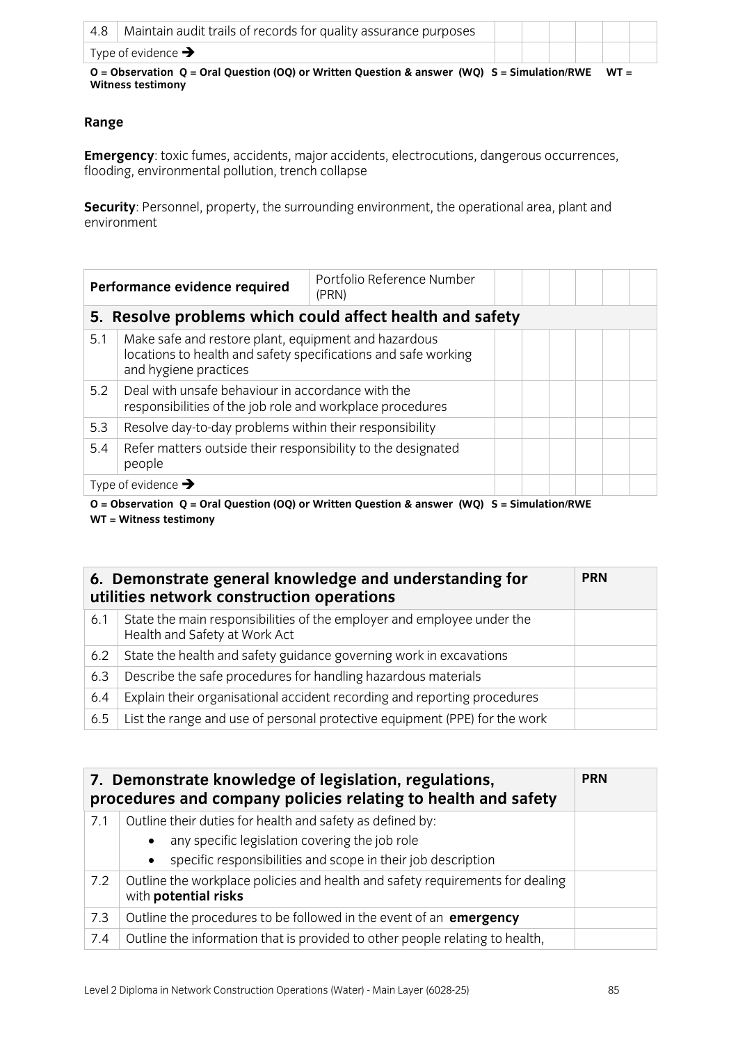| 4.8 | Maintain audit trails of records for quality assurance purposes | | | | | | |
|---|---|---|---|---|---|---|---|
| Type of evidence ➔ | | | | | | | |

**O = Observation Q = Oral Question (OQ) or Written Question & answer (WQ) S = Simulation/RWE WT = Witness testimony**

**Range**

**Emergency**: toxic fumes, accidents, major accidents, electrocutions, dangerous occurrences, flooding, environmental pollution, trench collapse

**Security**: Personnel, property, the surrounding environment, the operational area, plant and environment

| Performance evidence required | | Portfolio Reference Number (PRN) | | | | | |
|---|---|---|---|---|---|---|---|
| **5. Resolve problems which could affect health and safety** | | | | | | | |
| 5.1 | Make safe and restore plant, equipment and hazardous locations to health and safety specifications and safe working and hygiene practices | | | | | | |
| 5.2 | Deal with unsafe behaviour in accordance with the responsibilities of the job role and workplace procedures | | | | | | |
| 5.3 | Resolve day-to-day problems within their responsibility | | | | | | |
| 5.4 | Refer matters outside their responsibility to the designated people | | | | | | |
| Type of evidence ➔ | | | | | | | |

**O = Observation Q = Oral Question (OQ) or Written Question & answer (WQ) S = Simulation/RWE WT = Witness testimony**

| **6. Demonstrate general knowledge and understanding for utilities network construction operations** | | **PRN** |
|---|---|---|
| 6.1 | State the main responsibilities of the employer and employee under the Health and Safety at Work Act | |
| 6.2 | State the health and safety guidance governing work in excavations | |
| 6.3 | Describe the safe procedures for handling hazardous materials | |
| 6.4 | Explain their organisational accident recording and reporting procedures | |
| 6.5 | List the range and use of personal protective equipment (PPE) for the work | |

| **7. Demonstrate knowledge of legislation, regulations, procedures and company policies relating to health and safety** | | **PRN** |
|---|---|---|
| 7.1 | Outline their duties for health and safety as defined by:<br>• any specific legislation covering the job role<br>• specific responsibilities and scope in their job description | |
| 7.2 | Outline the workplace policies and health and safety requirements for dealing with **potential risks** | |
| 7.3 | Outline the procedures to be followed in the event of an **emergency** | |
| 7.4 | Outline the information that is provided to other people relating to health, | |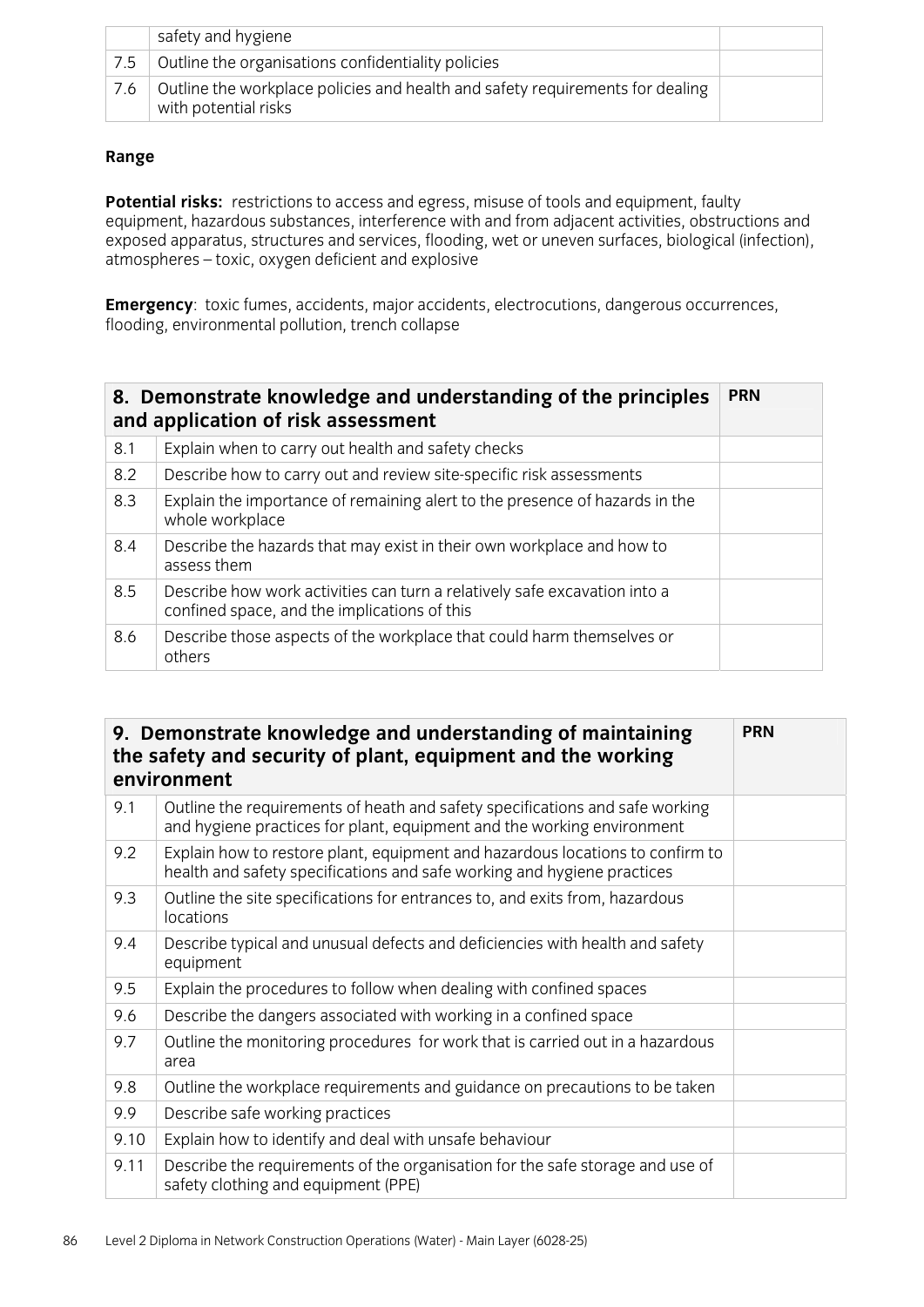| | safety and hygiene | |
|---|---|---|
| 7.5 | Outline the organisations confidentiality policies | |
| 7.6 | Outline the workplace policies and health and safety requirements for dealing with potential risks | |

**Range**

**Potential risks:** restrictions to access and egress, misuse of tools and equipment, faulty equipment, hazardous substances, interference with and from adjacent activities, obstructions and exposed apparatus, structures and services, flooding, wet or uneven surfaces, biological (infection), atmospheres – toxic, oxygen deficient and explosive

**Emergency**: toxic fumes, accidents, major accidents, electrocutions, dangerous occurrences, flooding, environmental pollution, trench collapse

| **8. Demonstrate knowledge and understanding of the principles and application of risk assessment** | | **PRN** |
|---|---|---|
| 8.1 | Explain when to carry out health and safety checks | |
| 8.2 | Describe how to carry out and review site-specific risk assessments | |
| 8.3 | Explain the importance of remaining alert to the presence of hazards in the whole workplace | |
| 8.4 | Describe the hazards that may exist in their own workplace and how to assess them | |
| 8.5 | Describe how work activities can turn a relatively safe excavation into a confined space, and the implications of this | |
| 8.6 | Describe those aspects of the workplace that could harm themselves or others | |

| **9. Demonstrate knowledge and understanding of maintaining the safety and security of plant, equipment and the working environment** | | **PRN** |
|---|---|---|
| 9.1 | Outline the requirements of heath and safety specifications and safe working and hygiene practices for plant, equipment and the working environment | |
| 9.2 | Explain how to restore plant, equipment and hazardous locations to confirm to health and safety specifications and safe working and hygiene practices | |
| 9.3 | Outline the site specifications for entrances to, and exits from, hazardous locations | |
| 9.4 | Describe typical and unusual defects and deficiencies with health and safety equipment | |
| 9.5 | Explain the procedures to follow when dealing with confined spaces | |
| 9.6 | Describe the dangers associated with working in a confined space | |
| 9.7 | Outline the monitoring procedures for work that is carried out in a hazardous area | |
| 9.8 | Outline the workplace requirements and guidance on precautions to be taken | |
| 9.9 | Describe safe working practices | |
| 9.10 | Explain how to identify and deal with unsafe behaviour | |
| 9.11 | Describe the requirements of the organisation for the safe storage and use of safety clothing and equipment (PPE) | |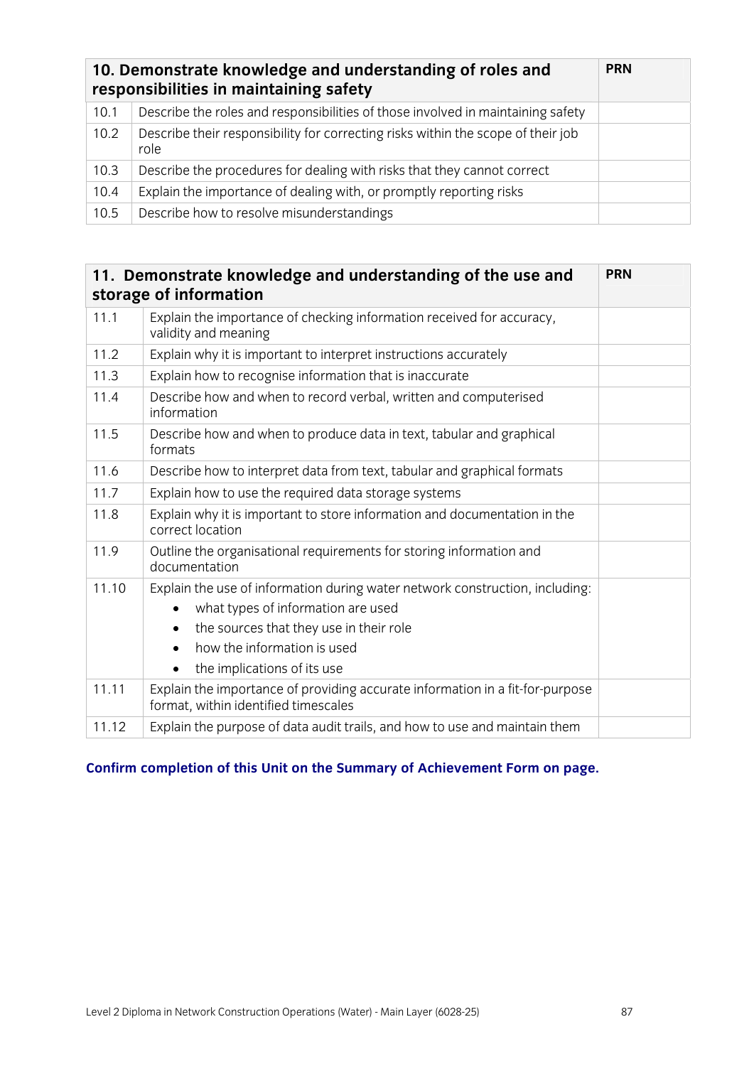| 10. Demonstrate knowledge and understanding of roles and responsibilities in maintaining safety | | PRN |
|---|---|---|
| 10.1 | Describe the roles and responsibilities of those involved in maintaining safety | |
| 10.2 | Describe their responsibility for correcting risks within the scope of their job role | |
| 10.3 | Describe the procedures for dealing with risks that they cannot correct | |
| 10.4 | Explain the importance of dealing with, or promptly reporting risks | |
| 10.5 | Describe how to resolve misunderstandings | |

| 11. Demonstrate knowledge and understanding of the use and storage of information | | PRN |
|---|---|---|
| 11.1 | Explain the importance of checking information received for accuracy, validity and meaning | |
| 11.2 | Explain why it is important to interpret instructions accurately | |
| 11.3 | Explain how to recognise information that is inaccurate | |
| 11.4 | Describe how and when to record verbal, written and computerised information | |
| 11.5 | Describe how and when to produce data in text, tabular and graphical formats | |
| 11.6 | Describe how to interpret data from text, tabular and graphical formats | |
| 11.7 | Explain how to use the required data storage systems | |
| 11.8 | Explain why it is important to store information and documentation in the correct location | |
| 11.9 | Outline the organisational requirements for storing information and documentation | |
| 11.10 | Explain the use of information during water network construction, including:<br>• what types of information are used<br>• the sources that they use in their role<br>• how the information is used<br>• the implications of its use | |
| 11.11 | Explain the importance of providing accurate information in a fit-for-purpose format, within identified timescales | |
| 11.12 | Explain the purpose of data audit trails, and how to use and maintain them | |

**Confirm completion of this Unit on the Summary of Achievement Form on page.**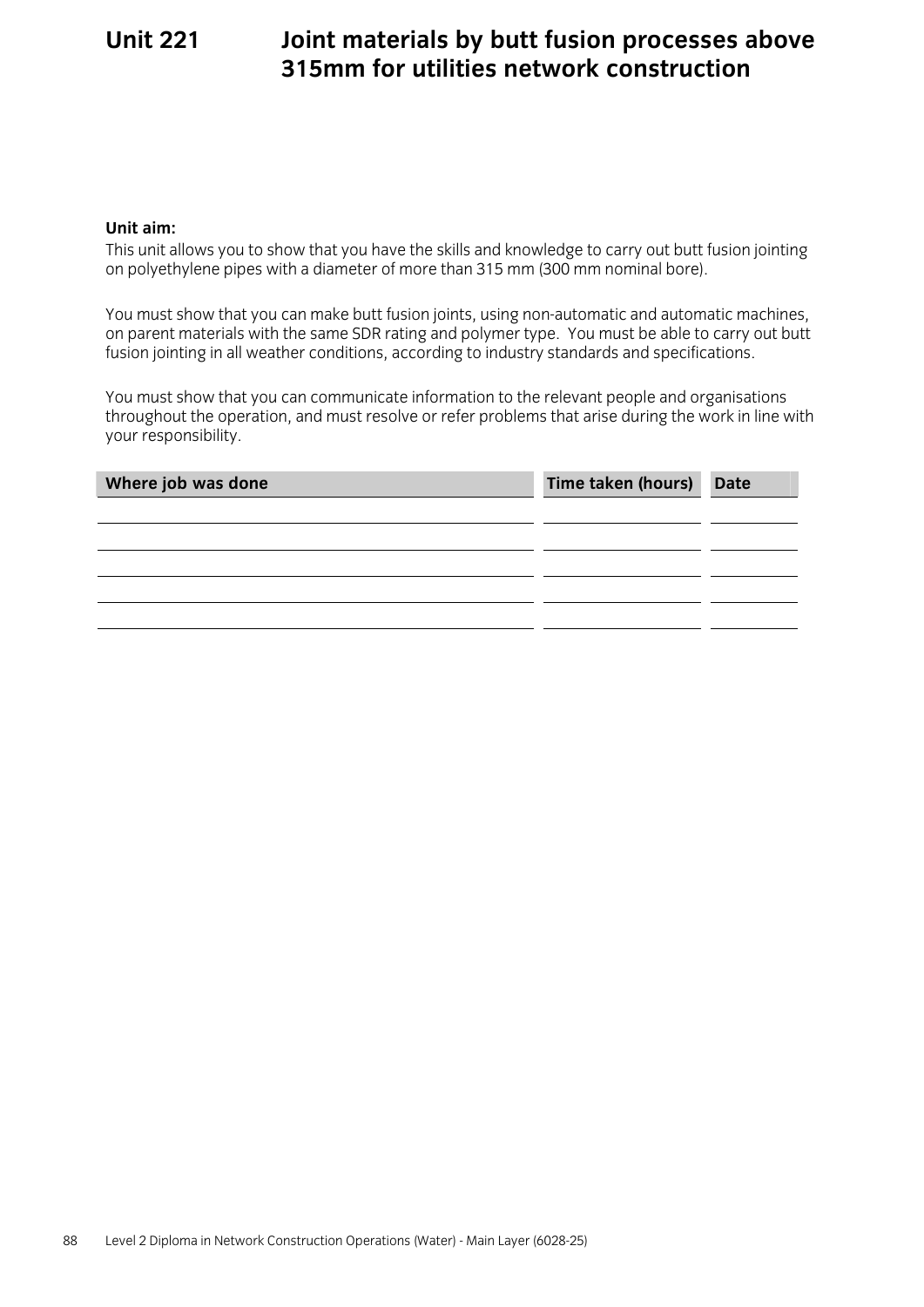# Unit 221 Joint materials by butt fusion processes above 315mm for utilities network construction

**Unit aim:**

This unit allows you to show that you have the skills and knowledge to carry out butt fusion jointing on polyethylene pipes with a diameter of more than 315 mm (300 mm nominal bore).

You must show that you can make butt fusion joints, using non-automatic and automatic machines, on parent materials with the same SDR rating and polymer type. You must be able to carry out butt fusion jointing in all weather conditions, according to industry standards and specifications.

You must show that you can communicate information to the relevant people and organisations throughout the operation, and must resolve or refer problems that arise during the work in line with your responsibility.

| Where job was done | Time taken (hours) | Date |
|---|---|---|
| | | |
| | | |
| | | |
| | | |
| | | |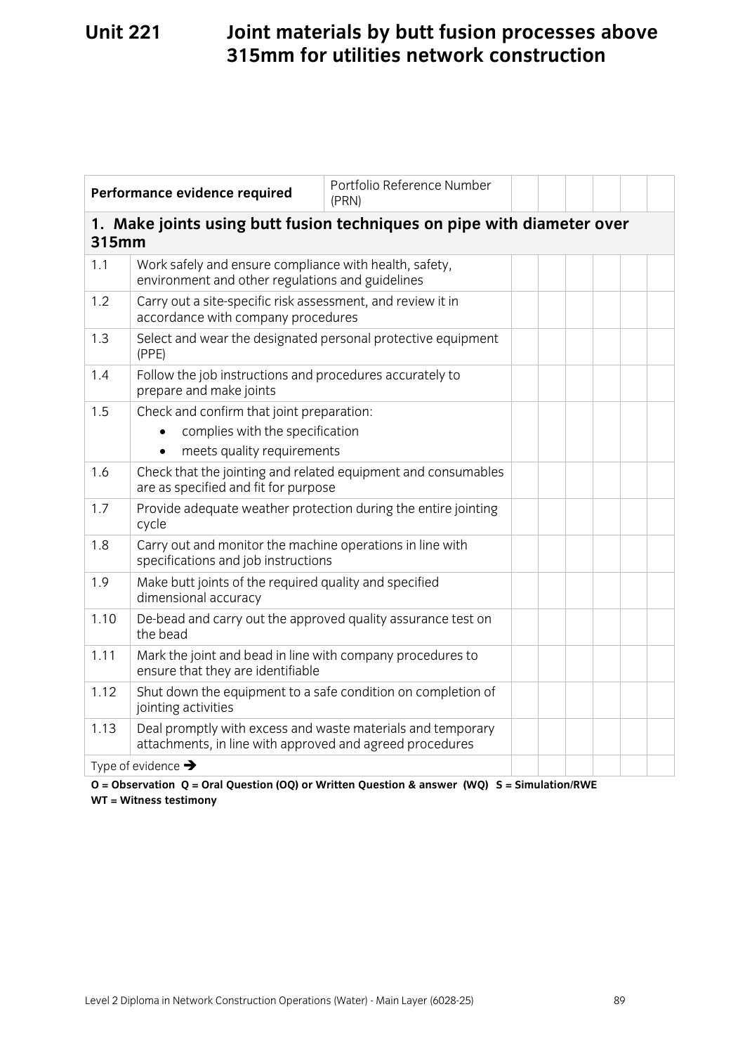# Unit 221 Joint materials by butt fusion processes above 315mm for utilities network construction

| Performance evidence required | | Portfolio Reference Number (PRN) | | | | | | |
|---|---|---|---|---|---|---|---|---|
| **1. Make joints using butt fusion techniques on pipe with diameter over 315mm** | | | | | | | | |
| 1.1 | Work safely and ensure compliance with health, safety, environment and other regulations and guidelines | | | | | | | |
| 1.2 | Carry out a site-specific risk assessment, and review it in accordance with company procedures | | | | | | | |
| 1.3 | Select and wear the designated personal protective equipment (PPE) | | | | | | | |
| 1.4 | Follow the job instructions and procedures accurately to prepare and make joints | | | | | | | |
| 1.5 | Check and confirm that joint preparation:<br>• complies with the specification<br>• meets quality requirements | | | | | | | |
| 1.6 | Check that the jointing and related equipment and consumables are as specified and fit for purpose | | | | | | | |
| 1.7 | Provide adequate weather protection during the entire jointing cycle | | | | | | | |
| 1.8 | Carry out and monitor the machine operations in line with specifications and job instructions | | | | | | | |
| 1.9 | Make butt joints of the required quality and specified dimensional accuracy | | | | | | | |
| 1.10 | De-bead and carry out the approved quality assurance test on the bead | | | | | | | |
| 1.11 | Mark the joint and bead in line with company procedures to ensure that they are identifiable | | | | | | | |
| 1.12 | Shut down the equipment to a safe condition on completion of jointing activities | | | | | | | |
| 1.13 | Deal promptly with excess and waste materials and temporary attachments, in line with approved and agreed procedures | | | | | | | |
| Type of evidence ➔ | | | | | | | | |

**O = Observation Q = Oral Question (OQ) or Written Question & answer (WQ) S = Simulation/RWE WT = Witness testimony**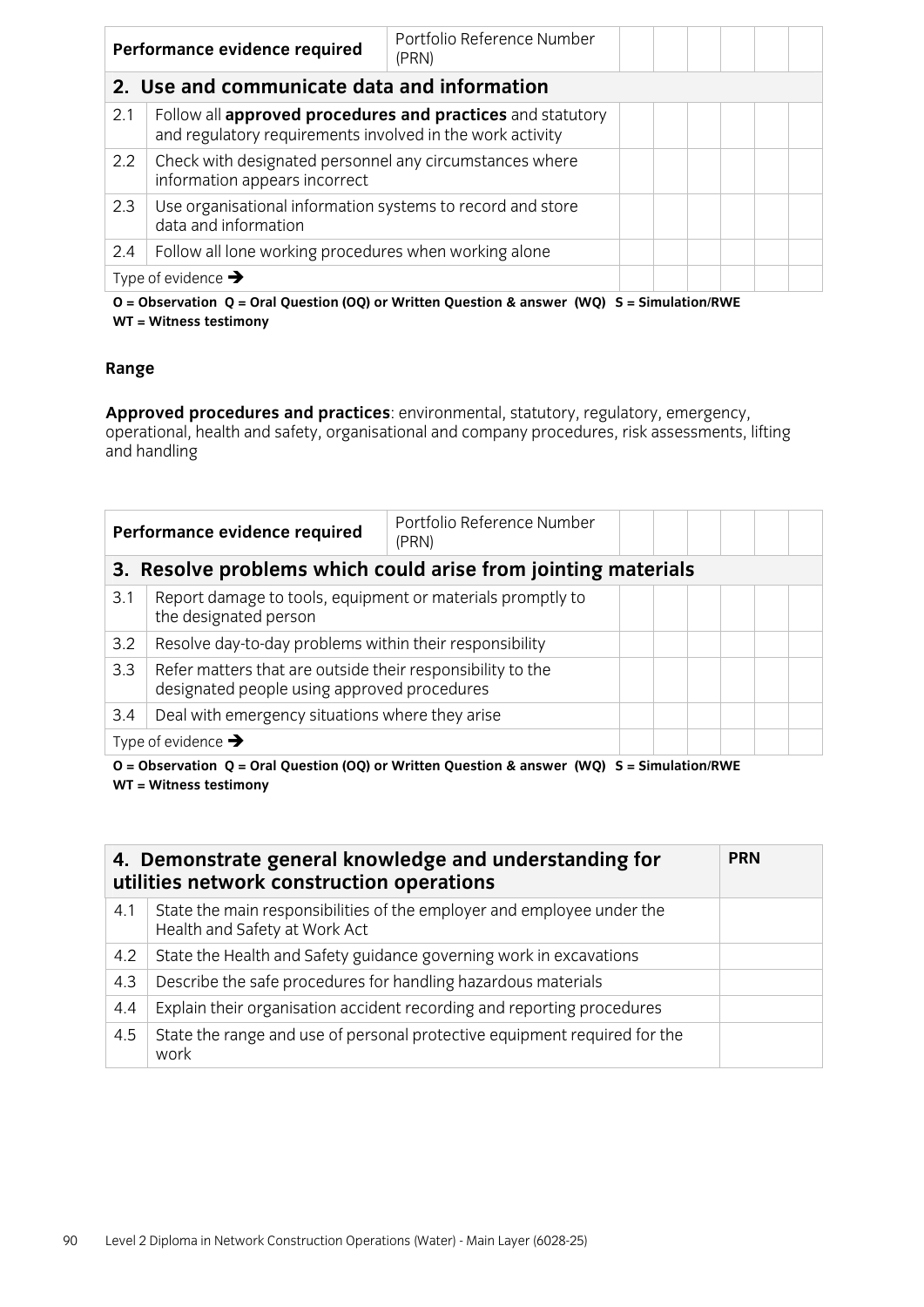| Performance evidence required | | Portfolio Reference Number (PRN) | | | | | | |
|---|---|---|---|---|---|---|---|---|
| **2. Use and communicate data and information** | | | | | | | | |
| 2.1 | Follow all **approved procedures and practices** and statutory and regulatory requirements involved in the work activity | | | | | | | |
| 2.2 | Check with designated personnel any circumstances where information appears incorrect | | | | | | | |
| 2.3 | Use organisational information systems to record and store data and information | | | | | | | |
| 2.4 | Follow all lone working procedures when working alone | | | | | | | |
| Type of evidence → | | | | | | | | |

**O = Observation Q = Oral Question (OQ) or Written Question & answer (WQ) S = Simulation/RWE WT = Witness testimony**

**Range**

**Approved procedures and practices**: environmental, statutory, regulatory, emergency, operational, health and safety, organisational and company procedures, risk assessments, lifting and handling

| Performance evidence required | | Portfolio Reference Number (PRN) | | | | | | |
|---|---|---|---|---|---|---|---|---|
| **3. Resolve problems which could arise from jointing materials** | | | | | | | | |
| 3.1 | Report damage to tools, equipment or materials promptly to the designated person | | | | | | | |
| 3.2 | Resolve day-to-day problems within their responsibility | | | | | | | |
| 3.3 | Refer matters that are outside their responsibility to the designated people using approved procedures | | | | | | | |
| 3.4 | Deal with emergency situations where they arise | | | | | | | |
| Type of evidence → | | | | | | | | |

**O = Observation Q = Oral Question (OQ) or Written Question & answer (WQ) S = Simulation/RWE WT = Witness testimony**

| **4. Demonstrate general knowledge and understanding for utilities network construction operations** | | **PRN** |
|---|---|---|
| 4.1 | State the main responsibilities of the employer and employee under the Health and Safety at Work Act | |
| 4.2 | State the Health and Safety guidance governing work in excavations | |
| 4.3 | Describe the safe procedures for handling hazardous materials | |
| 4.4 | Explain their organisation accident recording and reporting procedures | |
| 4.5 | State the range and use of personal protective equipment required for the work | |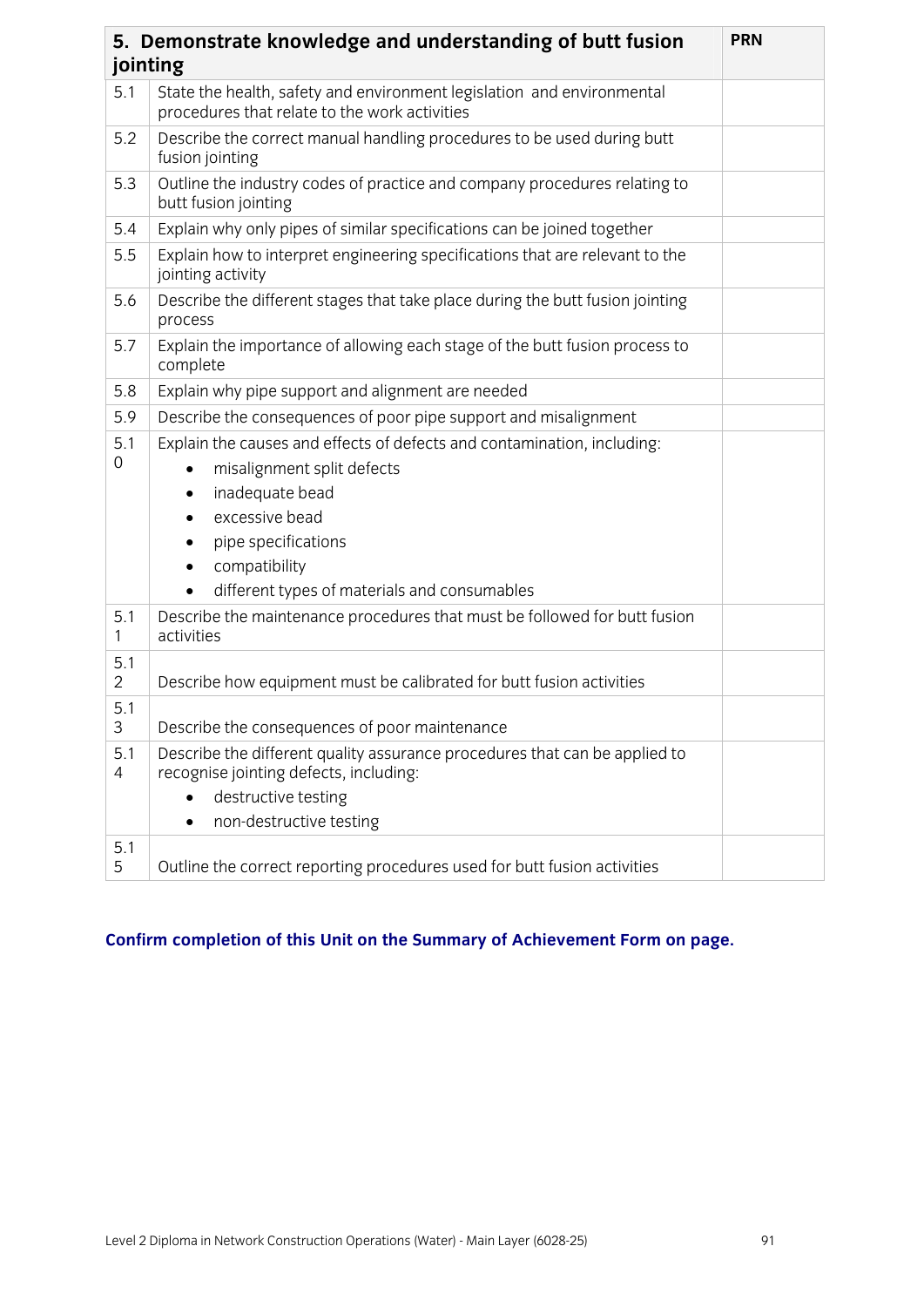| 5. Demonstrate knowledge and understanding of butt fusion jointing | | PRN |
|---|---|---|
| 5.1 | State the health, safety and environment legislation and environmental procedures that relate to the work activities | |
| 5.2 | Describe the correct manual handling procedures to be used during butt fusion jointing | |
| 5.3 | Outline the industry codes of practice and company procedures relating to butt fusion jointing | |
| 5.4 | Explain why only pipes of similar specifications can be joined together | |
| 5.5 | Explain how to interpret engineering specifications that are relevant to the jointing activity | |
| 5.6 | Describe the different stages that take place during the butt fusion jointing process | |
| 5.7 | Explain the importance of allowing each stage of the butt fusion process to complete | |
| 5.8 | Explain why pipe support and alignment are needed | |
| 5.9 | Describe the consequences of poor pipe support and misalignment | |
| 5.10 | Explain the causes and effects of defects and contamination, including: <br>• misalignment split defects <br>• inadequate bead <br>• excessive bead <br>• pipe specifications <br>• compatibility <br>• different types of materials and consumables | |
| 5.11 | Describe the maintenance procedures that must be followed for butt fusion activities | |
| 5.12 | Describe how equipment must be calibrated for butt fusion activities | |
| 5.13 | Describe the consequences of poor maintenance | |
| 5.14 | Describe the different quality assurance procedures that can be applied to recognise jointing defects, including: <br>• destructive testing <br>• non-destructive testing | |
| 5.15 | Outline the correct reporting procedures used for butt fusion activities | |

**Confirm completion of this Unit on the Summary of Achievement Form on page.**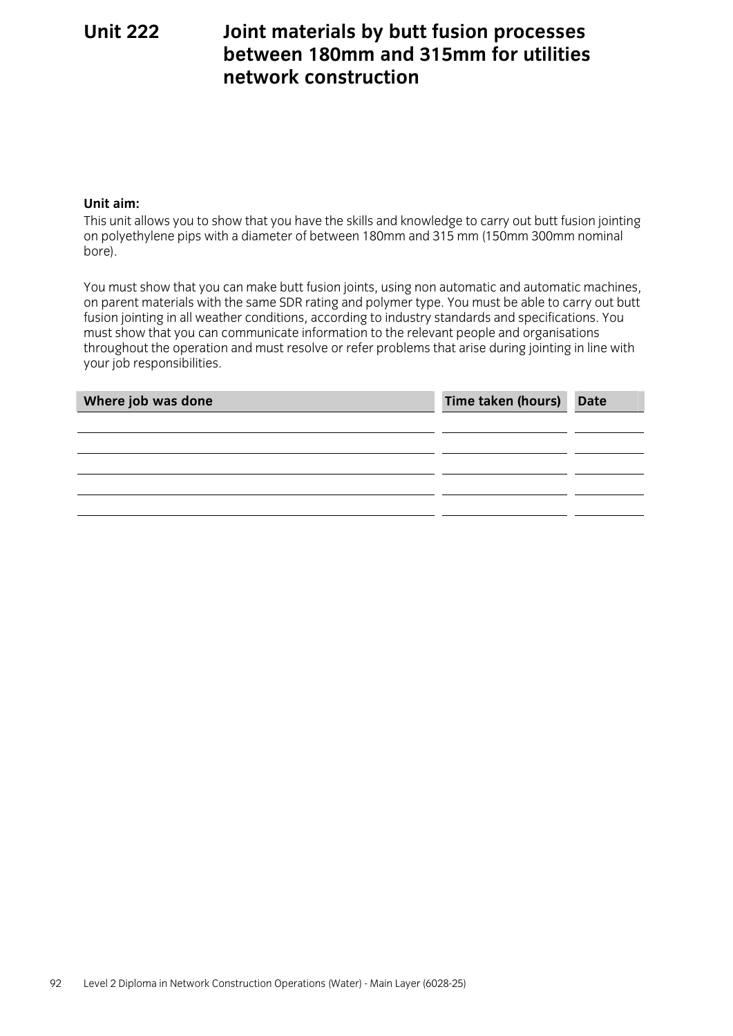# Unit 222 Joint materials by butt fusion processes between 180mm and 315mm for utilities network construction

**Unit aim:**

This unit allows you to show that you have the skills and knowledge to carry out butt fusion jointing on polyethylene pips with a diameter of between 180mm and 315 mm (150mm 300mm nominal bore).

You must show that you can make butt fusion joints, using non automatic and automatic machines, on parent materials with the same SDR rating and polymer type. You must be able to carry out butt fusion jointing in all weather conditions, according to industry standards and specifications. You must show that you can communicate information to the relevant people and organisations throughout the operation and must resolve or refer problems that arise during jointing in line with your job responsibilities.

| Where job was done | Time taken (hours) | Date |
|---|---|---|
| | | |
| | | |
| | | |
| | | |
| | | |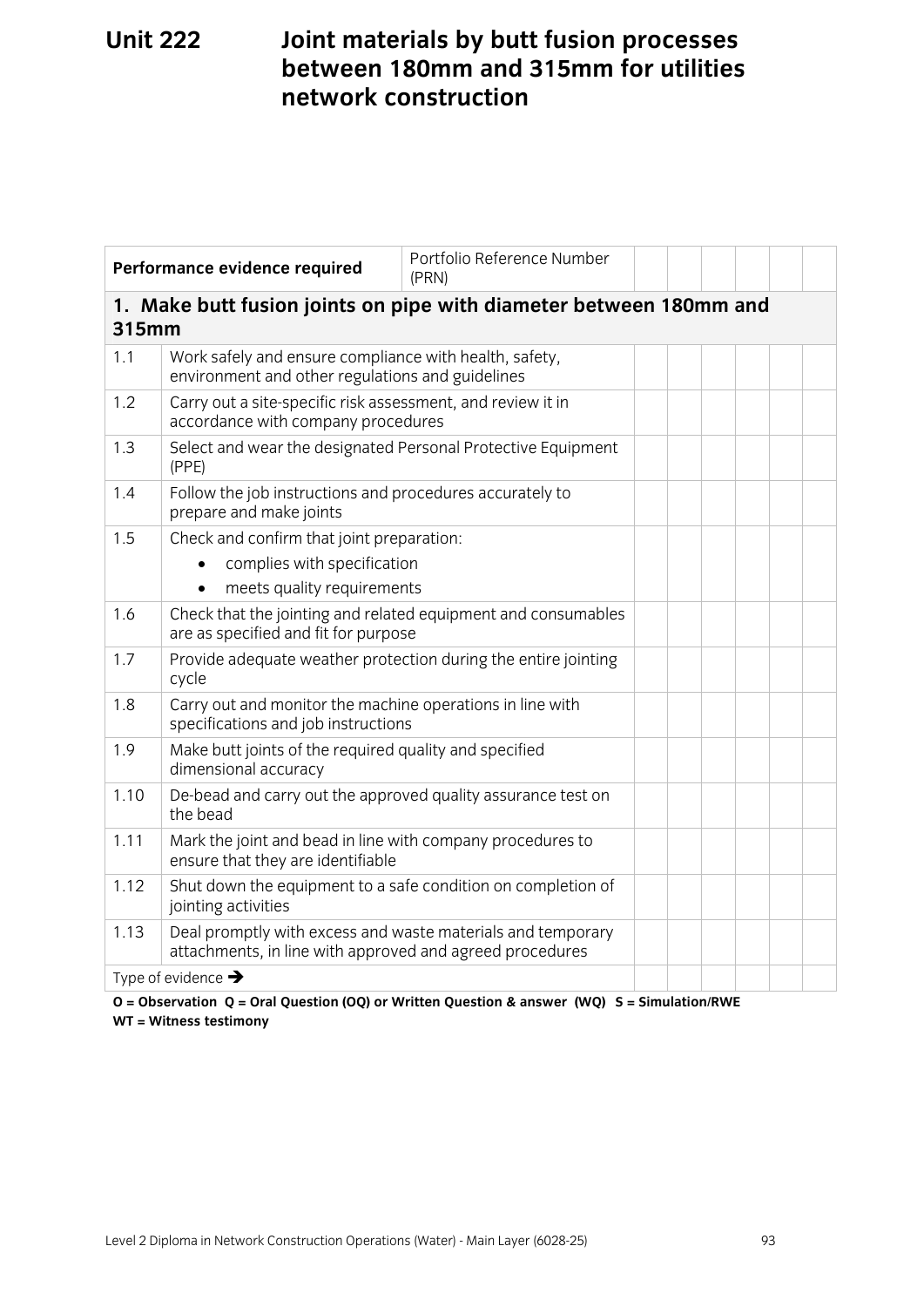# Unit 222 Joint materials by butt fusion processes between 180mm and 315mm for utilities network construction

| Performance evidence required | | Portfolio Reference Number (PRN) | | | | | | |
|---|---|---|---|---|---|---|---|---|
| **1. Make butt fusion joints on pipe with diameter between 180mm and 315mm** | | | | | | | | |
| 1.1 | Work safely and ensure compliance with health, safety, environment and other regulations and guidelines | | | | | | | |
| 1.2 | Carry out a site-specific risk assessment, and review it in accordance with company procedures | | | | | | | |
| 1.3 | Select and wear the designated Personal Protective Equipment (PPE) | | | | | | | |
| 1.4 | Follow the job instructions and procedures accurately to prepare and make joints | | | | | | | |
| 1.5 | Check and confirm that joint preparation:<br>• complies with specification<br>• meets quality requirements | | | | | | | |
| 1.6 | Check that the jointing and related equipment and consumables are as specified and fit for purpose | | | | | | | |
| 1.7 | Provide adequate weather protection during the entire jointing cycle | | | | | | | |
| 1.8 | Carry out and monitor the machine operations in line with specifications and job instructions | | | | | | | |
| 1.9 | Make butt joints of the required quality and specified dimensional accuracy | | | | | | | |
| 1.10 | De-bead and carry out the approved quality assurance test on the bead | | | | | | | |
| 1.11 | Mark the joint and bead in line with company procedures to ensure that they are identifiable | | | | | | | |
| 1.12 | Shut down the equipment to a safe condition on completion of jointing activities | | | | | | | |
| 1.13 | Deal promptly with excess and waste materials and temporary attachments, in line with approved and agreed procedures | | | | | | | |
| Type of evidence → | | | | | | | | |

**O = Observation Q = Oral Question (OQ) or Written Question & answer (WQ) S = Simulation/RWE WT = Witness testimony**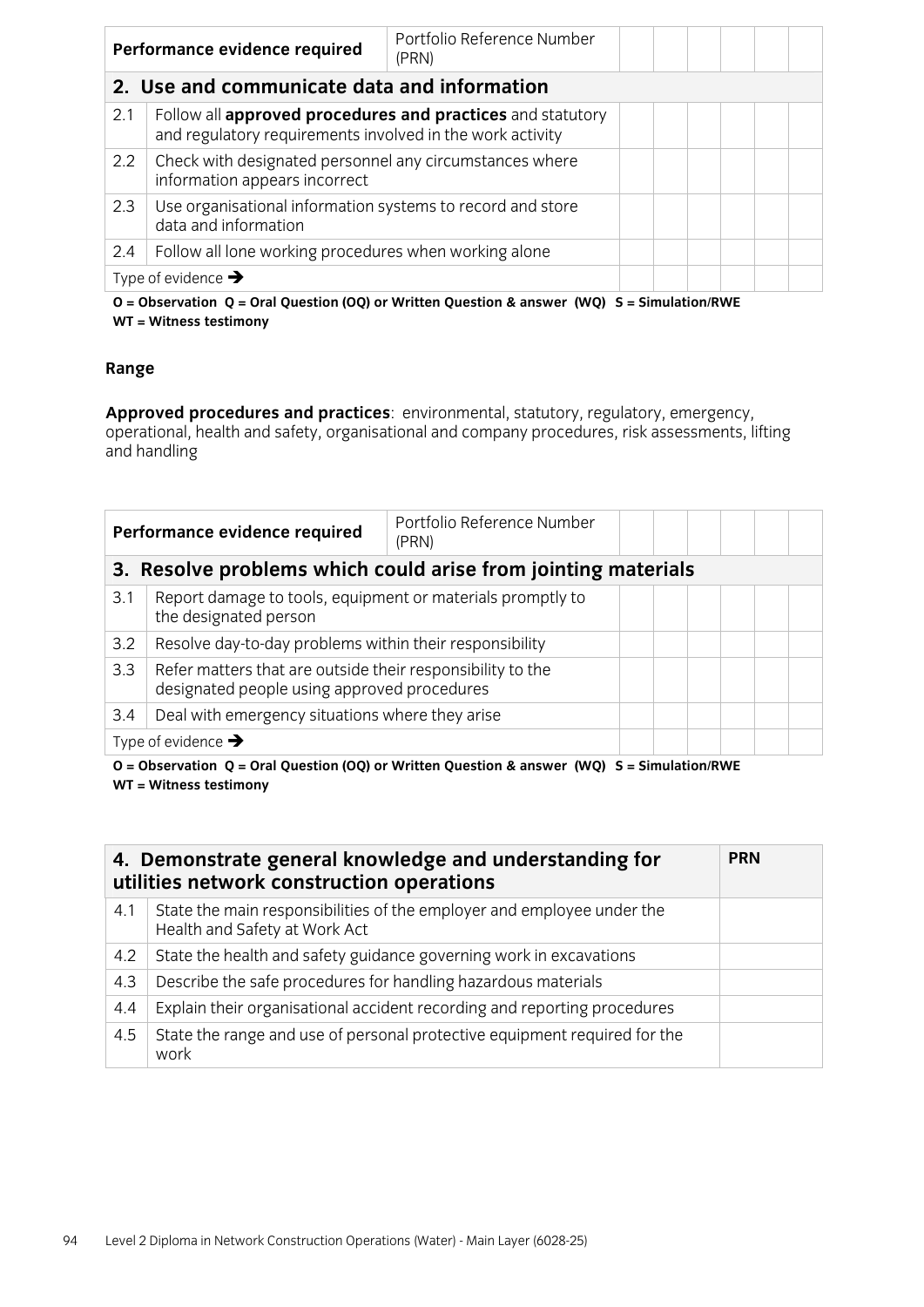| Performance evidence required | | Portfolio Reference Number (PRN) | | | | | | |
|---|---|---|---|---|---|---|---|---|
| **2. Use and communicate data and information** | | | | | | | | |
| 2.1 | Follow all **approved procedures and practices** and statutory and regulatory requirements involved in the work activity | | | | | | | |
| 2.2 | Check with designated personnel any circumstances where information appears incorrect | | | | | | | |
| 2.3 | Use organisational information systems to record and store data and information | | | | | | | |
| 2.4 | Follow all lone working procedures when working alone | | | | | | | |
| Type of evidence ➔ | | | | | | | | |

**O = Observation Q = Oral Question (OQ) or Written Question & answer (WQ) S = Simulation/RWE WT = Witness testimony**

**Range**

**Approved procedures and practices**: environmental, statutory, regulatory, emergency, operational, health and safety, organisational and company procedures, risk assessments, lifting and handling

| Performance evidence required | | Portfolio Reference Number (PRN) | | | | | | |
|---|---|---|---|---|---|---|---|---|
| **3. Resolve problems which could arise from jointing materials** | | | | | | | | |
| 3.1 | Report damage to tools, equipment or materials promptly to the designated person | | | | | | | |
| 3.2 | Resolve day-to-day problems within their responsibility | | | | | | | |
| 3.3 | Refer matters that are outside their responsibility to the designated people using approved procedures | | | | | | | |
| 3.4 | Deal with emergency situations where they arise | | | | | | | |
| Type of evidence ➔ | | | | | | | | |

**O = Observation Q = Oral Question (OQ) or Written Question & answer (WQ) S = Simulation/RWE WT = Witness testimony**

| **4. Demonstrate general knowledge and understanding for utilities network construction operations** | | **PRN** |
|---|---|---|
| 4.1 | State the main responsibilities of the employer and employee under the Health and Safety at Work Act | |
| 4.2 | State the health and safety guidance governing work in excavations | |
| 4.3 | Describe the safe procedures for handling hazardous materials | |
| 4.4 | Explain their organisational accident recording and reporting procedures | |
| 4.5 | State the range and use of personal protective equipment required for the work | |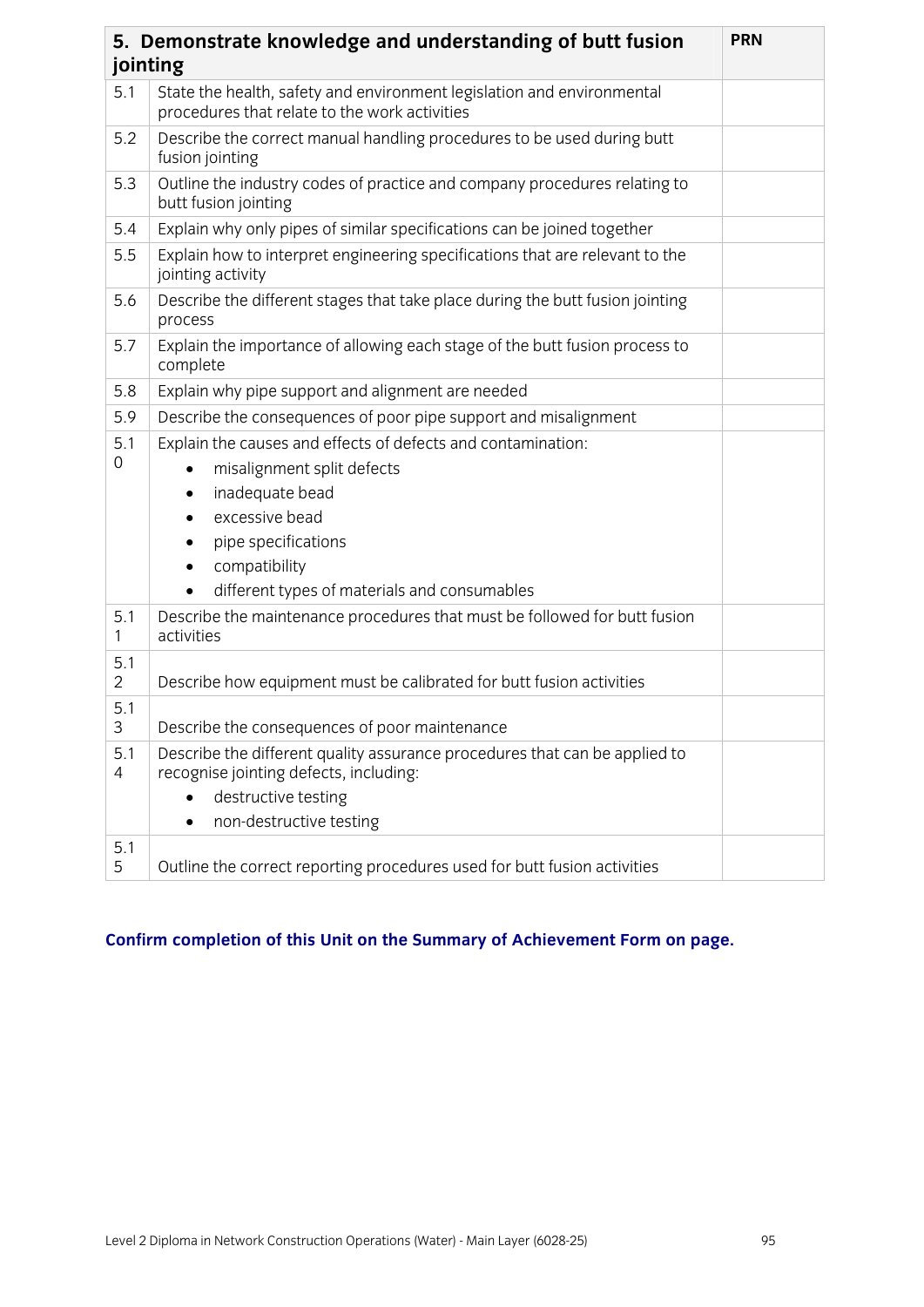| 5. Demonstrate knowledge and understanding of butt fusion jointing | | PRN |
|---|---|---|
| 5.1 | State the health, safety and environment legislation and environmental procedures that relate to the work activities | |
| 5.2 | Describe the correct manual handling procedures to be used during butt fusion jointing | |
| 5.3 | Outline the industry codes of practice and company procedures relating to butt fusion jointing | |
| 5.4 | Explain why only pipes of similar specifications can be joined together | |
| 5.5 | Explain how to interpret engineering specifications that are relevant to the jointing activity | |
| 5.6 | Describe the different stages that take place during the butt fusion jointing process | |
| 5.7 | Explain the importance of allowing each stage of the butt fusion process to complete | |
| 5.8 | Explain why pipe support and alignment are needed | |
| 5.9 | Describe the consequences of poor pipe support and misalignment | |
| 5.10 | Explain the causes and effects of defects and contamination:<br>• misalignment split defects<br>• inadequate bead<br>• excessive bead<br>• pipe specifications<br>• compatibility<br>• different types of materials and consumables | |
| 5.11 | Describe the maintenance procedures that must be followed for butt fusion activities | |
| 5.12 | Describe how equipment must be calibrated for butt fusion activities | |
| 5.13 | Describe the consequences of poor maintenance | |
| 5.14 | Describe the different quality assurance procedures that can be applied to recognise jointing defects, including:<br>• destructive testing<br>• non-destructive testing | |
| 5.15 | Outline the correct reporting procedures used for butt fusion activities | |

**Confirm completion of this Unit on the Summary of Achievement Form on page.**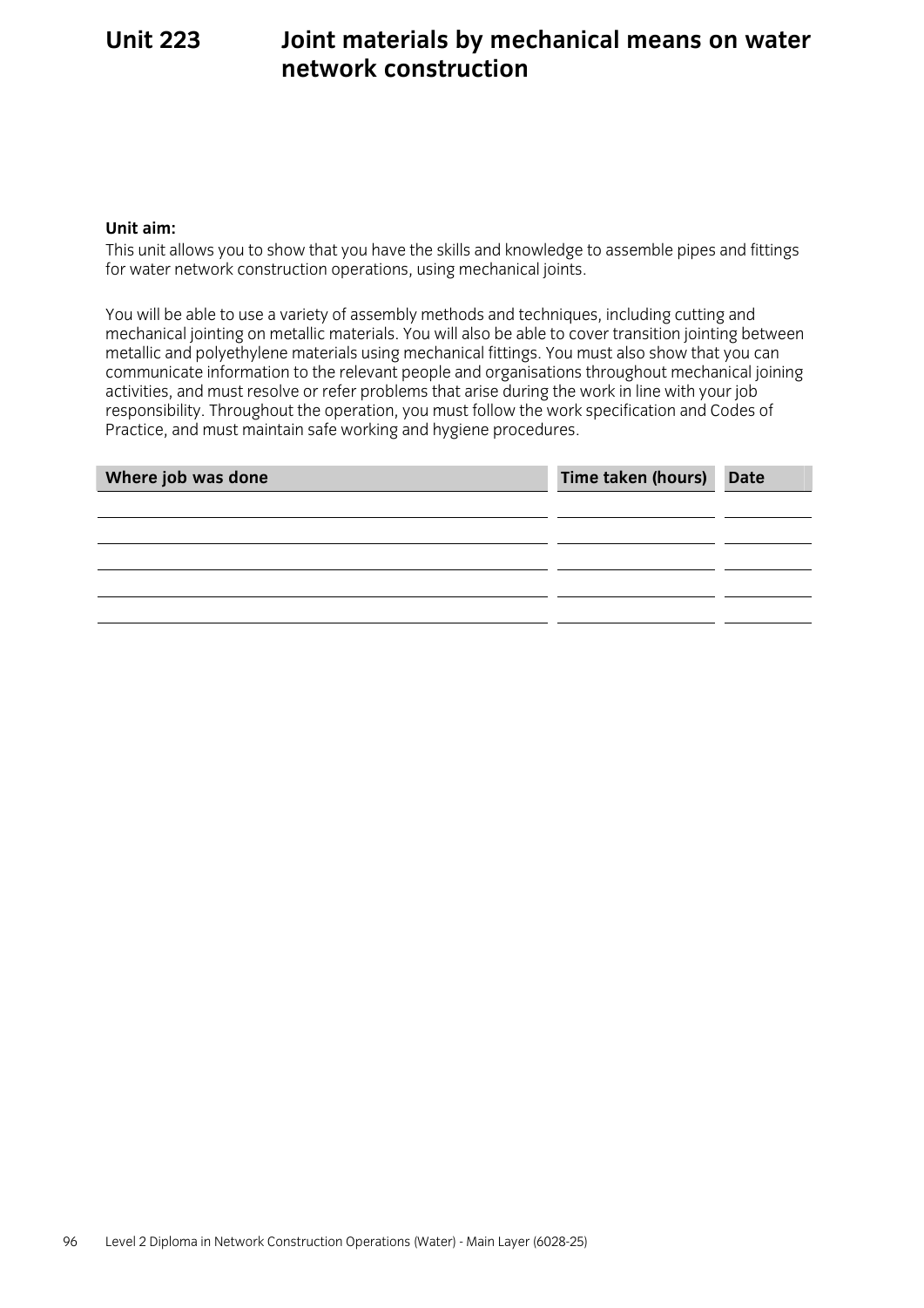# Unit 223 Joint materials by mechanical means on water network construction

**Unit aim:**

This unit allows you to show that you have the skills and knowledge to assemble pipes and fittings for water network construction operations, using mechanical joints.

You will be able to use a variety of assembly methods and techniques, including cutting and mechanical jointing on metallic materials. You will also be able to cover transition jointing between metallic and polyethylene materials using mechanical fittings. You must also show that you can communicate information to the relevant people and organisations throughout mechanical joining activities, and must resolve or refer problems that arise during the work in line with your job responsibility. Throughout the operation, you must follow the work specification and Codes of Practice, and must maintain safe working and hygiene procedures.

| Where job was done | Time taken (hours) | Date |
|---|---|---|
| | | |
| | | |
| | | |
| | | |
| | | |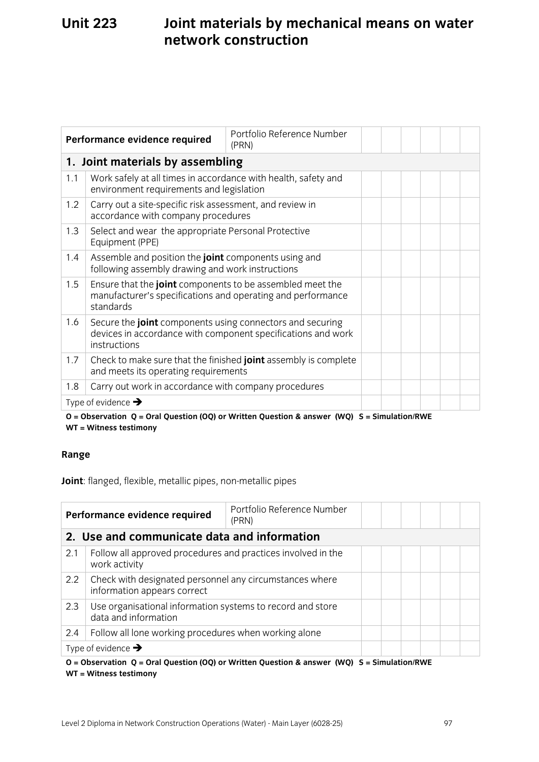# Unit 223 Joint materials by mechanical means on water network construction

| Performance evidence required | | Portfolio Reference Number (PRN) | | | | | | |
|---|---|---|---|---|---|---|---|---|
| **1. Joint materials by assembling** | | | | | | | | |
| 1.1 | Work safely at all times in accordance with health, safety and environment requirements and legislation | | | | | | | |
| 1.2 | Carry out a site-specific risk assessment, and review in accordance with company procedures | | | | | | | |
| 1.3 | Select and wear the appropriate Personal Protective Equipment (PPE) | | | | | | | |
| 1.4 | Assemble and position the **joint** components using and following assembly drawing and work instructions | | | | | | | |
| 1.5 | Ensure that the **joint** components to be assembled meet the manufacturer's specifications and operating and performance standards | | | | | | | |
| 1.6 | Secure the **joint** components using connectors and securing devices in accordance with component specifications and work instructions | | | | | | | |
| 1.7 | Check to make sure that the finished **joint** assembly is complete and meets its operating requirements | | | | | | | |
| 1.8 | Carry out work in accordance with company procedures | | | | | | | |
| Type of evidence → | | | | | | | | |

**O = Observation Q = Oral Question (OQ) or Written Question & answer (WQ) S = Simulation/RWE WT = Witness testimony**

**Range**

**Joint**: flanged, flexible, metallic pipes, non-metallic pipes

| Performance evidence required | | Portfolio Reference Number (PRN) | | | | | | |
|---|---|---|---|---|---|---|---|---|
| **2. Use and communicate data and information** | | | | | | | | |
| 2.1 | Follow all approved procedures and practices involved in the work activity | | | | | | | |
| 2.2 | Check with designated personnel any circumstances where information appears correct | | | | | | | |
| 2.3 | Use organisational information systems to record and store data and information | | | | | | | |
| 2.4 | Follow all lone working procedures when working alone | | | | | | | |
| Type of evidence → | | | | | | | | |

**O = Observation Q = Oral Question (OQ) or Written Question & answer (WQ) S = Simulation/RWE WT = Witness testimony**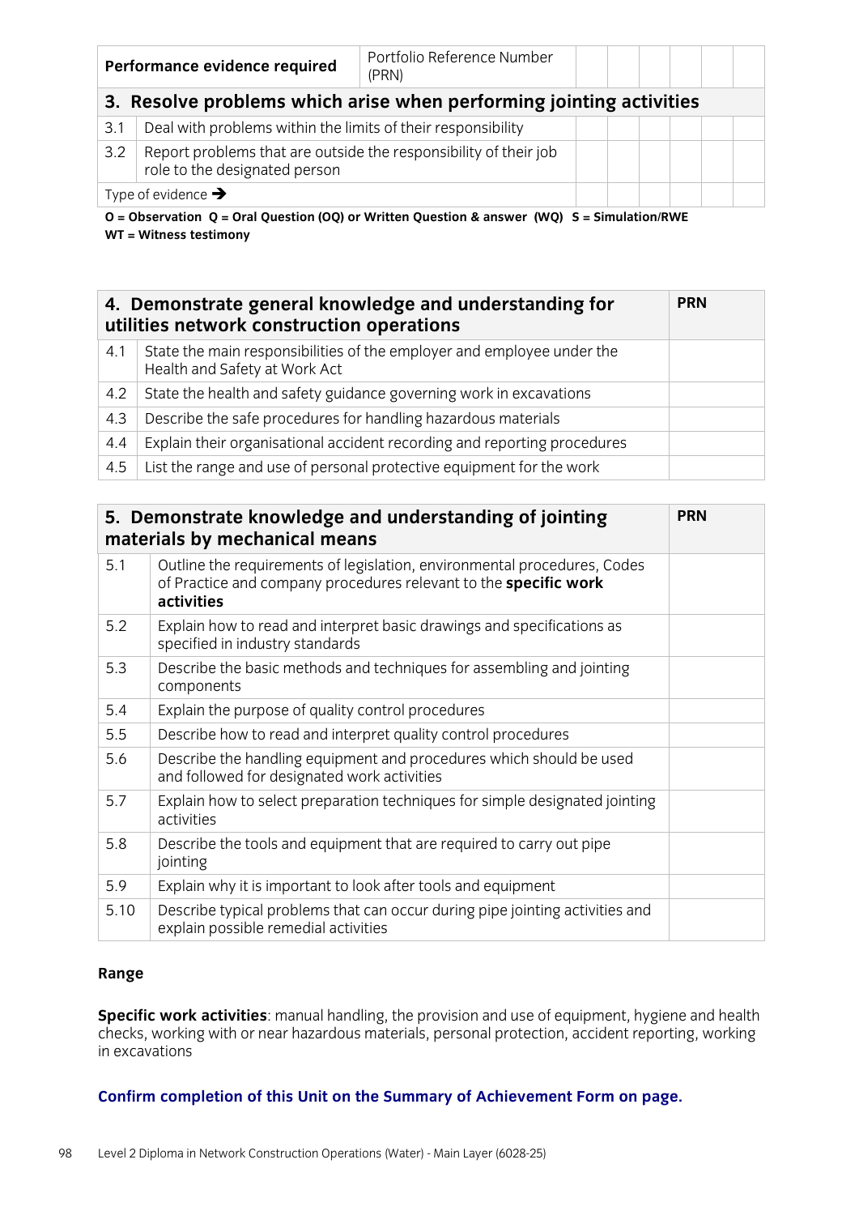| Performance evidence required | | Portfolio Reference Number (PRN) | | | | | | |
|---|---|---|---|---|---|---|---|---|
| **3. Resolve problems which arise when performing jointing activities** | | | | | | | | |
| 3.1 | Deal with problems within the limits of their responsibility | | | | | | | |
| 3.2 | Report problems that are outside the responsibility of their job role to the designated person | | | | | | | |
| Type of evidence ➔ | | | | | | | | |

**O = Observation Q = Oral Question (OQ) or Written Question & answer (WQ) S = Simulation/RWE WT = Witness testimony**

| **4. Demonstrate general knowledge and understanding for utilities network construction operations** | | **PRN** |
|---|---|---|
| 4.1 | State the main responsibilities of the employer and employee under the Health and Safety at Work Act | |
| 4.2 | State the health and safety guidance governing work in excavations | |
| 4.3 | Describe the safe procedures for handling hazardous materials | |
| 4.4 | Explain their organisational accident recording and reporting procedures | |
| 4.5 | List the range and use of personal protective equipment for the work | |

| **5. Demonstrate knowledge and understanding of jointing materials by mechanical means** | | **PRN** |
|---|---|---|
| 5.1 | Outline the requirements of legislation, environmental procedures, Codes of Practice and company procedures relevant to the **specific work activities** | |
| 5.2 | Explain how to read and interpret basic drawings and specifications as specified in industry standards | |
| 5.3 | Describe the basic methods and techniques for assembling and jointing components | |
| 5.4 | Explain the purpose of quality control procedures | |
| 5.5 | Describe how to read and interpret quality control procedures | |
| 5.6 | Describe the handling equipment and procedures which should be used and followed for designated work activities | |
| 5.7 | Explain how to select preparation techniques for simple designated jointing activities | |
| 5.8 | Describe the tools and equipment that are required to carry out pipe jointing | |
| 5.9 | Explain why it is important to look after tools and equipment | |
| 5.10 | Describe typical problems that can occur during pipe jointing activities and explain possible remedial activities | |

**Range**

**Specific work activities**: manual handling, the provision and use of equipment, hygiene and health checks, working with or near hazardous materials, personal protection, accident reporting, working in excavations

**Confirm completion of this Unit on the Summary of Achievement Form on page.**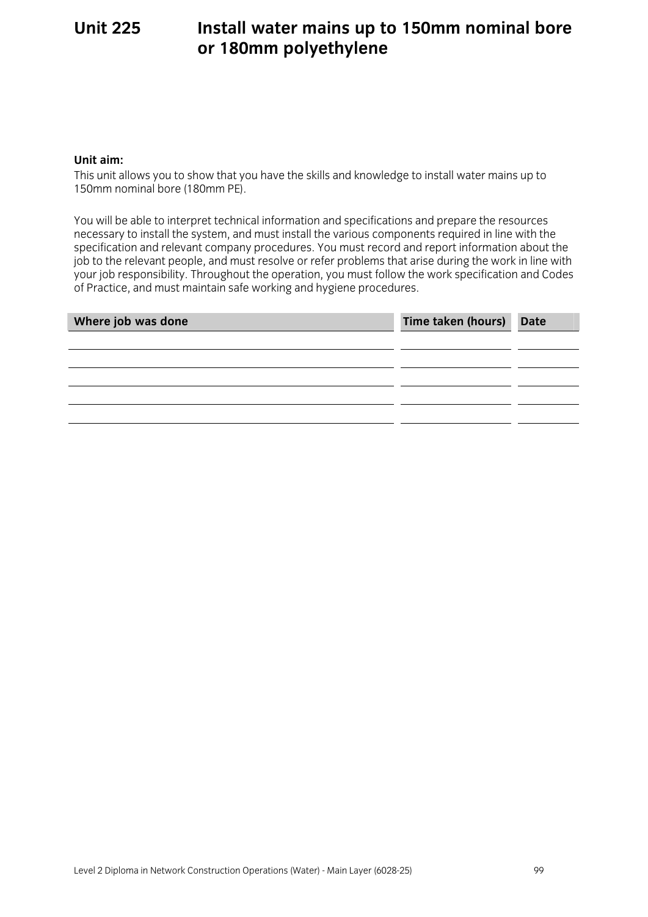# Unit 225 Install water mains up to 150mm nominal bore or 180mm polyethylene

**Unit aim:**

This unit allows you to show that you have the skills and knowledge to install water mains up to 150mm nominal bore (180mm PE).

You will be able to interpret technical information and specifications and prepare the resources necessary to install the system, and must install the various components required in line with the specification and relevant company procedures. You must record and report information about the job to the relevant people, and must resolve or refer problems that arise during the work in line with your job responsibility. Throughout the operation, you must follow the work specification and Codes of Practice, and must maintain safe working and hygiene procedures.

| Where job was done | Time taken (hours) | Date |
|---|---|---|
| | | |
| | | |
| | | |
| | | |
| | | |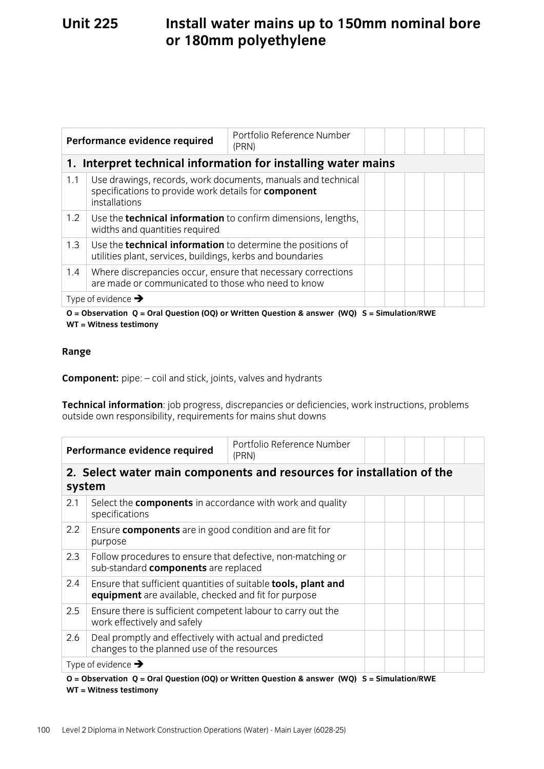# Unit 225 Install water mains up to 150mm nominal bore or 180mm polyethylene

| Performance evidence required | | Portfolio Reference Number (PRN) | | | | | | |
|---|---|---|---|---|---|---|---|---|
| **1. Interpret technical information for installing water mains** | | | | | | | | |
| 1.1 | Use drawings, records, work documents, manuals and technical specifications to provide work details for **component** installations | | | | | | | |
| 1.2 | Use the **technical information** to confirm dimensions, lengths, widths and quantities required | | | | | | | |
| 1.3 | Use the **technical information** to determine the positions of utilities plant, services, buildings, kerbs and boundaries | | | | | | | |
| 1.4 | Where discrepancies occur, ensure that necessary corrections are made or communicated to those who need to know | | | | | | | |
| Type of evidence ➔ | | | | | | | | |

**O = Observation Q = Oral Question (OQ) or Written Question & answer (WQ) S = Simulation/RWE WT = Witness testimony**

**Range**

**Component:** pipe: – coil and stick, joints, valves and hydrants

**Technical information**: job progress, discrepancies or deficiencies, work instructions, problems outside own responsibility, requirements for mains shut downs

| Performance evidence required | | Portfolio Reference Number (PRN) | | | | | | |
|---|---|---|---|---|---|---|---|---|
| **2. Select water main components and resources for installation of the system** | | | | | | | | |
| 2.1 | Select the **components** in accordance with work and quality specifications | | | | | | | |
| 2.2 | Ensure **components** are in good condition and are fit for purpose | | | | | | | |
| 2.3 | Follow procedures to ensure that defective, non-matching or sub-standard **components** are replaced | | | | | | | |
| 2.4 | Ensure that sufficient quantities of suitable **tools, plant and equipment** are available, checked and fit for purpose | | | | | | | |
| 2.5 | Ensure there is sufficient competent labour to carry out the work effectively and safely | | | | | | | |
| 2.6 | Deal promptly and effectively with actual and predicted changes to the planned use of the resources | | | | | | | |
| Type of evidence ➔ | | | | | | | | |

**O = Observation Q = Oral Question (OQ) or Written Question & answer (WQ) S = Simulation/RWE WT = Witness testimony**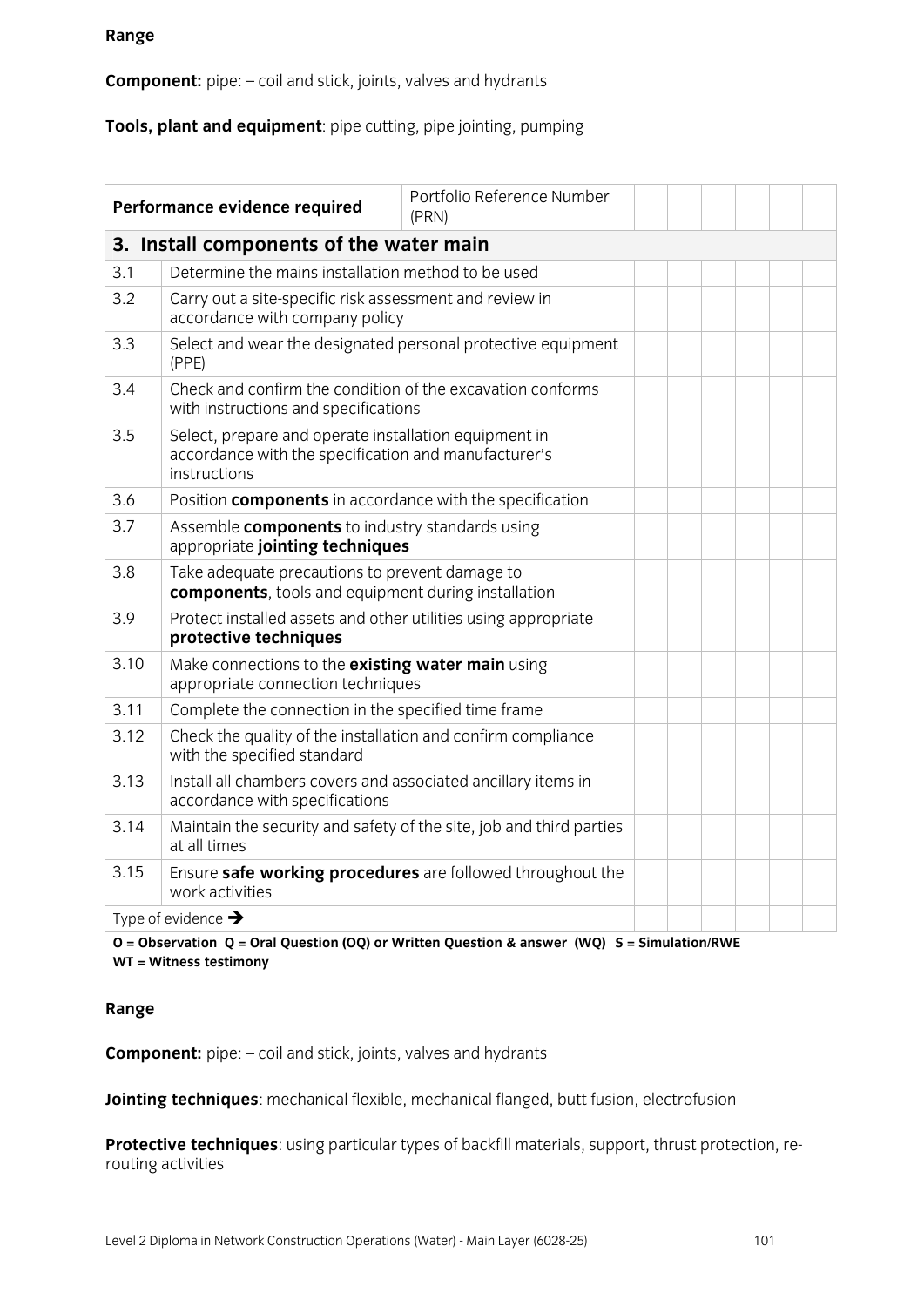**Range**

**Component:** pipe: – coil and stick, joints, valves and hydrants

**Tools, plant and equipment**: pipe cutting, pipe jointing, pumping

| Performance evidence required | | Portfolio Reference Number (PRN) | | | | | | |
|---|---|---|---|---|---|---|---|---|
| **3. Install components of the water main** | | | | | | | | |
| 3.1 | Determine the mains installation method to be used | | | | | | | |
| 3.2 | Carry out a site-specific risk assessment and review in accordance with company policy | | | | | | | |
| 3.3 | Select and wear the designated personal protective equipment (PPE) | | | | | | | |
| 3.4 | Check and confirm the condition of the excavation conforms with instructions and specifications | | | | | | | |
| 3.5 | Select, prepare and operate installation equipment in accordance with the specification and manufacturer's instructions | | | | | | | |
| 3.6 | Position **components** in accordance with the specification | | | | | | | |
| 3.7 | Assemble **components** to industry standards using appropriate **jointing techniques** | | | | | | | |
| 3.8 | Take adequate precautions to prevent damage to **components**, tools and equipment during installation | | | | | | | |
| 3.9 | Protect installed assets and other utilities using appropriate **protective techniques** | | | | | | | |
| 3.10 | Make connections to the **existing water main** using appropriate connection techniques | | | | | | | |
| 3.11 | Complete the connection in the specified time frame | | | | | | | |
| 3.12 | Check the quality of the installation and confirm compliance with the specified standard | | | | | | | |
| 3.13 | Install all chambers covers and associated ancillary items in accordance with specifications | | | | | | | |
| 3.14 | Maintain the security and safety of the site, job and third parties at all times | | | | | | | |
| 3.15 | Ensure **safe working procedures** are followed throughout the work activities | | | | | | | |
| Type of evidence → | | | | | | | | |

**O = Observation Q = Oral Question (OQ) or Written Question & answer (WQ) S = Simulation/RWE WT = Witness testimony**

**Range**

**Component:** pipe: – coil and stick, joints, valves and hydrants

**Jointing techniques**: mechanical flexible, mechanical flanged, butt fusion, electrofusion

**Protective techniques**: using particular types of backfill materials, support, thrust protection, re-routing activities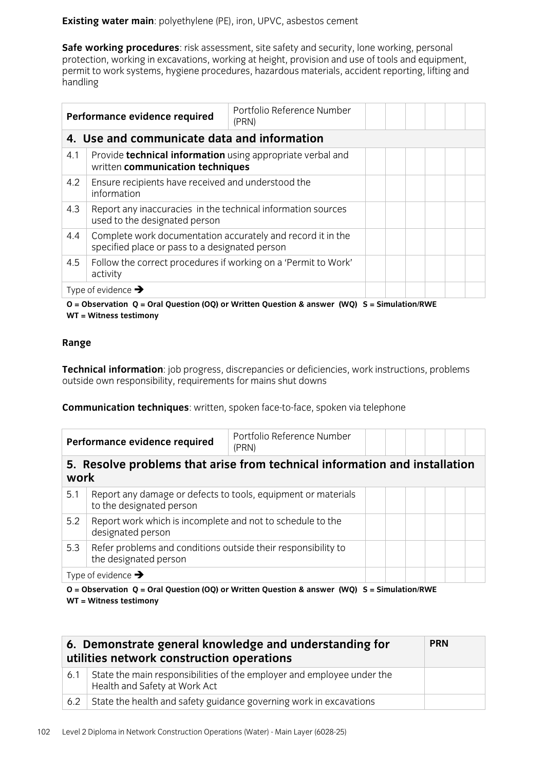**Existing water main**: polyethylene (PE), iron, UPVC, asbestos cement

**Safe working procedures**: risk assessment, site safety and security, lone working, personal protection, working in excavations, working at height, provision and use of tools and equipment, permit to work systems, hygiene procedures, hazardous materials, accident reporting, lifting and handling

| Performance evidence required | | Portfolio Reference Number (PRN) | | | | | | |
|---|---|---|---|---|---|---|---|---|
| **4. Use and communicate data and information** | | | | | | | | |
| 4.1 | Provide **technical information** using appropriate verbal and written **communication techniques** | | | | | | | |
| 4.2 | Ensure recipients have received and understood the information | | | | | | | |
| 4.3 | Report any inaccuracies in the technical information sources used to the designated person | | | | | | | |
| 4.4 | Complete work documentation accurately and record it in the specified place or pass to a designated person | | | | | | | |
| 4.5 | Follow the correct procedures if working on a 'Permit to Work' activity | | | | | | | |
| Type of evidence → | | | | | | | | |

**O = Observation Q = Oral Question (OQ) or Written Question & answer (WQ) S = Simulation/RWE WT = Witness testimony**

**Range**

**Technical information**: job progress, discrepancies or deficiencies, work instructions, problems outside own responsibility, requirements for mains shut downs

**Communication techniques**: written, spoken face-to-face, spoken via telephone

| Performance evidence required | | Portfolio Reference Number (PRN) | | | | | | |
|---|---|---|---|---|---|---|---|---|
| **5. Resolve problems that arise from technical information and installation work** | | | | | | | | |
| 5.1 | Report any damage or defects to tools, equipment or materials to the designated person | | | | | | | |
| 5.2 | Report work which is incomplete and not to schedule to the designated person | | | | | | | |
| 5.3 | Refer problems and conditions outside their responsibility to the designated person | | | | | | | |
| Type of evidence → | | | | | | | | |

**O = Observation Q = Oral Question (OQ) or Written Question & answer (WQ) S = Simulation/RWE WT = Witness testimony**

| **6. Demonstrate general knowledge and understanding for utilities network construction operations** | | **PRN** |
|---|---|---|
| 6.1 | State the main responsibilities of the employer and employee under the Health and Safety at Work Act | |
| 6.2 | State the health and safety guidance governing work in excavations | |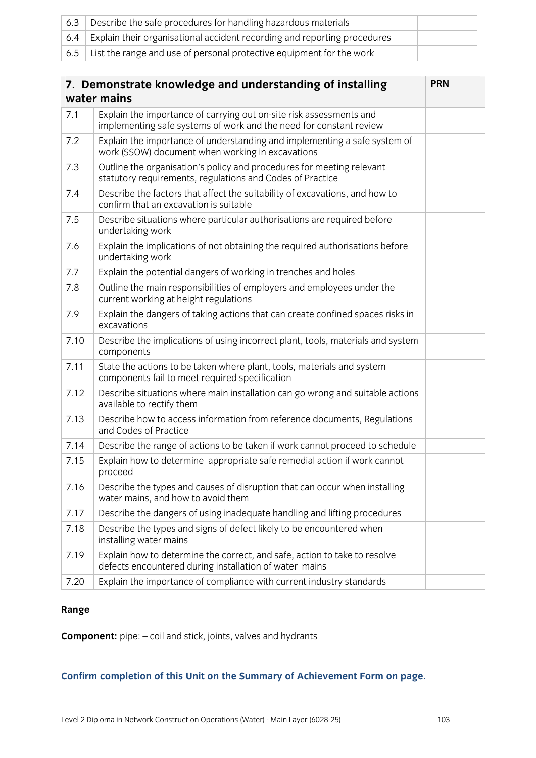| | | |
|---|---|---|
| 6.3 | Describe the safe procedures for handling hazardous materials | |
| 6.4 | Explain their organisational accident recording and reporting procedures | |
| 6.5 | List the range and use of personal protective equipment for the work | |

| 7. Demonstrate knowledge and understanding of installing water mains | | PRN |
|---|---|---|
| 7.1 | Explain the importance of carrying out on-site risk assessments and implementing safe systems of work and the need for constant review | |
| 7.2 | Explain the importance of understanding and implementing a safe system of work (SSOW) document when working in excavations | |
| 7.3 | Outline the organisation's policy and procedures for meeting relevant statutory requirements, regulations and Codes of Practice | |
| 7.4 | Describe the factors that affect the suitability of excavations, and how to confirm that an excavation is suitable | |
| 7.5 | Describe situations where particular authorisations are required before undertaking work | |
| 7.6 | Explain the implications of not obtaining the required authorisations before undertaking work | |
| 7.7 | Explain the potential dangers of working in trenches and holes | |
| 7.8 | Outline the main responsibilities of employers and employees under the current working at height regulations | |
| 7.9 | Explain the dangers of taking actions that can create confined spaces risks in excavations | |
| 7.10 | Describe the implications of using incorrect plant, tools, materials and system components | |
| 7.11 | State the actions to be taken where plant, tools, materials and system components fail to meet required specification | |
| 7.12 | Describe situations where main installation can go wrong and suitable actions available to rectify them | |
| 7.13 | Describe how to access information from reference documents, Regulations and Codes of Practice | |
| 7.14 | Describe the range of actions to be taken if work cannot proceed to schedule | |
| 7.15 | Explain how to determine appropriate safe remedial action if work cannot proceed | |
| 7.16 | Describe the types and causes of disruption that can occur when installing water mains, and how to avoid them | |
| 7.17 | Describe the dangers of using inadequate handling and lifting procedures | |
| 7.18 | Describe the types and signs of defect likely to be encountered when installing water mains | |
| 7.19 | Explain how to determine the correct, and safe, action to take to resolve defects encountered during installation of water mains | |
| 7.20 | Explain the importance of compliance with current industry standards | |

**Range**

**Component:** pipe: – coil and stick, joints, valves and hydrants

**Confirm completion of this Unit on the Summary of Achievement Form on page.**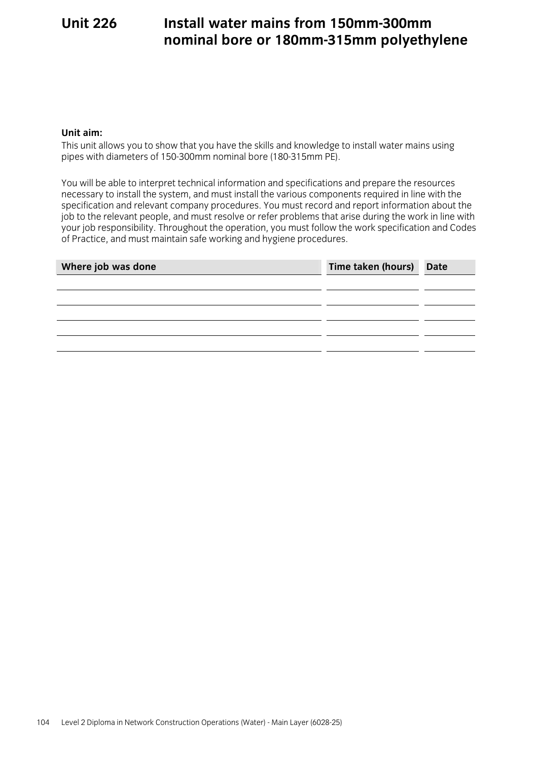# Unit 226 Install water mains from 150mm-300mm nominal bore or 180mm-315mm polyethylene

**Unit aim:**

This unit allows you to show that you have the skills and knowledge to install water mains using pipes with diameters of 150-300mm nominal bore (180-315mm PE).

You will be able to interpret technical information and specifications and prepare the resources necessary to install the system, and must install the various components required in line with the specification and relevant company procedures. You must record and report information about the job to the relevant people, and must resolve or refer problems that arise during the work in line with your job responsibility. Throughout the operation, you must follow the work specification and Codes of Practice, and must maintain safe working and hygiene procedures.

| Where job was done | Time taken (hours) | Date |
|---|---|---|
| | | |
| | | |
| | | |
| | | |
| | | |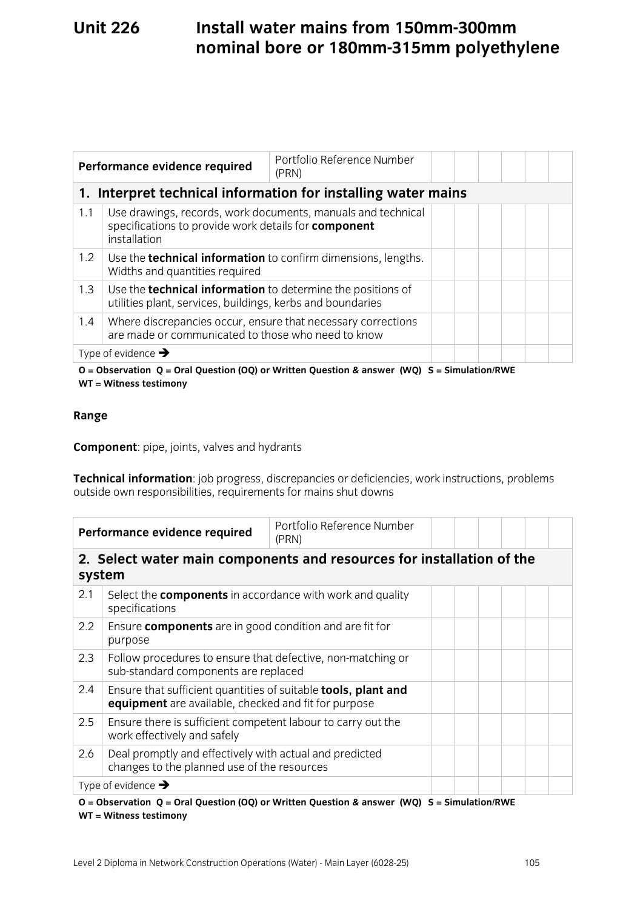# Unit 226 Install water mains from 150mm-300mm nominal bore or 180mm-315mm polyethylene

| Performance evidence required | | Portfolio Reference Number (PRN) | | | | | | |
|---|---|---|---|---|---|---|---|---|
| **1. Interpret technical information for installing water mains** | | | | | | | | |
| 1.1 | Use drawings, records, work documents, manuals and technical specifications to provide work details for **component** installation | | | | | | | |
| 1.2 | Use the **technical information** to confirm dimensions, lengths. Widths and quantities required | | | | | | | |
| 1.3 | Use the **technical information** to determine the positions of utilities plant, services, buildings, kerbs and boundaries | | | | | | | |
| 1.4 | Where discrepancies occur, ensure that necessary corrections are made or communicated to those who need to know | | | | | | | |
| Type of evidence → | | | | | | | | |

**O = Observation Q = Oral Question (OQ) or Written Question & answer (WQ) S = Simulation/RWE WT = Witness testimony**

**Range**

**Component**: pipe, joints, valves and hydrants

**Technical information**: job progress, discrepancies or deficiencies, work instructions, problems outside own responsibilities, requirements for mains shut downs

| Performance evidence required | | Portfolio Reference Number (PRN) | | | | | | |
|---|---|---|---|---|---|---|---|---|
| **2. Select water main components and resources for installation of the system** | | | | | | | | |
| 2.1 | Select the **components** in accordance with work and quality specifications | | | | | | | |
| 2.2 | Ensure **components** are in good condition and are fit for purpose | | | | | | | |
| 2.3 | Follow procedures to ensure that defective, non-matching or sub-standard components are replaced | | | | | | | |
| 2.4 | Ensure that sufficient quantities of suitable **tools, plant and equipment** are available, checked and fit for purpose | | | | | | | |
| 2.5 | Ensure there is sufficient competent labour to carry out the work effectively and safely | | | | | | | |
| 2.6 | Deal promptly and effectively with actual and predicted changes to the planned use of the resources | | | | | | | |
| Type of evidence → | | | | | | | | |

**O = Observation Q = Oral Question (OQ) or Written Question & answer (WQ) S = Simulation/RWE WT = Witness testimony**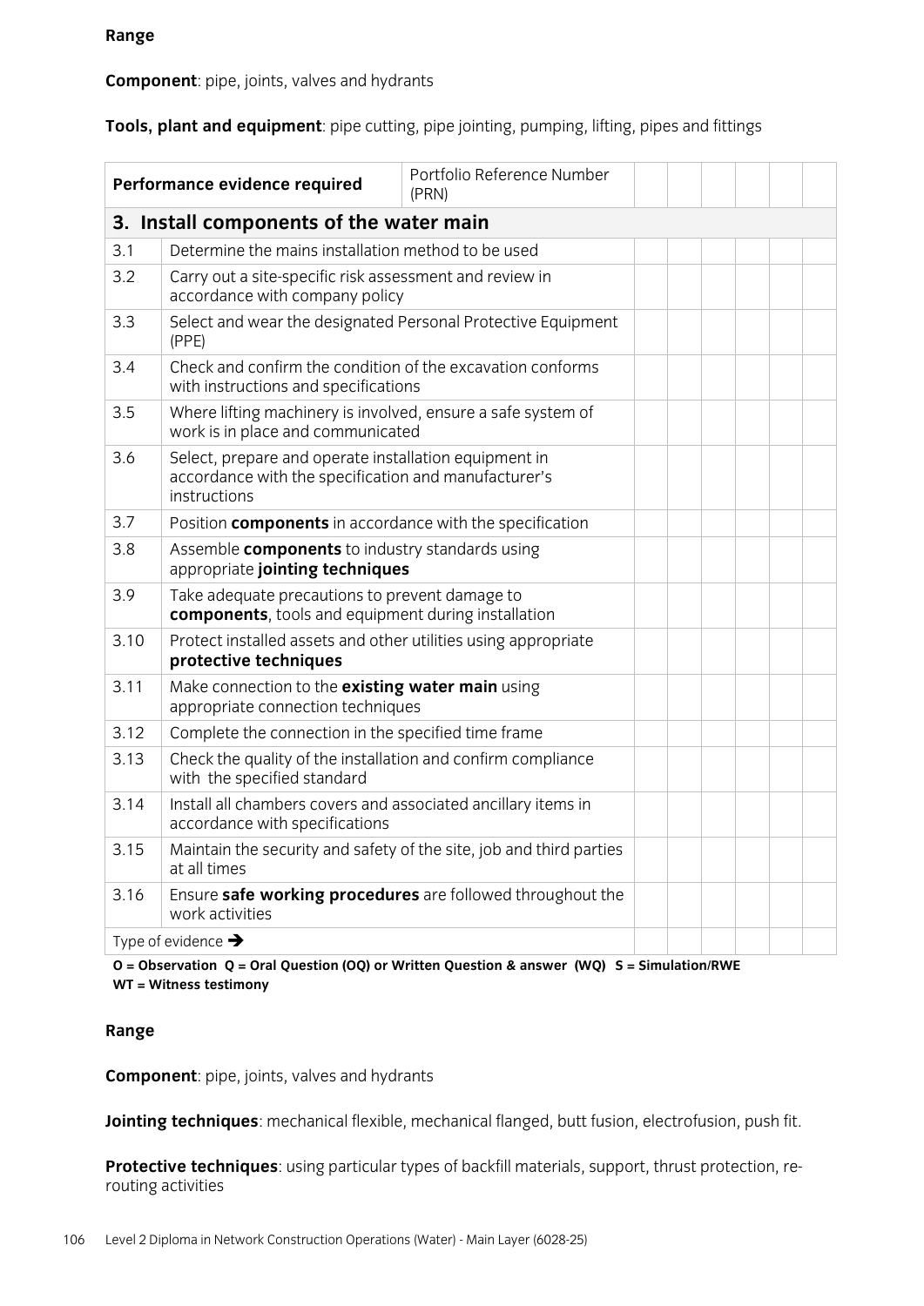**Range**

**Component**: pipe, joints, valves and hydrants

**Tools, plant and equipment**: pipe cutting, pipe jointing, pumping, lifting, pipes and fittings

| Performance evidence required | | Portfolio Reference Number (PRN) | | | | | | |
|---|---|---|---|---|---|---|---|---|
| **3. Install components of the water main** | | | | | | | | |
| 3.1 | Determine the mains installation method to be used | | | | | | | |
| 3.2 | Carry out a site-specific risk assessment and review in accordance with company policy | | | | | | | |
| 3.3 | Select and wear the designated Personal Protective Equipment (PPE) | | | | | | | |
| 3.4 | Check and confirm the condition of the excavation conforms with instructions and specifications | | | | | | | |
| 3.5 | Where lifting machinery is involved, ensure a safe system of work is in place and communicated | | | | | | | |
| 3.6 | Select, prepare and operate installation equipment in accordance with the specification and manufacturer's instructions | | | | | | | |
| 3.7 | Position **components** in accordance with the specification | | | | | | | |
| 3.8 | Assemble **components** to industry standards using appropriate **jointing techniques** | | | | | | | |
| 3.9 | Take adequate precautions to prevent damage to **components**, tools and equipment during installation | | | | | | | |
| 3.10 | Protect installed assets and other utilities using appropriate **protective techniques** | | | | | | | |
| 3.11 | Make connection to the **existing water main** using appropriate connection techniques | | | | | | | |
| 3.12 | Complete the connection in the specified time frame | | | | | | | |
| 3.13 | Check the quality of the installation and confirm compliance with the specified standard | | | | | | | |
| 3.14 | Install all chambers covers and associated ancillary items in accordance with specifications | | | | | | | |
| 3.15 | Maintain the security and safety of the site, job and third parties at all times | | | | | | | |
| 3.16 | Ensure **safe working procedures** are followed throughout the work activities | | | | | | | |
| Type of evidence → | | | | | | | | |

**O = Observation Q = Oral Question (OQ) or Written Question & answer (WQ) S = Simulation/RWE WT = Witness testimony**

**Range**

**Component**: pipe, joints, valves and hydrants

**Jointing techniques**: mechanical flexible, mechanical flanged, butt fusion, electrofusion, push fit.

**Protective techniques**: using particular types of backfill materials, support, thrust protection, re-routing activities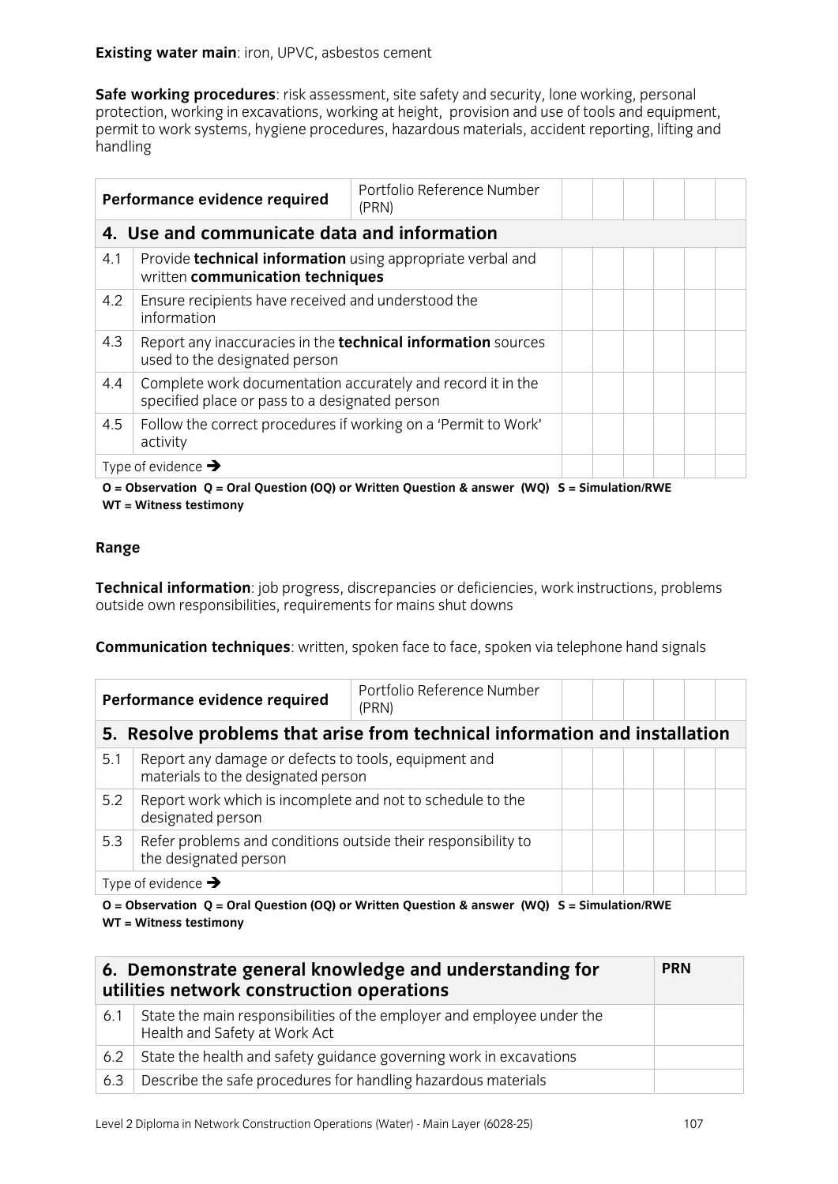**Existing water main**: iron, UPVC, asbestos cement

**Safe working procedures**: risk assessment, site safety and security, lone working, personal protection, working in excavations, working at height, provision and use of tools and equipment, permit to work systems, hygiene procedures, hazardous materials, accident reporting, lifting and handling

| Performance evidence required | | Portfolio Reference Number (PRN) | | | | | | |
|---|---|---|---|---|---|---|---|---|
| **4. Use and communicate data and information** | | | | | | | | |
| 4.1 | Provide **technical information** using appropriate verbal and written **communication techniques** | | | | | | | |
| 4.2 | Ensure recipients have received and understood the information | | | | | | | |
| 4.3 | Report any inaccuracies in the **technical information** sources used to the designated person | | | | | | | |
| 4.4 | Complete work documentation accurately and record it in the specified place or pass to a designated person | | | | | | | |
| 4.5 | Follow the correct procedures if working on a 'Permit to Work' activity | | | | | | | |
| Type of evidence ➔ | | | | | | | | |

**O = Observation Q = Oral Question (OQ) or Written Question & answer (WQ) S = Simulation/RWE WT = Witness testimony**

**Range**

**Technical information**: job progress, discrepancies or deficiencies, work instructions, problems outside own responsibilities, requirements for mains shut downs

**Communication techniques**: written, spoken face to face, spoken via telephone hand signals

| Performance evidence required | | Portfolio Reference Number (PRN) | | | | | | |
|---|---|---|---|---|---|---|---|---|
| **5. Resolve problems that arise from technical information and installation** | | | | | | | | |
| 5.1 | Report any damage or defects to tools, equipment and materials to the designated person | | | | | | | |
| 5.2 | Report work which is incomplete and not to schedule to the designated person | | | | | | | |
| 5.3 | Refer problems and conditions outside their responsibility to the designated person | | | | | | | |
| Type of evidence ➔ | | | | | | | | |

**O = Observation Q = Oral Question (OQ) or Written Question & answer (WQ) S = Simulation/RWE WT = Witness testimony**

| **6. Demonstrate general knowledge and understanding for utilities network construction operations** | | **PRN** |
|---|---|---|
| 6.1 | State the main responsibilities of the employer and employee under the Health and Safety at Work Act | |
| 6.2 | State the health and safety guidance governing work in excavations | |
| 6.3 | Describe the safe procedures for handling hazardous materials | |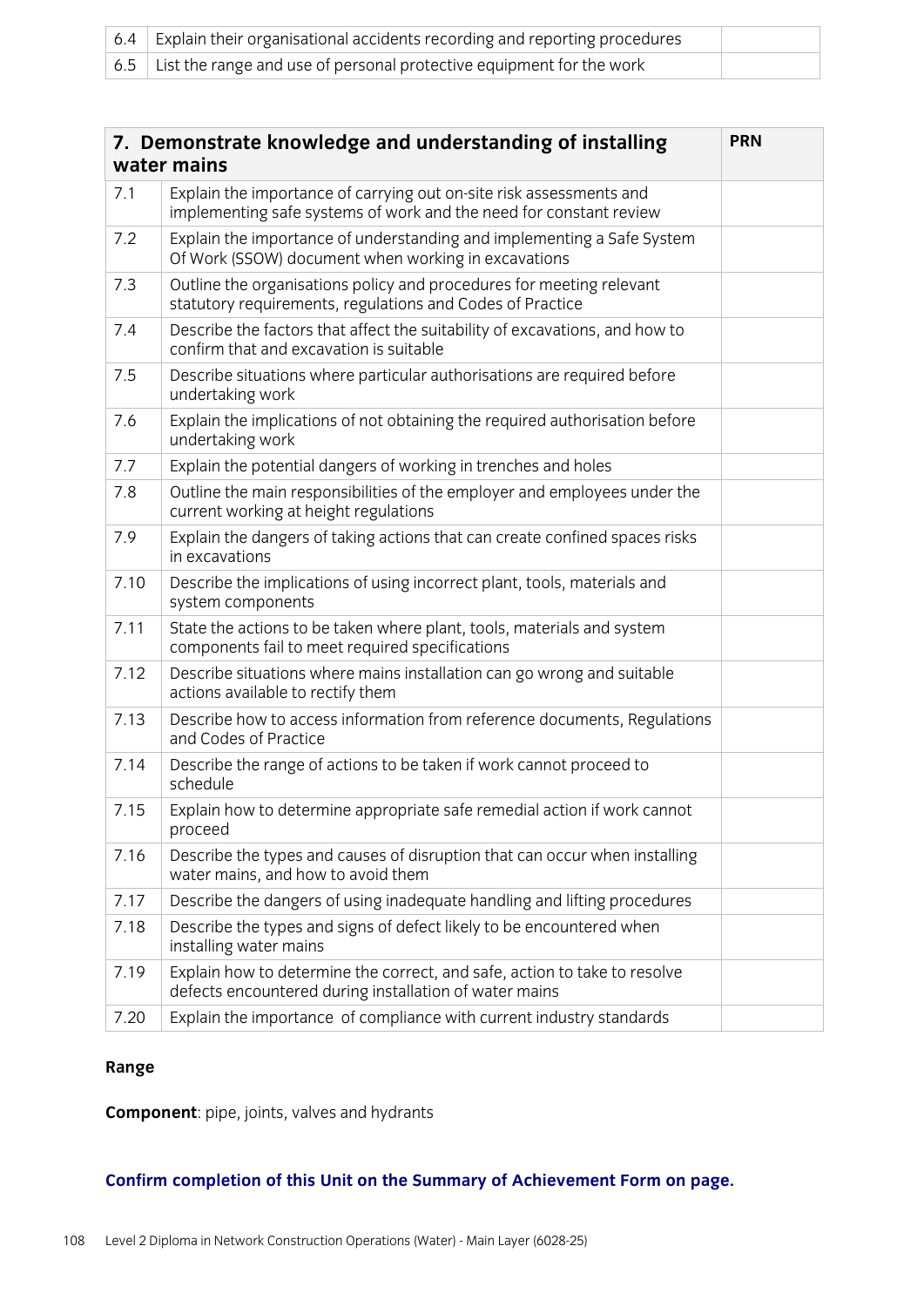| | | |
|---|---|---|
| 6.4 | Explain their organisational accidents recording and reporting procedures | |
| 6.5 | List the range and use of personal protective equipment for the work | |

| **7. Demonstrate knowledge and understanding of installing water mains** | | **PRN** |
|---|---|---|
| 7.1 | Explain the importance of carrying out on-site risk assessments and implementing safe systems of work and the need for constant review | |
| 7.2 | Explain the importance of understanding and implementing a Safe System Of Work (SSOW) document when working in excavations | |
| 7.3 | Outline the organisations policy and procedures for meeting relevant statutory requirements, regulations and Codes of Practice | |
| 7.4 | Describe the factors that affect the suitability of excavations, and how to confirm that and excavation is suitable | |
| 7.5 | Describe situations where particular authorisations are required before undertaking work | |
| 7.6 | Explain the implications of not obtaining the required authorisation before undertaking work | |
| 7.7 | Explain the potential dangers of working in trenches and holes | |
| 7.8 | Outline the main responsibilities of the employer and employees under the current working at height regulations | |
| 7.9 | Explain the dangers of taking actions that can create confined spaces risks in excavations | |
| 7.10 | Describe the implications of using incorrect plant, tools, materials and system components | |
| 7.11 | State the actions to be taken where plant, tools, materials and system components fail to meet required specifications | |
| 7.12 | Describe situations where mains installation can go wrong and suitable actions available to rectify them | |
| 7.13 | Describe how to access information from reference documents, Regulations and Codes of Practice | |
| 7.14 | Describe the range of actions to be taken if work cannot proceed to schedule | |
| 7.15 | Explain how to determine appropriate safe remedial action if work cannot proceed | |
| 7.16 | Describe the types and causes of disruption that can occur when installing water mains, and how to avoid them | |
| 7.17 | Describe the dangers of using inadequate handling and lifting procedures | |
| 7.18 | Describe the types and signs of defect likely to be encountered when installing water mains | |
| 7.19 | Explain how to determine the correct, and safe, action to take to resolve defects encountered during installation of water mains | |
| 7.20 | Explain the importance of compliance with current industry standards | |

**Range**

**Component**: pipe, joints, valves and hydrants

**Confirm completion of this Unit on the Summary of Achievement Form on page.**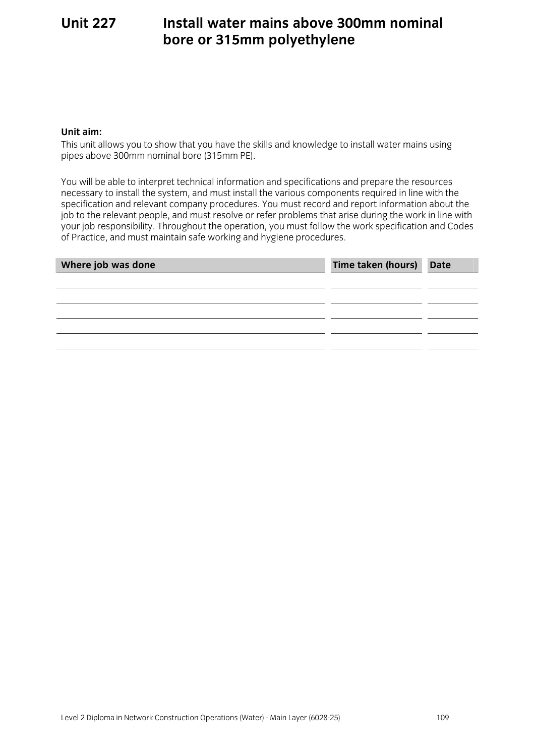# Unit 227 Install water mains above 300mm nominal bore or 315mm polyethylene

**Unit aim:**

This unit allows you to show that you have the skills and knowledge to install water mains using pipes above 300mm nominal bore (315mm PE).

You will be able to interpret technical information and specifications and prepare the resources necessary to install the system, and must install the various components required in line with the specification and relevant company procedures. You must record and report information about the job to the relevant people, and must resolve or refer problems that arise during the work in line with your job responsibility. Throughout the operation, you must follow the work specification and Codes of Practice, and must maintain safe working and hygiene procedures.

| Where job was done | Time taken (hours) | Date |
|---|---|---|
| | | |
| | | |
| | | |
| | | |
| | | |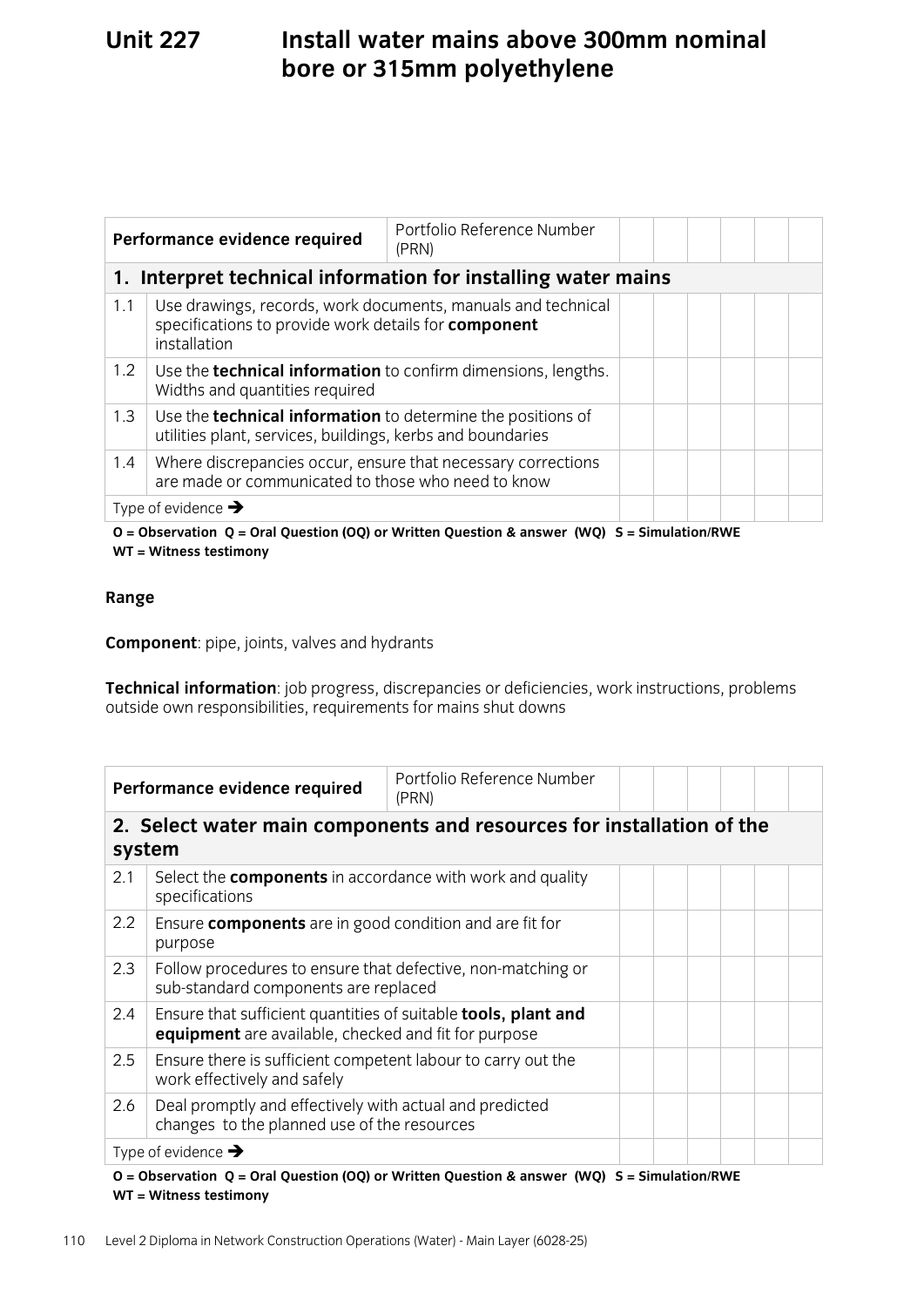# Unit 227 Install water mains above 300mm nominal bore or 315mm polyethylene

| Performance evidence required | | Portfolio Reference Number (PRN) | | | | | | |
|---|---|---|---|---|---|---|---|---|
| **1. Interpret technical information for installing water mains** | | | | | | | | |
| 1.1 | Use drawings, records, work documents, manuals and technical specifications to provide work details for **component** installation | | | | | | | |
| 1.2 | Use the **technical information** to confirm dimensions, lengths. Widths and quantities required | | | | | | | |
| 1.3 | Use the **technical information** to determine the positions of utilities plant, services, buildings, kerbs and boundaries | | | | | | | |
| 1.4 | Where discrepancies occur, ensure that necessary corrections are made or communicated to those who need to know | | | | | | | |
| Type of evidence → | | | | | | | | |

**O = Observation Q = Oral Question (OQ) or Written Question & answer (WQ) S = Simulation/RWE WT = Witness testimony**

**Range**

**Component**: pipe, joints, valves and hydrants

**Technical information**: job progress, discrepancies or deficiencies, work instructions, problems outside own responsibilities, requirements for mains shut downs

| Performance evidence required | | Portfolio Reference Number (PRN) | | | | | | |
|---|---|---|---|---|---|---|---|---|
| **2. Select water main components and resources for installation of the system** | | | | | | | | |
| 2.1 | Select the **components** in accordance with work and quality specifications | | | | | | | |
| 2.2 | Ensure **components** are in good condition and are fit for purpose | | | | | | | |
| 2.3 | Follow procedures to ensure that defective, non-matching or sub-standard components are replaced | | | | | | | |
| 2.4 | Ensure that sufficient quantities of suitable **tools, plant and equipment** are available, checked and fit for purpose | | | | | | | |
| 2.5 | Ensure there is sufficient competent labour to carry out the work effectively and safely | | | | | | | |
| 2.6 | Deal promptly and effectively with actual and predicted changes to the planned use of the resources | | | | | | | |
| Type of evidence → | | | | | | | | |

**O = Observation Q = Oral Question (OQ) or Written Question & answer (WQ) S = Simulation/RWE WT = Witness testimony**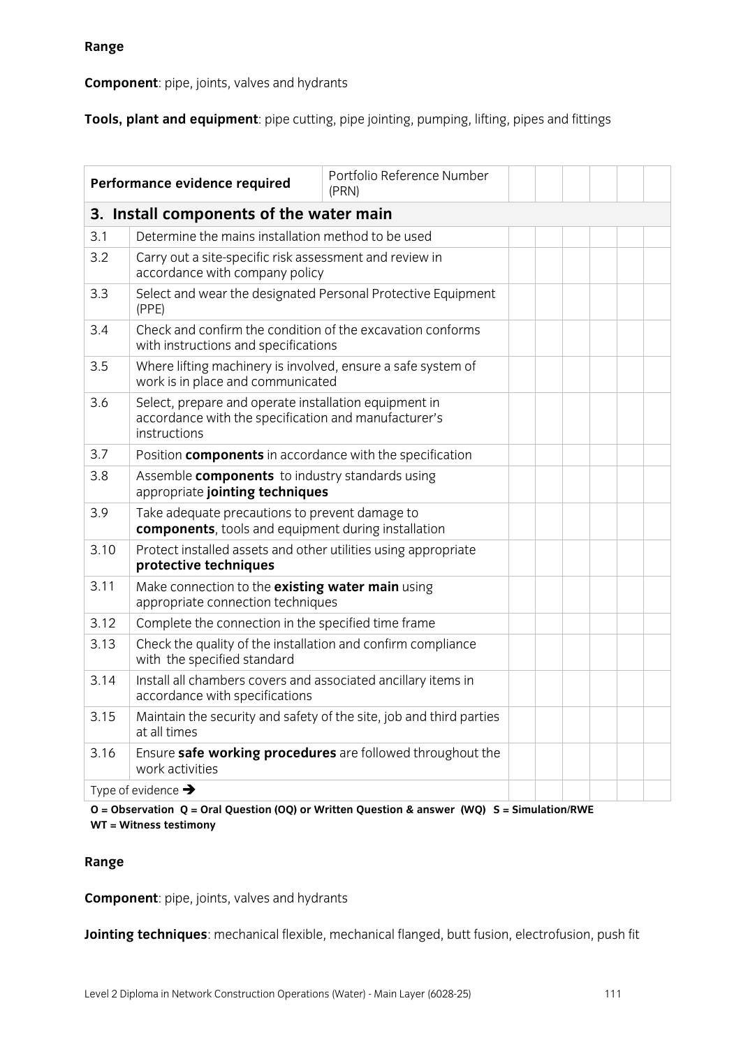**Range**

**Component**: pipe, joints, valves and hydrants

**Tools, plant and equipment**: pipe cutting, pipe jointing, pumping, lifting, pipes and fittings

| Performance evidence required | | Portfolio Reference Number (PRN) | | | | | | |
|---|---|---|---|---|---|---|---|---|
| **3. Install components of the water main** | | | | | | | | |
| 3.1 | Determine the mains installation method to be used | | | | | | | |
| 3.2 | Carry out a site-specific risk assessment and review in accordance with company policy | | | | | | | |
| 3.3 | Select and wear the designated Personal Protective Equipment (PPE) | | | | | | | |
| 3.4 | Check and confirm the condition of the excavation conforms with instructions and specifications | | | | | | | |
| 3.5 | Where lifting machinery is involved, ensure a safe system of work is in place and communicated | | | | | | | |
| 3.6 | Select, prepare and operate installation equipment in accordance with the specification and manufacturer's instructions | | | | | | | |
| 3.7 | Position **components** in accordance with the specification | | | | | | | |
| 3.8 | Assemble **components** to industry standards using appropriate **jointing techniques** | | | | | | | |
| 3.9 | Take adequate precautions to prevent damage to **components**, tools and equipment during installation | | | | | | | |
| 3.10 | Protect installed assets and other utilities using appropriate **protective techniques** | | | | | | | |
| 3.11 | Make connection to the **existing water main** using appropriate connection techniques | | | | | | | |
| 3.12 | Complete the connection in the specified time frame | | | | | | | |
| 3.13 | Check the quality of the installation and confirm compliance with the specified standard | | | | | | | |
| 3.14 | Install all chambers covers and associated ancillary items in accordance with specifications | | | | | | | |
| 3.15 | Maintain the security and safety of the site, job and third parties at all times | | | | | | | |
| 3.16 | Ensure **safe working procedures** are followed throughout the work activities | | | | | | | |
| Type of evidence → | | | | | | | | |

**O = Observation Q = Oral Question (OQ) or Written Question & answer (WQ) S = Simulation/RWE WT = Witness testimony**

**Range**

**Component**: pipe, joints, valves and hydrants

**Jointing techniques**: mechanical flexible, mechanical flanged, butt fusion, electrofusion, push fit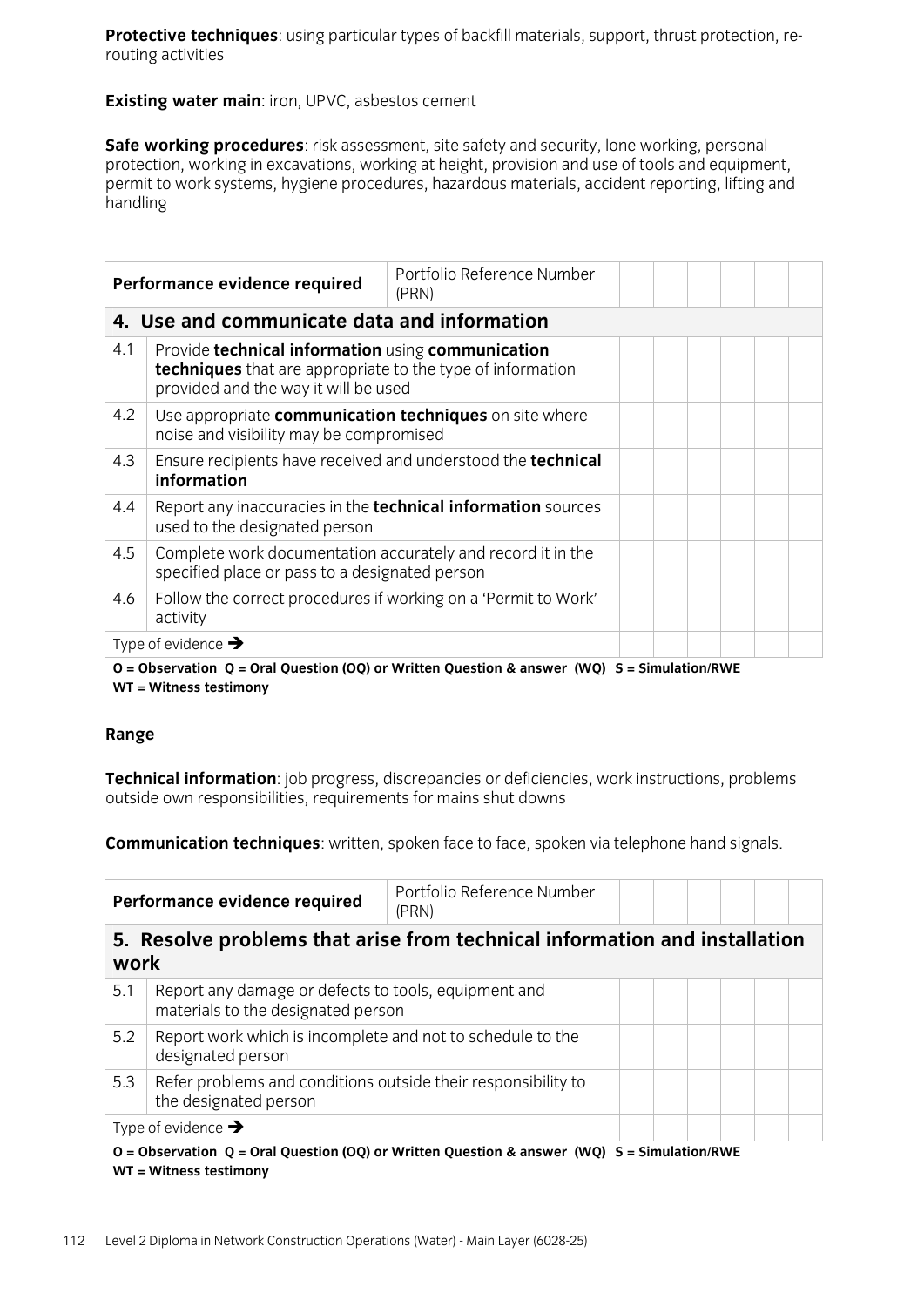**Protective techniques**: using particular types of backfill materials, support, thrust protection, re-routing activities

**Existing water main**: iron, UPVC, asbestos cement

**Safe working procedures**: risk assessment, site safety and security, lone working, personal protection, working in excavations, working at height, provision and use of tools and equipment, permit to work systems, hygiene procedures, hazardous materials, accident reporting, lifting and handling

| Performance evidence required | | Portfolio Reference Number (PRN) | | | | | | |
|---|---|---|---|---|---|---|---|---|
| **4. Use and communicate data and information** | | | | | | | | |
| 4.1 | Provide **technical information** using **communication techniques** that are appropriate to the type of information provided and the way it will be used | | | | | | | |
| 4.2 | Use appropriate **communication techniques** on site where noise and visibility may be compromised | | | | | | | |
| 4.3 | Ensure recipients have received and understood the **technical information** | | | | | | | |
| 4.4 | Report any inaccuracies in the **technical information** sources used to the designated person | | | | | | | |
| 4.5 | Complete work documentation accurately and record it in the specified place or pass to a designated person | | | | | | | |
| 4.6 | Follow the correct procedures if working on a 'Permit to Work' activity | | | | | | | |
| Type of evidence → | | | | | | | | |

**O = Observation Q = Oral Question (OQ) or Written Question & answer (WQ) S = Simulation/RWE WT = Witness testimony**

**Range**

**Technical information**: job progress, discrepancies or deficiencies, work instructions, problems outside own responsibilities, requirements for mains shut downs

**Communication techniques**: written, spoken face to face, spoken via telephone hand signals.

| Performance evidence required | | Portfolio Reference Number (PRN) | | | | | | |
|---|---|---|---|---|---|---|---|---|
| **5. Resolve problems that arise from technical information and installation work** | | | | | | | | |
| 5.1 | Report any damage or defects to tools, equipment and materials to the designated person | | | | | | | |
| 5.2 | Report work which is incomplete and not to schedule to the designated person | | | | | | | |
| 5.3 | Refer problems and conditions outside their responsibility to the designated person | | | | | | | |
| Type of evidence → | | | | | | | | |

**O = Observation Q = Oral Question (OQ) or Written Question & answer (WQ) S = Simulation/RWE WT = Witness testimony**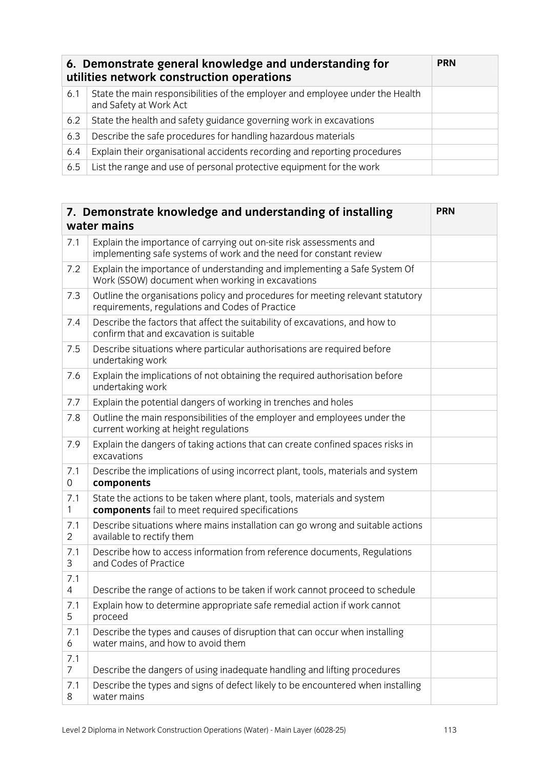| 6. Demonstrate general knowledge and understanding for utilities network construction operations | | PRN |
|---|---|---|
| 6.1 | State the main responsibilities of the employer and employee under the Health and Safety at Work Act | |
| 6.2 | State the health and safety guidance governing work in excavations | |
| 6.3 | Describe the safe procedures for handling hazardous materials | |
| 6.4 | Explain their organisational accidents recording and reporting procedures | |
| 6.5 | List the range and use of personal protective equipment for the work | |

| 7. Demonstrate knowledge and understanding of installing water mains | | PRN |
|---|---|---|
| 7.1 | Explain the importance of carrying out on-site risk assessments and implementing safe systems of work and the need for constant review | |
| 7.2 | Explain the importance of understanding and implementing a Safe System Of Work (SSOW) document when working in excavations | |
| 7.3 | Outline the organisations policy and procedures for meeting relevant statutory requirements, regulations and Codes of Practice | |
| 7.4 | Describe the factors that affect the suitability of excavations, and how to confirm that and excavation is suitable | |
| 7.5 | Describe situations where particular authorisations are required before undertaking work | |
| 7.6 | Explain the implications of not obtaining the required authorisation before undertaking work | |
| 7.7 | Explain the potential dangers of working in trenches and holes | |
| 7.8 | Outline the main responsibilities of the employer and employees under the current working at height regulations | |
| 7.9 | Explain the dangers of taking actions that can create confined spaces risks in excavations | |
| 7.10 | Describe the implications of using incorrect plant, tools, materials and system **components** | |
| 7.11 | State the actions to be taken where plant, tools, materials and system **components** fail to meet required specifications | |
| 7.12 | Describe situations where mains installation can go wrong and suitable actions available to rectify them | |
| 7.13 | Describe how to access information from reference documents, Regulations and Codes of Practice | |
| 7.14 | Describe the range of actions to be taken if work cannot proceed to schedule | |
| 7.15 | Explain how to determine appropriate safe remedial action if work cannot proceed | |
| 7.16 | Describe the types and causes of disruption that can occur when installing water mains, and how to avoid them | |
| 7.17 | Describe the dangers of using inadequate handling and lifting procedures | |
| 7.18 | Describe the types and signs of defect likely to be encountered when installing water mains | |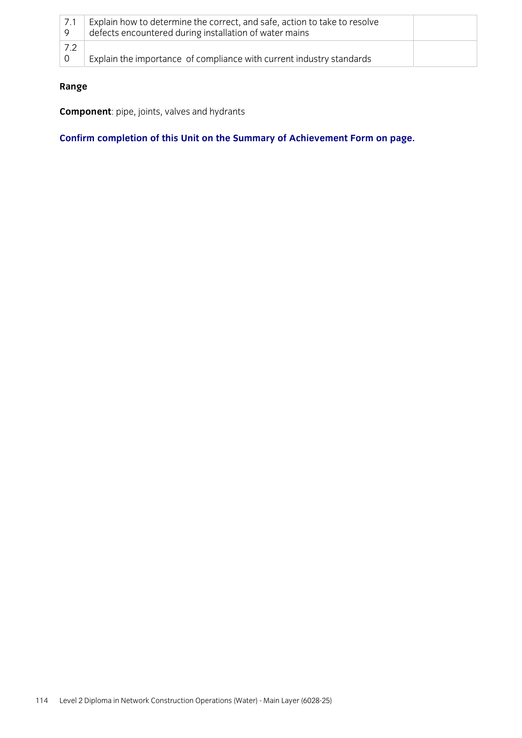| | | |
|---|---|---|
| 7.19 | Explain how to determine the correct, and safe, action to take to resolve defects encountered during installation of water mains | |
| 7.20 | Explain the importance of compliance with current industry standards | |

**Range**

**Component**: pipe, joints, valves and hydrants

**Confirm completion of this Unit on the Summary of Achievement Form on page.**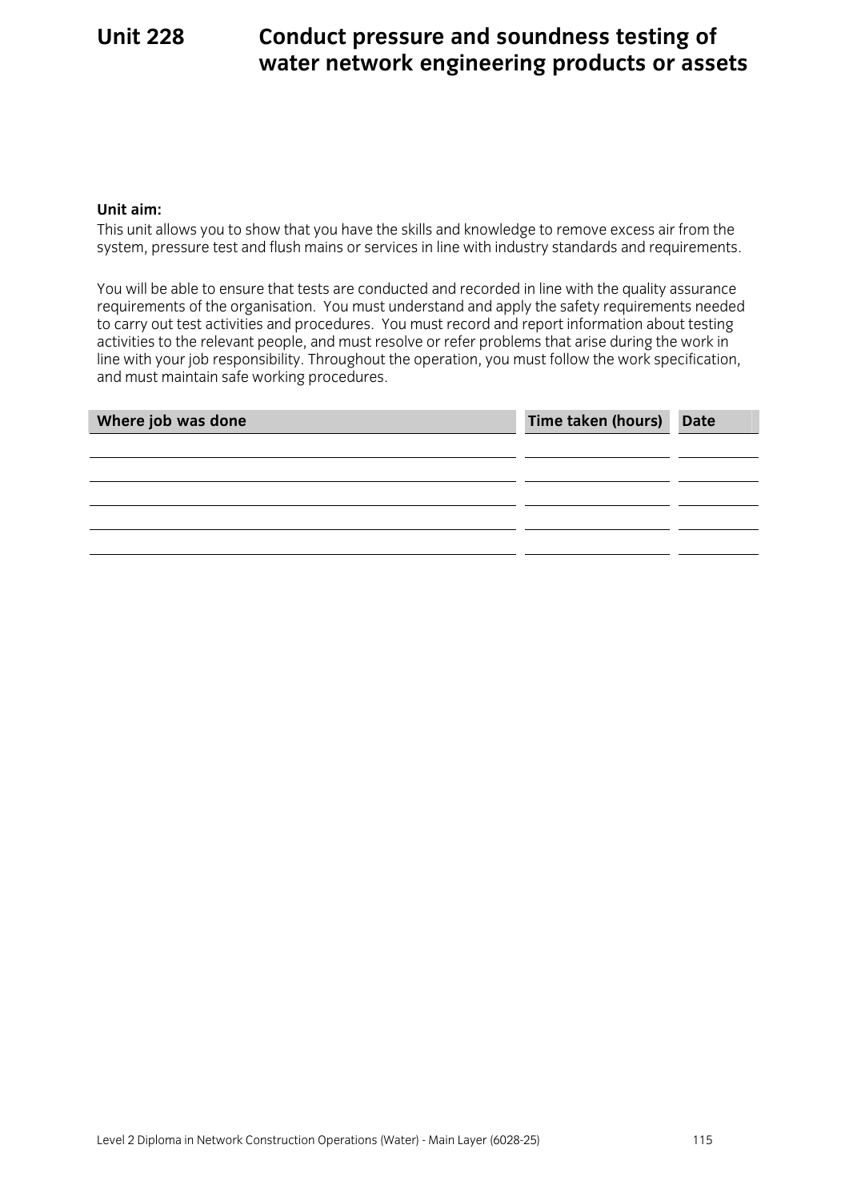# Unit 228 Conduct pressure and soundness testing of water network engineering products or assets

**Unit aim:**

This unit allows you to show that you have the skills and knowledge to remove excess air from the system, pressure test and flush mains or services in line with industry standards and requirements.

You will be able to ensure that tests are conducted and recorded in line with the quality assurance requirements of the organisation. You must understand and apply the safety requirements needed to carry out test activities and procedures. You must record and report information about testing activities to the relevant people, and must resolve or refer problems that arise during the work in line with your job responsibility. Throughout the operation, you must follow the work specification, and must maintain safe working procedures.

| Where job was done | Time taken (hours) | Date |
|---|---|---|
| | | |
| | | |
| | | |
| | | |
| | | |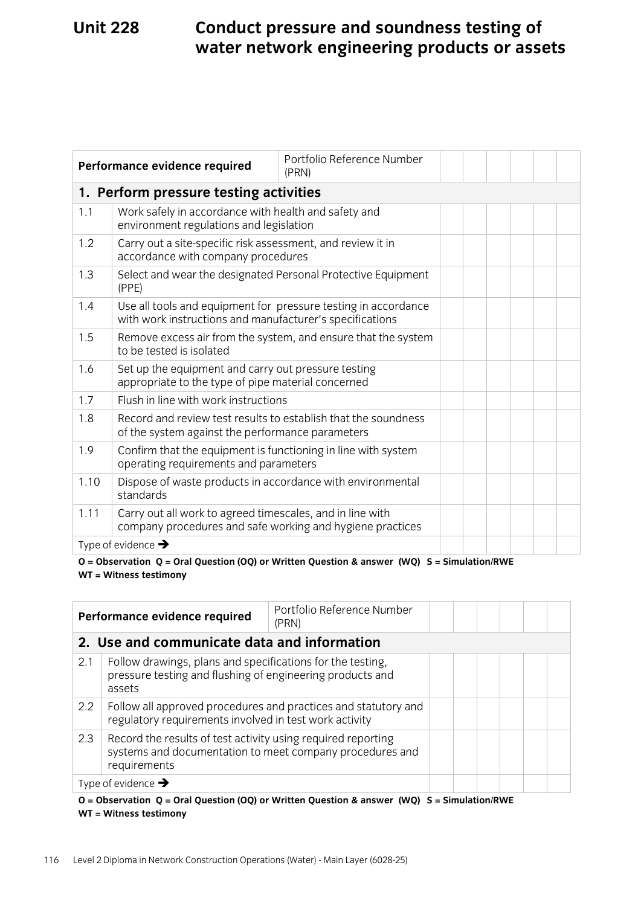# Unit 228 Conduct pressure and soundness testing of water network engineering products or assets

| Performance evidence required | | Portfolio Reference Number (PRN) | | | | | | |
|---|---|---|---|---|---|---|---|---|
| **1. Perform pressure testing activities** | | | | | | | | |
| 1.1 | Work safely in accordance with health and safety and environment regulations and legislation | | | | | | | |
| 1.2 | Carry out a site-specific risk assessment, and review it in accordance with company procedures | | | | | | | |
| 1.3 | Select and wear the designated Personal Protective Equipment (PPE) | | | | | | | |
| 1.4 | Use all tools and equipment for pressure testing in accordance with work instructions and manufacturer's specifications | | | | | | | |
| 1.5 | Remove excess air from the system, and ensure that the system to be tested is isolated | | | | | | | |
| 1.6 | Set up the equipment and carry out pressure testing appropriate to the type of pipe material concerned | | | | | | | |
| 1.7 | Flush in line with work instructions | | | | | | | |
| 1.8 | Record and review test results to establish that the soundness of the system against the performance parameters | | | | | | | |
| 1.9 | Confirm that the equipment is functioning in line with system operating requirements and parameters | | | | | | | |
| 1.10 | Dispose of waste products in accordance with environmental standards | | | | | | | |
| 1.11 | Carry out all work to agreed timescales, and in line with company procedures and safe working and hygiene practices | | | | | | | |
| Type of evidence → | | | | | | | | |

**O = Observation Q = Oral Question (OQ) or Written Question & answer (WQ) S = Simulation/RWE WT = Witness testimony**

| Performance evidence required | | Portfolio Reference Number (PRN) | | | | | | |
|---|---|---|---|---|---|---|---|---|
| **2. Use and communicate data and information** | | | | | | | | |
| 2.1 | Follow drawings, plans and specifications for the testing, pressure testing and flushing of engineering products and assets | | | | | | | |
| 2.2 | Follow all approved procedures and practices and statutory and regulatory requirements involved in test work activity | | | | | | | |
| 2.3 | Record the results of test activity using required reporting systems and documentation to meet company procedures and requirements | | | | | | | |
| Type of evidence → | | | | | | | | |

**O = Observation Q = Oral Question (OQ) or Written Question & answer (WQ) S = Simulation/RWE WT = Witness testimony**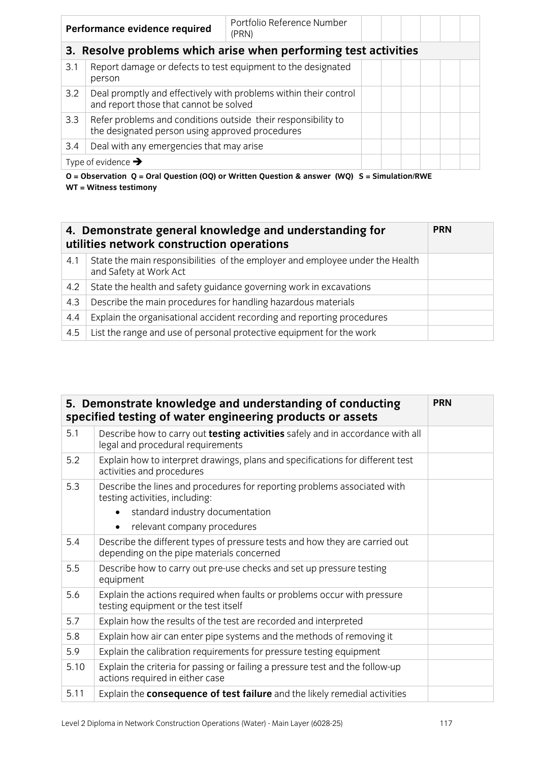| Performance evidence required | Portfolio Reference Number (PRN) | | | | | | |
|---|---|---|---|---|---|---|---|
| **3. Resolve problems which arise when performing test activities** | | | | | | | |
| 3.1 | Report damage or defects to test equipment to the designated person | | | | | | |
| 3.2 | Deal promptly and effectively with problems within their control and report those that cannot be solved | | | | | | |
| 3.3 | Refer problems and conditions outside their responsibility to the designated person using approved procedures | | | | | | |
| 3.4 | Deal with any emergencies that may arise | | | | | | |
| Type of evidence → | | | | | | | |

**O = Observation Q = Oral Question (OQ) or Written Question & answer (WQ) S = Simulation/RWE WT = Witness testimony**

| **4. Demonstrate general knowledge and understanding for utilities network construction operations** | | **PRN** |
|---|---|---|
| 4.1 | State the main responsibilities of the employer and employee under the Health and Safety at Work Act | |
| 4.2 | State the health and safety guidance governing work in excavations | |
| 4.3 | Describe the main procedures for handling hazardous materials | |
| 4.4 | Explain the organisational accident recording and reporting procedures | |
| 4.5 | List the range and use of personal protective equipment for the work | |

| **5. Demonstrate knowledge and understanding of conducting specified testing of water engineering products or assets** | | **PRN** |
|---|---|---|
| 5.1 | Describe how to carry out **testing activities** safely and in accordance with all legal and procedural requirements | |
| 5.2 | Explain how to interpret drawings, plans and specifications for different test activities and procedures | |
| 5.3 | Describe the lines and procedures for reporting problems associated with testing activities, including:<br>• standard industry documentation<br>• relevant company procedures | |
| 5.4 | Describe the different types of pressure tests and how they are carried out depending on the pipe materials concerned | |
| 5.5 | Describe how to carry out pre-use checks and set up pressure testing equipment | |
| 5.6 | Explain the actions required when faults or problems occur with pressure testing equipment or the test itself | |
| 5.7 | Explain how the results of the test are recorded and interpreted | |
| 5.8 | Explain how air can enter pipe systems and the methods of removing it | |
| 5.9 | Explain the calibration requirements for pressure testing equipment | |
| 5.10 | Explain the criteria for passing or failing a pressure test and the follow-up actions required in either case | |
| 5.11 | Explain the **consequence of test failure** and the likely remedial activities | |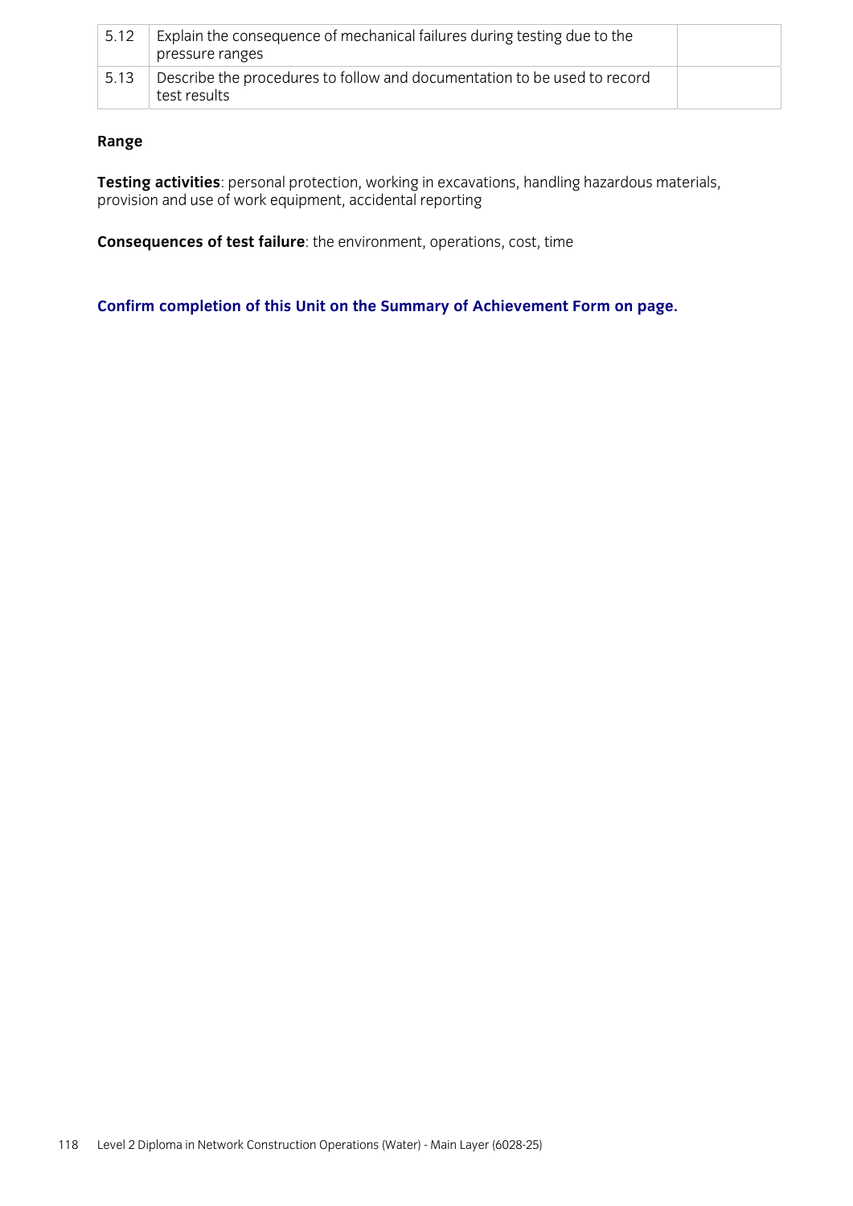| | | |
|---|---|---|
| 5.12 | Explain the consequence of mechanical failures during testing due to the pressure ranges | |
| 5.13 | Describe the procedures to follow and documentation to be used to record test results | |

**Range**

**Testing activities**: personal protection, working in excavations, handling hazardous materials, provision and use of work equipment, accidental reporting

**Consequences of test failure**: the environment, operations, cost, time

**Confirm completion of this Unit on the Summary of Achievement Form on page.**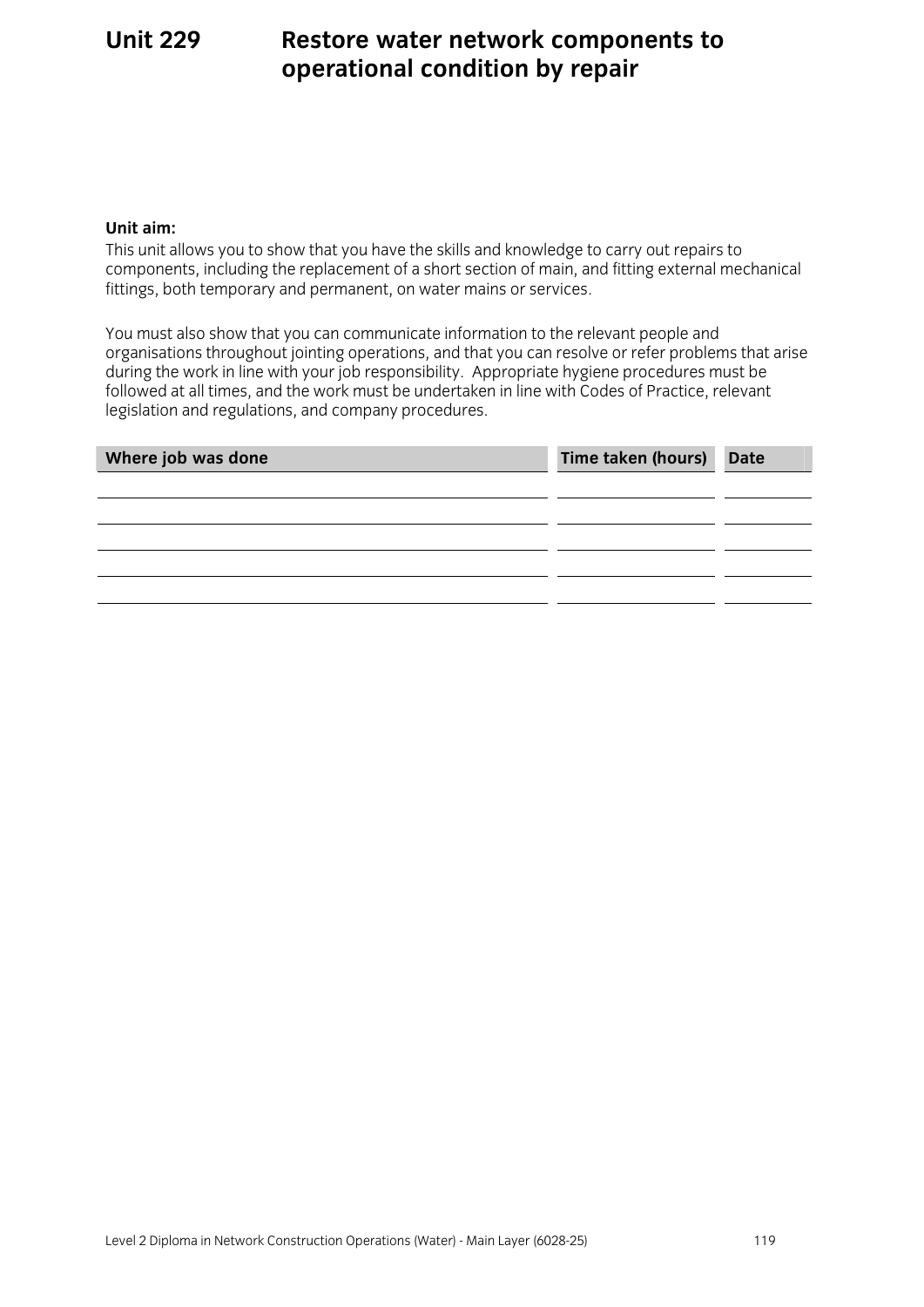# Unit 229 Restore water network components to operational condition by repair

**Unit aim:**

This unit allows you to show that you have the skills and knowledge to carry out repairs to components, including the replacement of a short section of main, and fitting external mechanical fittings, both temporary and permanent, on water mains or services.

You must also show that you can communicate information to the relevant people and organisations throughout jointing operations, and that you can resolve or refer problems that arise during the work in line with your job responsibility. Appropriate hygiene procedures must be followed at all times, and the work must be undertaken in line with Codes of Practice, relevant legislation and regulations, and company procedures.

| Where job was done | Time taken (hours) | Date |
|---|---|---|
| | | |
| | | |
| | | |
| | | |
| | | |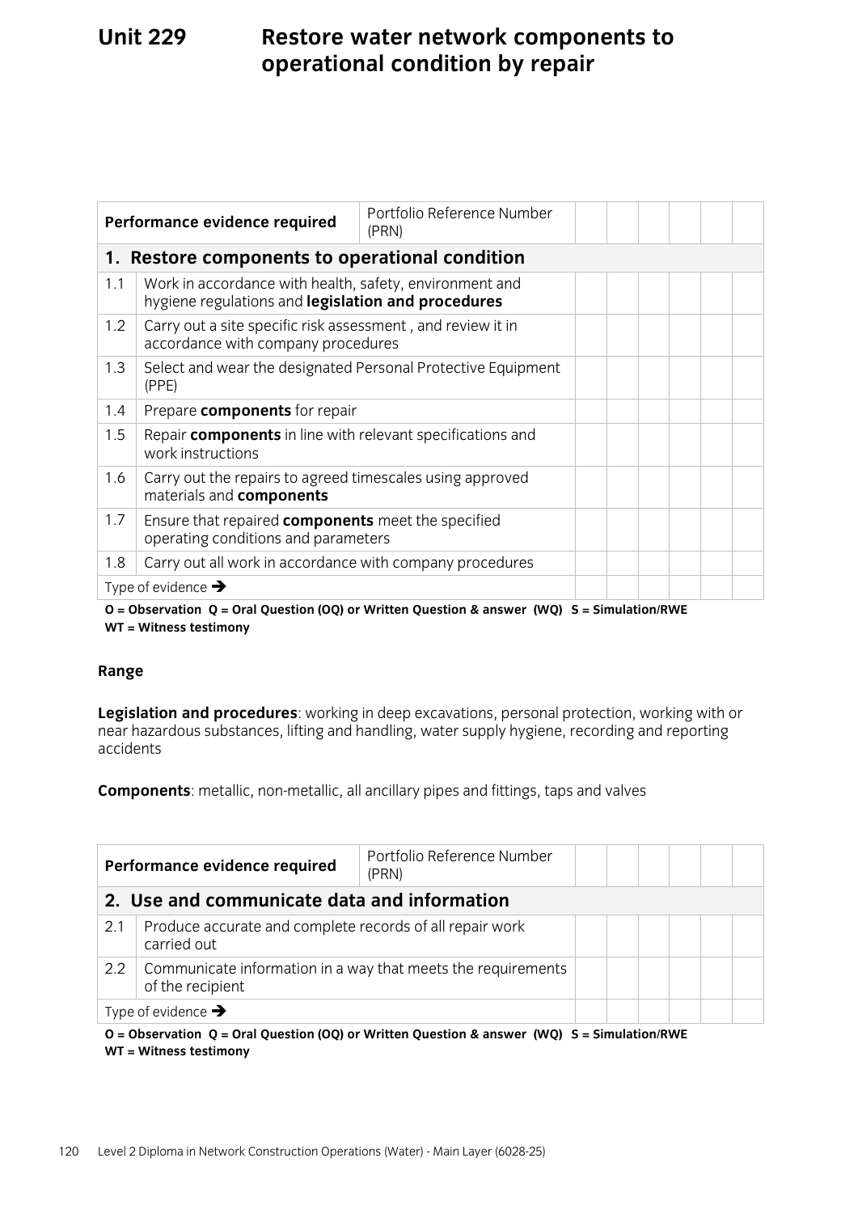# Unit 229 Restore water network components to operational condition by repair

| Performance evidence required | | Portfolio Reference Number (PRN) | | | | | | |
|---|---|---|---|---|---|---|---|---|
| **1. Restore components to operational condition** | | | | | | | | |
| 1.1 | Work in accordance with health, safety, environment and hygiene regulations and **legislation and procedures** | | | | | | | |
| 1.2 | Carry out a site specific risk assessment , and review it in accordance with company procedures | | | | | | | |
| 1.3 | Select and wear the designated Personal Protective Equipment (PPE) | | | | | | | |
| 1.4 | Prepare **components** for repair | | | | | | | |
| 1.5 | Repair **components** in line with relevant specifications and work instructions | | | | | | | |
| 1.6 | Carry out the repairs to agreed timescales using approved materials and **components** | | | | | | | |
| 1.7 | Ensure that repaired **components** meet the specified operating conditions and parameters | | | | | | | |
| 1.8 | Carry out all work in accordance with company procedures | | | | | | | |
| Type of evidence ➔ | | | | | | | | |

**O = Observation Q = Oral Question (OQ) or Written Question & answer (WQ) S = Simulation/RWE WT = Witness testimony**

**Range**

**Legislation and procedures**: working in deep excavations, personal protection, working with or near hazardous substances, lifting and handling, water supply hygiene, recording and reporting accidents

**Components**: metallic, non-metallic, all ancillary pipes and fittings, taps and valves

| Performance evidence required | | Portfolio Reference Number (PRN) | | | | | | |
|---|---|---|---|---|---|---|---|---|
| **2. Use and communicate data and information** | | | | | | | | |
| 2.1 | Produce accurate and complete records of all repair work carried out | | | | | | | |
| 2.2 | Communicate information in a way that meets the requirements of the recipient | | | | | | | |
| Type of evidence ➔ | | | | | | | | |

**O = Observation Q = Oral Question (OQ) or Written Question & answer (WQ) S = Simulation/RWE WT = Witness testimony**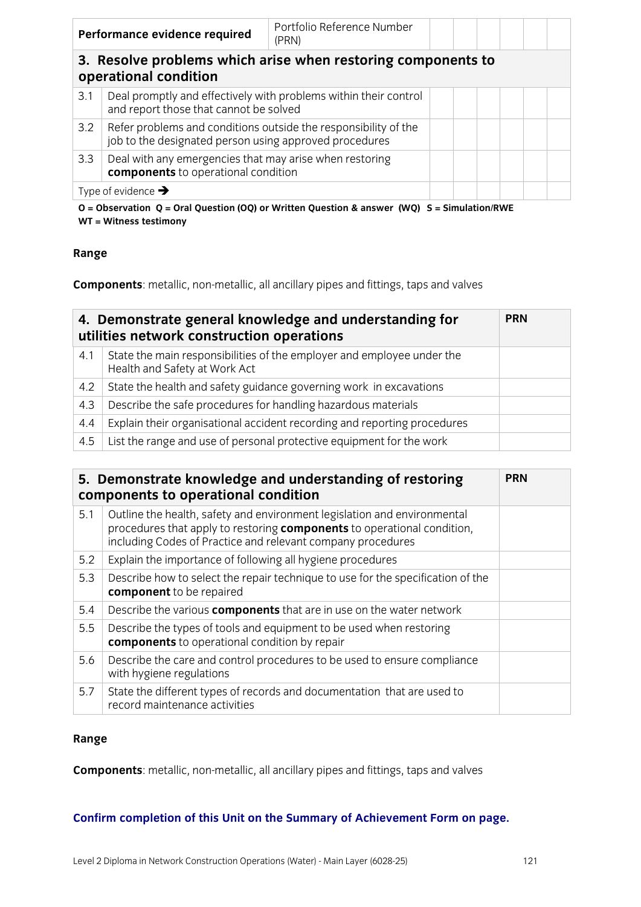| Performance evidence required | | Portfolio Reference Number (PRN) | | | | | | |
|---|---|---|---|---|---|---|---|---|
| **3. Resolve problems which arise when restoring components to operational condition** | | | | | | | | |
| 3.1 | Deal promptly and effectively with problems within their control and report those that cannot be solved | | | | | | | |
| 3.2 | Refer problems and conditions outside the responsibility of the job to the designated person using approved procedures | | | | | | | |
| 3.3 | Deal with any emergencies that may arise when restoring **components** to operational condition | | | | | | | |
| Type of evidence ➔ | | | | | | | | |

**O = Observation  Q = Oral Question (OQ) or Written Question & answer  (WQ)  S = Simulation/RWE  WT = Witness testimony**

**Range**

**Components**: metallic, non-metallic, all ancillary pipes and fittings, taps and valves

| **4. Demonstrate general knowledge and understanding for utilities network construction operations** | | **PRN** |
|---|---|---|
| 4.1 | State the main responsibilities of the employer and employee under the Health and Safety at Work Act | |
| 4.2 | State the health and safety guidance governing work in excavations | |
| 4.3 | Describe the safe procedures for handling hazardous materials | |
| 4.4 | Explain their organisational accident recording and reporting procedures | |
| 4.5 | List the range and use of personal protective equipment for the work | |

| **5. Demonstrate knowledge and understanding of restoring components to operational condition** | | **PRN** |
|---|---|---|
| 5.1 | Outline the health, safety and environment legislation and environmental procedures that apply to restoring **components** to operational condition, including Codes of Practice and relevant company procedures | |
| 5.2 | Explain the importance of following all hygiene procedures | |
| 5.3 | Describe how to select the repair technique to use for the specification of the **component** to be repaired | |
| 5.4 | Describe the various **components** that are in use on the water network | |
| 5.5 | Describe the types of tools and equipment to be used when restoring **components** to operational condition by repair | |
| 5.6 | Describe the care and control procedures to be used to ensure compliance with hygiene regulations | |
| 5.7 | State the different types of records and documentation that are used to record maintenance activities | |

**Range**

**Components**: metallic, non-metallic, all ancillary pipes and fittings, taps and valves

**Confirm completion of this Unit on the Summary of Achievement Form on page.**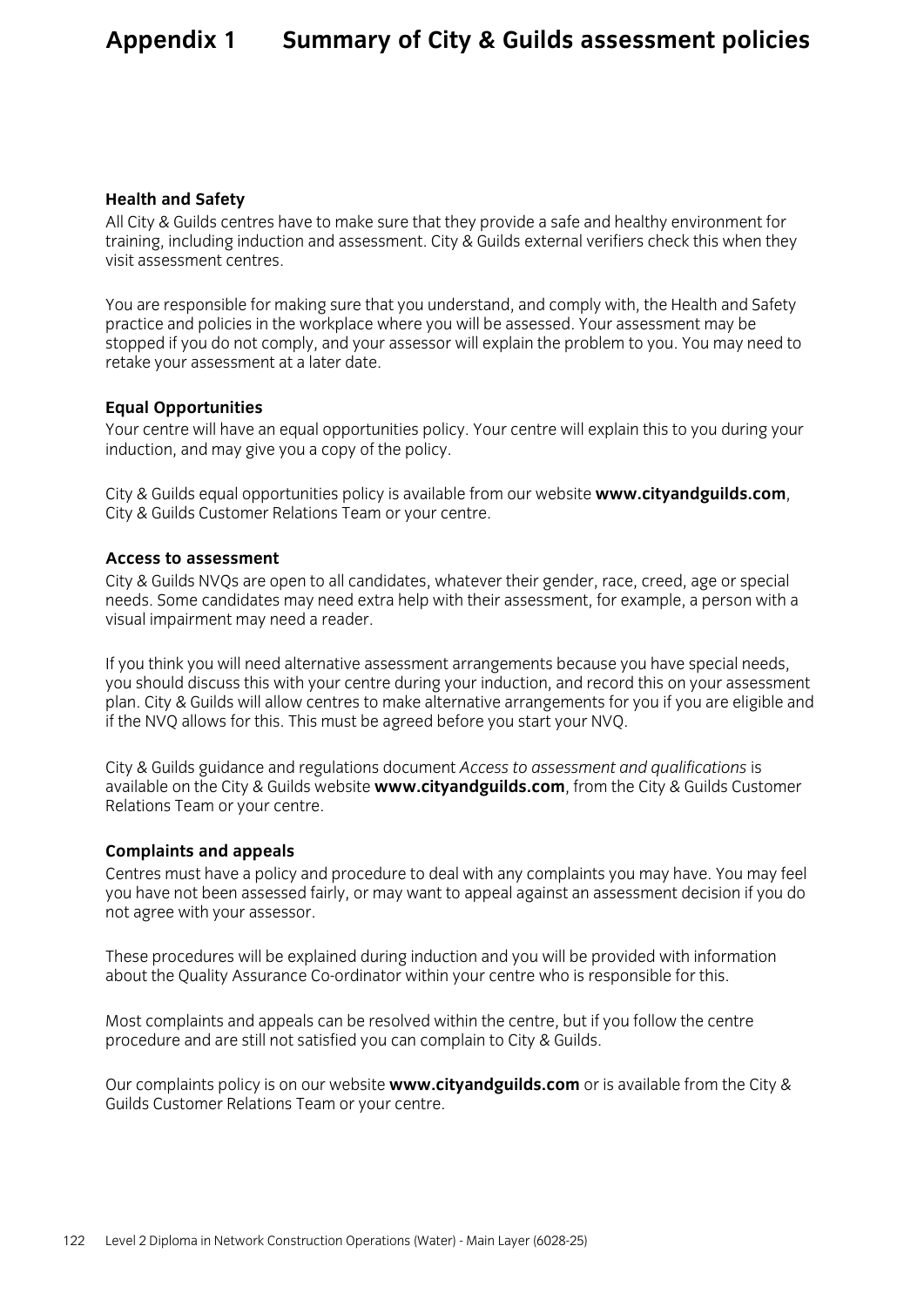# Appendix 1 Summary of City & Guilds assessment policies

### Health and Safety

All City & Guilds centres have to make sure that they provide a safe and healthy environment for training, including induction and assessment. City & Guilds external verifiers check this when they visit assessment centres.

You are responsible for making sure that you understand, and comply with, the Health and Safety practice and policies in the workplace where you will be assessed. Your assessment may be stopped if you do not comply, and your assessor will explain the problem to you. You may need to retake your assessment at a later date.

### Equal Opportunities

Your centre will have an equal opportunities policy. Your centre will explain this to you during your induction, and may give you a copy of the policy.

City & Guilds equal opportunities policy is available from our website **www.cityandguilds.com**, City & Guilds Customer Relations Team or your centre.

### Access to assessment

City & Guilds NVQs are open to all candidates, whatever their gender, race, creed, age or special needs. Some candidates may need extra help with their assessment, for example, a person with a visual impairment may need a reader.

If you think you will need alternative assessment arrangements because you have special needs, you should discuss this with your centre during your induction, and record this on your assessment plan. City & Guilds will allow centres to make alternative arrangements for you if you are eligible and if the NVQ allows for this. This must be agreed before you start your NVQ.

City & Guilds guidance and regulations document *Access to assessment and qualifications* is available on the City & Guilds website **www.cityandguilds.com**, from the City & Guilds Customer Relations Team or your centre.

### Complaints and appeals

Centres must have a policy and procedure to deal with any complaints you may have. You may feel you have not been assessed fairly, or may want to appeal against an assessment decision if you do not agree with your assessor.

These procedures will be explained during induction and you will be provided with information about the Quality Assurance Co-ordinator within your centre who is responsible for this.

Most complaints and appeals can be resolved within the centre, but if you follow the centre procedure and are still not satisfied you can complain to City & Guilds.

Our complaints policy is on our website **www.cityandguilds.com** or is available from the City & Guilds Customer Relations Team or your centre.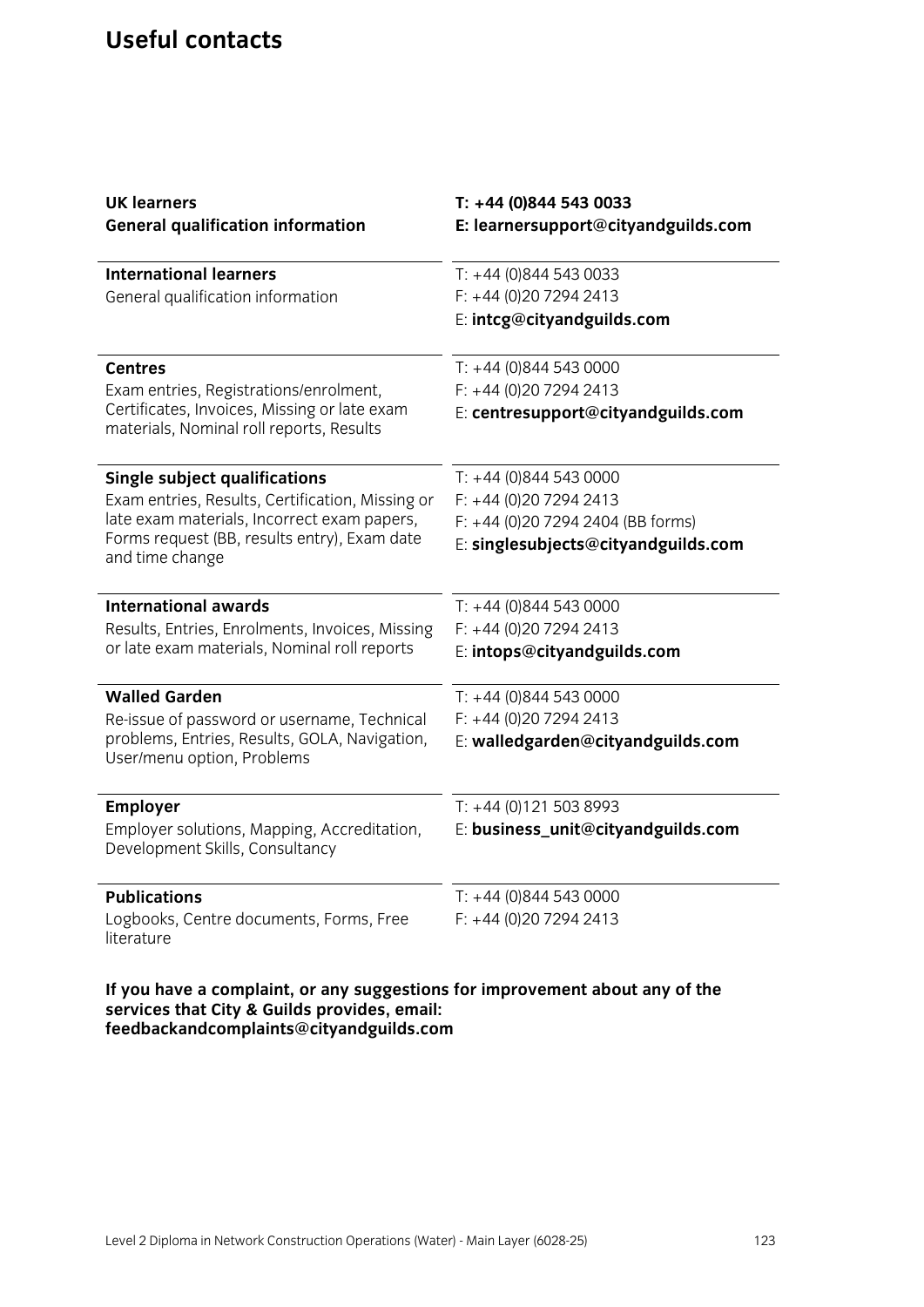# Useful contacts

| | |
|---|---|
| **UK learners**<br>**General qualification information** | **T: +44 (0)844 543 0033**<br>**E: learnersupport@cityandguilds.com** |
| **International learners**<br>General qualification information | T: +44 (0)844 543 0033<br>F: +44 (0)20 7294 2413<br>E: **intcg@cityandguilds.com** |
| **Centres**<br>Exam entries, Registrations/enrolment, Certificates, Invoices, Missing or late exam materials, Nominal roll reports, Results | T: +44 (0)844 543 0000<br>F: +44 (0)20 7294 2413<br>E: **centresupport@cityandguilds.com** |
| **Single subject qualifications**<br>Exam entries, Results, Certification, Missing or late exam materials, Incorrect exam papers, Forms request (BB, results entry), Exam date and time change | T: +44 (0)844 543 0000<br>F: +44 (0)20 7294 2413<br>F: +44 (0)20 7294 2404 (BB forms)<br>E: **singlesubjects@cityandguilds.com** |
| **International awards**<br>Results, Entries, Enrolments, Invoices, Missing or late exam materials, Nominal roll reports | T: +44 (0)844 543 0000<br>F: +44 (0)20 7294 2413<br>E: **intops@cityandguilds.com** |
| **Walled Garden**<br>Re-issue of password or username, Technical problems, Entries, Results, GOLA, Navigation, User/menu option, Problems | T: +44 (0)844 543 0000<br>F: +44 (0)20 7294 2413<br>E: **walledgarden@cityandguilds.com** |
| **Employer**<br>Employer solutions, Mapping, Accreditation, Development Skills, Consultancy | T: +44 (0)121 503 8993<br>E: **business_unit@cityandguilds.com** |
| **Publications**<br>Logbooks, Centre documents, Forms, Free literature | T: +44 (0)844 543 0000<br>F: +44 (0)20 7294 2413 |

**If you have a complaint, or any suggestions for improvement about any of the services that City & Guilds provides, email: feedbackandcomplaints@cityandguilds.com**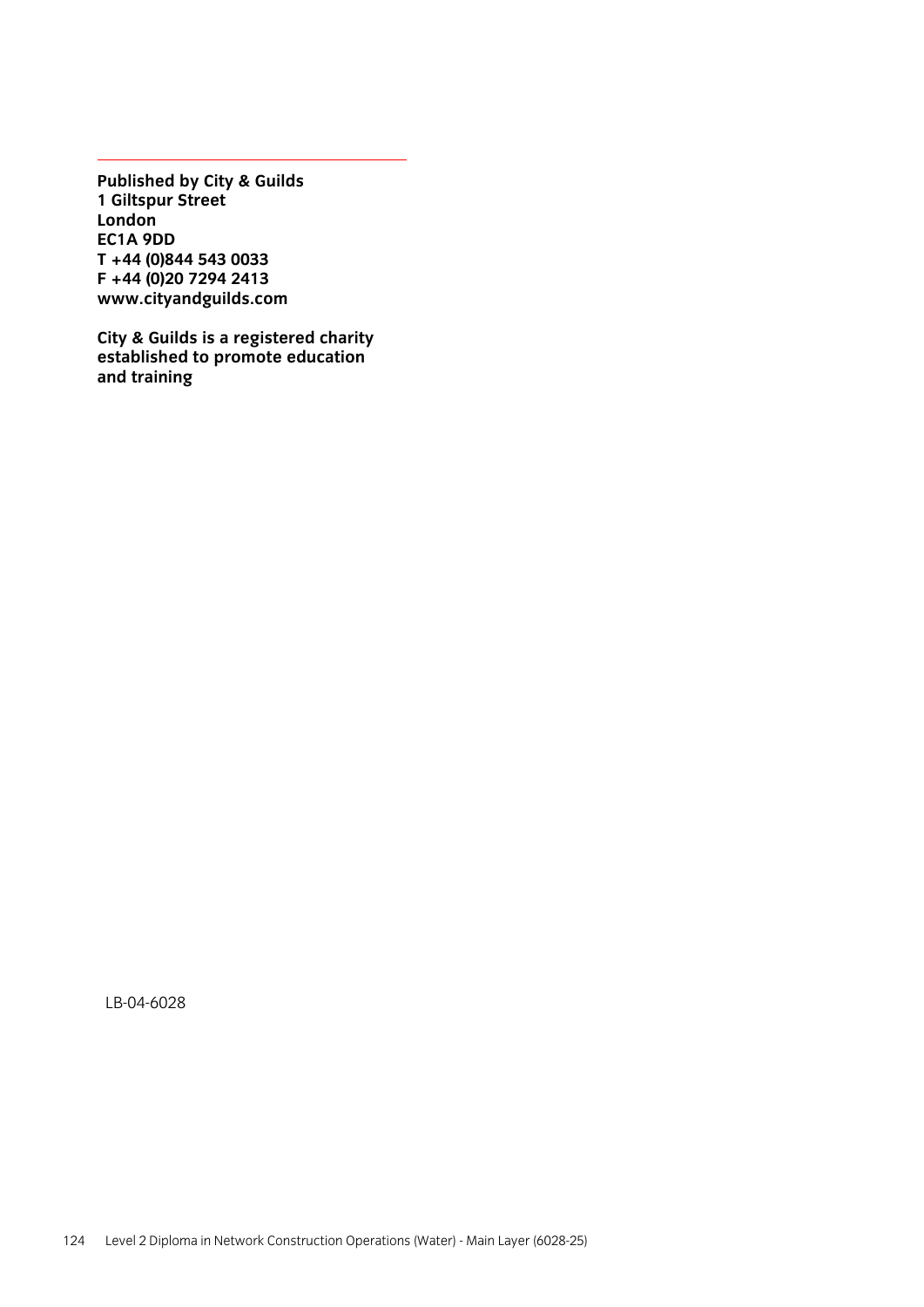**Published by City & Guilds**
**1 Giltspur Street**
**London**
**EC1A 9DD**
**T +44 (0)844 543 0033**
**F +44 (0)20 7294 2413**
**www.cityandguilds.com**

**City & Guilds is a registered charity established to promote education and training**

LB-04-6028